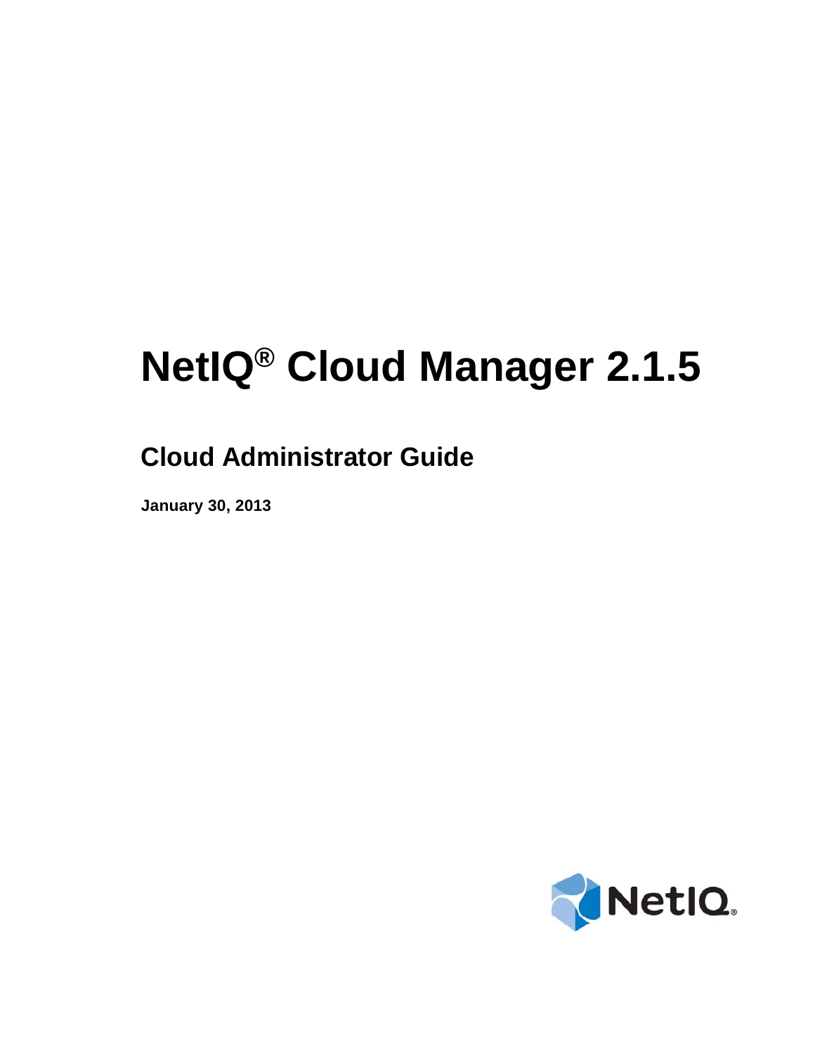# NetIQ® Cloud Manager 2.1.5

## Cloud Administrator Guide

**January 30, 2013**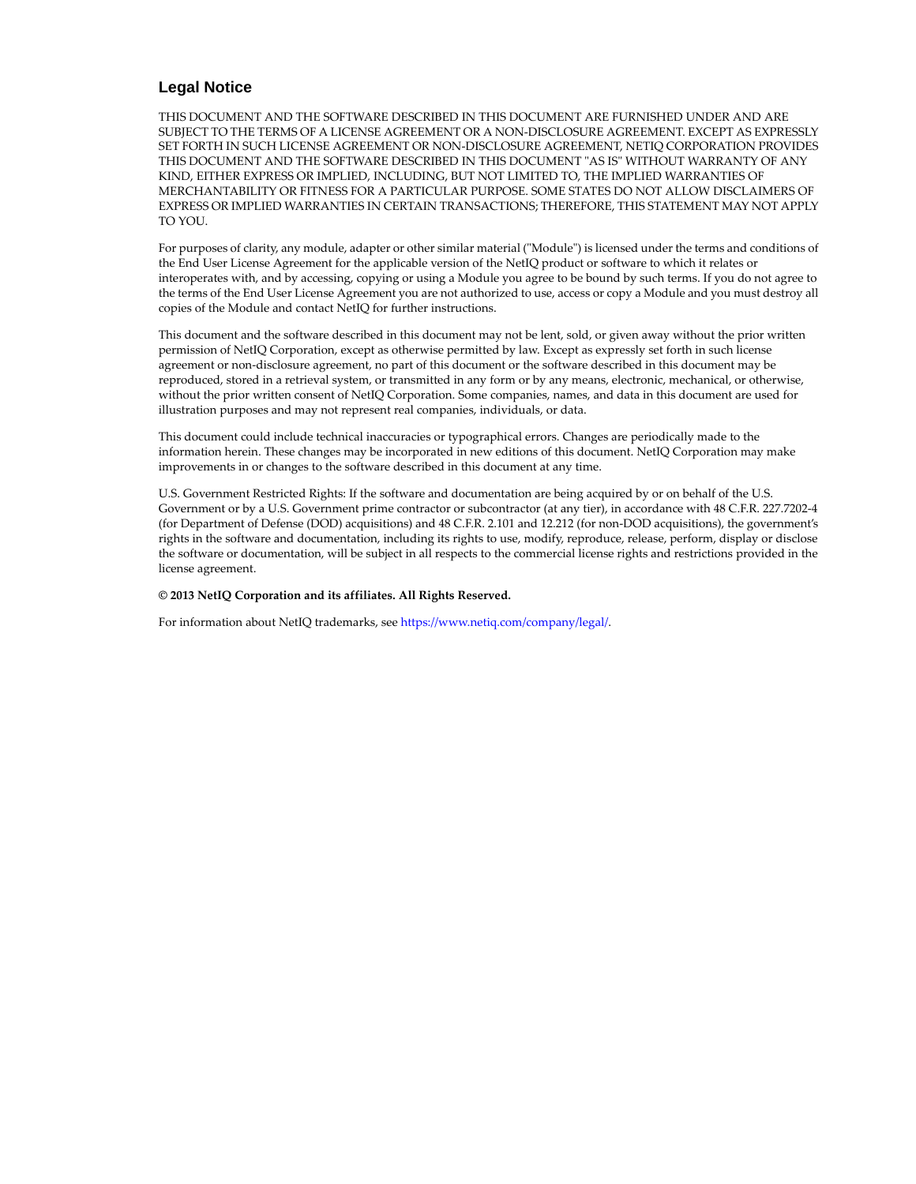## Legal Notice

THIS DOCUMENT AND THE SOFTWARE DESCRIBED IN THIS DOCUMENT ARE FURNISHED UNDER AND ARE SUBJECT TO THE TERMS OF A LICENSE AGREEMENT OR A NON-DISCLOSURE AGREEMENT. EXCEPT AS EXPRESSLY SET FORTH IN SUCH LICENSE AGREEMENT OR NON-DISCLOSURE AGREEMENT, NETIQ CORPORATION PROVIDES THIS DOCUMENT AND THE SOFTWARE DESCRIBED IN THIS DOCUMENT "AS IS" WITHOUT WARRANTY OF ANY KIND, EITHER EXPRESS OR IMPLIED, INCLUDING, BUT NOT LIMITED TO, THE IMPLIED WARRANTIES OF MERCHANTABILITY OR FITNESS FOR A PARTICULAR PURPOSE. SOME STATES DO NOT ALLOW DISCLAIMERS OF EXPRESS OR IMPLIED WARRANTIES IN CERTAIN TRANSACTIONS; THEREFORE, THIS STATEMENT MAY NOT APPLY TO YOU.

For purposes of clarity, any module, adapter or other similar material ("Module") is licensed under the terms and conditions of the End User License Agreement for the applicable version of the NetIQ product or software to which it relates or interoperates with, and by accessing, copying or using a Module you agree to be bound by such terms. If you do not agree to the terms of the End User License Agreement you are not authorized to use, access or copy a Module and you must destroy all copies of the Module and contact NetIQ for further instructions.

This document and the software described in this document may not be lent, sold, or given away without the prior written permission of NetIQ Corporation, except as otherwise permitted by law. Except as expressly set forth in such license agreement or non-disclosure agreement, no part of this document or the software described in this document may be reproduced, stored in a retrieval system, or transmitted in any form or by any means, electronic, mechanical, or otherwise, without the prior written consent of NetIQ Corporation. Some companies, names, and data in this document are used for illustration purposes and may not represent real companies, individuals, or data.

This document could include technical inaccuracies or typographical errors. Changes are periodically made to the information herein. These changes may be incorporated in new editions of this document. NetIQ Corporation may make improvements in or changes to the software described in this document at any time.

U.S. Government Restricted Rights: If the software and documentation are being acquired by or on behalf of the U.S. Government or by a U.S. Government prime contractor or subcontractor (at any tier), in accordance with 48 C.F.R. 227.7202-4 (for Department of Defense (DOD) acquisitions) and 48 C.F.R. 2.101 and 12.212 (for non-DOD acquisitions), the government's rights in the software and documentation, including its rights to use, modify, reproduce, release, perform, display or disclose the software or documentation, will be subject in all respects to the commercial license rights and restrictions provided in the license agreement.

**© 2013 NetIQ Corporation and its affiliates. All Rights Reserved.**

For information about NetIQ trademarks, see https://www.netiq.com/company/legal/.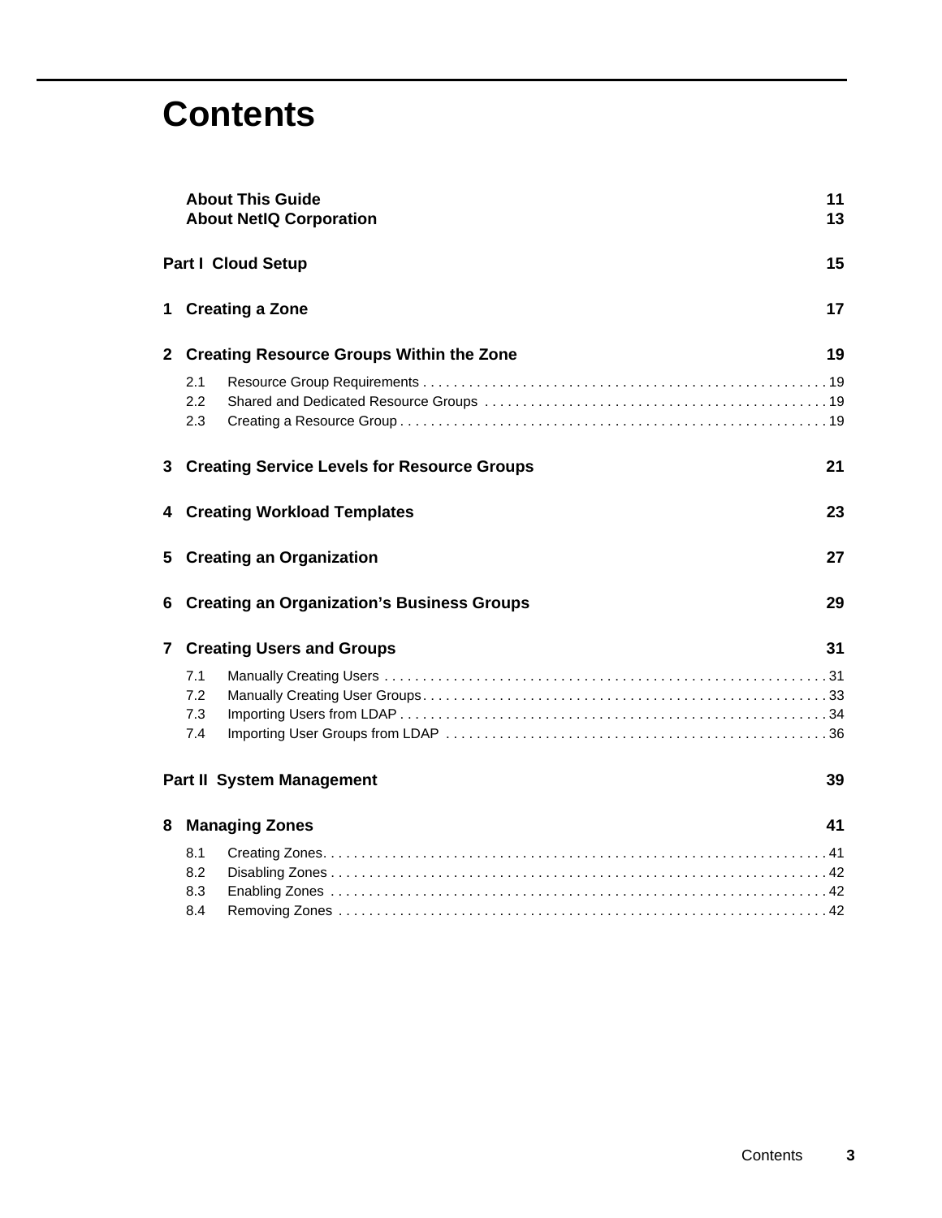# Contents

**About This Guide** 11
**About NetIQ Corporation** 13

**Part I Cloud Setup** 15

**1 Creating a Zone** 17

**2 Creating Resource Groups Within the Zone** 19

2.1 Resource Group Requirements . . . . . . . . . . . . . . . . . . . . . . . . . . . . . . . . . . . . . . . . . . . . . . . . . . . . . 19
2.2 Shared and Dedicated Resource Groups . . . . . . . . . . . . . . . . . . . . . . . . . . . . . . . . . . . . . . . . . . . . . 19
2.3 Creating a Resource Group . . . . . . . . . . . . . . . . . . . . . . . . . . . . . . . . . . . . . . . . . . . . . . . . . . . . . . . . 19

**3 Creating Service Levels for Resource Groups** 21

**4 Creating Workload Templates** 23

**5 Creating an Organization** 27

**6 Creating an Organization's Business Groups** 29

**7 Creating Users and Groups** 31

7.1 Manually Creating Users . . . . . . . . . . . . . . . . . . . . . . . . . . . . . . . . . . . . . . . . . . . . . . . . . . . . . . . . . 31
7.2 Manually Creating User Groups . . . . . . . . . . . . . . . . . . . . . . . . . . . . . . . . . . . . . . . . . . . . . . . . . . . . 33
7.3 Importing Users from LDAP . . . . . . . . . . . . . . . . . . . . . . . . . . . . . . . . . . . . . . . . . . . . . . . . . . . . . . . 34
7.4 Importing User Groups from LDAP . . . . . . . . . . . . . . . . . . . . . . . . . . . . . . . . . . . . . . . . . . . . . . . . . 36

**Part II System Management** 39

**8 Managing Zones** 41

8.1 Creating Zones . . . . . . . . . . . . . . . . . . . . . . . . . . . . . . . . . . . . . . . . . . . . . . . . . . . . . . . . . . . . . . . . . 41
8.2 Disabling Zones . . . . . . . . . . . . . . . . . . . . . . . . . . . . . . . . . . . . . . . . . . . . . . . . . . . . . . . . . . . . . . . . 42
8.3 Enabling Zones . . . . . . . . . . . . . . . . . . . . . . . . . . . . . . . . . . . . . . . . . . . . . . . . . . . . . . . . . . . . . . . . . 42
8.4 Removing Zones . . . . . . . . . . . . . . . . . . . . . . . . . . . . . . . . . . . . . . . . . . . . . . . . . . . . . . . . . . . . . . . . 42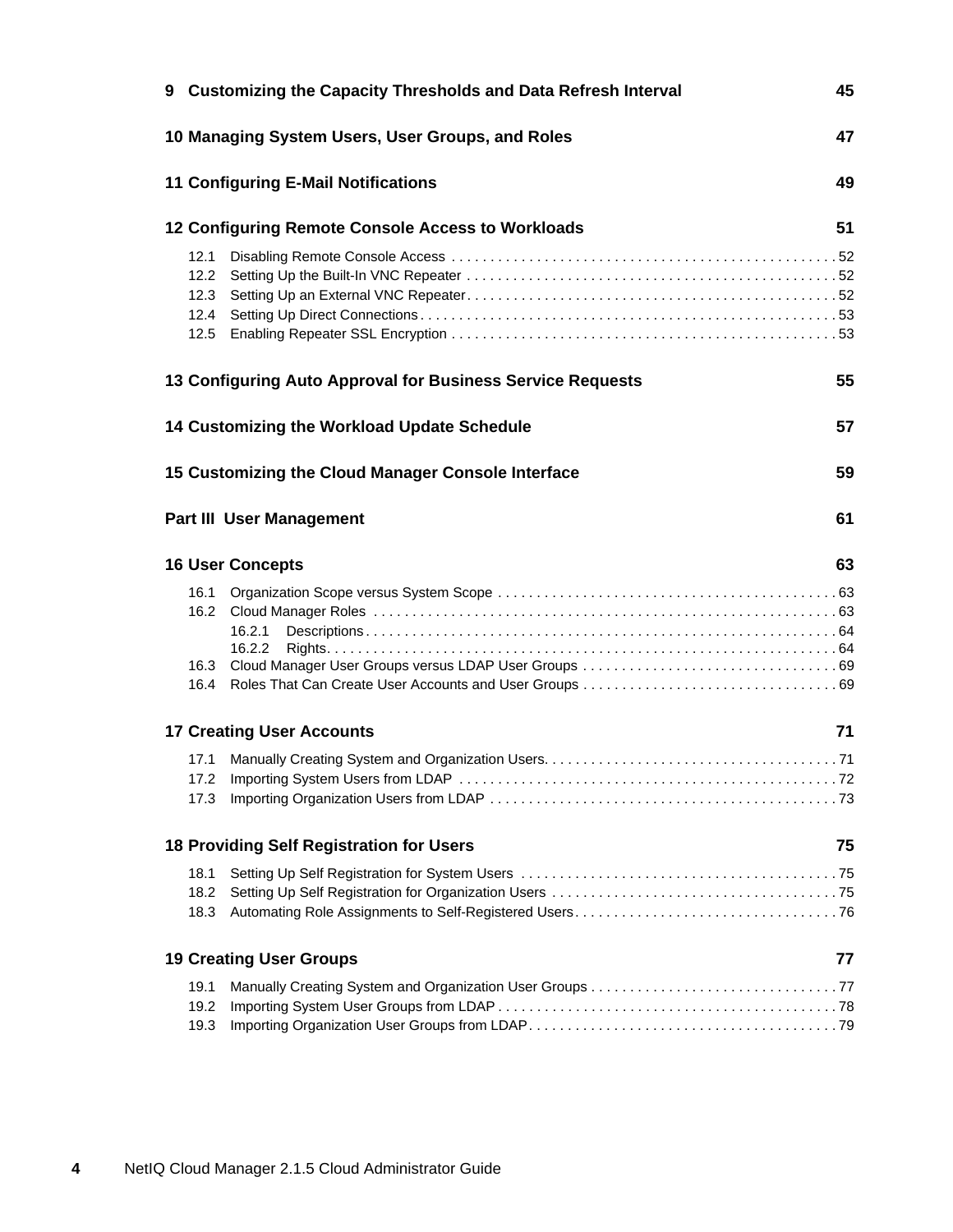**9 Customizing the Capacity Thresholds and Data Refresh Interval** 45

**10 Managing System Users, User Groups, and Roles** 47

**11 Configuring E-Mail Notifications** 49

**12 Configuring Remote Console Access to Workloads** 51

- 12.1 Disabling Remote Console Access . . . . . 52
- 12.2 Setting Up the Built-In VNC Repeater . . . . . 52
- 12.3 Setting Up an External VNC Repeater . . . . . 52
- 12.4 Setting Up Direct Connections . . . . . 53
- 12.5 Enabling Repeater SSL Encryption . . . . . 53

**13 Configuring Auto Approval for Business Service Requests** 55

**14 Customizing the Workload Update Schedule** 57

**15 Customizing the Cloud Manager Console Interface** 59

**Part III User Management** 61

**16 User Concepts** 63

- 16.1 Organization Scope versus System Scope . . . . . 63
- 16.2 Cloud Manager Roles . . . . . 63
  - 16.2.1 Descriptions . . . . . 64
  - 16.2.2 Rights . . . . . 64
- 16.3 Cloud Manager User Groups versus LDAP User Groups . . . . . 69
- 16.4 Roles That Can Create User Accounts and User Groups . . . . . 69

**17 Creating User Accounts** 71

- 17.1 Manually Creating System and Organization Users . . . . . 71
- 17.2 Importing System Users from LDAP . . . . . 72
- 17.3 Importing Organization Users from LDAP . . . . . 73

**18 Providing Self Registration for Users** 75

- 18.1 Setting Up Self Registration for System Users . . . . . 75
- 18.2 Setting Up Self Registration for Organization Users . . . . . 75
- 18.3 Automating Role Assignments to Self-Registered Users . . . . . 76

**19 Creating User Groups** 77

- 19.1 Manually Creating System and Organization User Groups . . . . . 77
- 19.2 Importing System User Groups from LDAP . . . . . 78
- 19.3 Importing Organization User Groups from LDAP . . . . . 79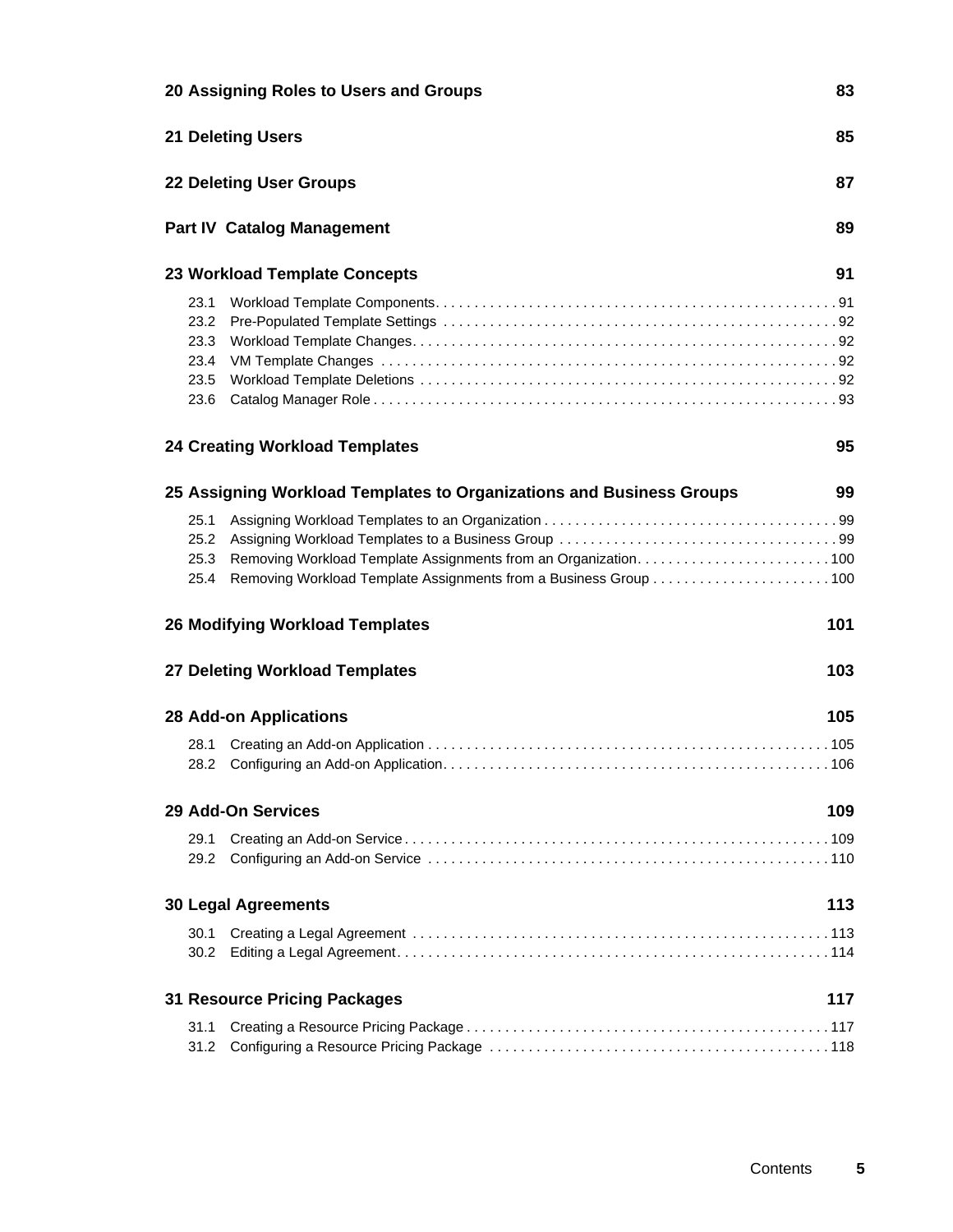**20 Assigning Roles to Users and Groups** 83

**21 Deleting Users** 85

**22 Deleting User Groups** 87

**Part IV Catalog Management** 89

**23 Workload Template Concepts** 91

- 23.1 Workload Template Components . . . 91
- 23.2 Pre-Populated Template Settings . . . 92
- 23.3 Workload Template Changes . . . 92
- 23.4 VM Template Changes . . . 92
- 23.5 Workload Template Deletions . . . 92
- 23.6 Catalog Manager Role . . . 93

**24 Creating Workload Templates** 95

**25 Assigning Workload Templates to Organizations and Business Groups** 99

- 25.1 Assigning Workload Templates to an Organization . . . 99
- 25.2 Assigning Workload Templates to a Business Group . . . 99
- 25.3 Removing Workload Template Assignments from an Organization . . . 100
- 25.4 Removing Workload Template Assignments from a Business Group . . . 100

**26 Modifying Workload Templates** 101

**27 Deleting Workload Templates** 103

**28 Add-on Applications** 105

- 28.1 Creating an Add-on Application . . . 105
- 28.2 Configuring an Add-on Application . . . 106

**29 Add-On Services** 109

- 29.1 Creating an Add-on Service . . . 109
- 29.2 Configuring an Add-on Service . . . 110

**30 Legal Agreements** 113

- 30.1 Creating a Legal Agreement . . . 113
- 30.2 Editing a Legal Agreement . . . 114

**31 Resource Pricing Packages** 117

- 31.1 Creating a Resource Pricing Package . . . 117
- 31.2 Configuring a Resource Pricing Package . . . 118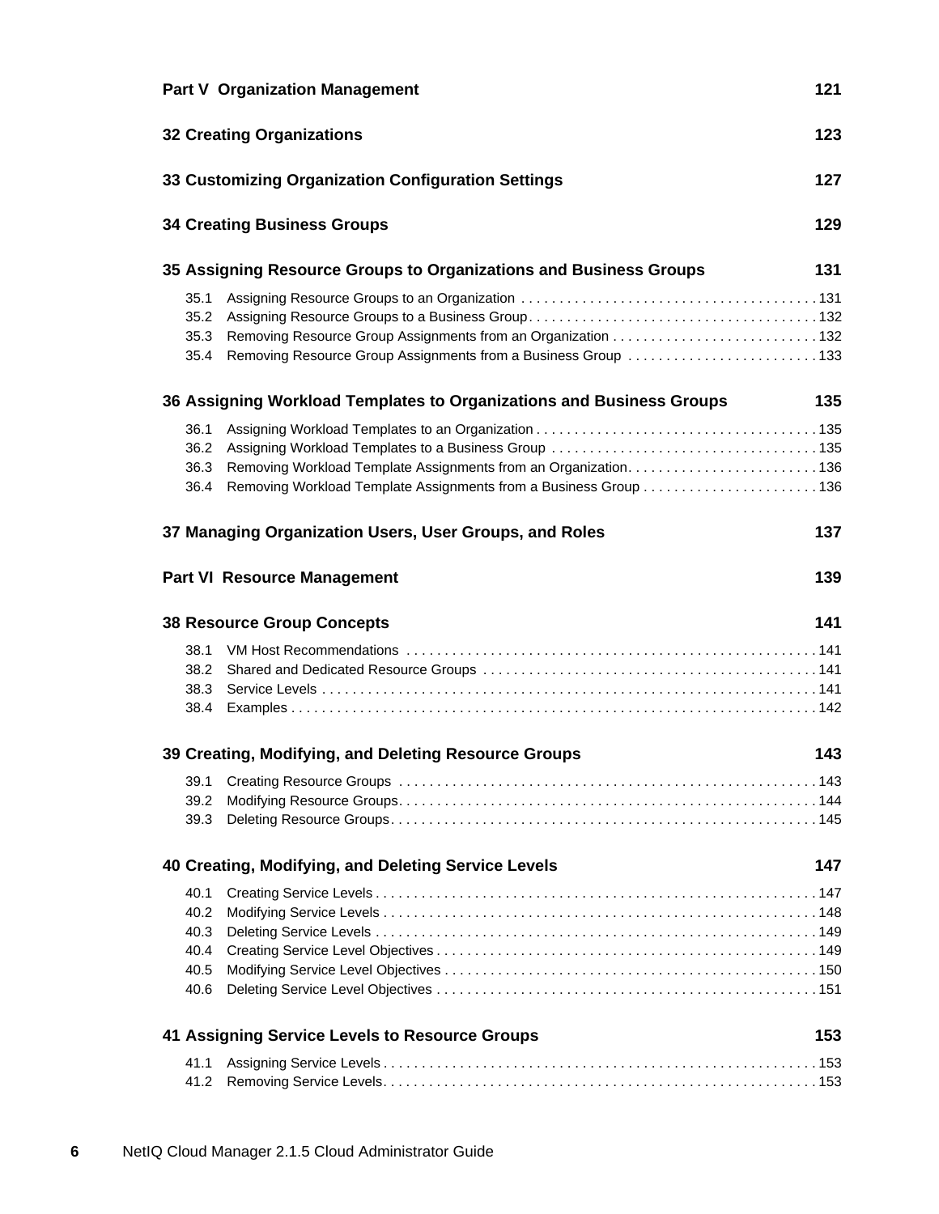**Part V Organization Management** 121

**32 Creating Organizations** 123

**33 Customizing Organization Configuration Settings** 127

**34 Creating Business Groups** 129

**35 Assigning Resource Groups to Organizations and Business Groups** 131

- 35.1 Assigning Resource Groups to an Organization . . . . . 131
- 35.2 Assigning Resource Groups to a Business Group . . . . . 132
- 35.3 Removing Resource Group Assignments from an Organization . . . . . 132
- 35.4 Removing Resource Group Assignments from a Business Group . . . . . 133

**36 Assigning Workload Templates to Organizations and Business Groups** 135

- 36.1 Assigning Workload Templates to an Organization . . . . . 135
- 36.2 Assigning Workload Templates to a Business Group . . . . . 135
- 36.3 Removing Workload Template Assignments from an Organization . . . . . 136
- 36.4 Removing Workload Template Assignments from a Business Group . . . . . 136

**37 Managing Organization Users, User Groups, and Roles** 137

**Part VI Resource Management** 139

**38 Resource Group Concepts** 141

- 38.1 VM Host Recommendations . . . . . 141
- 38.2 Shared and Dedicated Resource Groups . . . . . 141
- 38.3 Service Levels . . . . . 141
- 38.4 Examples . . . . . 142

**39 Creating, Modifying, and Deleting Resource Groups** 143

- 39.1 Creating Resource Groups . . . . . 143
- 39.2 Modifying Resource Groups . . . . . 144
- 39.3 Deleting Resource Groups . . . . . 145

**40 Creating, Modifying, and Deleting Service Levels** 147

- 40.1 Creating Service Levels . . . . . 147
- 40.2 Modifying Service Levels . . . . . 148
- 40.3 Deleting Service Levels . . . . . 149
- 40.4 Creating Service Level Objectives . . . . . 149
- 40.5 Modifying Service Level Objectives . . . . . 150
- 40.6 Deleting Service Level Objectives . . . . . 151

**41 Assigning Service Levels to Resource Groups** 153

- 41.1 Assigning Service Levels . . . . . 153
- 41.2 Removing Service Levels . . . . . 153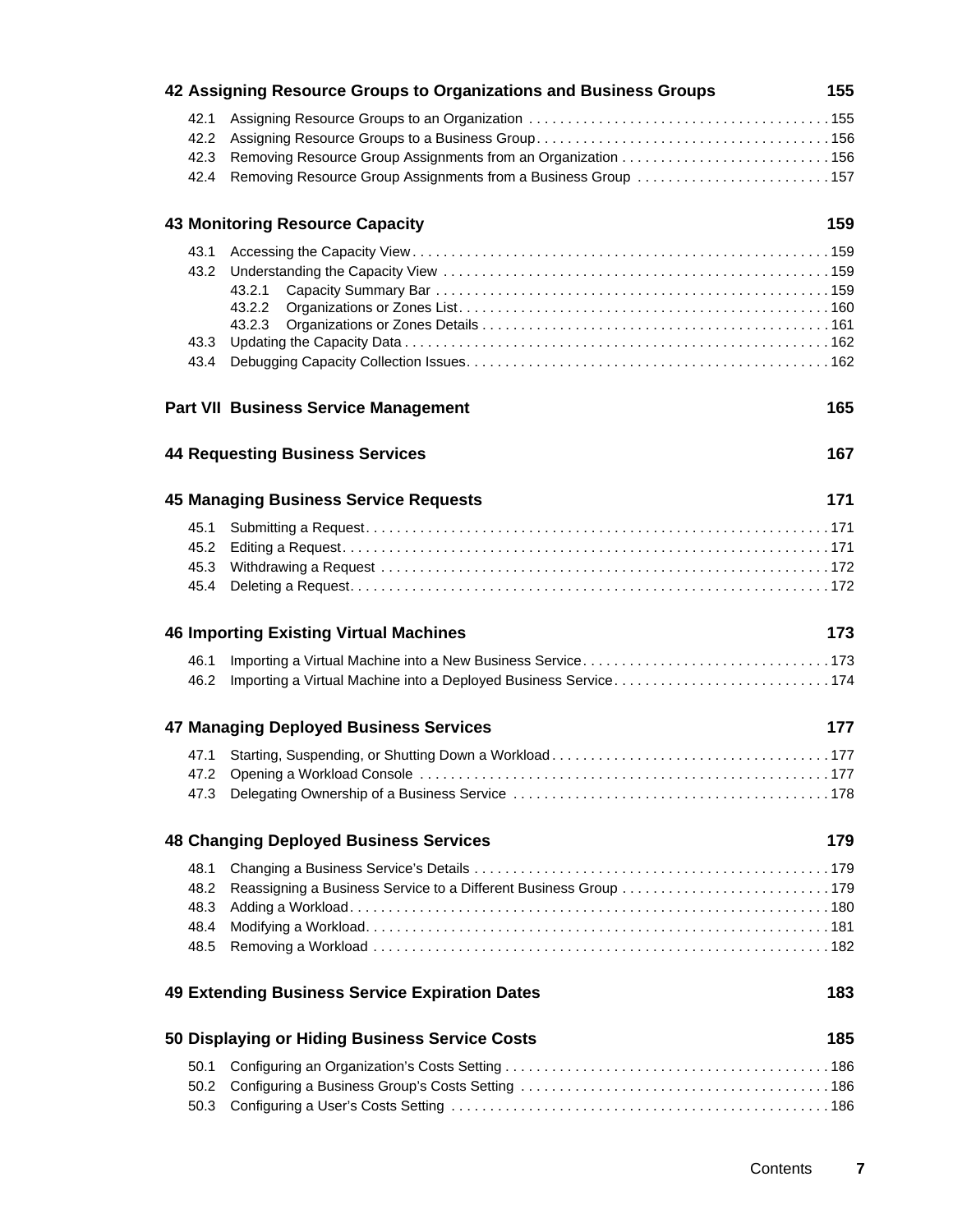**42 Assigning Resource Groups to Organizations and Business Groups 155**

42.1 Assigning Resource Groups to an Organization . . . . . . . . . . . . . . . . . . . . . . . . . . . . . . . . . . . . . . 155
42.2 Assigning Resource Groups to a Business Group. . . . . . . . . . . . . . . . . . . . . . . . . . . . . . . . . . . . . 156
42.3 Removing Resource Group Assignments from an Organization . . . . . . . . . . . . . . . . . . . . . . . . . . 156
42.4 Removing Resource Group Assignments from a Business Group . . . . . . . . . . . . . . . . . . . . . . . . 157

**43 Monitoring Resource Capacity 159**

43.1 Accessing the Capacity View . . . . . . . . . . . . . . . . . . . . . . . . . . . . . . . . . . . . . . . . . . . . . . . . . . . . . 159
43.2 Understanding the Capacity View . . . . . . . . . . . . . . . . . . . . . . . . . . . . . . . . . . . . . . . . . . . . . . . . . 159
 43.2.1 Capacity Summary Bar . . . . . . . . . . . . . . . . . . . . . . . . . . . . . . . . . . . . . . . . . . . . . . . . . . 159
 43.2.2 Organizations or Zones List. . . . . . . . . . . . . . . . . . . . . . . . . . . . . . . . . . . . . . . . . . . . . . . 160
 43.2.3 Organizations or Zones Details . . . . . . . . . . . . . . . . . . . . . . . . . . . . . . . . . . . . . . . . . . . . 161
43.3 Updating the Capacity Data . . . . . . . . . . . . . . . . . . . . . . . . . . . . . . . . . . . . . . . . . . . . . . . . . . . . . . 162
43.4 Debugging Capacity Collection Issues. . . . . . . . . . . . . . . . . . . . . . . . . . . . . . . . . . . . . . . . . . . . . . . 162

**Part VII Business Service Management 165**

**44 Requesting Business Services 167**

**45 Managing Business Service Requests 171**

45.1 Submitting a Request. . . . . . . . . . . . . . . . . . . . . . . . . . . . . . . . . . . . . . . . . . . . . . . . . . . . . . . . . . . 171
45.2 Editing a Request. . . . . . . . . . . . . . . . . . . . . . . . . . . . . . . . . . . . . . . . . . . . . . . . . . . . . . . . . . . . . . 171
45.3 Withdrawing a Request . . . . . . . . . . . . . . . . . . . . . . . . . . . . . . . . . . . . . . . . . . . . . . . . . . . . . . . . . 172
45.4 Deleting a Request. . . . . . . . . . . . . . . . . . . . . . . . . . . . . . . . . . . . . . . . . . . . . . . . . . . . . . . . . . . . . . 172

**46 Importing Existing Virtual Machines 173**

46.1 Importing a Virtual Machine into a New Business Service. . . . . . . . . . . . . . . . . . . . . . . . . . . . . . . 173
46.2 Importing a Virtual Machine into a Deployed Business Service. . . . . . . . . . . . . . . . . . . . . . . . . . . 174

**47 Managing Deployed Business Services 177**

47.1 Starting, Suspending, or Shutting Down a Workload . . . . . . . . . . . . . . . . . . . . . . . . . . . . . . . . . . . 177
47.2 Opening a Workload Console . . . . . . . . . . . . . . . . . . . . . . . . . . . . . . . . . . . . . . . . . . . . . . . . . . . . . 177
47.3 Delegating Ownership of a Business Service . . . . . . . . . . . . . . . . . . . . . . . . . . . . . . . . . . . . . . . . 178

**48 Changing Deployed Business Services 179**

48.1 Changing a Business Service's Details . . . . . . . . . . . . . . . . . . . . . . . . . . . . . . . . . . . . . . . . . . . . . 179
48.2 Reassigning a Business Service to a Different Business Group . . . . . . . . . . . . . . . . . . . . . . . . . . 179
48.3 Adding a Workload. . . . . . . . . . . . . . . . . . . . . . . . . . . . . . . . . . . . . . . . . . . . . . . . . . . . . . . . . . . . . 180
48.4 Modifying a Workload. . . . . . . . . . . . . . . . . . . . . . . . . . . . . . . . . . . . . . . . . . . . . . . . . . . . . . . . . . . 181
48.5 Removing a Workload . . . . . . . . . . . . . . . . . . . . . . . . . . . . . . . . . . . . . . . . . . . . . . . . . . . . . . . . . . 182

**49 Extending Business Service Expiration Dates 183**

**50 Displaying or Hiding Business Service Costs 185**

50.1 Configuring an Organization's Costs Setting . . . . . . . . . . . . . . . . . . . . . . . . . . . . . . . . . . . . . . . . . 186
50.2 Configuring a Business Group's Costs Setting . . . . . . . . . . . . . . . . . . . . . . . . . . . . . . . . . . . . . . . 186
50.3 Configuring a User's Costs Setting . . . . . . . . . . . . . . . . . . . . . . . . . . . . . . . . . . . . . . . . . . . . . . . . 186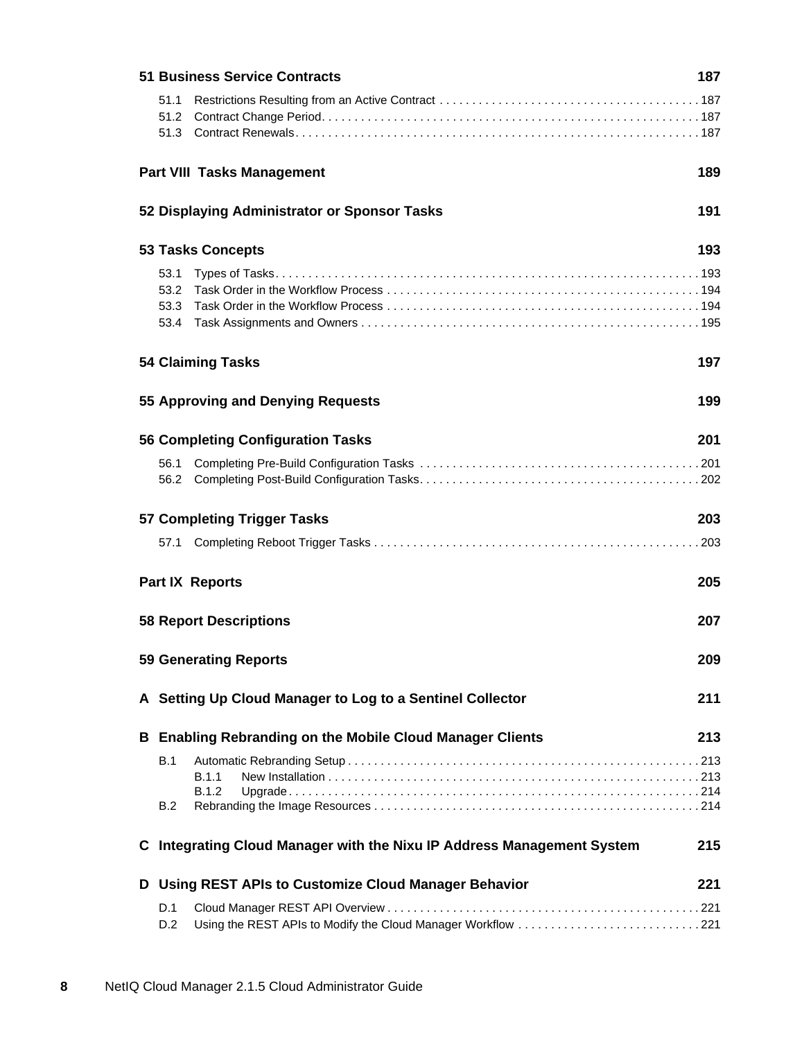**51 Business Service Contracts** 187

- 51.1 Restrictions Resulting from an Active Contract . . . 187
- 51.2 Contract Change Period. . . . 187
- 51.3 Contract Renewals. . . . 187

**Part VIII Tasks Management** 189

**52 Displaying Administrator or Sponsor Tasks** 191

**53 Tasks Concepts** 193

- 53.1 Types of Tasks. . . . 193
- 53.2 Task Order in the Workflow Process . . . 194
- 53.3 Task Order in the Workflow Process . . . 194
- 53.4 Task Assignments and Owners . . . 195

**54 Claiming Tasks** 197

**55 Approving and Denying Requests** 199

**56 Completing Configuration Tasks** 201

- 56.1 Completing Pre-Build Configuration Tasks . . . 201
- 56.2 Completing Post-Build Configuration Tasks. . . . 202

**57 Completing Trigger Tasks** 203

- 57.1 Completing Reboot Trigger Tasks . . . 203

**Part IX Reports** 205

**58 Report Descriptions** 207

**59 Generating Reports** 209

**A Setting Up Cloud Manager to Log to a Sentinel Collector** 211

**B Enabling Rebranding on the Mobile Cloud Manager Clients** 213

- B.1 Automatic Rebranding Setup . . . 213
  - B.1.1 New Installation . . . 213
  - B.1.2 Upgrade . . . 214
- B.2 Rebranding the Image Resources . . . 214

**C Integrating Cloud Manager with the Nixu IP Address Management System** 215

**D Using REST APIs to Customize Cloud Manager Behavior** 221

- D.1 Cloud Manager REST API Overview . . . 221
- D.2 Using the REST APIs to Modify the Cloud Manager Workflow . . . 221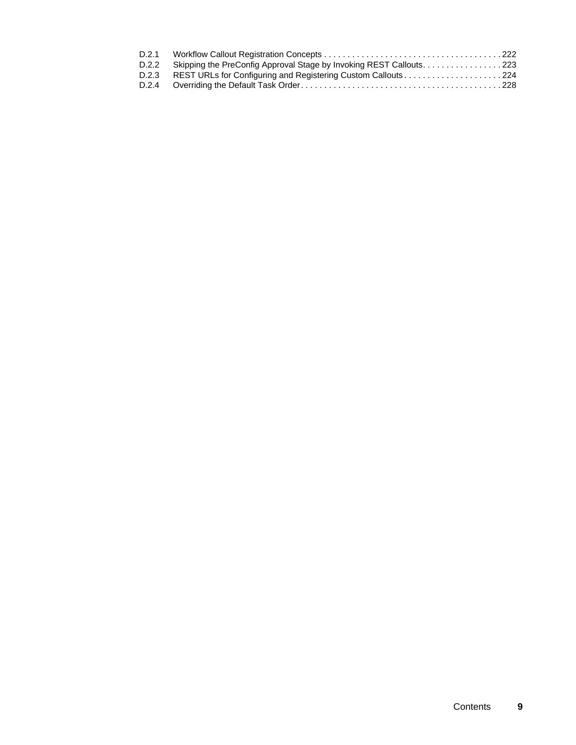D.2.1 Workflow Callout Registration Concepts . . . . . . . . . . . . . . . . . . . . . . . . . . . . . . . . . . . . . . . 222
D.2.2 Skipping the PreConfig Approval Stage by Invoking REST Callouts. . . . . . . . . . . . . . . . . 223
D.2.3 REST URLs for Configuring and Registering Custom Callouts . . . . . . . . . . . . . . . . . . . . . 224
D.2.4 Overriding the Default Task Order. . . . . . . . . . . . . . . . . . . . . . . . . . . . . . . . . . . . . . . . . . . 228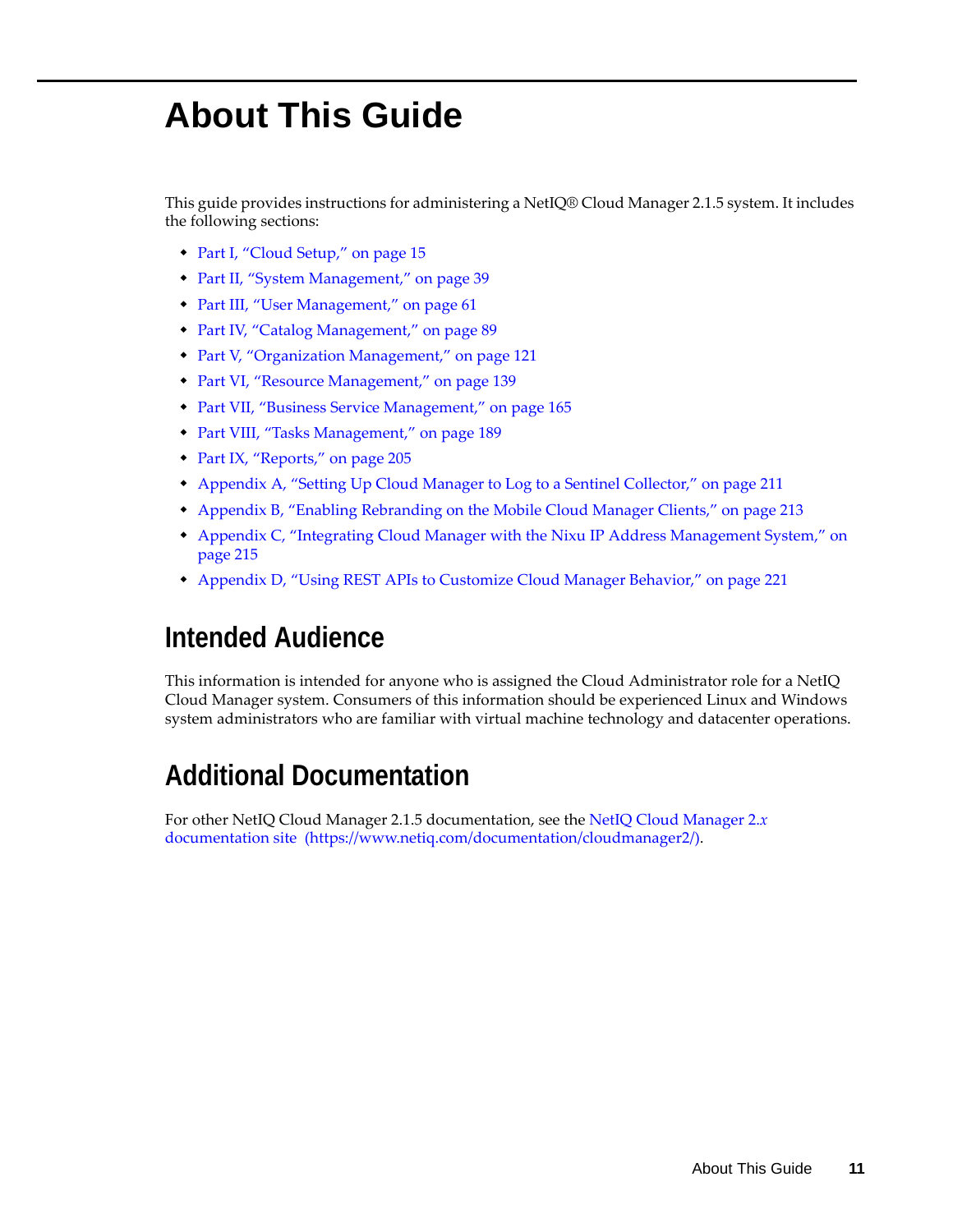# About This Guide

This guide provides instructions for administering a NetIQ® Cloud Manager 2.1.5 system. It includes the following sections:

- Part I, "Cloud Setup," on page 15
- Part II, "System Management," on page 39
- Part III, "User Management," on page 61
- Part IV, "Catalog Management," on page 89
- Part V, "Organization Management," on page 121
- Part VI, "Resource Management," on page 139
- Part VII, "Business Service Management," on page 165
- Part VIII, "Tasks Management," on page 189
- Part IX, "Reports," on page 205
- Appendix A, "Setting Up Cloud Manager to Log to a Sentinel Collector," on page 211
- Appendix B, "Enabling Rebranding on the Mobile Cloud Manager Clients," on page 213
- Appendix C, "Integrating Cloud Manager with the Nixu IP Address Management System," on page 215
- Appendix D, "Using REST APIs to Customize Cloud Manager Behavior," on page 221

## Intended Audience

This information is intended for anyone who is assigned the Cloud Administrator role for a NetIQ Cloud Manager system. Consumers of this information should be experienced Linux and Windows system administrators who are familiar with virtual machine technology and datacenter operations.

## Additional Documentation

For other NetIQ Cloud Manager 2.1.5 documentation, see the NetIQ Cloud Manager 2.*x* documentation site (https://www.netiq.com/documentation/cloudmanager2/).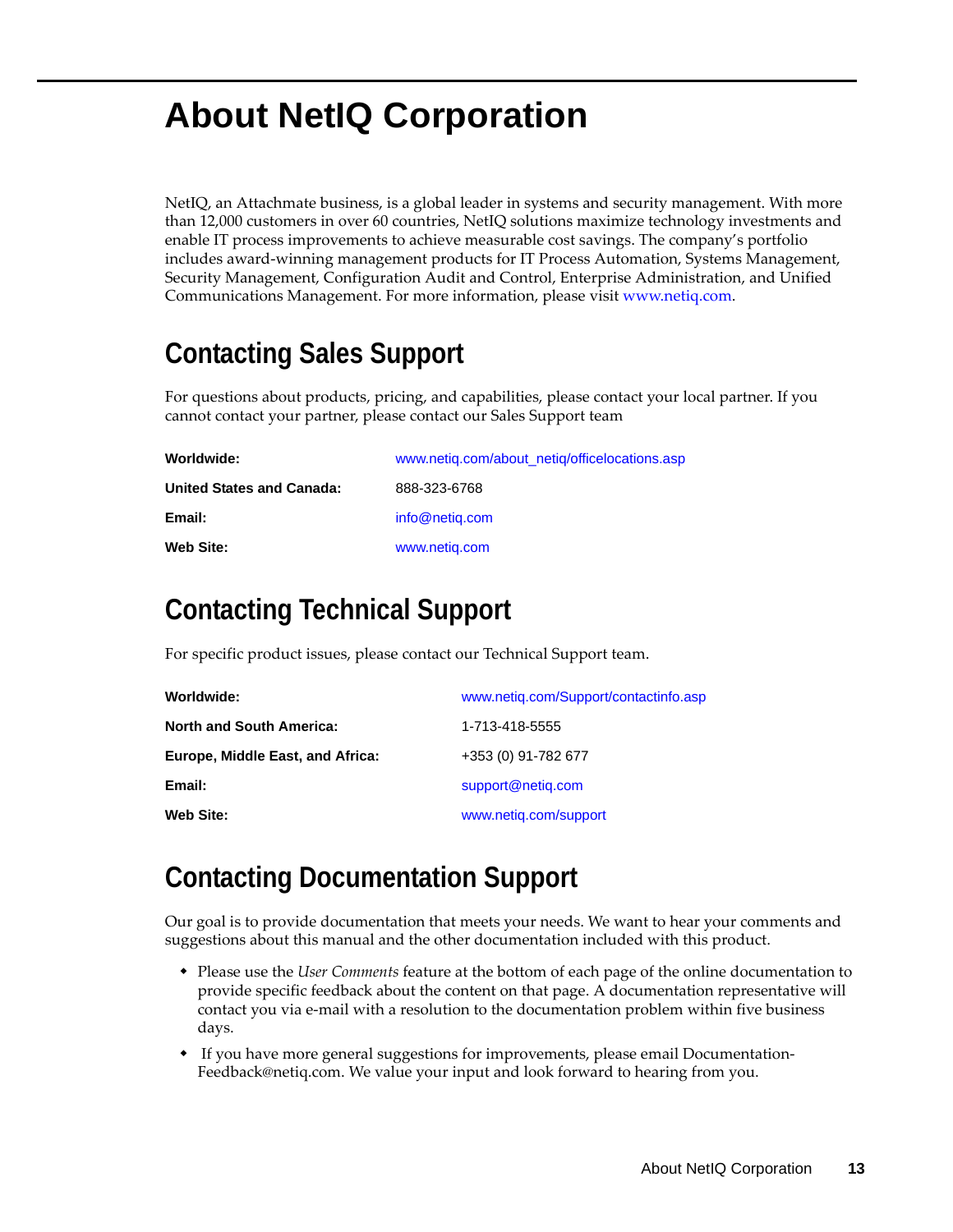# About NetIQ Corporation

NetIQ, an Attachmate business, is a global leader in systems and security management. With more than 12,000 customers in over 60 countries, NetIQ solutions maximize technology investments and enable IT process improvements to achieve measurable cost savings. The company's portfolio includes award-winning management products for IT Process Automation, Systems Management, Security Management, Configuration Audit and Control, Enterprise Administration, and Unified Communications Management. For more information, please visit www.netiq.com.

## Contacting Sales Support

For questions about products, pricing, and capabilities, please contact your local partner. If you cannot contact your partner, please contact our Sales Support team

| | |
|---|---|
| **Worldwide:** | www.netiq.com/about_netiq/officelocations.asp |
| **United States and Canada:** | 888-323-6768 |
| **Email:** | info@netiq.com |
| **Web Site:** | www.netiq.com |

## Contacting Technical Support

For specific product issues, please contact our Technical Support team.

| | |
|---|---|
| **Worldwide:** | www.netiq.com/Support/contactinfo.asp |
| **North and South America:** | 1-713-418-5555 |
| **Europe, Middle East, and Africa:** | +353 (0) 91-782 677 |
| **Email:** | support@netiq.com |
| **Web Site:** | www.netiq.com/support |

## Contacting Documentation Support

Our goal is to provide documentation that meets your needs. We want to hear your comments and suggestions about this manual and the other documentation included with this product.

- Please use the *User Comments* feature at the bottom of each page of the online documentation to provide specific feedback about the content on that page. A documentation representative will contact you via e-mail with a resolution to the documentation problem within five business days.
- If you have more general suggestions for improvements, please email Documentation-Feedback@netiq.com. We value your input and look forward to hearing from you.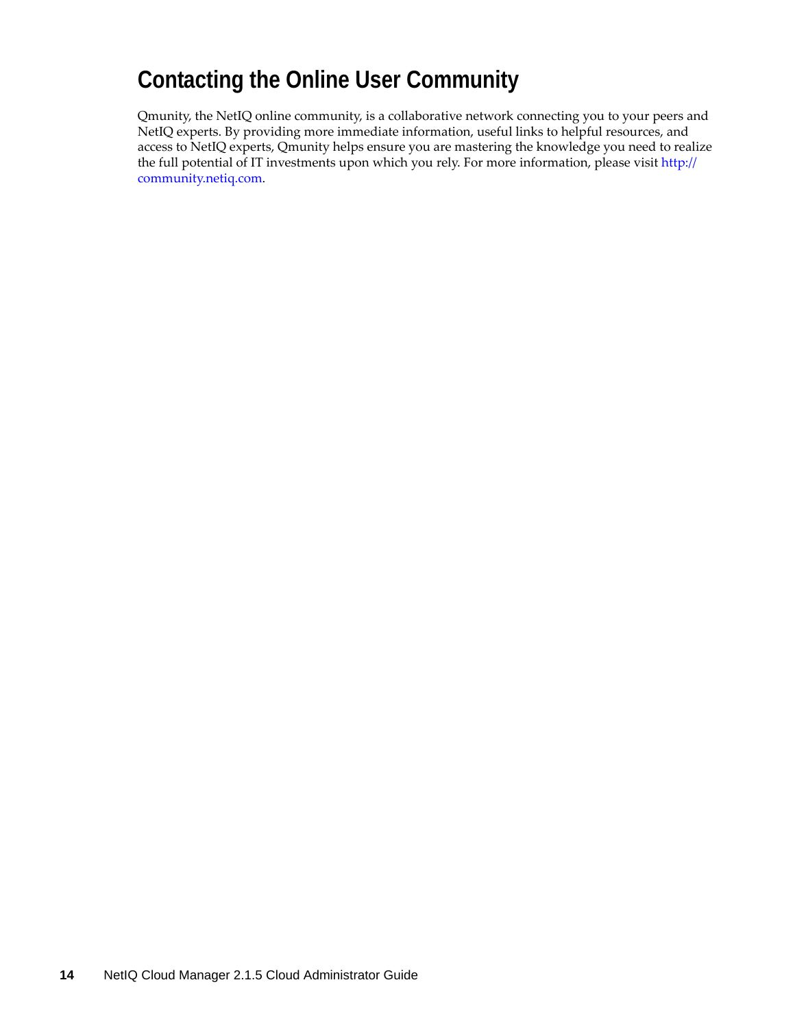## Contacting the Online User Community

Qmunity, the NetIQ online community, is a collaborative network connecting you to your peers and NetIQ experts. By providing more immediate information, useful links to helpful resources, and access to NetIQ experts, Qmunity helps ensure you are mastering the knowledge you need to realize the full potential of IT investments upon which you rely. For more information, please visit http://community.netiq.com.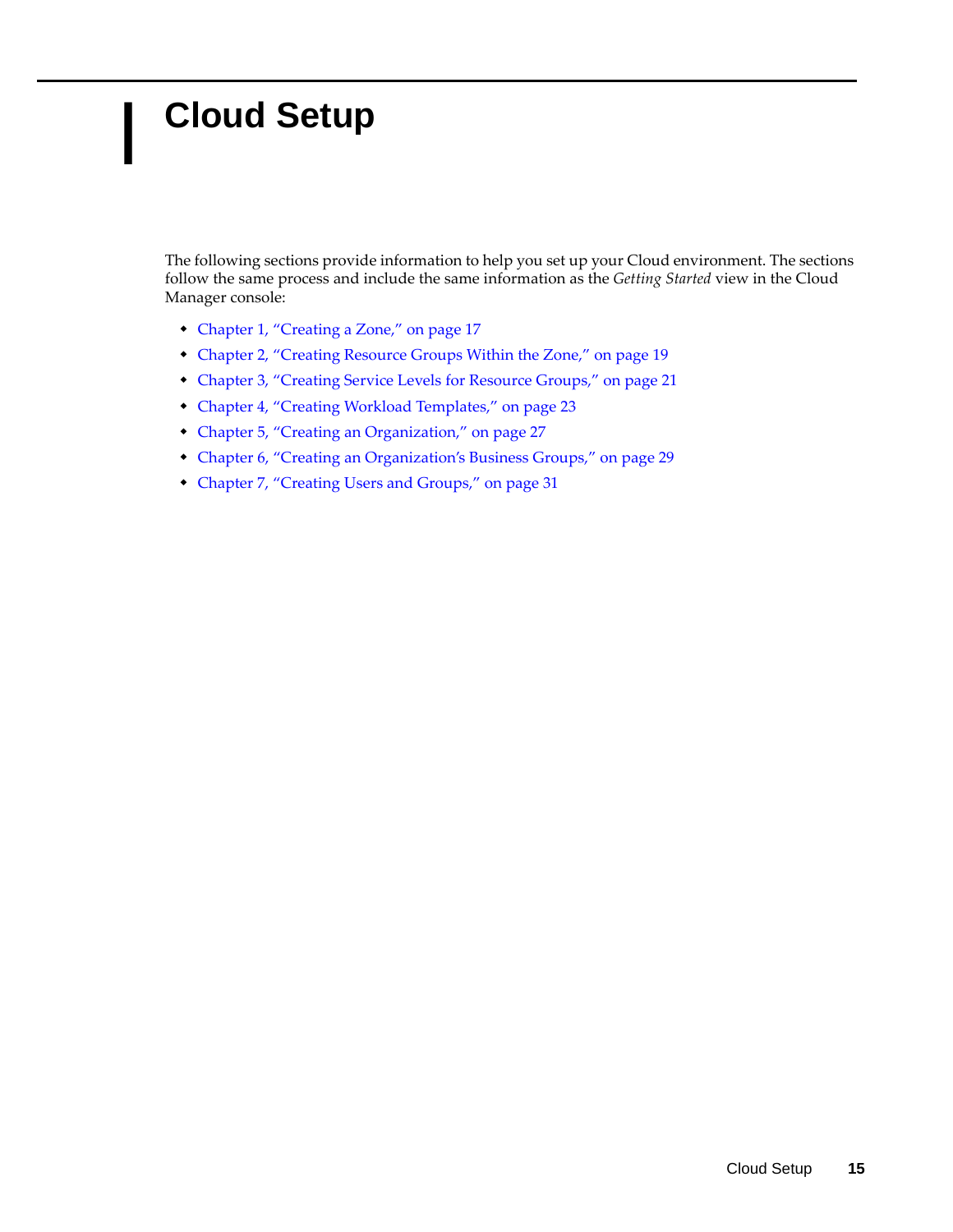# Cloud Setup

The following sections provide information to help you set up your Cloud environment. The sections follow the same process and include the same information as the *Getting Started* view in the Cloud Manager console:

- Chapter 1, "Creating a Zone," on page 17
- Chapter 2, "Creating Resource Groups Within the Zone," on page 19
- Chapter 3, "Creating Service Levels for Resource Groups," on page 21
- Chapter 4, "Creating Workload Templates," on page 23
- Chapter 5, "Creating an Organization," on page 27
- Chapter 6, "Creating an Organization's Business Groups," on page 29
- Chapter 7, "Creating Users and Groups," on page 31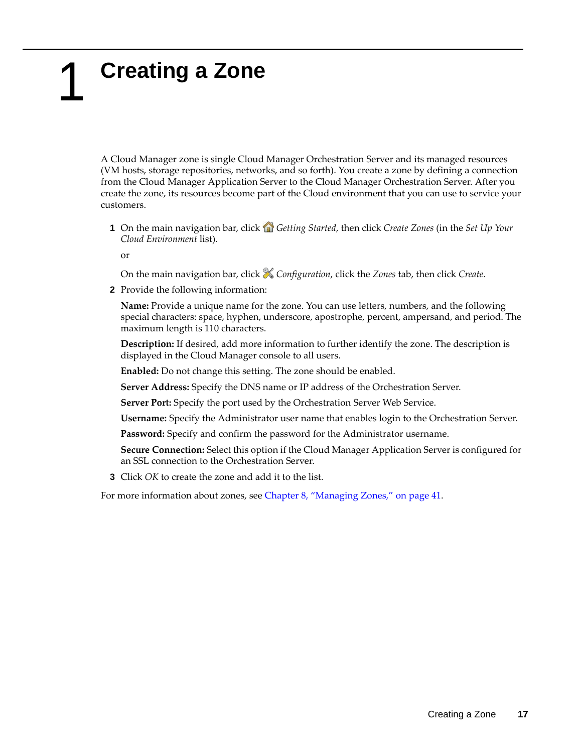# 1 Creating a Zone

A Cloud Manager zone is single Cloud Manager Orchestration Server and its managed resources (VM hosts, storage repositories, networks, and so forth). You create a zone by defining a connection from the Cloud Manager Application Server to the Cloud Manager Orchestration Server. After you create the zone, its resources become part of the Cloud environment that you can use to service your customers.

1. On the main navigation bar, click *Getting Started*, then click *Create Zones* (in the *Set Up Your Cloud Environment* list).

   or

   On the main navigation bar, click *Configuration*, click the *Zones* tab, then click *Create*.

2. Provide the following information:

   **Name:** Provide a unique name for the zone. You can use letters, numbers, and the following special characters: space, hyphen, underscore, apostrophe, percent, ampersand, and period. The maximum length is 110 characters.

   **Description:** If desired, add more information to further identify the zone. The description is displayed in the Cloud Manager console to all users.

   **Enabled:** Do not change this setting. The zone should be enabled.

   **Server Address:** Specify the DNS name or IP address of the Orchestration Server.

   **Server Port:** Specify the port used by the Orchestration Server Web Service.

   **Username:** Specify the Administrator user name that enables login to the Orchestration Server.

   **Password:** Specify and confirm the password for the Administrator username.

   **Secure Connection:** Select this option if the Cloud Manager Application Server is configured for an SSL connection to the Orchestration Server.

3. Click *OK* to create the zone and add it to the list.

For more information about zones, see Chapter 8, "Managing Zones," on page 41.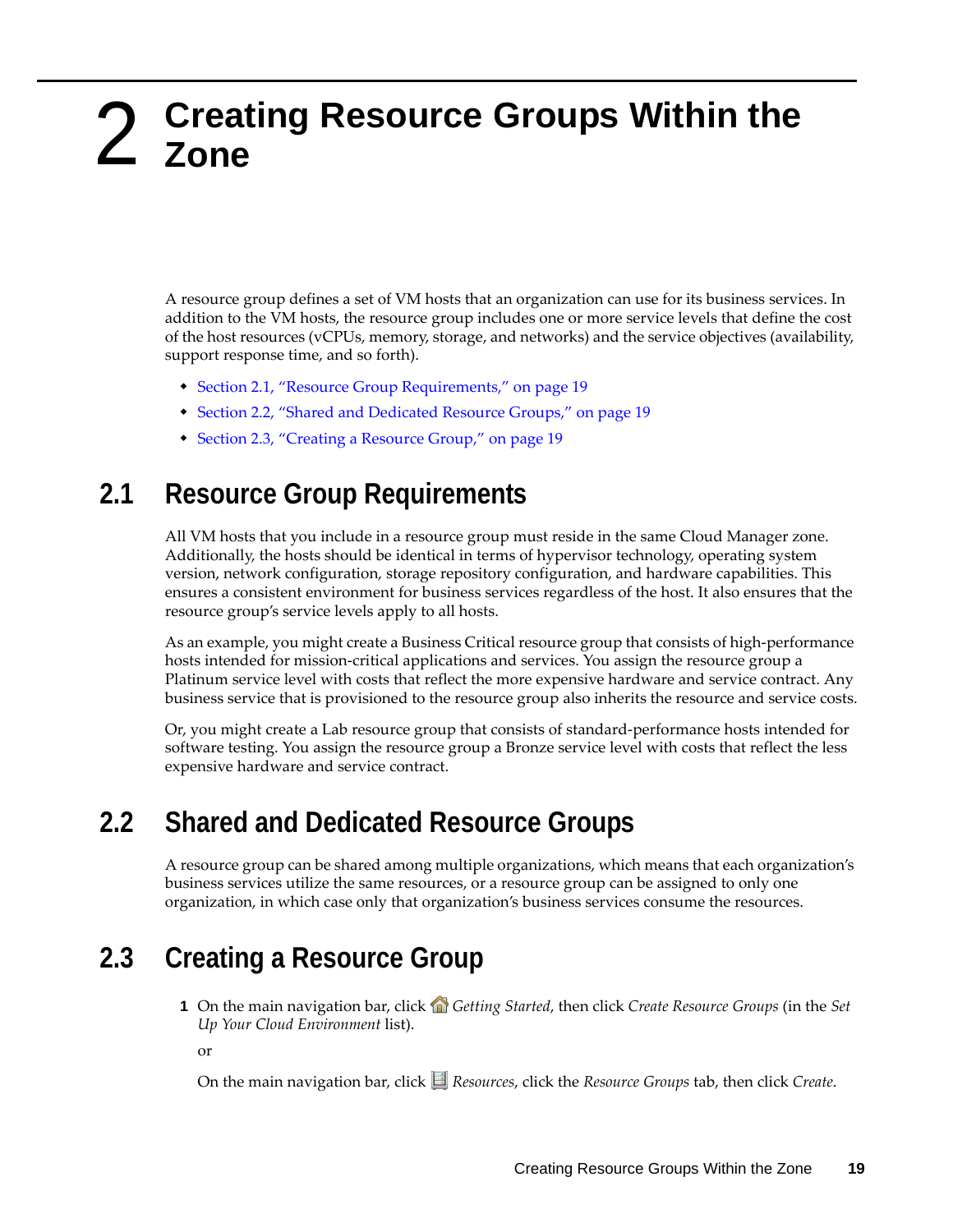# 2 Creating Resource Groups Within the Zone

A resource group defines a set of VM hosts that an organization can use for its business services. In addition to the VM hosts, the resource group includes one or more service levels that define the cost of the host resources (vCPUs, memory, storage, and networks) and the service objectives (availability, support response time, and so forth).

- Section 2.1, "Resource Group Requirements," on page 19
- Section 2.2, "Shared and Dedicated Resource Groups," on page 19
- Section 2.3, "Creating a Resource Group," on page 19

## 2.1 Resource Group Requirements

All VM hosts that you include in a resource group must reside in the same Cloud Manager zone. Additionally, the hosts should be identical in terms of hypervisor technology, operating system version, network configuration, storage repository configuration, and hardware capabilities. This ensures a consistent environment for business services regardless of the host. It also ensures that the resource group's service levels apply to all hosts.

As an example, you might create a Business Critical resource group that consists of high-performance hosts intended for mission-critical applications and services. You assign the resource group a Platinum service level with costs that reflect the more expensive hardware and service contract. Any business service that is provisioned to the resource group also inherits the resource and service costs.

Or, you might create a Lab resource group that consists of standard-performance hosts intended for software testing. You assign the resource group a Bronze service level with costs that reflect the less expensive hardware and service contract.

## 2.2 Shared and Dedicated Resource Groups

A resource group can be shared among multiple organizations, which means that each organization's business services utilize the same resources, or a resource group can be assigned to only one organization, in which case only that organization's business services consume the resources.

## 2.3 Creating a Resource Group

1. On the main navigation bar, click *Getting Started*, then click *Create Resource Groups* (in the *Set Up Your Cloud Environment* list).

   or

   On the main navigation bar, click *Resources*, click the *Resource Groups* tab, then click *Create*.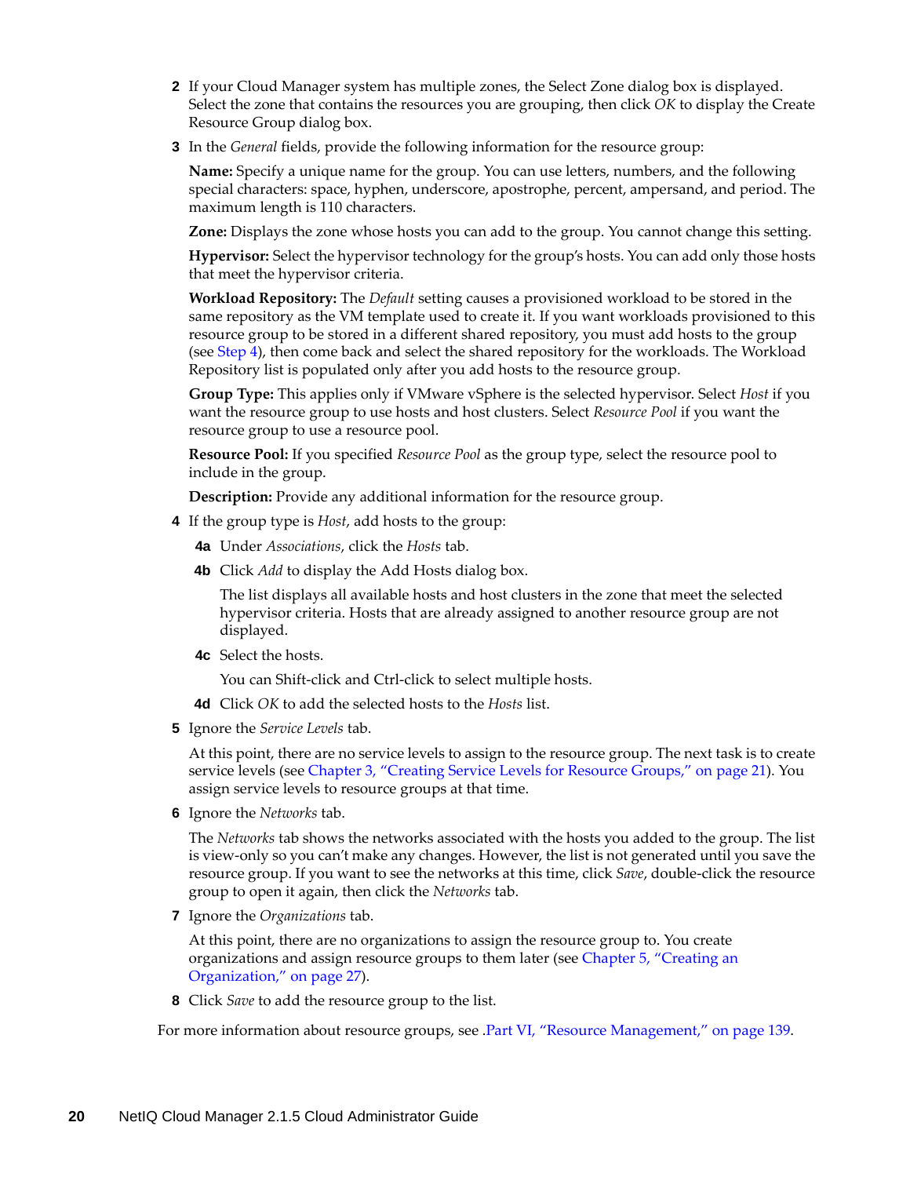2 If your Cloud Manager system has multiple zones, the Select Zone dialog box is displayed. Select the zone that contains the resources you are grouping, then click *OK* to display the Create Resource Group dialog box.

3 In the *General* fields, provide the following information for the resource group:

   **Name:** Specify a unique name for the group. You can use letters, numbers, and the following special characters: space, hyphen, underscore, apostrophe, percent, ampersand, and period. The maximum length is 110 characters.

   **Zone:** Displays the zone whose hosts you can add to the group. You cannot change this setting.

   **Hypervisor:** Select the hypervisor technology for the group's hosts. You can add only those hosts that meet the hypervisor criteria.

   **Workload Repository:** The *Default* setting causes a provisioned workload to be stored in the same repository as the VM template used to create it. If you want workloads provisioned to this resource group to be stored in a different shared repository, you must add hosts to the group (see Step 4), then come back and select the shared repository for the workloads. The Workload Repository list is populated only after you add hosts to the resource group.

   **Group Type:** This applies only if VMware vSphere is the selected hypervisor. Select *Host* if you want the resource group to use hosts and host clusters. Select *Resource Pool* if you want the resource group to use a resource pool.

   **Resource Pool:** If you specified *Resource Pool* as the group type, select the resource pool to include in the group.

   **Description:** Provide any additional information for the resource group.

4 If the group type is *Host*, add hosts to the group:

   4a Under *Associations*, click the *Hosts* tab.

   4b Click *Add* to display the Add Hosts dialog box.

   The list displays all available hosts and host clusters in the zone that meet the selected hypervisor criteria. Hosts that are already assigned to another resource group are not displayed.

   4c Select the hosts.

   You can Shift-click and Ctrl-click to select multiple hosts.

   4d Click *OK* to add the selected hosts to the *Hosts* list.

5 Ignore the *Service Levels* tab.

   At this point, there are no service levels to assign to the resource group. The next task is to create service levels (see Chapter 3, "Creating Service Levels for Resource Groups," on page 21). You assign service levels to resource groups at that time.

6 Ignore the *Networks* tab.

   The *Networks* tab shows the networks associated with the hosts you added to the group. The list is view-only so you can't make any changes. However, the list is not generated until you save the resource group. If you want to see the networks at this time, click *Save*, double-click the resource group to open it again, then click the *Networks* tab.

7 Ignore the *Organizations* tab.

   At this point, there are no organizations to assign the resource group to. You create organizations and assign resource groups to them later (see Chapter 5, "Creating an Organization," on page 27).

8 Click *Save* to add the resource group to the list.

For more information about resource groups, see .Part VI, "Resource Management," on page 139.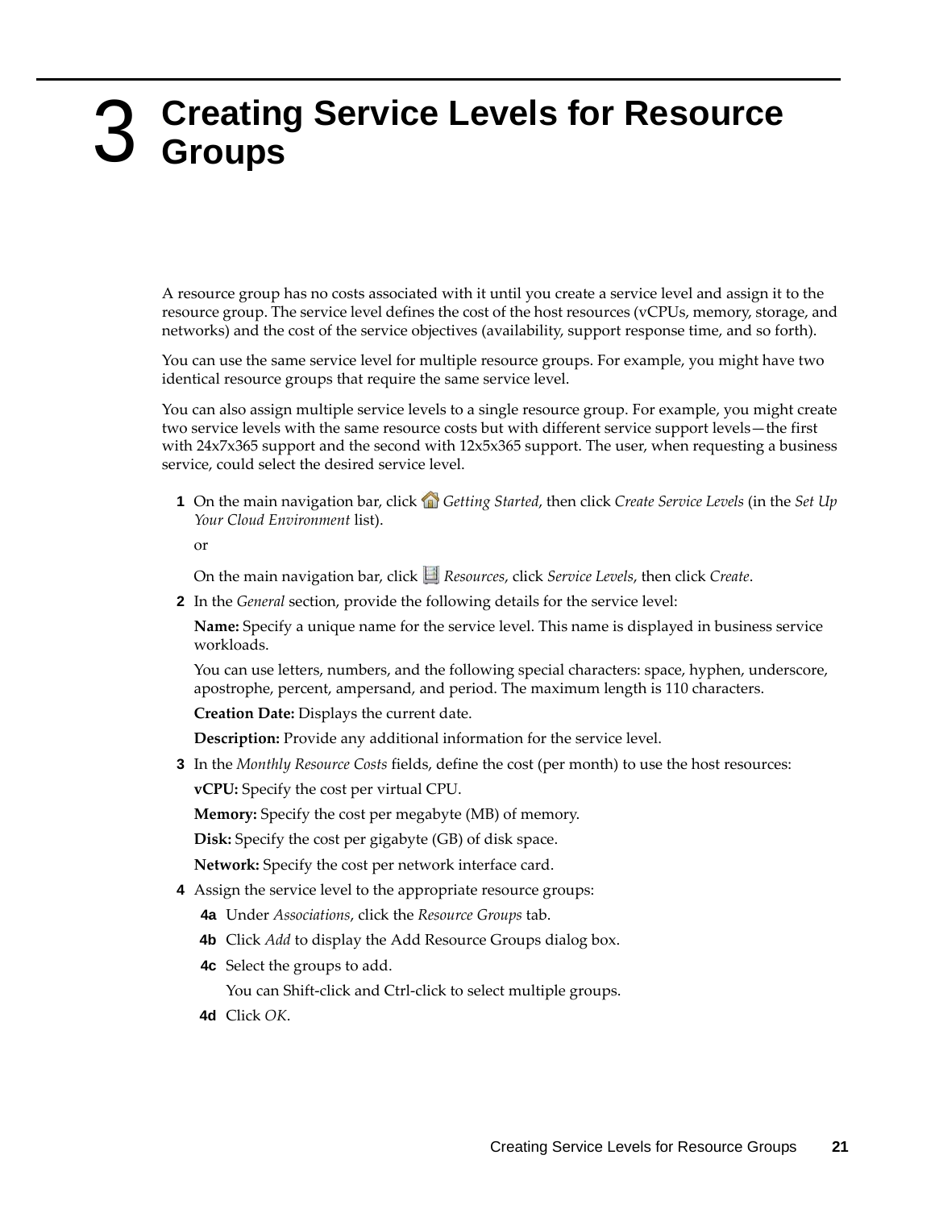# 3 Creating Service Levels for Resource Groups

A resource group has no costs associated with it until you create a service level and assign it to the resource group. The service level defines the cost of the host resources (vCPUs, memory, storage, and networks) and the cost of the service objectives (availability, support response time, and so forth).

You can use the same service level for multiple resource groups. For example, you might have two identical resource groups that require the same service level.

You can also assign multiple service levels to a single resource group. For example, you might create two service levels with the same resource costs but with different service support levels—the first with 24x7x365 support and the second with 12x5x365 support. The user, when requesting a business service, could select the desired service level.

1. On the main navigation bar, click *Getting Started*, then click *Create Service Levels* (in the *Set Up Your Cloud Environment* list).

   or

   On the main navigation bar, click *Resources*, click *Service Levels*, then click *Create*.

2. In the *General* section, provide the following details for the service level:

   **Name:** Specify a unique name for the service level. This name is displayed in business service workloads.

   You can use letters, numbers, and the following special characters: space, hyphen, underscore, apostrophe, percent, ampersand, and period. The maximum length is 110 characters.

   **Creation Date:** Displays the current date.

   **Description:** Provide any additional information for the service level.

3. In the *Monthly Resource Costs* fields, define the cost (per month) to use the host resources:

   **vCPU:** Specify the cost per virtual CPU.

   **Memory:** Specify the cost per megabyte (MB) of memory.

   **Disk:** Specify the cost per gigabyte (GB) of disk space.

   **Network:** Specify the cost per network interface card.

4. Assign the service level to the appropriate resource groups:

   **4a** Under *Associations*, click the *Resource Groups* tab.

   **4b** Click *Add* to display the Add Resource Groups dialog box.

   **4c** Select the groups to add.

   You can Shift-click and Ctrl-click to select multiple groups.

   **4d** Click *OK*.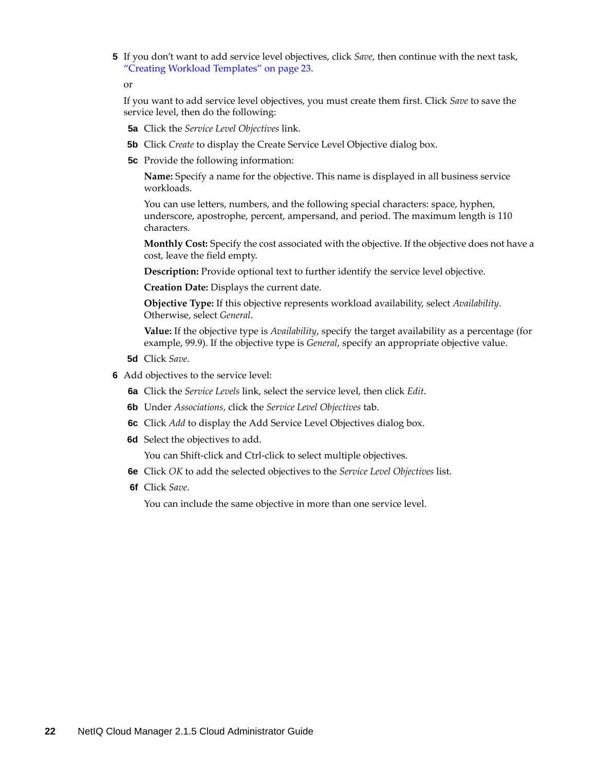5. If you don't want to add service level objectives, click *Save*, then continue with the next task, "Creating Workload Templates" on page 23.

   or

   If you want to add service level objectives, you must create them first. Click *Save* to save the service level, then do the following:

   5a. Click the *Service Level Objectives* link.

   5b. Click *Create* to display the Create Service Level Objective dialog box.

   5c. Provide the following information:

   **Name:** Specify a name for the objective. This name is displayed in all business service workloads.

   You can use letters, numbers, and the following special characters: space, hyphen, underscore, apostrophe, percent, ampersand, and period. The maximum length is 110 characters.

   **Monthly Cost:** Specify the cost associated with the objective. If the objective does not have a cost, leave the field empty.

   **Description:** Provide optional text to further identify the service level objective.

   **Creation Date:** Displays the current date.

   **Objective Type:** If this objective represents workload availability, select *Availability*. Otherwise, select *General*.

   **Value:** If the objective type is *Availability*, specify the target availability as a percentage (for example, 99.9). If the objective type is *General*, specify an appropriate objective value.

   5d. Click *Save*.

6. Add objectives to the service level:

   6a. Click the *Service Levels* link, select the service level, then click *Edit*.

   6b. Under *Associations*, click the *Service Level Objectives* tab.

   6c. Click *Add* to display the Add Service Level Objectives dialog box.

   6d. Select the objectives to add.

   You can Shift-click and Ctrl-click to select multiple objectives.

   6e. Click *OK* to add the selected objectives to the *Service Level Objectives* list.

   6f. Click *Save*.

   You can include the same objective in more than one service level.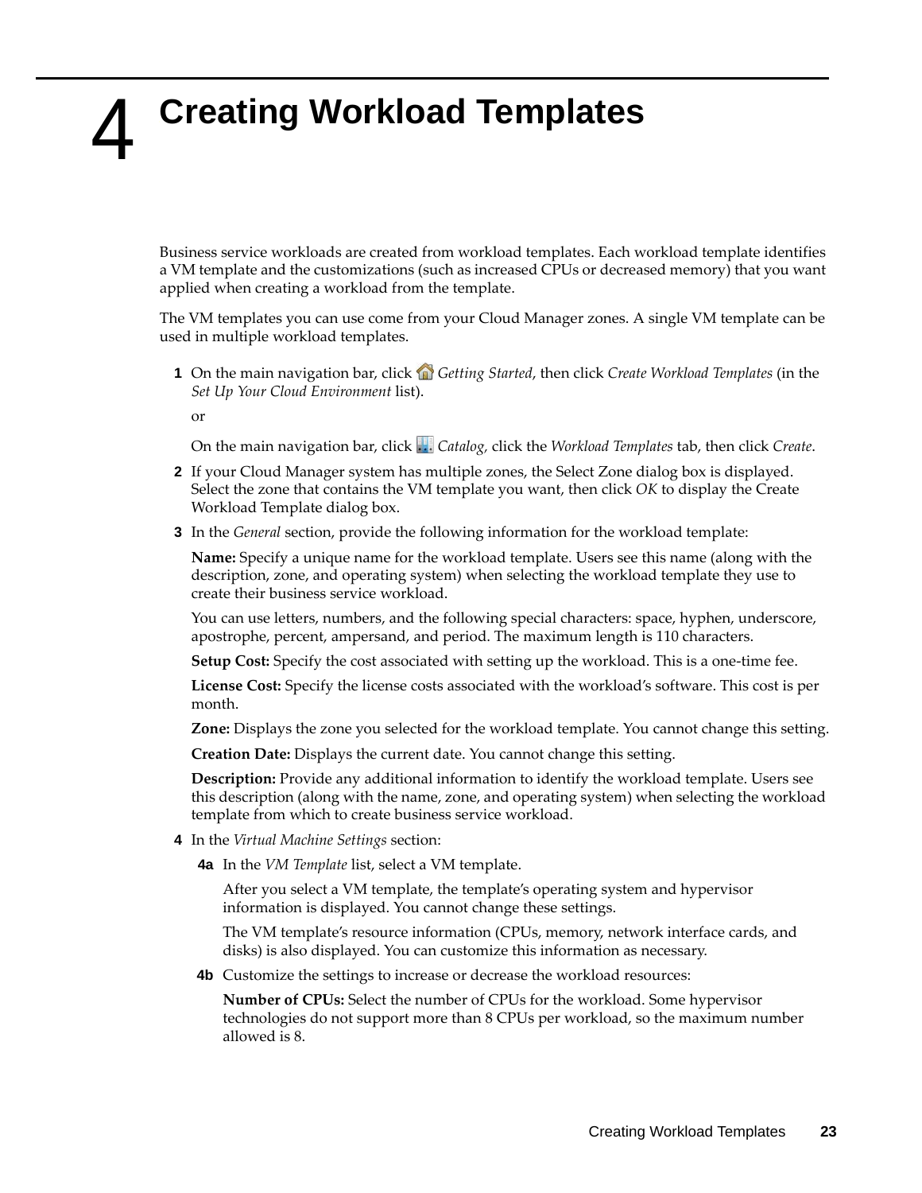# 4 Creating Workload Templates

Business service workloads are created from workload templates. Each workload template identifies a VM template and the customizations (such as increased CPUs or decreased memory) that you want applied when creating a workload from the template.

The VM templates you can use come from your Cloud Manager zones. A single VM template can be used in multiple workload templates.

1. On the main navigation bar, click *Getting Started*, then click *Create Workload Templates* (in the *Set Up Your Cloud Environment* list).

   or

   On the main navigation bar, click *Catalog,* click the *Workload Templates* tab, then click *Create*.

2. If your Cloud Manager system has multiple zones, the Select Zone dialog box is displayed. Select the zone that contains the VM template you want, then click *OK* to display the Create Workload Template dialog box.

3. In the *General* section, provide the following information for the workload template:

   **Name:** Specify a unique name for the workload template. Users see this name (along with the description, zone, and operating system) when selecting the workload template they use to create their business service workload.

   You can use letters, numbers, and the following special characters: space, hyphen, underscore, apostrophe, percent, ampersand, and period. The maximum length is 110 characters.

   **Setup Cost:** Specify the cost associated with setting up the workload. This is a one-time fee.

   **License Cost:** Specify the license costs associated with the workload's software. This cost is per month.

   **Zone:** Displays the zone you selected for the workload template. You cannot change this setting.

   **Creation Date:** Displays the current date. You cannot change this setting.

   **Description:** Provide any additional information to identify the workload template. Users see this description (along with the name, zone, and operating system) when selecting the workload template from which to create business service workload.

4. In the *Virtual Machine Settings* section:

   **4a** In the *VM Template* list, select a VM template.

   After you select a VM template, the template's operating system and hypervisor information is displayed. You cannot change these settings.

   The VM template's resource information (CPUs, memory, network interface cards, and disks) is also displayed. You can customize this information as necessary.

   **4b** Customize the settings to increase or decrease the workload resources:

   **Number of CPUs:** Select the number of CPUs for the workload. Some hypervisor technologies do not support more than 8 CPUs per workload, so the maximum number allowed is 8.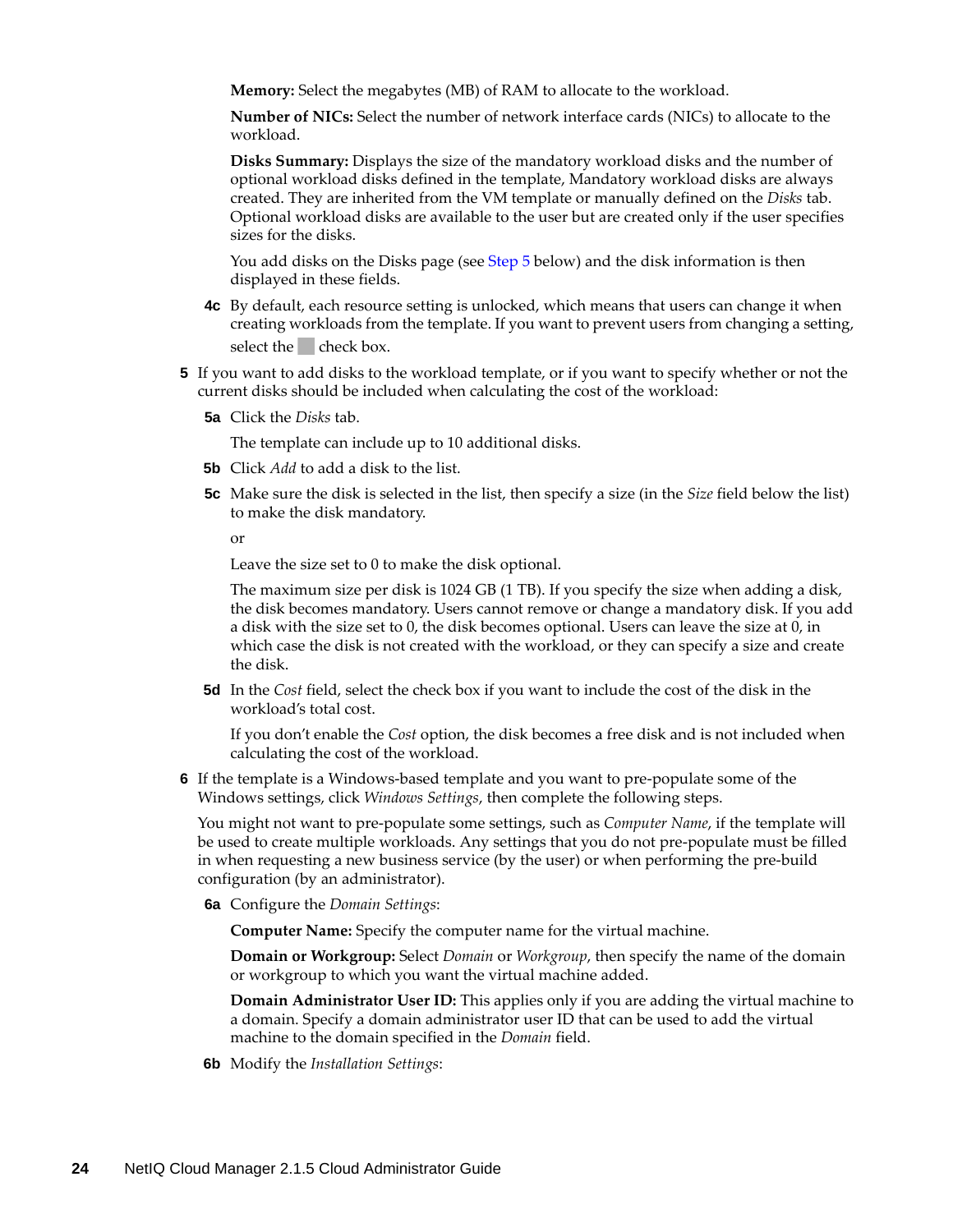**Memory:** Select the megabytes (MB) of RAM to allocate to the workload.

**Number of NICs:** Select the number of network interface cards (NICs) to allocate to the workload.

**Disks Summary:** Displays the size of the mandatory workload disks and the number of optional workload disks defined in the template, Mandatory workload disks are always created. They are inherited from the VM template or manually defined on the *Disks* tab. Optional workload disks are available to the user but are created only if the user specifies sizes for the disks.

You add disks on the Disks page (see Step 5 below) and the disk information is then displayed in these fields.

**4c** By default, each resource setting is unlocked, which means that users can change it when creating workloads from the template. If you want to prevent users from changing a setting, select the check box.

**5** If you want to add disks to the workload template, or if you want to specify whether or not the current disks should be included when calculating the cost of the workload:

**5a** Click the *Disks* tab.

The template can include up to 10 additional disks.

**5b** Click *Add* to add a disk to the list.

**5c** Make sure the disk is selected in the list, then specify a size (in the *Size* field below the list) to make the disk mandatory.

or

Leave the size set to 0 to make the disk optional.

The maximum size per disk is 1024 GB (1 TB). If you specify the size when adding a disk, the disk becomes mandatory. Users cannot remove or change a mandatory disk. If you add a disk with the size set to 0, the disk becomes optional. Users can leave the size at 0, in which case the disk is not created with the workload, or they can specify a size and create the disk.

**5d** In the *Cost* field, select the check box if you want to include the cost of the disk in the workload's total cost.

If you don't enable the *Cost* option, the disk becomes a free disk and is not included when calculating the cost of the workload.

**6** If the template is a Windows-based template and you want to pre-populate some of the Windows settings, click *Windows Settings*, then complete the following steps.

You might not want to pre-populate some settings, such as *Computer Name*, if the template will be used to create multiple workloads. Any settings that you do not pre-populate must be filled in when requesting a new business service (by the user) or when performing the pre-build configuration (by an administrator).

**6a** Configure the *Domain Settings*:

**Computer Name:** Specify the computer name for the virtual machine.

**Domain or Workgroup:** Select *Domain* or *Workgroup*, then specify the name of the domain or workgroup to which you want the virtual machine added.

**Domain Administrator User ID:** This applies only if you are adding the virtual machine to a domain. Specify a domain administrator user ID that can be used to add the virtual machine to the domain specified in the *Domain* field.

**6b** Modify the *Installation Settings*: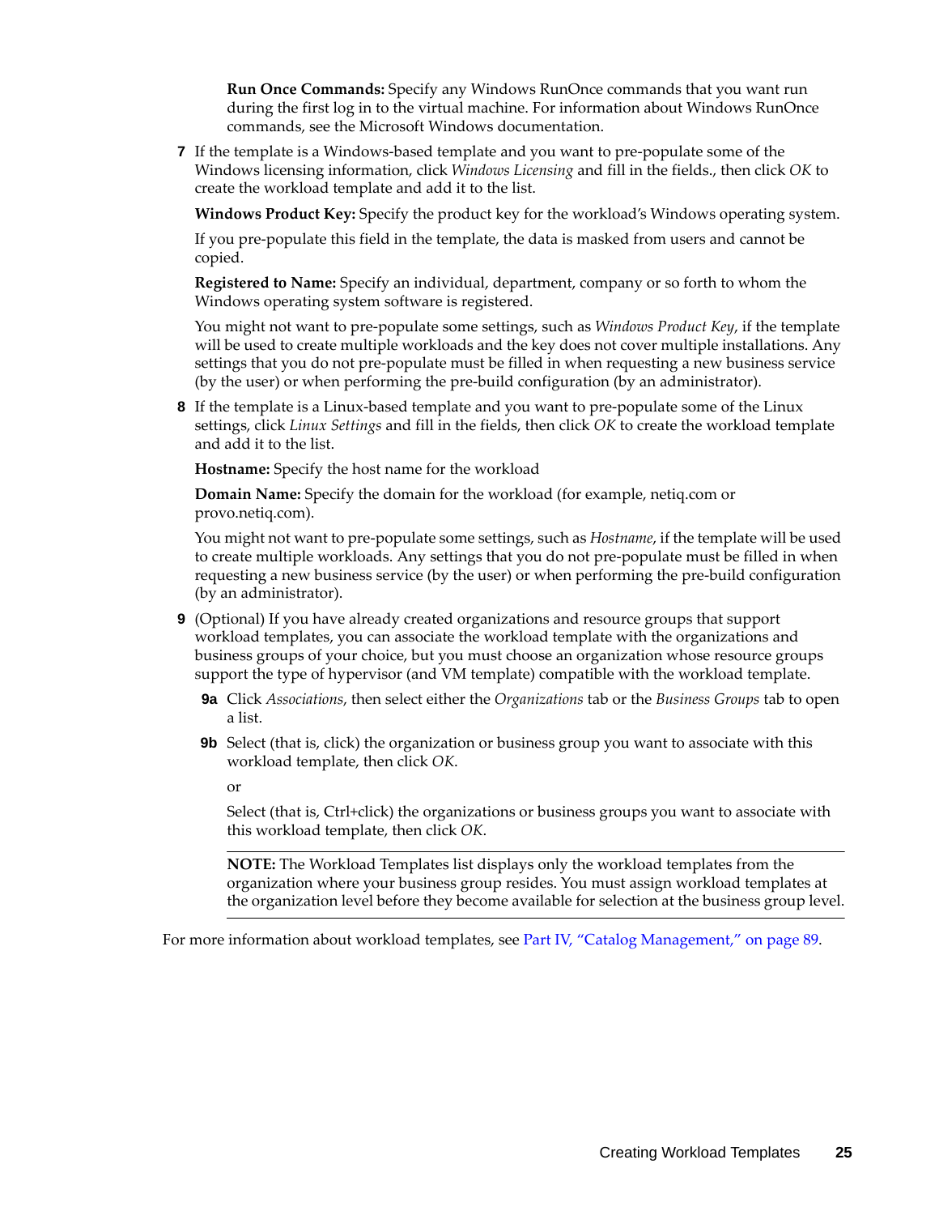**Run Once Commands:** Specify any Windows RunOnce commands that you want run during the first log in to the virtual machine. For information about Windows RunOnce commands, see the Microsoft Windows documentation.

7. If the template is a Windows-based template and you want to pre-populate some of the Windows licensing information, click *Windows Licensing* and fill in the fields., then click *OK* to create the workload template and add it to the list.

   **Windows Product Key:** Specify the product key for the workload's Windows operating system.

   If you pre-populate this field in the template, the data is masked from users and cannot be copied.

   **Registered to Name:** Specify an individual, department, company or so forth to whom the Windows operating system software is registered.

   You might not want to pre-populate some settings, such as *Windows Product Key*, if the template will be used to create multiple workloads and the key does not cover multiple installations. Any settings that you do not pre-populate must be filled in when requesting a new business service (by the user) or when performing the pre-build configuration (by an administrator).

8. If the template is a Linux-based template and you want to pre-populate some of the Linux settings, click *Linux Settings* and fill in the fields, then click *OK* to create the workload template and add it to the list.

   **Hostname:** Specify the host name for the workload

   **Domain Name:** Specify the domain for the workload (for example, netiq.com or provo.netiq.com).

   You might not want to pre-populate some settings, such as *Hostname*, if the template will be used to create multiple workloads. Any settings that you do not pre-populate must be filled in when requesting a new business service (by the user) or when performing the pre-build configuration (by an administrator).

9. (Optional) If you have already created organizations and resource groups that support workload templates, you can associate the workload template with the organizations and business groups of your choice, but you must choose an organization whose resource groups support the type of hypervisor (and VM template) compatible with the workload template.

   **9a** Click *Associations*, then select either the *Organizations* tab or the *Business Groups* tab to open a list.

   **9b** Select (that is, click) the organization or business group you want to associate with this workload template, then click *OK*.

   or

   Select (that is, Ctrl+click) the organizations or business groups you want to associate with this workload template, then click *OK*.

   ---

   **NOTE:** The Workload Templates list displays only the workload templates from the organization where your business group resides. You must assign workload templates at the organization level before they become available for selection at the business group level.

   ---

For more information about workload templates, see Part IV, "Catalog Management," on page 89.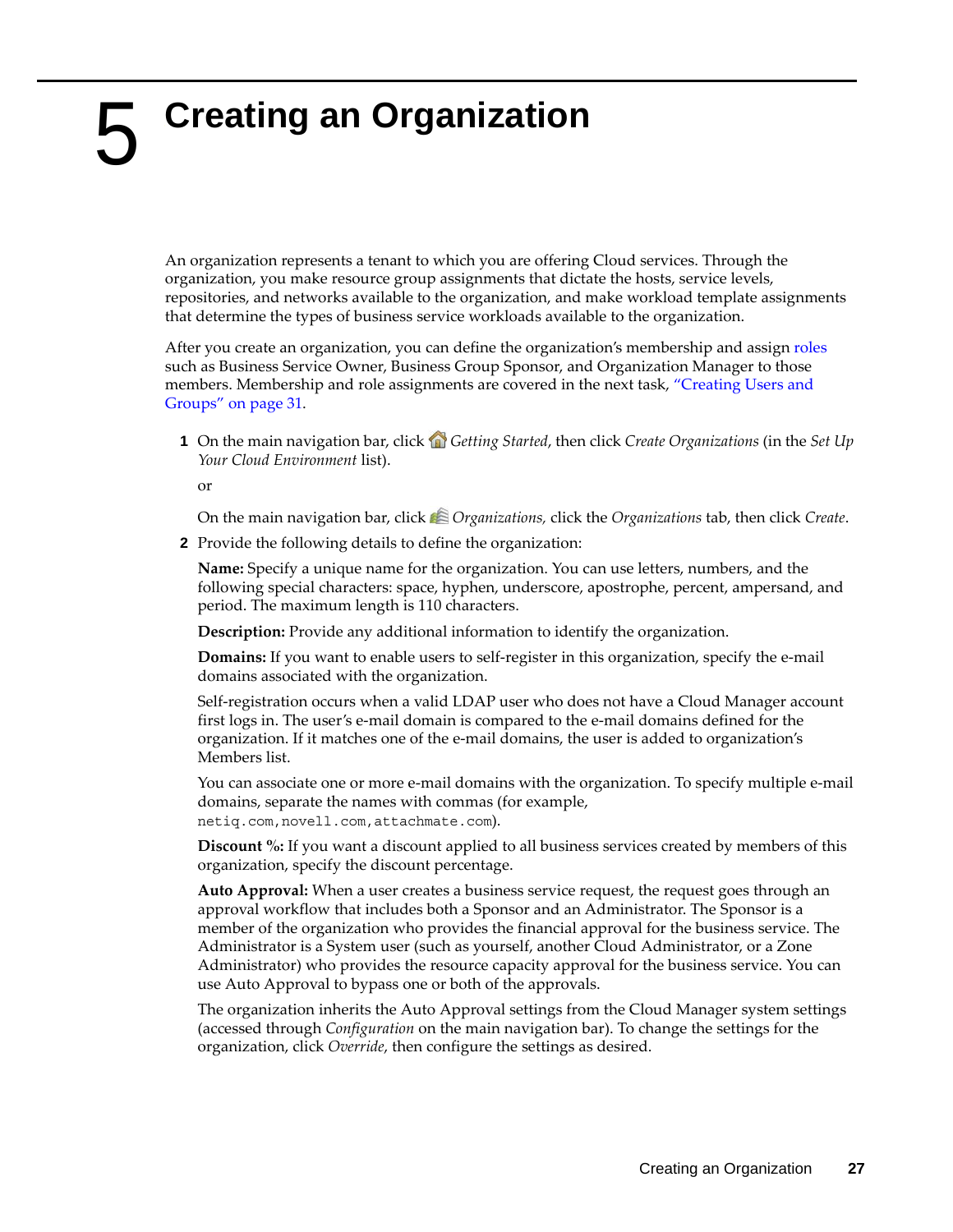# 5 Creating an Organization

An organization represents a tenant to which you are offering Cloud services. Through the organization, you make resource group assignments that dictate the hosts, service levels, repositories, and networks available to the organization, and make workload template assignments that determine the types of business service workloads available to the organization.

After you create an organization, you can define the organization's membership and assign roles such as Business Service Owner, Business Group Sponsor, and Organization Manager to those members. Membership and role assignments are covered in the next task, "Creating Users and Groups" on page 31.

1. On the main navigation bar, click *Getting Started*, then click *Create Organizations* (in the *Set Up Your Cloud Environment* list).

   or

   On the main navigation bar, click *Organizations,* click the *Organizations* tab, then click *Create*.

2. Provide the following details to define the organization:

   **Name:** Specify a unique name for the organization. You can use letters, numbers, and the following special characters: space, hyphen, underscore, apostrophe, percent, ampersand, and period. The maximum length is 110 characters.

   **Description:** Provide any additional information to identify the organization.

   **Domains:** If you want to enable users to self-register in this organization, specify the e-mail domains associated with the organization.

   Self-registration occurs when a valid LDAP user who does not have a Cloud Manager account first logs in. The user's e-mail domain is compared to the e-mail domains defined for the organization. If it matches one of the e-mail domains, the user is added to organization's Members list.

   You can associate one or more e-mail domains with the organization. To specify multiple e-mail domains, separate the names with commas (for example, `netiq.com,novell.com,attachmate.com`).

   **Discount %:** If you want a discount applied to all business services created by members of this organization, specify the discount percentage.

   **Auto Approval:** When a user creates a business service request, the request goes through an approval workflow that includes both a Sponsor and an Administrator. The Sponsor is a member of the organization who provides the financial approval for the business service. The Administrator is a System user (such as yourself, another Cloud Administrator, or a Zone Administrator) who provides the resource capacity approval for the business service. You can use Auto Approval to bypass one or both of the approvals.

   The organization inherits the Auto Approval settings from the Cloud Manager system settings (accessed through *Configuration* on the main navigation bar). To change the settings for the organization, click *Override*, then configure the settings as desired.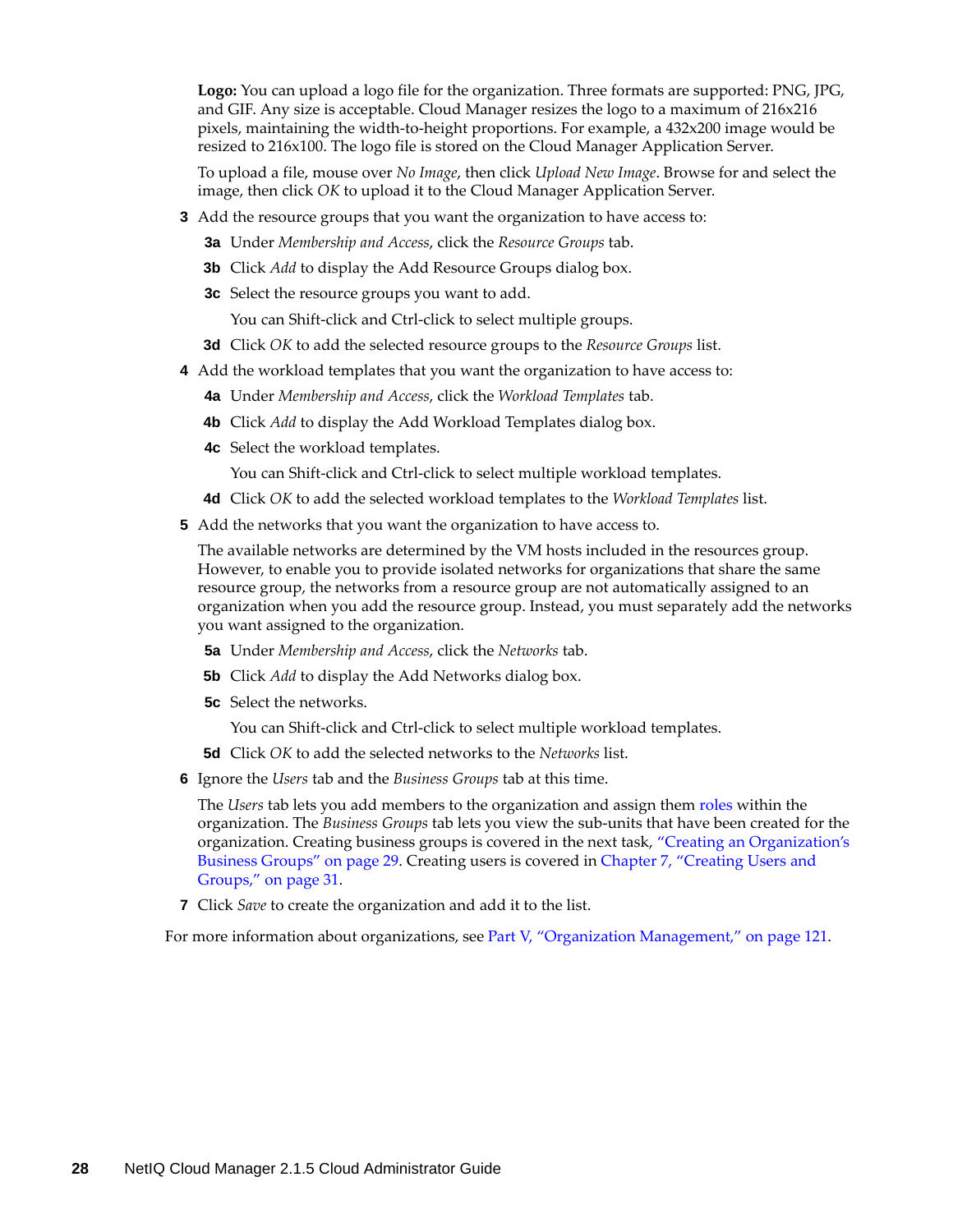**Logo:** You can upload a logo file for the organization. Three formats are supported: PNG, JPG, and GIF. Any size is acceptable. Cloud Manager resizes the logo to a maximum of 216x216 pixels, maintaining the width-to-height proportions. For example, a 432x200 image would be resized to 216x100. The logo file is stored on the Cloud Manager Application Server.

To upload a file, mouse over *No Image*, then click *Upload New Image*. Browse for and select the image, then click *OK* to upload it to the Cloud Manager Application Server.

**3** Add the resource groups that you want the organization to have access to:

**3a** Under *Membership and Access*, click the *Resource Groups* tab.

**3b** Click *Add* to display the Add Resource Groups dialog box.

**3c** Select the resource groups you want to add.

You can Shift-click and Ctrl-click to select multiple groups.

**3d** Click *OK* to add the selected resource groups to the *Resource Groups* list.

**4** Add the workload templates that you want the organization to have access to:

**4a** Under *Membership and Access*, click the *Workload Templates* tab.

**4b** Click *Add* to display the Add Workload Templates dialog box.

**4c** Select the workload templates.

You can Shift-click and Ctrl-click to select multiple workload templates.

**4d** Click *OK* to add the selected workload templates to the *Workload Templates* list.

**5** Add the networks that you want the organization to have access to.

The available networks are determined by the VM hosts included in the resources group. However, to enable you to provide isolated networks for organizations that share the same resource group, the networks from a resource group are not automatically assigned to an organization when you add the resource group. Instead, you must separately add the networks you want assigned to the organization.

**5a** Under *Membership and Access*, click the *Networks* tab.

**5b** Click *Add* to display the Add Networks dialog box.

**5c** Select the networks.

You can Shift-click and Ctrl-click to select multiple workload templates.

**5d** Click *OK* to add the selected networks to the *Networks* list.

**6** Ignore the *Users* tab and the *Business Groups* tab at this time.

The *Users* tab lets you add members to the organization and assign them roles within the organization. The *Business Groups* tab lets you view the sub-units that have been created for the organization. Creating business groups is covered in the next task, "Creating an Organization's Business Groups" on page 29. Creating users is covered in Chapter 7, "Creating Users and Groups," on page 31.

**7** Click *Save* to create the organization and add it to the list.

For more information about organizations, see Part V, "Organization Management," on page 121.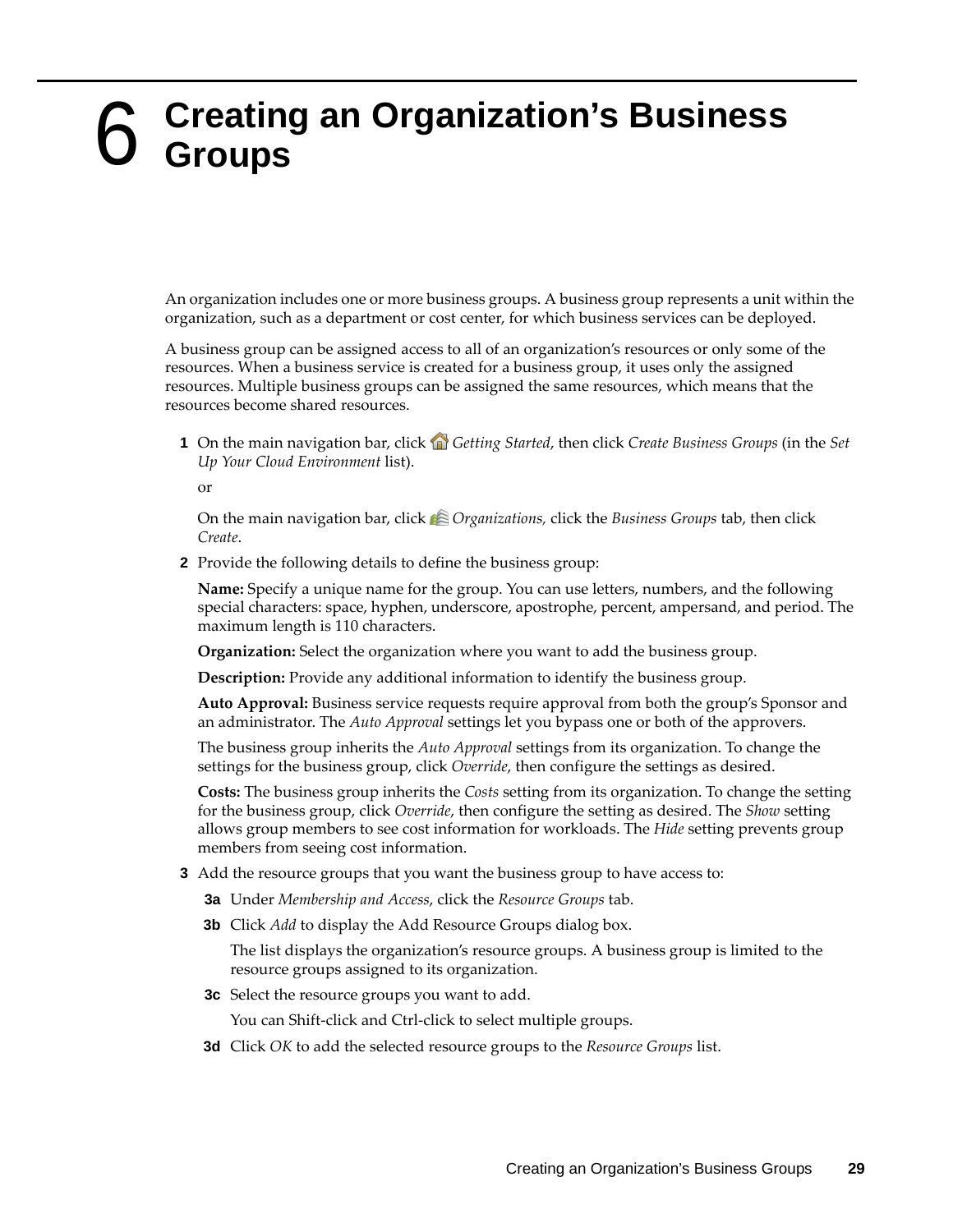# 6 Creating an Organization's Business Groups

An organization includes one or more business groups. A business group represents a unit within the organization, such as a department or cost center, for which business services can be deployed.

A business group can be assigned access to all of an organization's resources or only some of the resources. When a business service is created for a business group, it uses only the assigned resources. Multiple business groups can be assigned the same resources, which means that the resources become shared resources.

**1** On the main navigation bar, click *Getting Started*, then click *Create Business Groups* (in the *Set Up Your Cloud Environment* list).

or

On the main navigation bar, click *Organizations,* click the *Business Groups* tab, then click *Create*.

**2** Provide the following details to define the business group:

**Name:** Specify a unique name for the group. You can use letters, numbers, and the following special characters: space, hyphen, underscore, apostrophe, percent, ampersand, and period. The maximum length is 110 characters.

**Organization:** Select the organization where you want to add the business group.

**Description:** Provide any additional information to identify the business group.

**Auto Approval:** Business service requests require approval from both the group's Sponsor and an administrator. The *Auto Approval* settings let you bypass one or both of the approvers.

The business group inherits the *Auto Approval* settings from its organization. To change the settings for the business group, click *Override*, then configure the settings as desired.

**Costs:** The business group inherits the *Costs* setting from its organization. To change the setting for the business group, click *Override*, then configure the setting as desired. The *Show* setting allows group members to see cost information for workloads. The *Hide* setting prevents group members from seeing cost information.

**3** Add the resource groups that you want the business group to have access to:

**3a** Under *Membership and Access*, click the *Resource Groups* tab.

**3b** Click *Add* to display the Add Resource Groups dialog box.

The list displays the organization's resource groups. A business group is limited to the resource groups assigned to its organization.

**3c** Select the resource groups you want to add.

You can Shift-click and Ctrl-click to select multiple groups.

**3d** Click *OK* to add the selected resource groups to the *Resource Groups* list.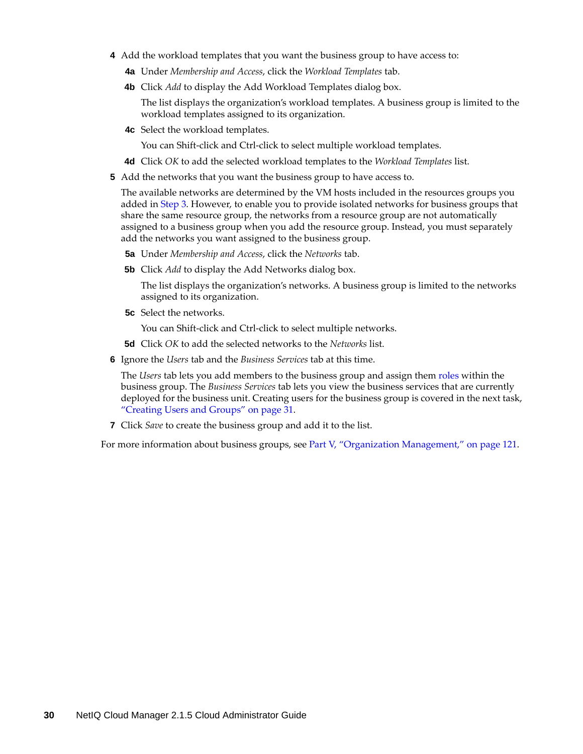4 Add the workload templates that you want the business group to have access to:

   4a Under *Membership and Access*, click the *Workload Templates* tab.

   4b Click *Add* to display the Add Workload Templates dialog box.

   The list displays the organization's workload templates. A business group is limited to the workload templates assigned to its organization.

   4c Select the workload templates.

   You can Shift-click and Ctrl-click to select multiple workload templates.

   4d Click *OK* to add the selected workload templates to the *Workload Templates* list.

5 Add the networks that you want the business group to have access to.

   The available networks are determined by the VM hosts included in the resources groups you added in Step 3. However, to enable you to provide isolated networks for business groups that share the same resource group, the networks from a resource group are not automatically assigned to a business group when you add the resource group. Instead, you must separately add the networks you want assigned to the business group.

   5a Under *Membership and Access*, click the *Networks* tab.

   5b Click *Add* to display the Add Networks dialog box.

   The list displays the organization's networks. A business group is limited to the networks assigned to its organization.

   5c Select the networks.

   You can Shift-click and Ctrl-click to select multiple networks.

   5d Click *OK* to add the selected networks to the *Networks* list.

6 Ignore the *Users* tab and the *Business Services* tab at this time.

   The *Users* tab lets you add members to the business group and assign them roles within the business group. The *Business Services* tab lets you view the business services that are currently deployed for the business unit. Creating users for the business group is covered in the next task, "Creating Users and Groups" on page 31.

7 Click *Save* to create the business group and add it to the list.

For more information about business groups, see Part V, "Organization Management," on page 121.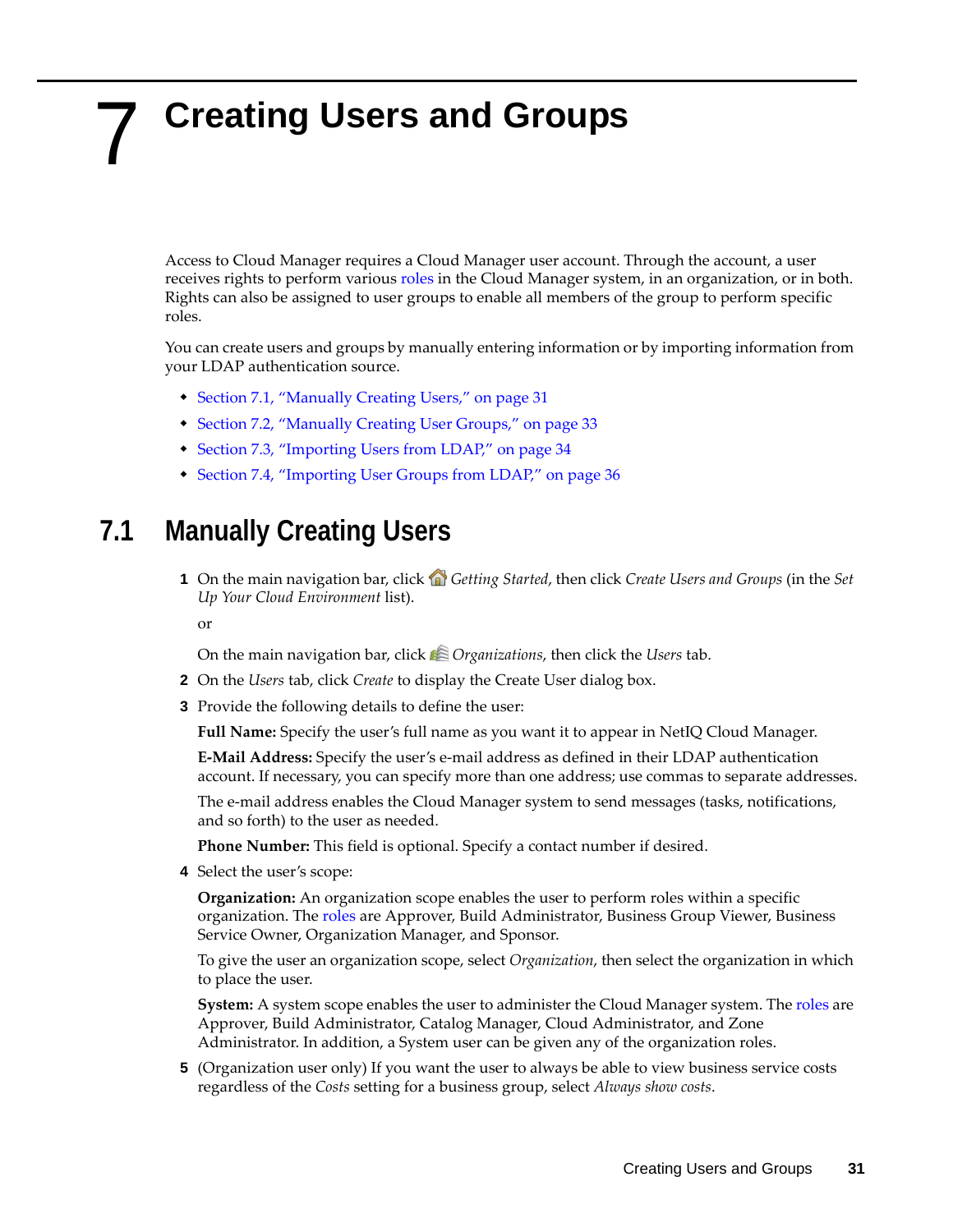# 7 Creating Users and Groups

Access to Cloud Manager requires a Cloud Manager user account. Through the account, a user receives rights to perform various roles in the Cloud Manager system, in an organization, or in both. Rights can also be assigned to user groups to enable all members of the group to perform specific roles.

You can create users and groups by manually entering information or by importing information from your LDAP authentication source.

- Section 7.1, "Manually Creating Users," on page 31
- Section 7.2, "Manually Creating User Groups," on page 33
- Section 7.3, "Importing Users from LDAP," on page 34
- Section 7.4, "Importing User Groups from LDAP," on page 36

## 7.1 Manually Creating Users

1 On the main navigation bar, click *Getting Started*, then click *Create Users and Groups* (in the *Set Up Your Cloud Environment* list).

   or

   On the main navigation bar, click *Organizations*, then click the *Users* tab.

2 On the *Users* tab, click *Create* to display the Create User dialog box.

3 Provide the following details to define the user:

   **Full Name:** Specify the user's full name as you want it to appear in NetIQ Cloud Manager.

   **E-Mail Address:** Specify the user's e-mail address as defined in their LDAP authentication account. If necessary, you can specify more than one address; use commas to separate addresses.

   The e-mail address enables the Cloud Manager system to send messages (tasks, notifications, and so forth) to the user as needed.

   **Phone Number:** This field is optional. Specify a contact number if desired.

4 Select the user's scope:

   **Organization:** An organization scope enables the user to perform roles within a specific organization. The roles are Approver, Build Administrator, Business Group Viewer, Business Service Owner, Organization Manager, and Sponsor.

   To give the user an organization scope, select *Organization*, then select the organization in which to place the user.

   **System:** A system scope enables the user to administer the Cloud Manager system. The roles are Approver, Build Administrator, Catalog Manager, Cloud Administrator, and Zone Administrator. In addition, a System user can be given any of the organization roles.

5 (Organization user only) If you want the user to always be able to view business service costs regardless of the *Costs* setting for a business group, select *Always show costs*.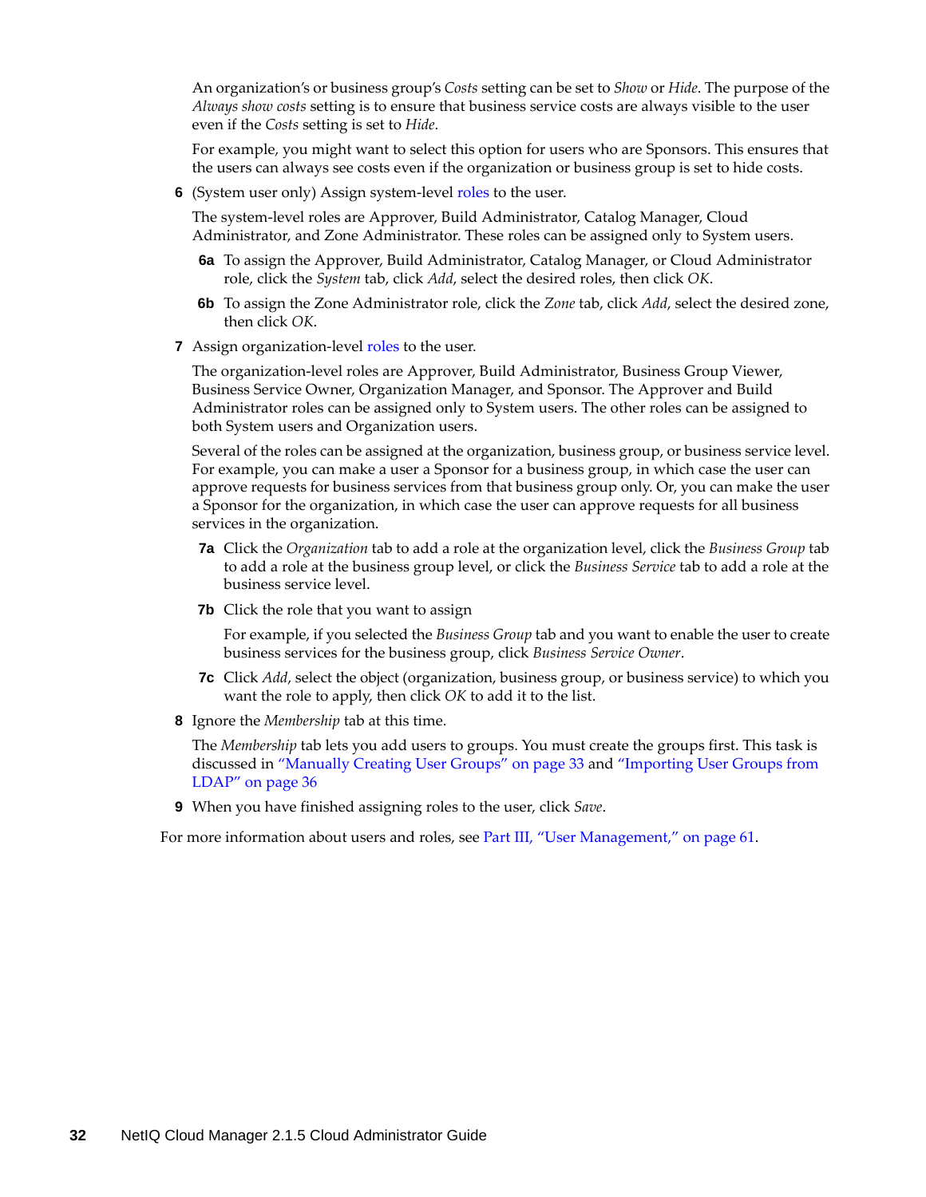An organization's or business group's *Costs* setting can be set to *Show* or *Hide*. The purpose of the *Always show costs* setting is to ensure that business service costs are always visible to the user even if the *Costs* setting is set to *Hide*.

For example, you might want to select this option for users who are Sponsors. This ensures that the users can always see costs even if the organization or business group is set to hide costs.

**6** (System user only) Assign system-level roles to the user.

The system-level roles are Approver, Build Administrator, Catalog Manager, Cloud Administrator, and Zone Administrator. These roles can be assigned only to System users.

**6a** To assign the Approver, Build Administrator, Catalog Manager, or Cloud Administrator role, click the *System* tab, click *Add*, select the desired roles, then click *OK*.

**6b** To assign the Zone Administrator role, click the *Zone* tab, click *Add*, select the desired zone, then click *OK*.

**7** Assign organization-level roles to the user.

The organization-level roles are Approver, Build Administrator, Business Group Viewer, Business Service Owner, Organization Manager, and Sponsor. The Approver and Build Administrator roles can be assigned only to System users. The other roles can be assigned to both System users and Organization users.

Several of the roles can be assigned at the organization, business group, or business service level. For example, you can make a user a Sponsor for a business group, in which case the user can approve requests for business services from that business group only. Or, you can make the user a Sponsor for the organization, in which case the user can approve requests for all business services in the organization.

**7a** Click the *Organization* tab to add a role at the organization level, click the *Business Group* tab to add a role at the business group level, or click the *Business Service* tab to add a role at the business service level.

**7b** Click the role that you want to assign

For example, if you selected the *Business Group* tab and you want to enable the user to create business services for the business group, click *Business Service Owner*.

**7c** Click *Add*, select the object (organization, business group, or business service) to which you want the role to apply, then click *OK* to add it to the list.

**8** Ignore the *Membership* tab at this time.

The *Membership* tab lets you add users to groups. You must create the groups first. This task is discussed in "Manually Creating User Groups" on page 33 and "Importing User Groups from LDAP" on page 36

**9** When you have finished assigning roles to the user, click *Save*.

For more information about users and roles, see Part III, "User Management," on page 61.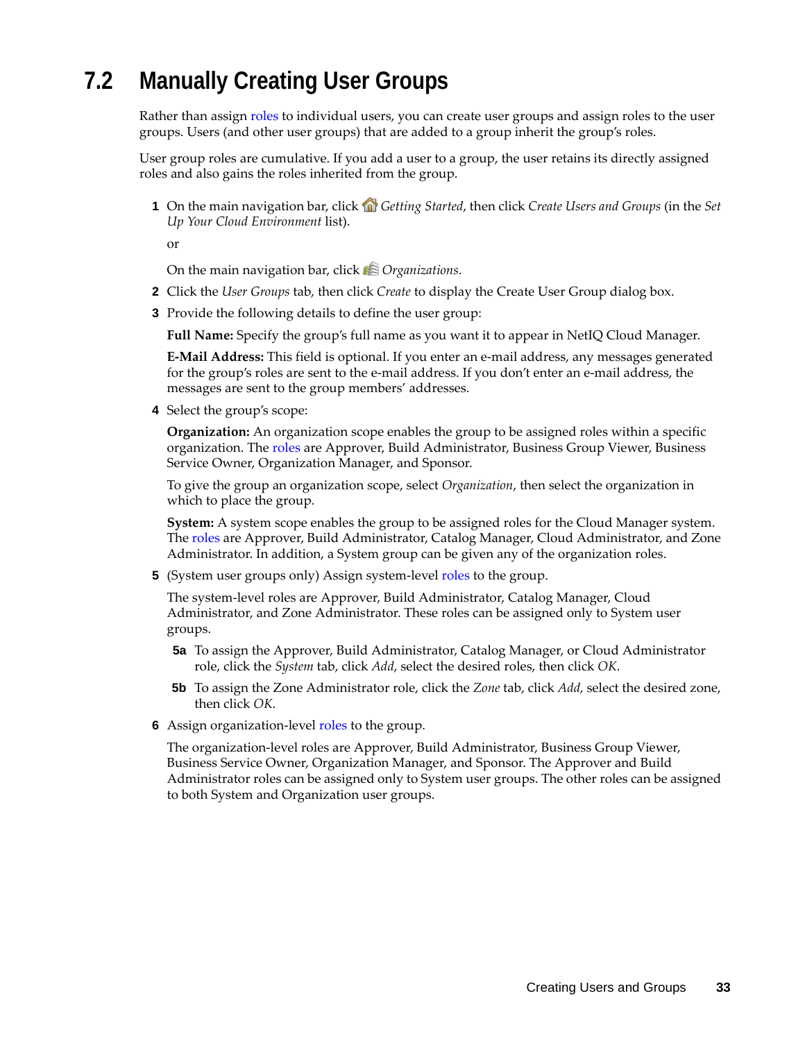## 7.2 Manually Creating User Groups

Rather than assign roles to individual users, you can create user groups and assign roles to the user groups. Users (and other user groups) that are added to a group inherit the group's roles.

User group roles are cumulative. If you add a user to a group, the user retains its directly assigned roles and also gains the roles inherited from the group.

1 On the main navigation bar, click *Getting Started*, then click *Create Users and Groups* (in the *Set Up Your Cloud Environment* list).

   or

   On the main navigation bar, click *Organizations*.

2 Click the *User Groups* tab, then click *Create* to display the Create User Group dialog box.

3 Provide the following details to define the user group:

   **Full Name:** Specify the group's full name as you want it to appear in NetIQ Cloud Manager.

   **E-Mail Address:** This field is optional. If you enter an e-mail address, any messages generated for the group's roles are sent to the e-mail address. If you don't enter an e-mail address, the messages are sent to the group members' addresses.

4 Select the group's scope:

   **Organization:** An organization scope enables the group to be assigned roles within a specific organization. The roles are Approver, Build Administrator, Business Group Viewer, Business Service Owner, Organization Manager, and Sponsor.

   To give the group an organization scope, select *Organization*, then select the organization in which to place the group.

   **System:** A system scope enables the group to be assigned roles for the Cloud Manager system. The roles are Approver, Build Administrator, Catalog Manager, Cloud Administrator, and Zone Administrator. In addition, a System group can be given any of the organization roles.

5 (System user groups only) Assign system-level roles to the group.

   The system-level roles are Approver, Build Administrator, Catalog Manager, Cloud Administrator, and Zone Administrator. These roles can be assigned only to System user groups.

   5a To assign the Approver, Build Administrator, Catalog Manager, or Cloud Administrator role, click the *System* tab, click *Add*, select the desired roles, then click *OK*.

   5b To assign the Zone Administrator role, click the *Zone* tab, click *Add*, select the desired zone, then click *OK*.

6 Assign organization-level roles to the group.

   The organization-level roles are Approver, Build Administrator, Business Group Viewer, Business Service Owner, Organization Manager, and Sponsor. The Approver and Build Administrator roles can be assigned only to System user groups. The other roles can be assigned to both System and Organization user groups.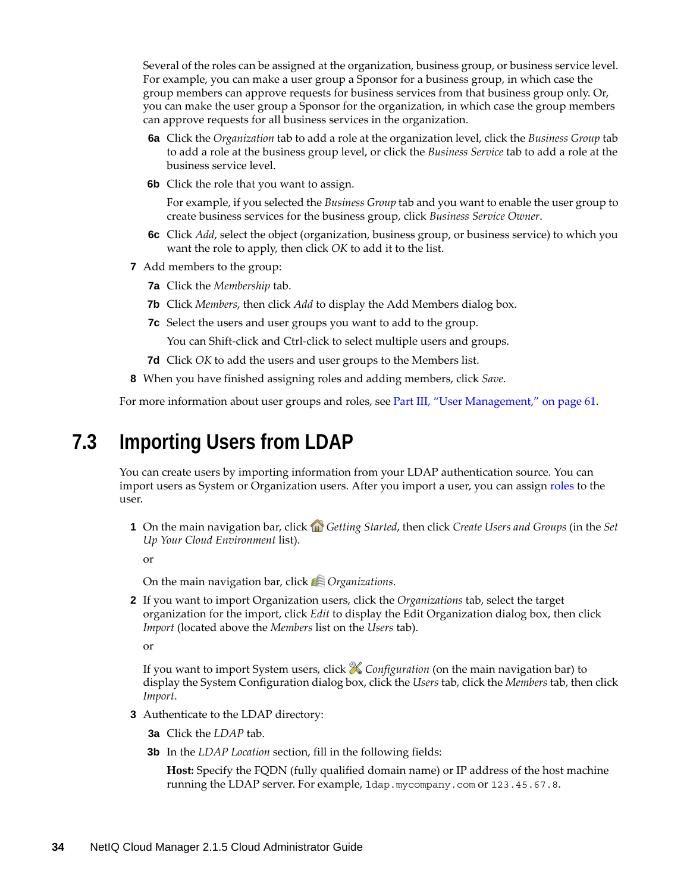Several of the roles can be assigned at the organization, business group, or business service level. For example, you can make a user group a Sponsor for a business group, in which case the group members can approve requests for business services from that business group only. Or, you can make the user group a Sponsor for the organization, in which case the group members can approve requests for all business services in the organization.

- **6a** Click the *Organization* tab to add a role at the organization level, click the *Business Group* tab to add a role at the business group level, or click the *Business Service* tab to add a role at the business service level.
- **6b** Click the role that you want to assign.

  For example, if you selected the *Business Group* tab and you want to enable the user group to create business services for the business group, click *Business Service Owner*.
- **6c** Click *Add*, select the object (organization, business group, or business service) to which you want the role to apply, then click *OK* to add it to the list.

**7** Add members to the group:

- **7a** Click the *Membership* tab.
- **7b** Click *Members*, then click *Add* to display the Add Members dialog box.
- **7c** Select the users and user groups you want to add to the group.

  You can Shift-click and Ctrl-click to select multiple users and groups.
- **7d** Click *OK* to add the users and user groups to the Members list.

**8** When you have finished assigning roles and adding members, click *Save*.

For more information about user groups and roles, see Part III, "User Management," on page 61.

## 7.3 Importing Users from LDAP

You can create users by importing information from your LDAP authentication source. You can import users as System or Organization users. After you import a user, you can assign roles to the user.

**1** On the main navigation bar, click *Getting Started*, then click *Create Users and Groups* (in the *Set Up Your Cloud Environment* list).

or

On the main navigation bar, click *Organizations*.

**2** If you want to import Organization users, click the *Organizations* tab, select the target organization for the import, click *Edit* to display the Edit Organization dialog box, then click *Import* (located above the *Members* list on the *Users* tab).

or

If you want to import System users, click *Configuration* (on the main navigation bar) to display the System Configuration dialog box, click the *Users* tab, click the *Members* tab, then click *Import*.

**3** Authenticate to the LDAP directory:

- **3a** Click the *LDAP* tab.
- **3b** In the *LDAP Location* section, fill in the following fields:

  **Host:** Specify the FQDN (fully qualified domain name) or IP address of the host machine running the LDAP server. For example, `ldap.mycompany.com` or `123.45.67.8`.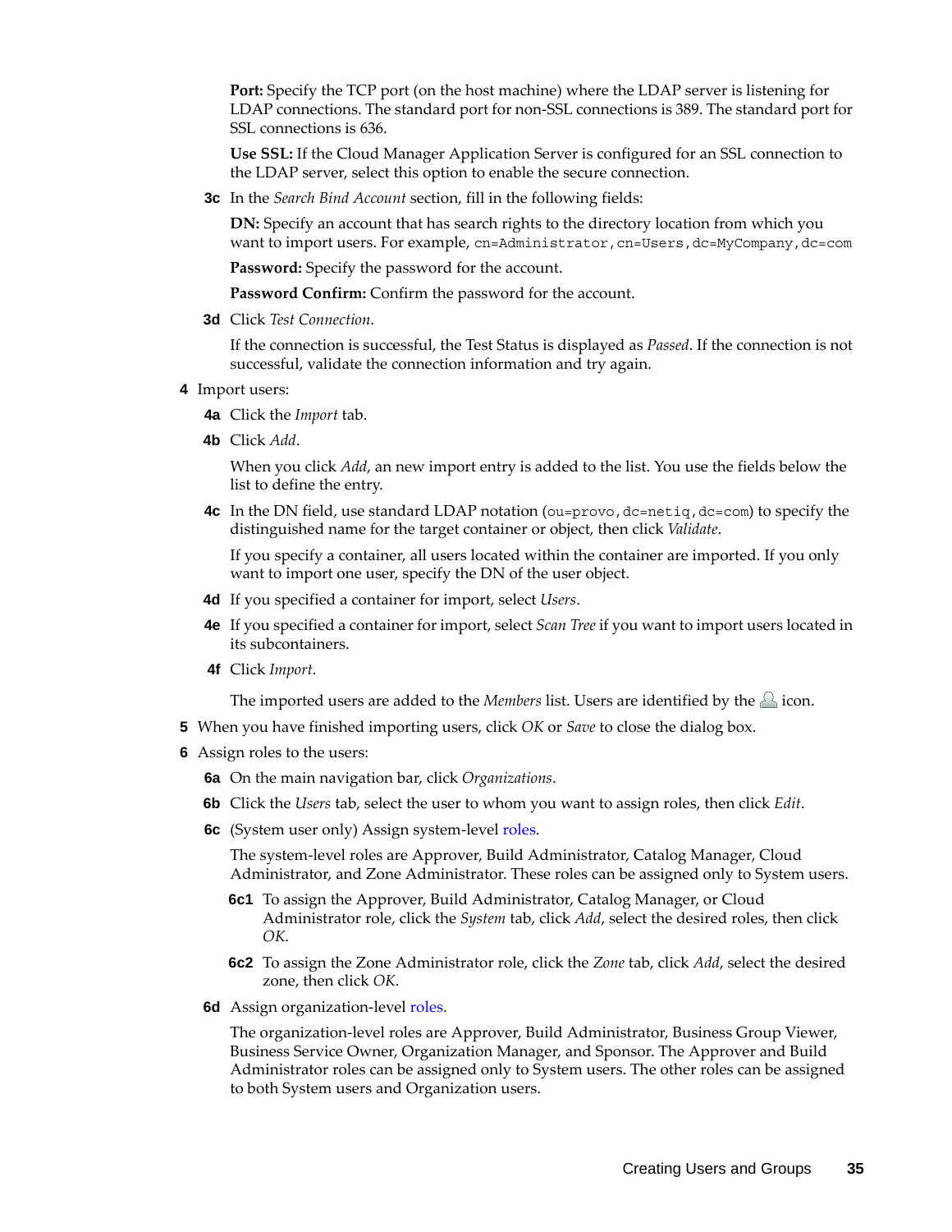**Port:** Specify the TCP port (on the host machine) where the LDAP server is listening for LDAP connections. The standard port for non-SSL connections is 389. The standard port for SSL connections is 636.

**Use SSL:** If the Cloud Manager Application Server is configured for an SSL connection to the LDAP server, select this option to enable the secure connection.

**3c** In the *Search Bind Account* section, fill in the following fields:

**DN:** Specify an account that has search rights to the directory location from which you want to import users. For example, `cn=Administrator,cn=Users,dc=MyCompany,dc=com`

**Password:** Specify the password for the account.

**Password Confirm:** Confirm the password for the account.

**3d** Click *Test Connection*.

If the connection is successful, the Test Status is displayed as *Passed*. If the connection is not successful, validate the connection information and try again.

**4** Import users:

**4a** Click the *Import* tab.

**4b** Click *Add*.

When you click *Add*, an new import entry is added to the list. You use the fields below the list to define the entry.

**4c** In the DN field, use standard LDAP notation (`ou=provo,dc=netiq,dc=com`) to specify the distinguished name for the target container or object, then click *Validate*.

If you specify a container, all users located within the container are imported. If you only want to import one user, specify the DN of the user object.

**4d** If you specified a container for import, select *Users*.

**4e** If you specified a container for import, select *Scan Tree* if you want to import users located in its subcontainers.

**4f** Click *Import*.

The imported users are added to the *Members* list. Users are identified by the icon.

**5** When you have finished importing users, click *OK* or *Save* to close the dialog box.

**6** Assign roles to the users:

**6a** On the main navigation bar, click *Organizations*.

**6b** Click the *Users* tab, select the user to whom you want to assign roles, then click *Edit*.

**6c** (System user only) Assign system-level roles.

The system-level roles are Approver, Build Administrator, Catalog Manager, Cloud Administrator, and Zone Administrator. These roles can be assigned only to System users.

**6c1** To assign the Approver, Build Administrator, Catalog Manager, or Cloud Administrator role, click the *System* tab, click *Add*, select the desired roles, then click *OK*.

**6c2** To assign the Zone Administrator role, click the *Zone* tab, click *Add*, select the desired zone, then click *OK*.

**6d** Assign organization-level roles.

The organization-level roles are Approver, Build Administrator, Business Group Viewer, Business Service Owner, Organization Manager, and Sponsor. The Approver and Build Administrator roles can be assigned only to System users. The other roles can be assigned to both System users and Organization users.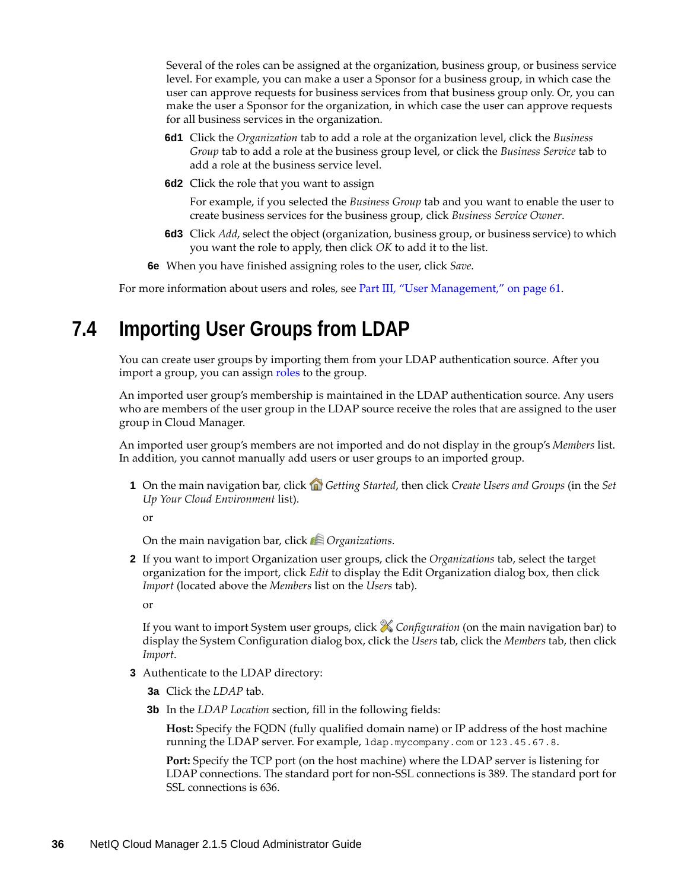Several of the roles can be assigned at the organization, business group, or business service level. For example, you can make a user a Sponsor for a business group, in which case the user can approve requests for business services from that business group only. Or, you can make the user a Sponsor for the organization, in which case the user can approve requests for all business services in the organization.

**6d1** Click the *Organization* tab to add a role at the organization level, click the *Business Group* tab to add a role at the business group level, or click the *Business Service* tab to add a role at the business service level.

**6d2** Click the role that you want to assign

For example, if you selected the *Business Group* tab and you want to enable the user to create business services for the business group, click *Business Service Owner*.

**6d3** Click *Add*, select the object (organization, business group, or business service) to which you want the role to apply, then click *OK* to add it to the list.

**6e** When you have finished assigning roles to the user, click *Save*.

For more information about users and roles, see Part III, "User Management," on page 61.

## 7.4 Importing User Groups from LDAP

You can create user groups by importing them from your LDAP authentication source. After you import a group, you can assign roles to the group.

An imported user group's membership is maintained in the LDAP authentication source. Any users who are members of the user group in the LDAP source receive the roles that are assigned to the user group in Cloud Manager.

An imported user group's members are not imported and do not display in the group's *Members* list. In addition, you cannot manually add users or user groups to an imported group.

**1** On the main navigation bar, click *Getting Started*, then click *Create Users and Groups* (in the *Set Up Your Cloud Environment* list).

or

On the main navigation bar, click *Organizations*.

**2** If you want to import Organization user groups, click the *Organizations* tab, select the target organization for the import, click *Edit* to display the Edit Organization dialog box, then click *Import* (located above the *Members* list on the *Users* tab).

or

If you want to import System user groups, click *Configuration* (on the main navigation bar) to display the System Configuration dialog box, click the *Users* tab, click the *Members* tab, then click *Import*.

**3** Authenticate to the LDAP directory:

**3a** Click the *LDAP* tab.

**3b** In the *LDAP Location* section, fill in the following fields:

**Host:** Specify the FQDN (fully qualified domain name) or IP address of the host machine running the LDAP server. For example, `ldap.mycompany.com` or `123.45.67.8`.

**Port:** Specify the TCP port (on the host machine) where the LDAP server is listening for LDAP connections. The standard port for non-SSL connections is 389. The standard port for SSL connections is 636.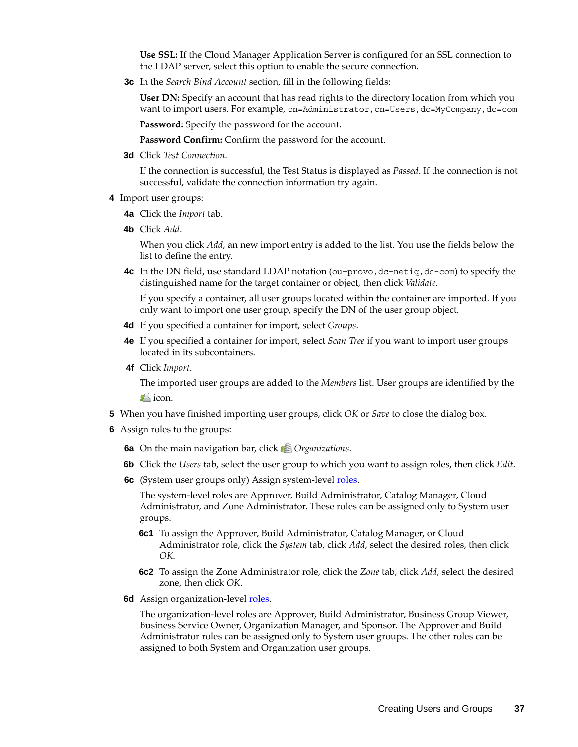**Use SSL:** If the Cloud Manager Application Server is configured for an SSL connection to the LDAP server, select this option to enable the secure connection.

**3c** In the *Search Bind Account* section, fill in the following fields:

**User DN:** Specify an account that has read rights to the directory location from which you want to import users. For example, `cn=Administrator,cn=Users,dc=MyCompany,dc=com`

**Password:** Specify the password for the account.

**Password Confirm:** Confirm the password for the account.

**3d** Click *Test Connection*.

If the connection is successful, the Test Status is displayed as *Passed*. If the connection is not successful, validate the connection information try again.

**4** Import user groups:

**4a** Click the *Import* tab.

**4b** Click *Add*.

When you click *Add*, an new import entry is added to the list. You use the fields below the list to define the entry.

**4c** In the DN field, use standard LDAP notation (`ou=provo,dc=netiq,dc=com`) to specify the distinguished name for the target container or object, then click *Validate*.

If you specify a container, all user groups located within the container are imported. If you only want to import one user group, specify the DN of the user group object.

**4d** If you specified a container for import, select *Groups*.

**4e** If you specified a container for import, select *Scan Tree* if you want to import user groups located in its subcontainers.

**4f** Click *Import*.

The imported user groups are added to the *Members* list. User groups are identified by the icon.

**5** When you have finished importing user groups, click *OK* or *Save* to close the dialog box.

**6** Assign roles to the groups:

**6a** On the main navigation bar, click *Organizations*.

**6b** Click the *Users* tab, select the user group to which you want to assign roles, then click *Edit*.

**6c** (System user groups only) Assign system-level roles.

The system-level roles are Approver, Build Administrator, Catalog Manager, Cloud Administrator, and Zone Administrator. These roles can be assigned only to System user groups.

**6c1** To assign the Approver, Build Administrator, Catalog Manager, or Cloud Administrator role, click the *System* tab, click *Add*, select the desired roles, then click *OK*.

**6c2** To assign the Zone Administrator role, click the *Zone* tab, click *Add*, select the desired zone, then click *OK*.

**6d** Assign organization-level roles.

The organization-level roles are Approver, Build Administrator, Business Group Viewer, Business Service Owner, Organization Manager, and Sponsor. The Approver and Build Administrator roles can be assigned only to System user groups. The other roles can be assigned to both System and Organization user groups.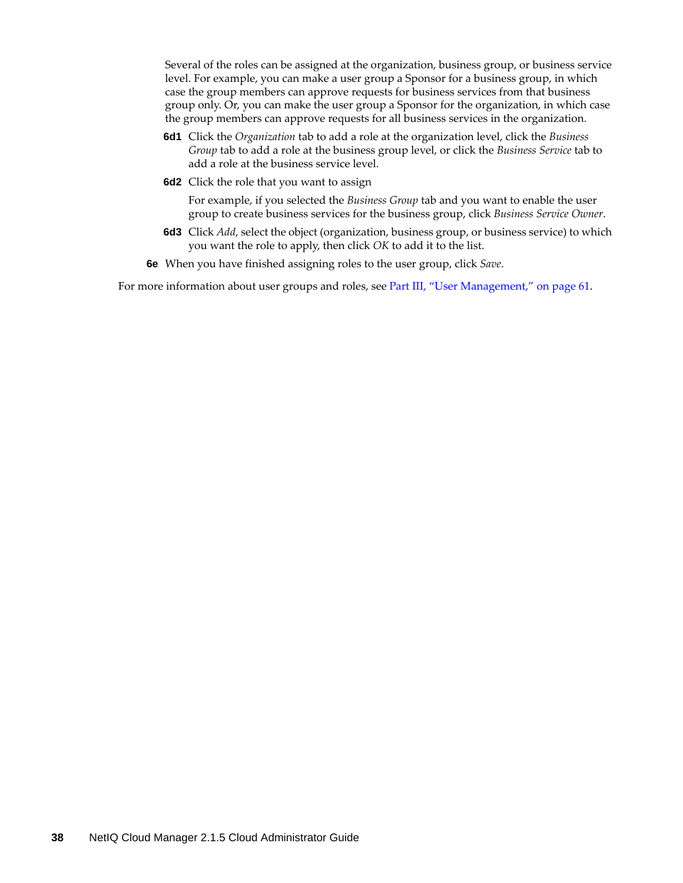Several of the roles can be assigned at the organization, business group, or business service level. For example, you can make a user group a Sponsor for a business group, in which case the group members can approve requests for business services from that business group only. Or, you can make the user group a Sponsor for the organization, in which case the group members can approve requests for all business services in the organization.

**6d1** Click the *Organization* tab to add a role at the organization level, click the *Business Group* tab to add a role at the business group level, or click the *Business Service* tab to add a role at the business service level.

**6d2** Click the role that you want to assign

For example, if you selected the *Business Group* tab and you want to enable the user group to create business services for the business group, click *Business Service Owner*.

**6d3** Click *Add*, select the object (organization, business group, or business service) to which you want the role to apply, then click *OK* to add it to the list.

**6e** When you have finished assigning roles to the user group, click *Save*.

For more information about user groups and roles, see Part III, “User Management,” on page 61.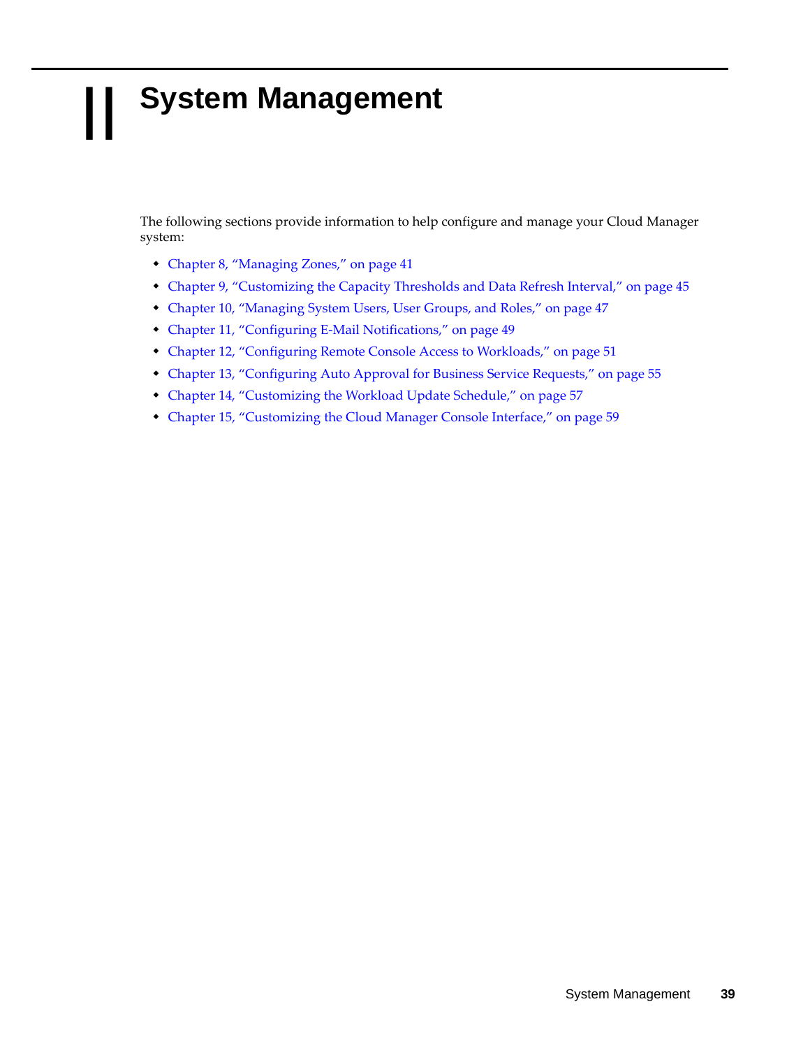# II System Management

The following sections provide information to help configure and manage your Cloud Manager system:

- Chapter 8, "Managing Zones," on page 41
- Chapter 9, "Customizing the Capacity Thresholds and Data Refresh Interval," on page 45
- Chapter 10, "Managing System Users, User Groups, and Roles," on page 47
- Chapter 11, "Configuring E-Mail Notifications," on page 49
- Chapter 12, "Configuring Remote Console Access to Workloads," on page 51
- Chapter 13, "Configuring Auto Approval for Business Service Requests," on page 55
- Chapter 14, "Customizing the Workload Update Schedule," on page 57
- Chapter 15, "Customizing the Cloud Manager Console Interface," on page 59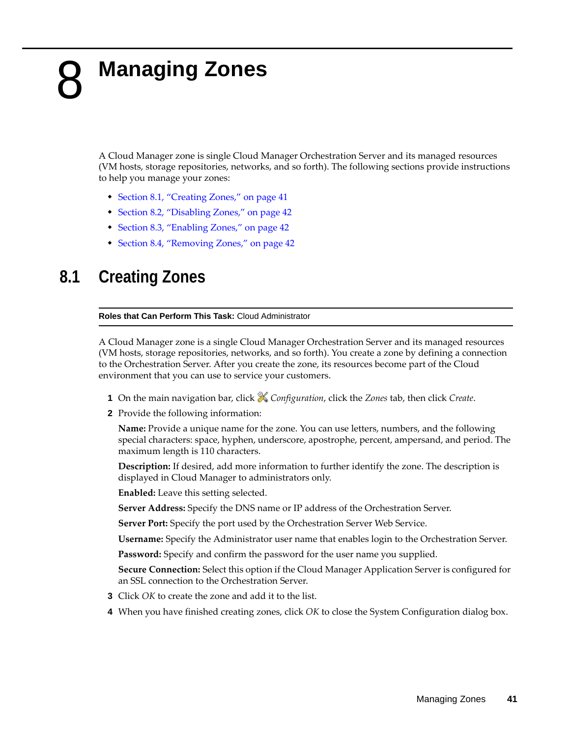# 8 Managing Zones

A Cloud Manager zone is single Cloud Manager Orchestration Server and its managed resources (VM hosts, storage repositories, networks, and so forth). The following sections provide instructions to help you manage your zones:

- Section 8.1, "Creating Zones," on page 41
- Section 8.2, "Disabling Zones," on page 42
- Section 8.3, "Enabling Zones," on page 42
- Section 8.4, "Removing Zones," on page 42

## 8.1 Creating Zones

**Roles that Can Perform This Task:** Cloud Administrator

A Cloud Manager zone is a single Cloud Manager Orchestration Server and its managed resources (VM hosts, storage repositories, networks, and so forth). You create a zone by defining a connection to the Orchestration Server. After you create the zone, its resources become part of the Cloud environment that you can use to service your customers.

1. On the main navigation bar, click *Configuration*, click the *Zones* tab, then click *Create*.
2. Provide the following information:

   **Name:** Provide a unique name for the zone. You can use letters, numbers, and the following special characters: space, hyphen, underscore, apostrophe, percent, ampersand, and period. The maximum length is 110 characters.

   **Description:** If desired, add more information to further identify the zone. The description is displayed in Cloud Manager to administrators only.

   **Enabled:** Leave this setting selected.

   **Server Address:** Specify the DNS name or IP address of the Orchestration Server.

   **Server Port:** Specify the port used by the Orchestration Server Web Service.

   **Username:** Specify the Administrator user name that enables login to the Orchestration Server.

   **Password:** Specify and confirm the password for the user name you supplied.

   **Secure Connection:** Select this option if the Cloud Manager Application Server is configured for an SSL connection to the Orchestration Server.
3. Click *OK* to create the zone and add it to the list.
4. When you have finished creating zones, click *OK* to close the System Configuration dialog box.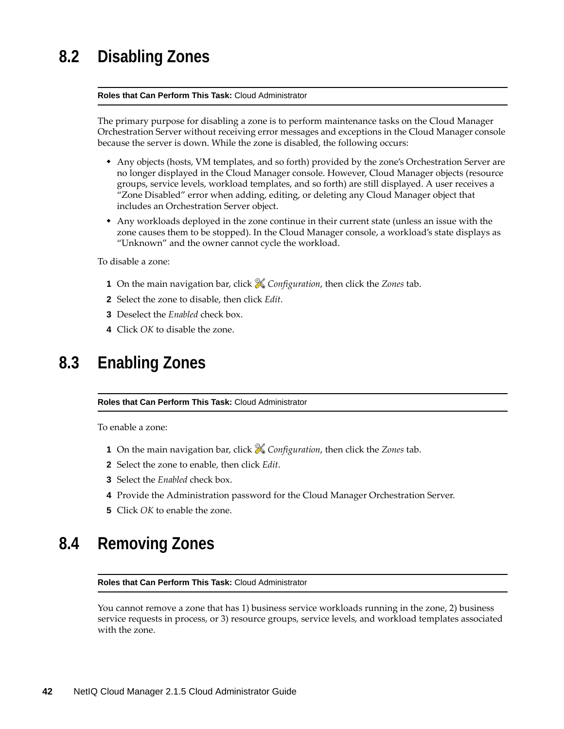## 8.2 Disabling Zones

**Roles that Can Perform This Task:** Cloud Administrator

The primary purpose for disabling a zone is to perform maintenance tasks on the Cloud Manager Orchestration Server without receiving error messages and exceptions in the Cloud Manager console because the server is down. While the zone is disabled, the following occurs:

- Any objects (hosts, VM templates, and so forth) provided by the zone's Orchestration Server are no longer displayed in the Cloud Manager console. However, Cloud Manager objects (resource groups, service levels, workload templates, and so forth) are still displayed. A user receives a "Zone Disabled" error when adding, editing, or deleting any Cloud Manager object that includes an Orchestration Server object.
- Any workloads deployed in the zone continue in their current state (unless an issue with the zone causes them to be stopped). In the Cloud Manager console, a workload's state displays as "Unknown" and the owner cannot cycle the workload.

To disable a zone:

1. On the main navigation bar, click *Configuration*, then click the *Zones* tab.
2. Select the zone to disable, then click *Edit*.
3. Deselect the *Enabled* check box.
4. Click *OK* to disable the zone.

## 8.3 Enabling Zones

**Roles that Can Perform This Task:** Cloud Administrator

To enable a zone:

1. On the main navigation bar, click *Configuration*, then click the *Zones* tab.
2. Select the zone to enable, then click *Edit*.
3. Select the *Enabled* check box.
4. Provide the Administration password for the Cloud Manager Orchestration Server.
5. Click *OK* to enable the zone.

## 8.4 Removing Zones

**Roles that Can Perform This Task:** Cloud Administrator

You cannot remove a zone that has 1) business service workloads running in the zone, 2) business service requests in process, or 3) resource groups, service levels, and workload templates associated with the zone.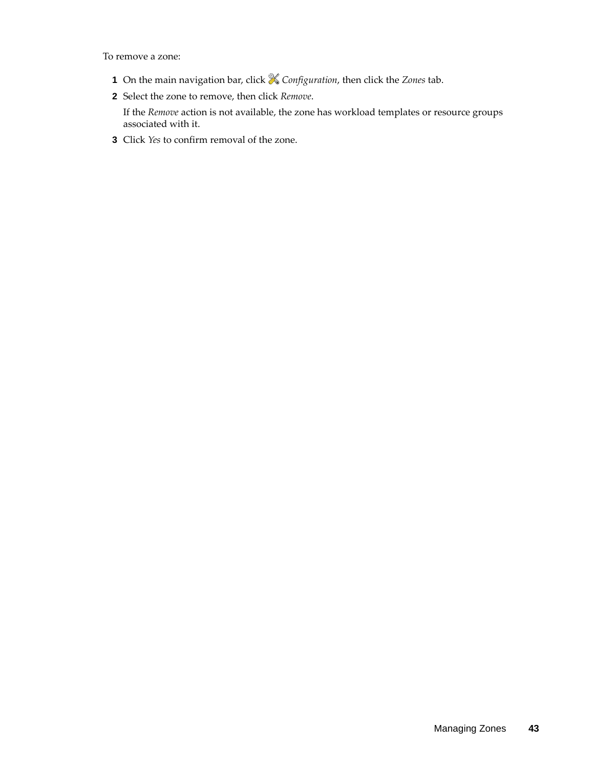To remove a zone:

1. On the main navigation bar, click *Configuration*, then click the *Zones* tab.
2. Select the zone to remove, then click *Remove*.

   If the *Remove* action is not available, the zone has workload templates or resource groups associated with it.
3. Click *Yes* to confirm removal of the zone.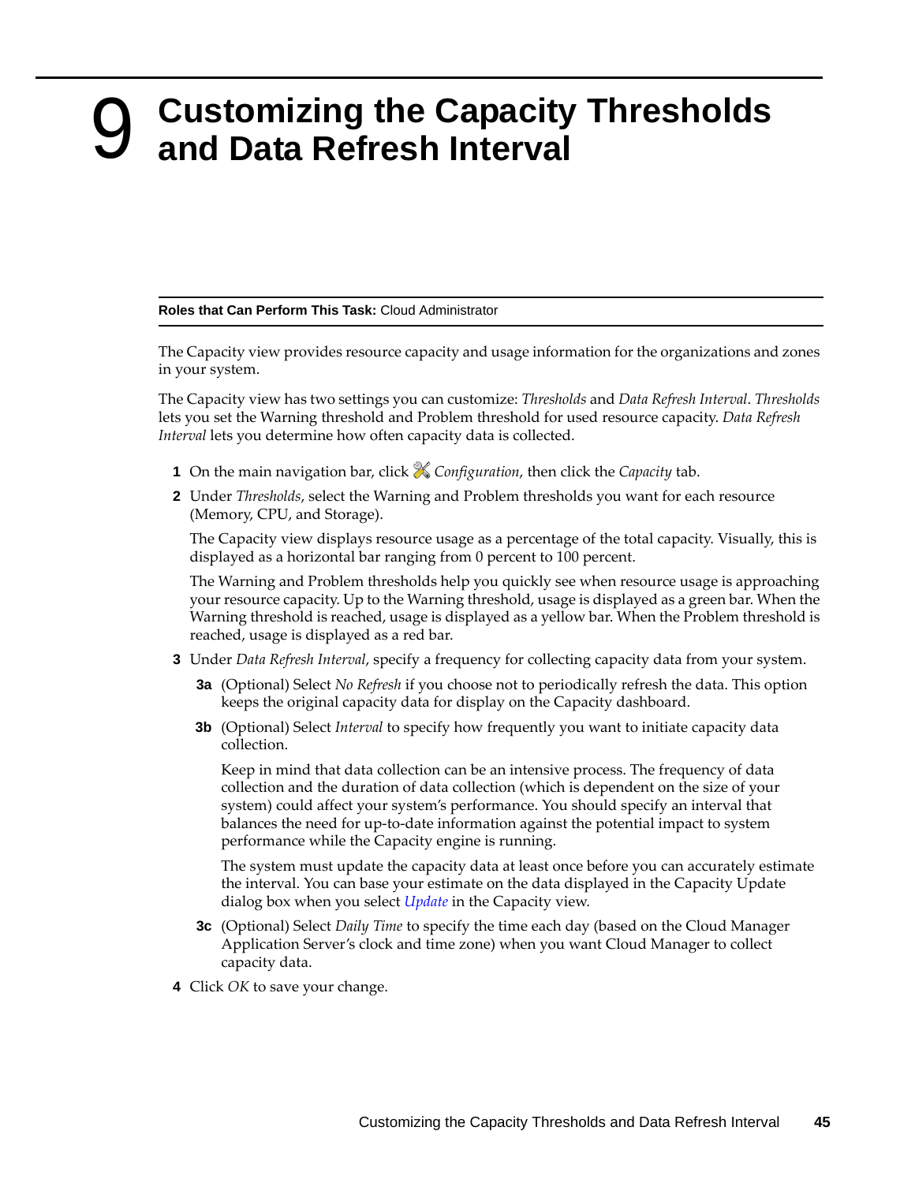# 9 Customizing the Capacity Thresholds and Data Refresh Interval

**Roles that Can Perform This Task:** Cloud Administrator

The Capacity view provides resource capacity and usage information for the organizations and zones in your system.

The Capacity view has two settings you can customize: *Thresholds* and *Data Refresh Interval*. *Thresholds* lets you set the Warning threshold and Problem threshold for used resource capacity. *Data Refresh Interval* lets you determine how often capacity data is collected.

1. On the main navigation bar, click *Configuration*, then click the *Capacity* tab.
2. Under *Thresholds*, select the Warning and Problem thresholds you want for each resource (Memory, CPU, and Storage).

   The Capacity view displays resource usage as a percentage of the total capacity. Visually, this is displayed as a horizontal bar ranging from 0 percent to 100 percent.

   The Warning and Problem thresholds help you quickly see when resource usage is approaching your resource capacity. Up to the Warning threshold, usage is displayed as a green bar. When the Warning threshold is reached, usage is displayed as a yellow bar. When the Problem threshold is reached, usage is displayed as a red bar.
3. Under *Data Refresh Interval*, specify a frequency for collecting capacity data from your system.

   **3a** (Optional) Select *No Refresh* if you choose not to periodically refresh the data. This option keeps the original capacity data for display on the Capacity dashboard.

   **3b** (Optional) Select *Interval* to specify how frequently you want to initiate capacity data collection.

   Keep in mind that data collection can be an intensive process. The frequency of data collection and the duration of data collection (which is dependent on the size of your system) could affect your system's performance. You should specify an interval that balances the need for up-to-date information against the potential impact to system performance while the Capacity engine is running.

   The system must update the capacity data at least once before you can accurately estimate the interval. You can base your estimate on the data displayed in the Capacity Update dialog box when you select *Update* in the Capacity view.

   **3c** (Optional) Select *Daily Time* to specify the time each day (based on the Cloud Manager Application Server's clock and time zone) when you want Cloud Manager to collect capacity data.
4. Click *OK* to save your change.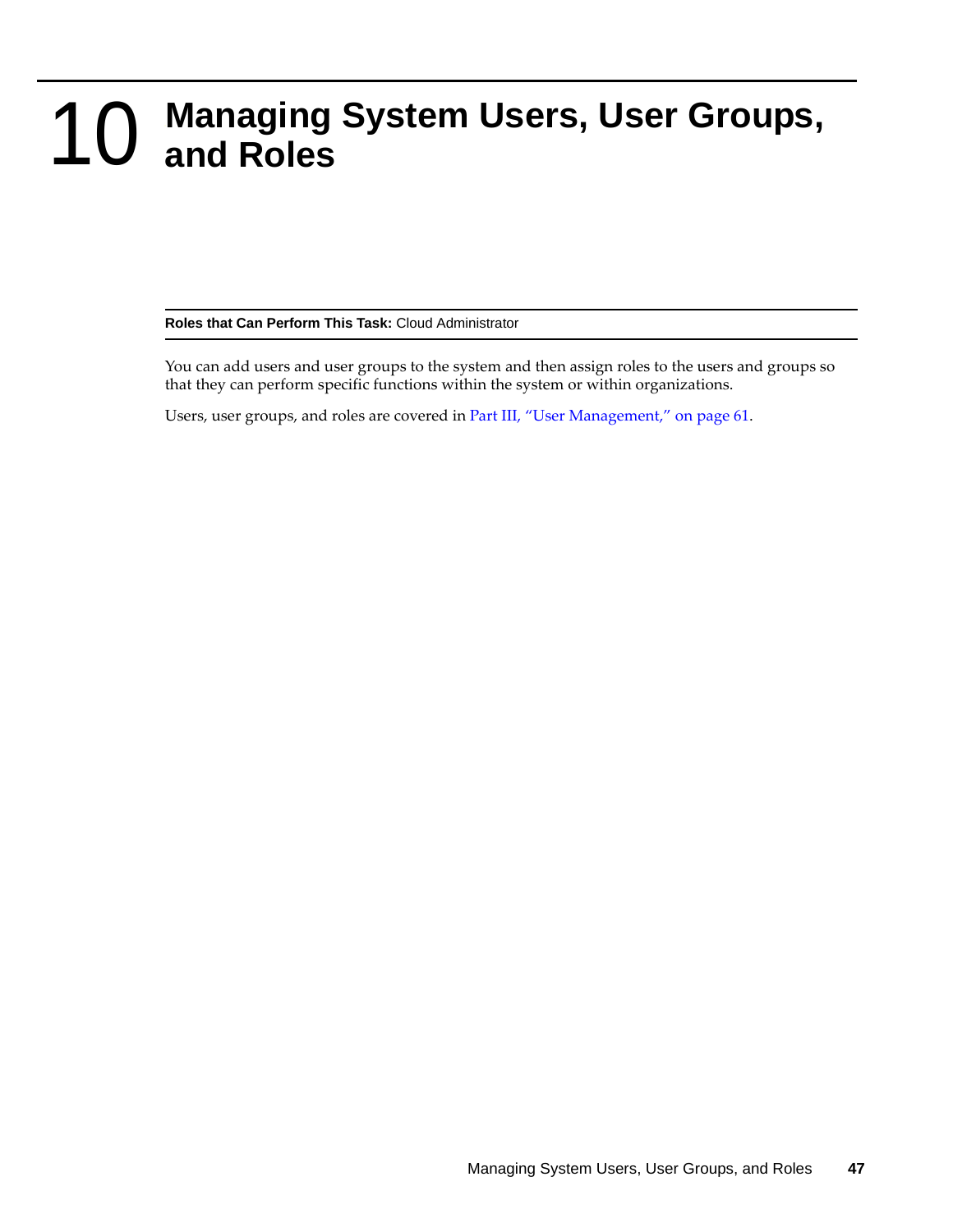# 10 Managing System Users, User Groups, and Roles

**Roles that Can Perform This Task:** Cloud Administrator

You can add users and user groups to the system and then assign roles to the users and groups so that they can perform specific functions within the system or within organizations.

Users, user groups, and roles are covered in Part III, "User Management," on page 61.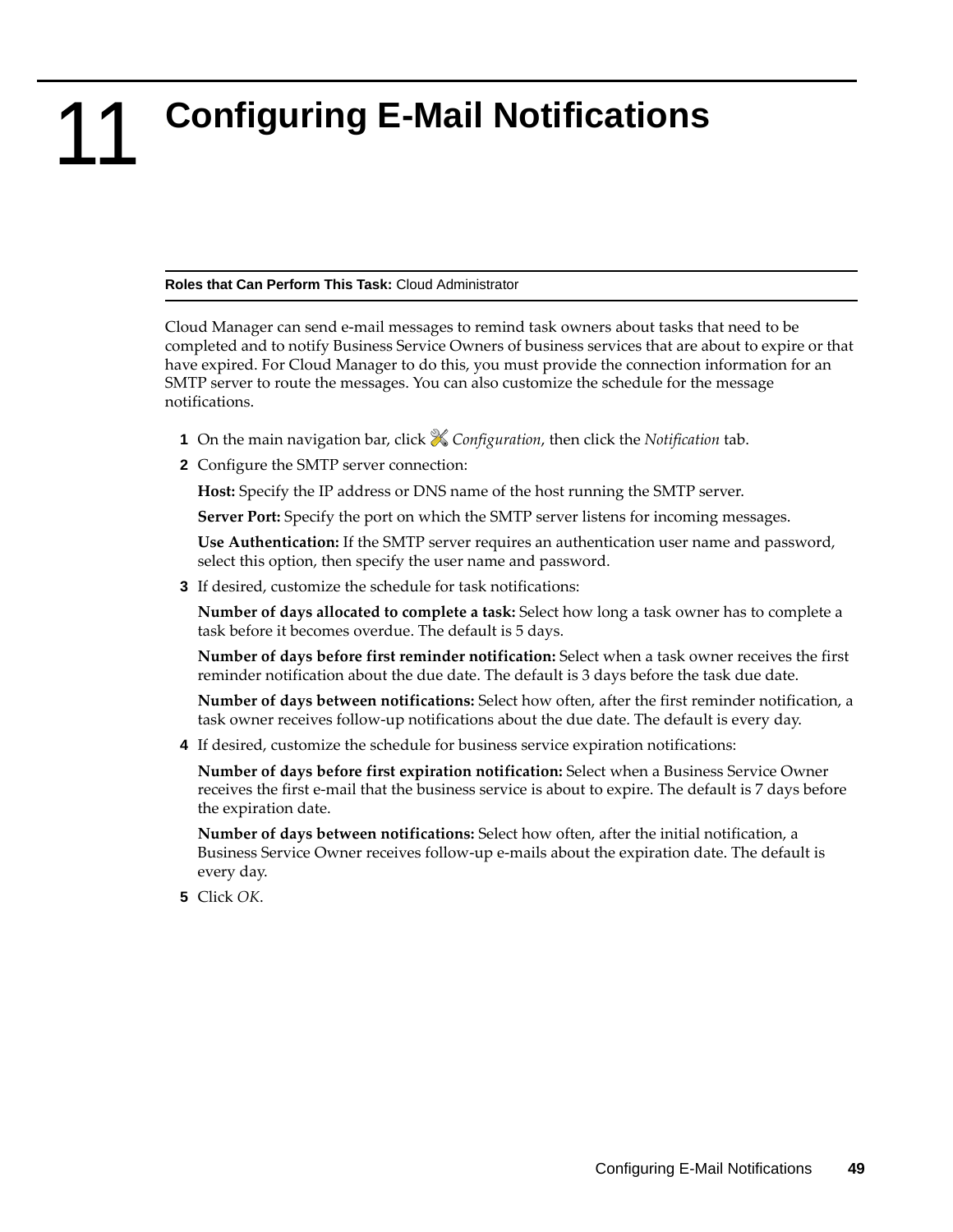# 11 Configuring E-Mail Notifications

**Roles that Can Perform This Task:** Cloud Administrator

Cloud Manager can send e-mail messages to remind task owners about tasks that need to be completed and to notify Business Service Owners of business services that are about to expire or that have expired. For Cloud Manager to do this, you must provide the connection information for an SMTP server to route the messages. You can also customize the schedule for the message notifications.

1. On the main navigation bar, click *Configuration*, then click the *Notification* tab.
2. Configure the SMTP server connection:

   **Host:** Specify the IP address or DNS name of the host running the SMTP server.

   **Server Port:** Specify the port on which the SMTP server listens for incoming messages.

   **Use Authentication:** If the SMTP server requires an authentication user name and password, select this option, then specify the user name and password.
3. If desired, customize the schedule for task notifications:

   **Number of days allocated to complete a task:** Select how long a task owner has to complete a task before it becomes overdue. The default is 5 days.

   **Number of days before first reminder notification:** Select when a task owner receives the first reminder notification about the due date. The default is 3 days before the task due date.

   **Number of days between notifications:** Select how often, after the first reminder notification, a task owner receives follow-up notifications about the due date. The default is every day.
4. If desired, customize the schedule for business service expiration notifications:

   **Number of days before first expiration notification:** Select when a Business Service Owner receives the first e-mail that the business service is about to expire. The default is 7 days before the expiration date.

   **Number of days between notifications:** Select how often, after the initial notification, a Business Service Owner receives follow-up e-mails about the expiration date. The default is every day.
5. Click *OK*.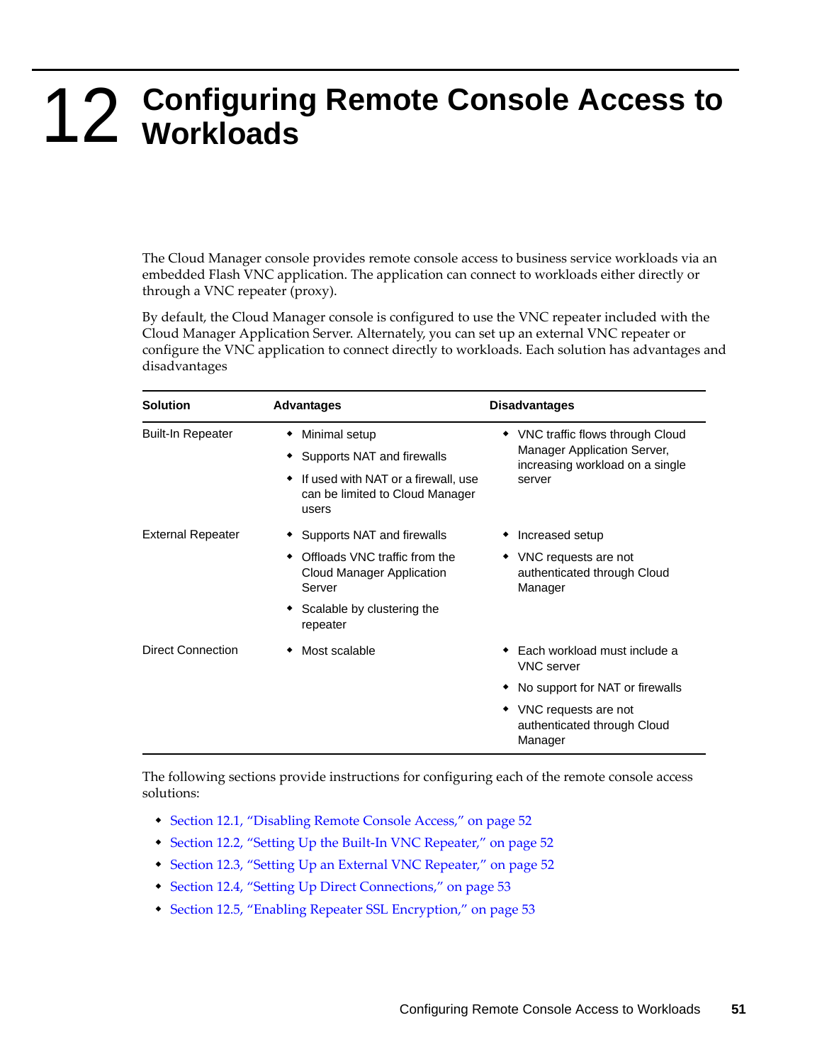#   12 Configuring Remote Console Access to Workloads

The Cloud Manager console provides remote console access to business service workloads via an embedded Flash VNC application. The application can connect to workloads either directly or through a VNC repeater (proxy).

By default, the Cloud Manager console is configured to use the VNC repeater included with the Cloud Manager Application Server. Alternately, you can set up an external VNC repeater or configure the VNC application to connect directly to workloads. Each solution has advantages and disadvantages

| Solution | Advantages | Disadvantages |
|---|---|---|
| Built-In Repeater | ◆ Minimal setup<br>◆ Supports NAT and firewalls<br>◆ If used with NAT or a firewall, use can be limited to Cloud Manager users | ◆ VNC traffic flows through Cloud Manager Application Server, increasing workload on a single server |
| External Repeater | ◆ Supports NAT and firewalls<br>◆ Offloads VNC traffic from the Cloud Manager Application Server<br>◆ Scalable by clustering the repeater | ◆ Increased setup<br>◆ VNC requests are not authenticated through Cloud Manager |
| Direct Connection | ◆ Most scalable | ◆ Each workload must include a VNC server<br>◆ No support for NAT or firewalls<br>◆ VNC requests are not authenticated through Cloud Manager |

The following sections provide instructions for configuring each of the remote console access solutions:

- Section 12.1, “Disabling Remote Console Access,” on page 52
- Section 12.2, “Setting Up the Built-In VNC Repeater,” on page 52
- Section 12.3, “Setting Up an External VNC Repeater,” on page 52
- Section 12.4, “Setting Up Direct Connections,” on page 53
- Section 12.5, “Enabling Repeater SSL Encryption,” on page 53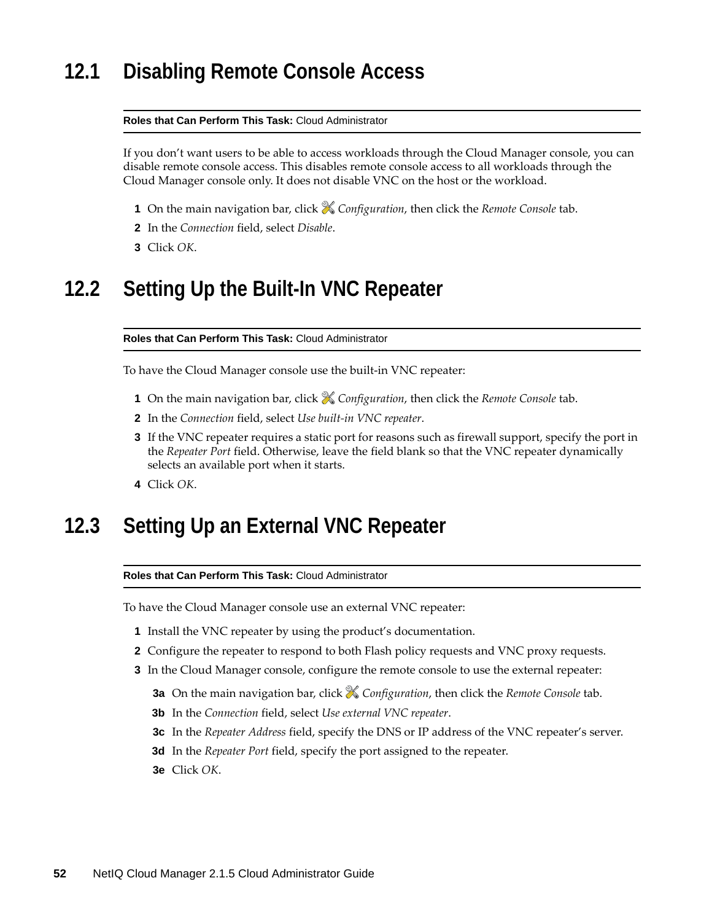## 12.1 Disabling Remote Console Access

**Roles that Can Perform This Task:** Cloud Administrator

If you don't want users to be able to access workloads through the Cloud Manager console, you can disable remote console access. This disables remote console access to all workloads through the Cloud Manager console only. It does not disable VNC on the host or the workload.

1. On the main navigation bar, click *Configuration*, then click the *Remote Console* tab.
2. In the *Connection* field, select *Disable*.
3. Click *OK*.

## 12.2 Setting Up the Built-In VNC Repeater

**Roles that Can Perform This Task:** Cloud Administrator

To have the Cloud Manager console use the built-in VNC repeater:

1. On the main navigation bar, click *Configuration*, then click the *Remote Console* tab.
2. In the *Connection* field, select *Use built-in VNC repeater*.
3. If the VNC repeater requires a static port for reasons such as firewall support, specify the port in the *Repeater Port* field. Otherwise, leave the field blank so that the VNC repeater dynamically selects an available port when it starts.
4. Click *OK*.

## 12.3 Setting Up an External VNC Repeater

**Roles that Can Perform This Task:** Cloud Administrator

To have the Cloud Manager console use an external VNC repeater:

1. Install the VNC repeater by using the product's documentation.
2. Configure the repeater to respond to both Flash policy requests and VNC proxy requests.
3. In the Cloud Manager console, configure the remote console to use the external repeater:
   - **3a** On the main navigation bar, click *Configuration*, then click the *Remote Console* tab.
   - **3b** In the *Connection* field, select *Use external VNC repeater*.
   - **3c** In the *Repeater Address* field, specify the DNS or IP address of the VNC repeater's server.
   - **3d** In the *Repeater Port* field, specify the port assigned to the repeater.
   - **3e** Click *OK*.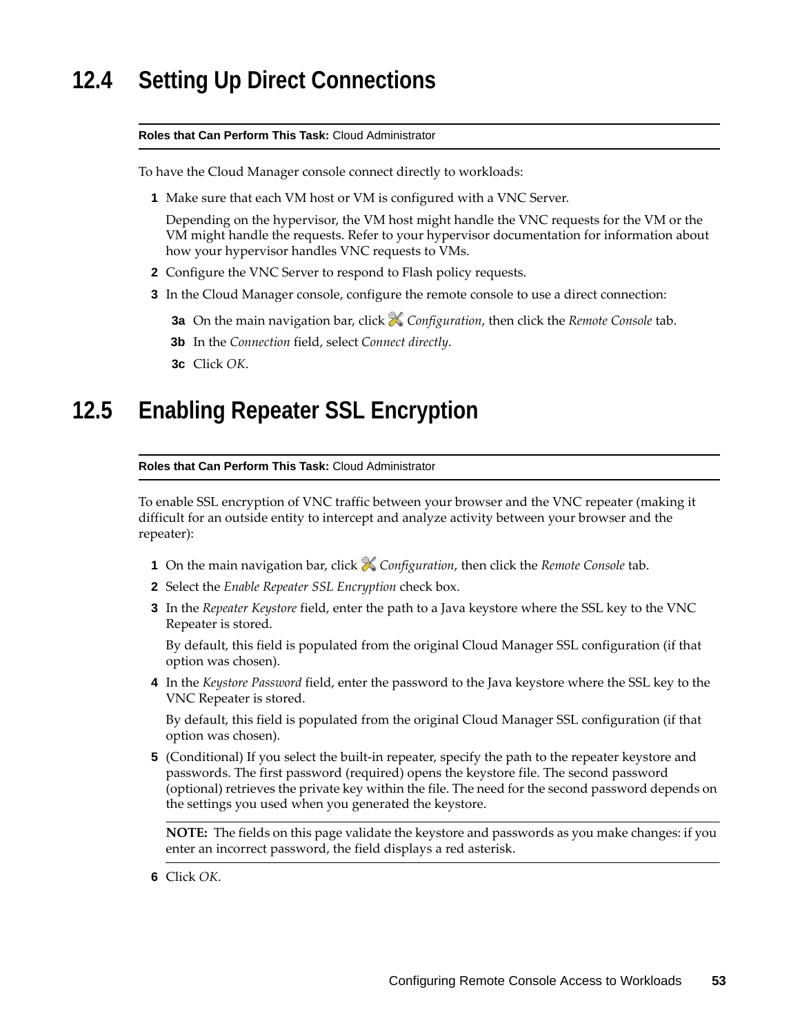## 12.4 Setting Up Direct Connections

**Roles that Can Perform This Task:** Cloud Administrator

To have the Cloud Manager console connect directly to workloads:

1. Make sure that each VM host or VM is configured with a VNC Server.

   Depending on the hypervisor, the VM host might handle the VNC requests for the VM or the VM might handle the requests. Refer to your hypervisor documentation for information about how your hypervisor handles VNC requests to VMs.

2. Configure the VNC Server to respond to Flash policy requests.
3. In the Cloud Manager console, configure the remote console to use a direct connection:

   **3a** On the main navigation bar, click *Configuration*, then click the *Remote Console* tab.

   **3b** In the *Connection* field, select *Connect directly*.

   **3c** Click *OK*.

## 12.5 Enabling Repeater SSL Encryption

**Roles that Can Perform This Task:** Cloud Administrator

To enable SSL encryption of VNC traffic between your browser and the VNC repeater (making it difficult for an outside entity to intercept and analyze activity between your browser and the repeater):

1. On the main navigation bar, click *Configuration*, then click the *Remote Console* tab.
2. Select the *Enable Repeater SSL Encryption* check box.
3. In the *Repeater Keystore* field, enter the path to a Java keystore where the SSL key to the VNC Repeater is stored.

   By default, this field is populated from the original Cloud Manager SSL configuration (if that option was chosen).

4. In the *Keystore Password* field, enter the password to the Java keystore where the SSL key to the VNC Repeater is stored.

   By default, this field is populated from the original Cloud Manager SSL configuration (if that option was chosen).

5. (Conditional) If you select the built-in repeater, specify the path to the repeater keystore and passwords. The first password (required) opens the keystore file. The second password (optional) retrieves the private key within the file. The need for the second password depends on the settings you used when you generated the keystore.

   **NOTE:** The fields on this page validate the keystore and passwords as you make changes: if you enter an incorrect password, the field displays a red asterisk.

6. Click *OK*.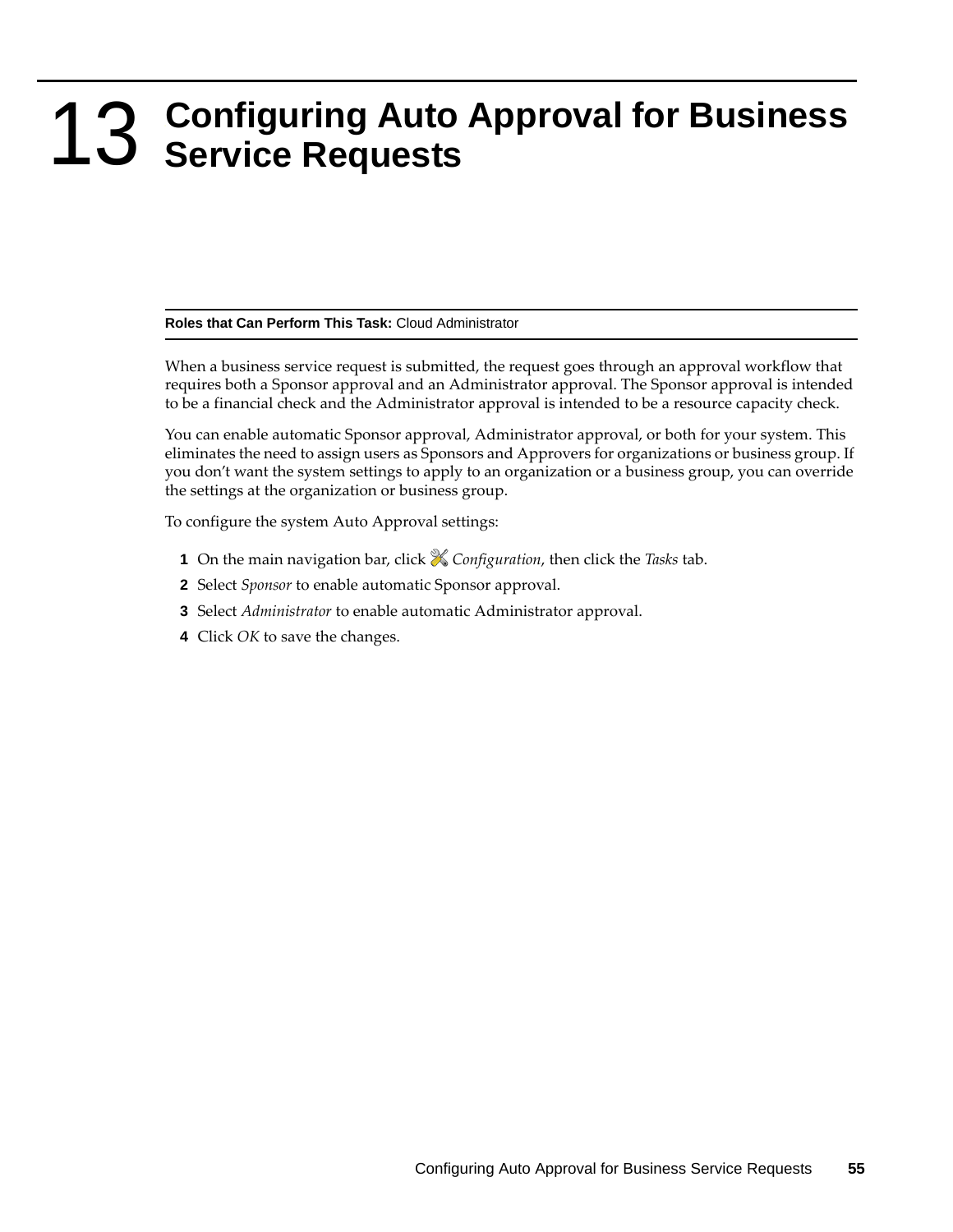# 13 Configuring Auto Approval for Business Service Requests

**Roles that Can Perform This Task:** Cloud Administrator

When a business service request is submitted, the request goes through an approval workflow that requires both a Sponsor approval and an Administrator approval. The Sponsor approval is intended to be a financial check and the Administrator approval is intended to be a resource capacity check.

You can enable automatic Sponsor approval, Administrator approval, or both for your system. This eliminates the need to assign users as Sponsors and Approvers for organizations or business group. If you don't want the system settings to apply to an organization or a business group, you can override the settings at the organization or business group.

To configure the system Auto Approval settings:

1. On the main navigation bar, click *Configuration*, then click the *Tasks* tab.
2. Select *Sponsor* to enable automatic Sponsor approval.
3. Select *Administrator* to enable automatic Administrator approval.
4. Click *OK* to save the changes.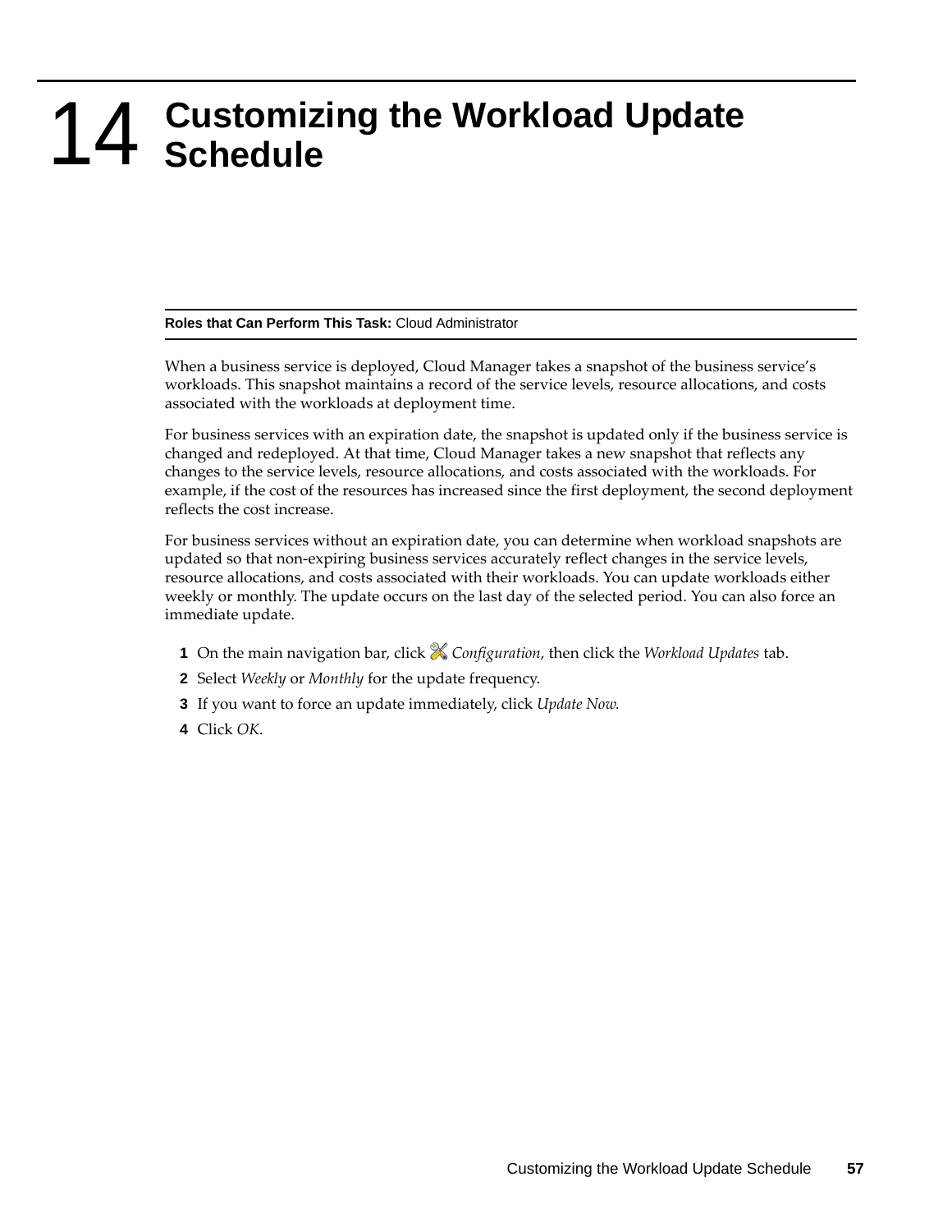# 14 Customizing the Workload Update Schedule

**Roles that Can Perform This Task:** Cloud Administrator

When a business service is deployed, Cloud Manager takes a snapshot of the business service's workloads. This snapshot maintains a record of the service levels, resource allocations, and costs associated with the workloads at deployment time.

For business services with an expiration date, the snapshot is updated only if the business service is changed and redeployed. At that time, Cloud Manager takes a new snapshot that reflects any changes to the service levels, resource allocations, and costs associated with the workloads. For example, if the cost of the resources has increased since the first deployment, the second deployment reflects the cost increase.

For business services without an expiration date, you can determine when workload snapshots are updated so that non-expiring business services accurately reflect changes in the service levels, resource allocations, and costs associated with their workloads. You can update workloads either weekly or monthly. The update occurs on the last day of the selected period. You can also force an immediate update.

1. On the main navigation bar, click *Configuration*, then click the *Workload Updates* tab.
2. Select *Weekly* or *Monthly* for the update frequency.
3. If you want to force an update immediately, click *Update Now.*
4. Click *OK*.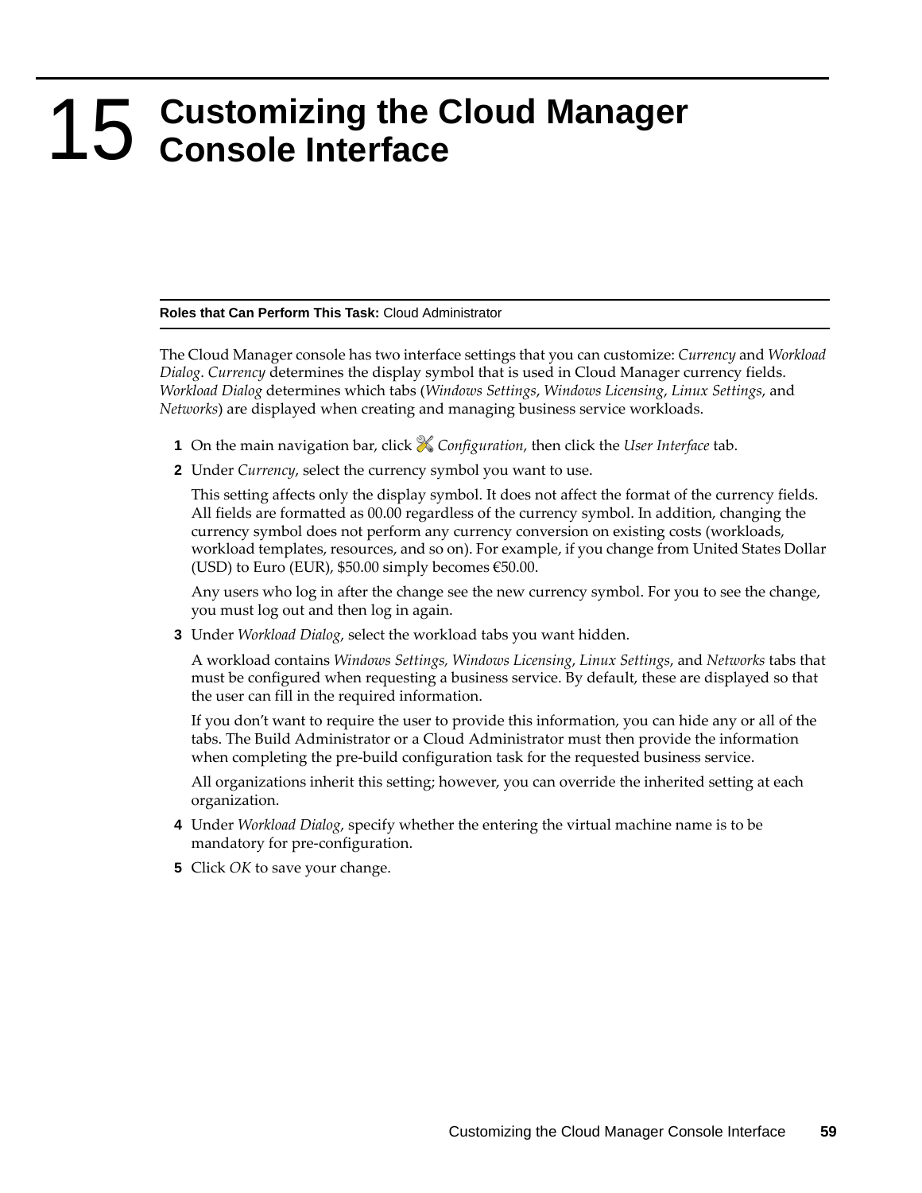# 15 Customizing the Cloud Manager Console Interface

**Roles that Can Perform This Task:** Cloud Administrator

The Cloud Manager console has two interface settings that you can customize: *Currency* and *Workload Dialog*. *Currency* determines the display symbol that is used in Cloud Manager currency fields. *Workload Dialog* determines which tabs (*Windows Settings*, *Windows Licensing*, *Linux Settings*, and *Networks*) are displayed when creating and managing business service workloads.

1. On the main navigation bar, click *Configuration*, then click the *User Interface* tab.
2. Under *Currency*, select the currency symbol you want to use.

   This setting affects only the display symbol. It does not affect the format of the currency fields. All fields are formatted as 00.00 regardless of the currency symbol. In addition, changing the currency symbol does not perform any currency conversion on existing costs (workloads, workload templates, resources, and so on). For example, if you change from United States Dollar (USD) to Euro (EUR), $50.00 simply becomes €50.00.

   Any users who log in after the change see the new currency symbol. For you to see the change, you must log out and then log in again.
3. Under *Workload Dialog*, select the workload tabs you want hidden.

   A workload contains *Windows Settings, Windows Licensing*, *Linux Settings*, and *Networks* tabs that must be configured when requesting a business service. By default, these are displayed so that the user can fill in the required information.

   If you don't want to require the user to provide this information, you can hide any or all of the tabs. The Build Administrator or a Cloud Administrator must then provide the information when completing the pre-build configuration task for the requested business service.

   All organizations inherit this setting; however, you can override the inherited setting at each organization.
4. Under *Workload Dialog*, specify whether the entering the virtual machine name is to be mandatory for pre-configuration.
5. Click *OK* to save your change.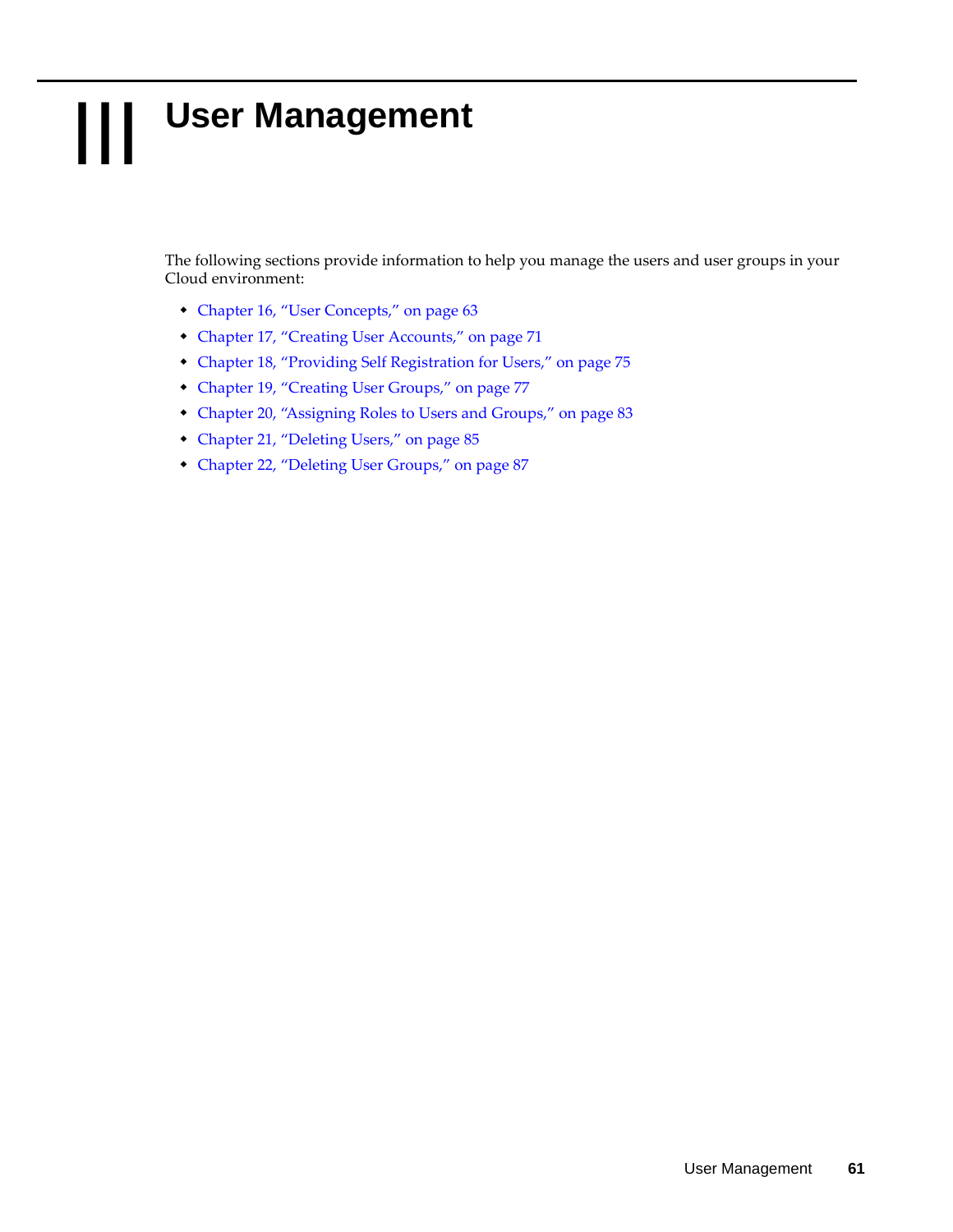# III User Management

The following sections provide information to help you manage the users and user groups in your Cloud environment:

- Chapter 16, "User Concepts," on page 63
- Chapter 17, "Creating User Accounts," on page 71
- Chapter 18, "Providing Self Registration for Users," on page 75
- Chapter 19, "Creating User Groups," on page 77
- Chapter 20, "Assigning Roles to Users and Groups," on page 83
- Chapter 21, "Deleting Users," on page 85
- Chapter 22, "Deleting User Groups," on page 87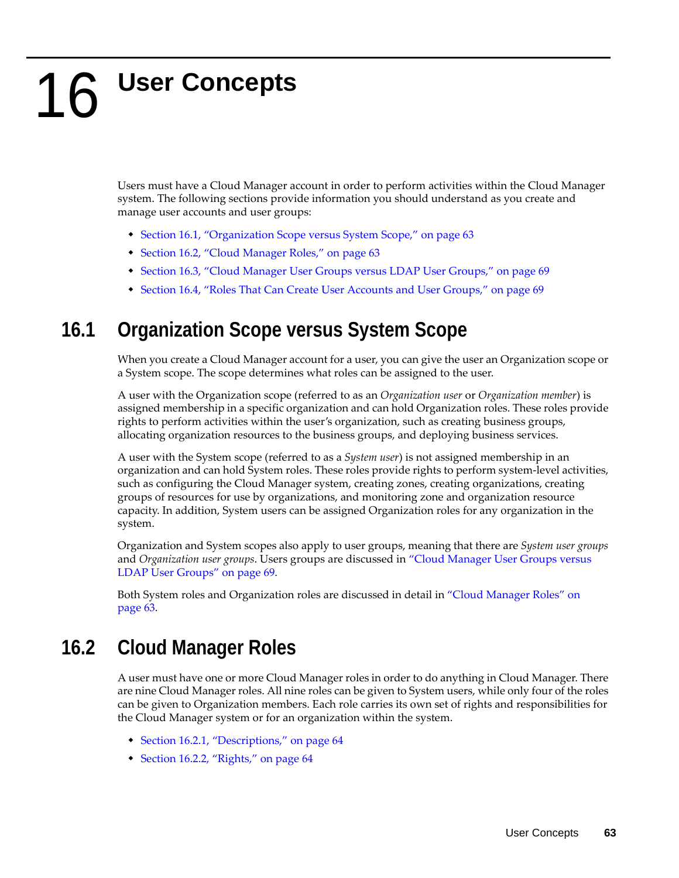# 16 User Concepts

Users must have a Cloud Manager account in order to perform activities within the Cloud Manager system. The following sections provide information you should understand as you create and manage user accounts and user groups:

- Section 16.1, "Organization Scope versus System Scope," on page 63
- Section 16.2, "Cloud Manager Roles," on page 63
- Section 16.3, "Cloud Manager User Groups versus LDAP User Groups," on page 69
- Section 16.4, "Roles That Can Create User Accounts and User Groups," on page 69

## 16.1 Organization Scope versus System Scope

When you create a Cloud Manager account for a user, you can give the user an Organization scope or a System scope. The scope determines what roles can be assigned to the user.

A user with the Organization scope (referred to as an *Organization user* or *Organization member*) is assigned membership in a specific organization and can hold Organization roles. These roles provide rights to perform activities within the user's organization, such as creating business groups, allocating organization resources to the business groups, and deploying business services.

A user with the System scope (referred to as a *System user*) is not assigned membership in an organization and can hold System roles. These roles provide rights to perform system-level activities, such as configuring the Cloud Manager system, creating zones, creating organizations, creating groups of resources for use by organizations, and monitoring zone and organization resource capacity. In addition, System users can be assigned Organization roles for any organization in the system.

Organization and System scopes also apply to user groups, meaning that there are *System user groups* and *Organization user groups*. Users groups are discussed in "Cloud Manager User Groups versus LDAP User Groups" on page 69.

Both System roles and Organization roles are discussed in detail in "Cloud Manager Roles" on page 63.

## 16.2 Cloud Manager Roles

A user must have one or more Cloud Manager roles in order to do anything in Cloud Manager. There are nine Cloud Manager roles. All nine roles can be given to System users, while only four of the roles can be given to Organization members. Each role carries its own set of rights and responsibilities for the Cloud Manager system or for an organization within the system.

- Section 16.2.1, "Descriptions," on page 64
- Section 16.2.2, "Rights," on page 64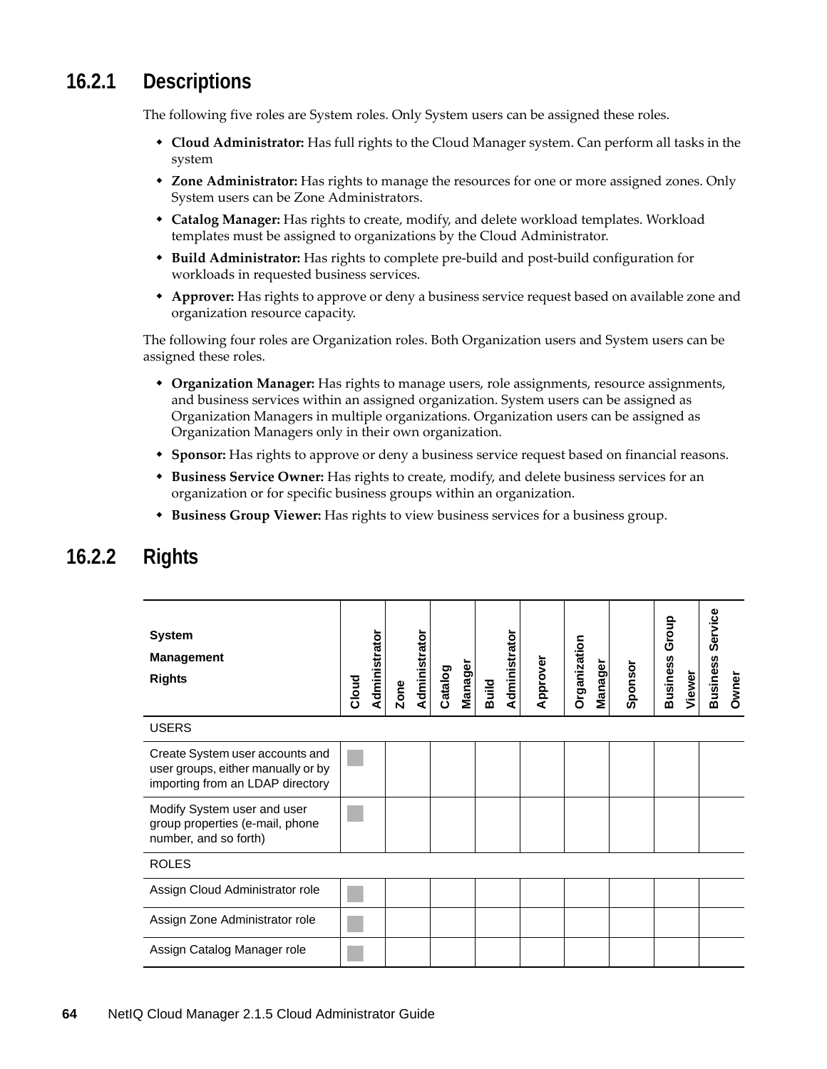### 16.2.1 Descriptions

The following five roles are System roles. Only System users can be assigned these roles.

- **Cloud Administrator:** Has full rights to the Cloud Manager system. Can perform all tasks in the system
- **Zone Administrator:** Has rights to manage the resources for one or more assigned zones. Only System users can be Zone Administrators.
- **Catalog Manager:** Has rights to create, modify, and delete workload templates. Workload templates must be assigned to organizations by the Cloud Administrator.
- **Build Administrator:** Has rights to complete pre-build and post-build configuration for workloads in requested business services.
- **Approver:** Has rights to approve or deny a business service request based on available zone and organization resource capacity.

The following four roles are Organization roles. Both Organization users and System users can be assigned these roles.

- **Organization Manager:** Has rights to manage users, role assignments, resource assignments, and business services within an assigned organization. System users can be assigned as Organization Managers in multiple organizations. Organization users can be assigned as Organization Managers only in their own organization.
- **Sponsor:** Has rights to approve or deny a business service request based on financial reasons.
- **Business Service Owner:** Has rights to create, modify, and delete business services for an organization or for specific business groups within an organization.
- **Business Group Viewer:** Has rights to view business services for a business group.

### 16.2.2 Rights

| System Management Rights | Cloud Administrator | Zone Administrator | Catalog Manager | Build Administrator | Approver | Organization Manager | Sponsor | Business Group Viewer | Business Service Owner |
|---|---|---|---|---|---|---|---|---|---|
| USERS | | | | | | | | | |
| Create System user accounts and user groups, either manually or by importing from an LDAP directory | ■ | | | | | | | | |
| Modify System user and user group properties (e-mail, phone number, and so forth) | ■ | | | | | | | | |
| ROLES | | | | | | | | | |
| Assign Cloud Administrator role | ■ | | | | | | | | |
| Assign Zone Administrator role | ■ | | | | | | | | |
| Assign Catalog Manager role | ■ | | | | | | | | |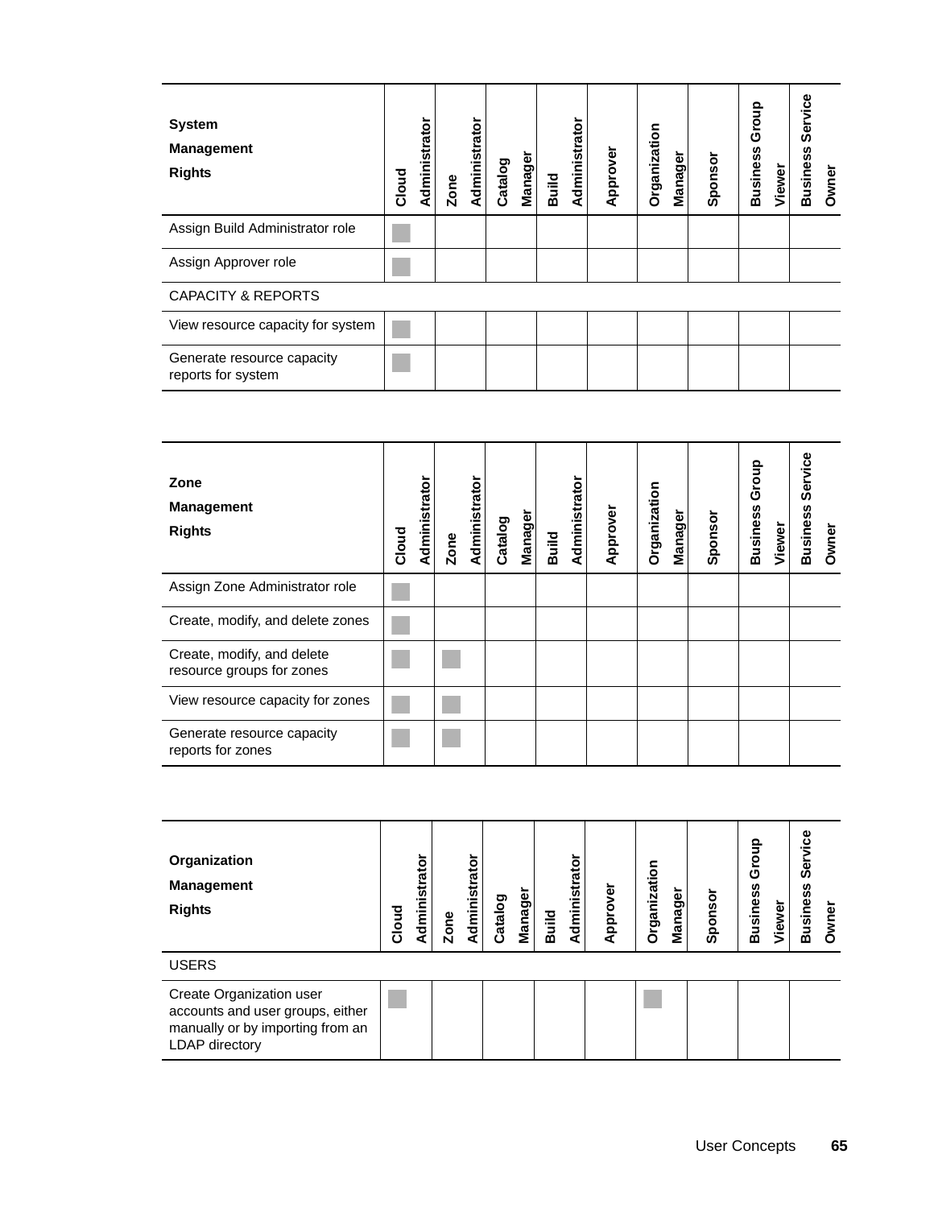| System Management Rights | Cloud Administrator | Zone Administrator | Catalog Manager | Build Administrator | Approver | Organization Manager | Sponsor | Business Group Viewer | Business Service Owner |
|---|---|---|---|---|---|---|---|---|---|
| Assign Build Administrator role | ■ | | | | | | | | |
| Assign Approver role | ■ | | | | | | | | |
| CAPACITY & REPORTS | | | | | | | | | |
| View resource capacity for system | ■ | | | | | | | | |
| Generate resource capacity reports for system | ■ | | | | | | | | |

| Zone Management Rights | Cloud Administrator | Zone Administrator | Catalog Manager | Build Administrator | Approver | Organization Manager | Sponsor | Business Group Viewer | Business Service Owner |
|---|---|---|---|---|---|---|---|---|---|
| Assign Zone Administrator role | ■ | | | | | | | | |
| Create, modify, and delete zones | ■ | | | | | | | | |
| Create, modify, and delete resource groups for zones | ■ | ■ | | | | | | | |
| View resource capacity for zones | ■ | ■ | | | | | | | |
| Generate resource capacity reports for zones | ■ | ■ | | | | | | | |

| Organization Management Rights | Cloud Administrator | Zone Administrator | Catalog Manager | Build Administrator | Approver | Organization Manager | Sponsor | Business Group Viewer | Business Service Owner |
|---|---|---|---|---|---|---|---|---|---|
| USERS | | | | | | | | | |
| Create Organization user accounts and user groups, either manually or by importing from an LDAP directory | ■ | | | | | ■ | | | |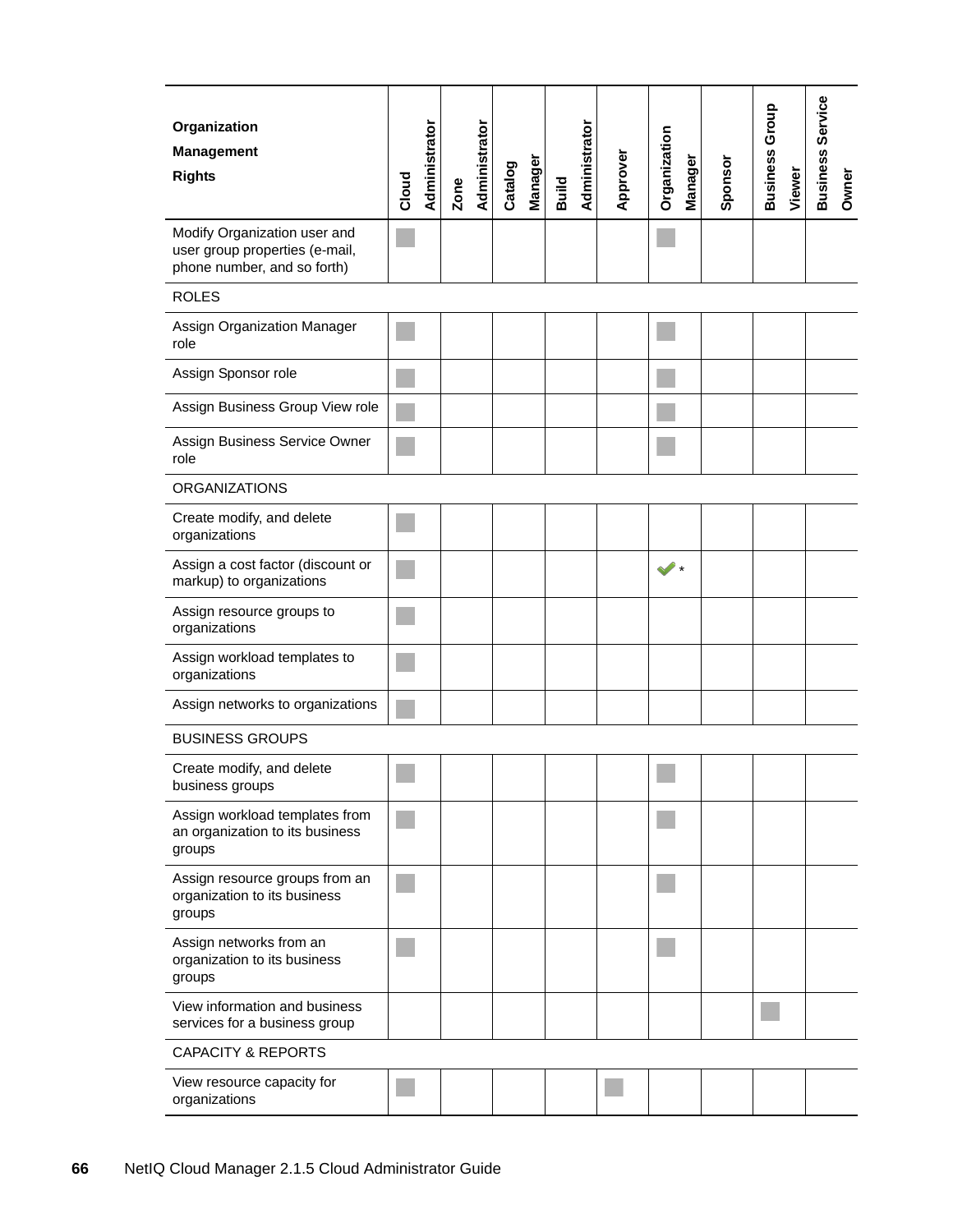| Organization Management Rights | Cloud Administrator | Zone Administrator | Catalog Manager | Build Administrator | Approver | Organization Manager | Sponsor | Business Group Viewer | Business Service Owner |
|---|---|---|---|---|---|---|---|---|---|
| Modify Organization user and user group properties (e-mail, phone number, and so forth) | ■ | | | | | ■ | | | |
| ROLES | | | | | | | | | |
| Assign Organization Manager role | ■ | | | | | ■ | | | |
| Assign Sponsor role | ■ | | | | | ■ | | | |
| Assign Business Group View role | ■ | | | | | ■ | | | |
| Assign Business Service Owner role | ■ | | | | | ■ | | | |
| ORGANIZATIONS | | | | | | | | | |
| Create modify, and delete organizations | ■ | | | | | | | | |
| Assign a cost factor (discount or markup) to organizations | ■ | | | | | ✔ * | | | |
| Assign resource groups to organizations | ■ | | | | | | | | |
| Assign workload templates to organizations | ■ | | | | | | | | |
| Assign networks to organizations | ■ | | | | | | | | |
| BUSINESS GROUPS | | | | | | | | | |
| Create modify, and delete business groups | ■ | | | | | ■ | | | |
| Assign workload templates from an organization to its business groups | ■ | | | | | ■ | | | |
| Assign resource groups from an organization to its business groups | ■ | | | | | ■ | | | |
| Assign networks from an organization to its business groups | ■ | | | | | ■ | | | |
| View information and business services for a business group | | | | | | | | ■ | |
| CAPACITY & REPORTS | | | | | | | | | |
| View resource capacity for organizations | ■ | | | | ■ | | | | |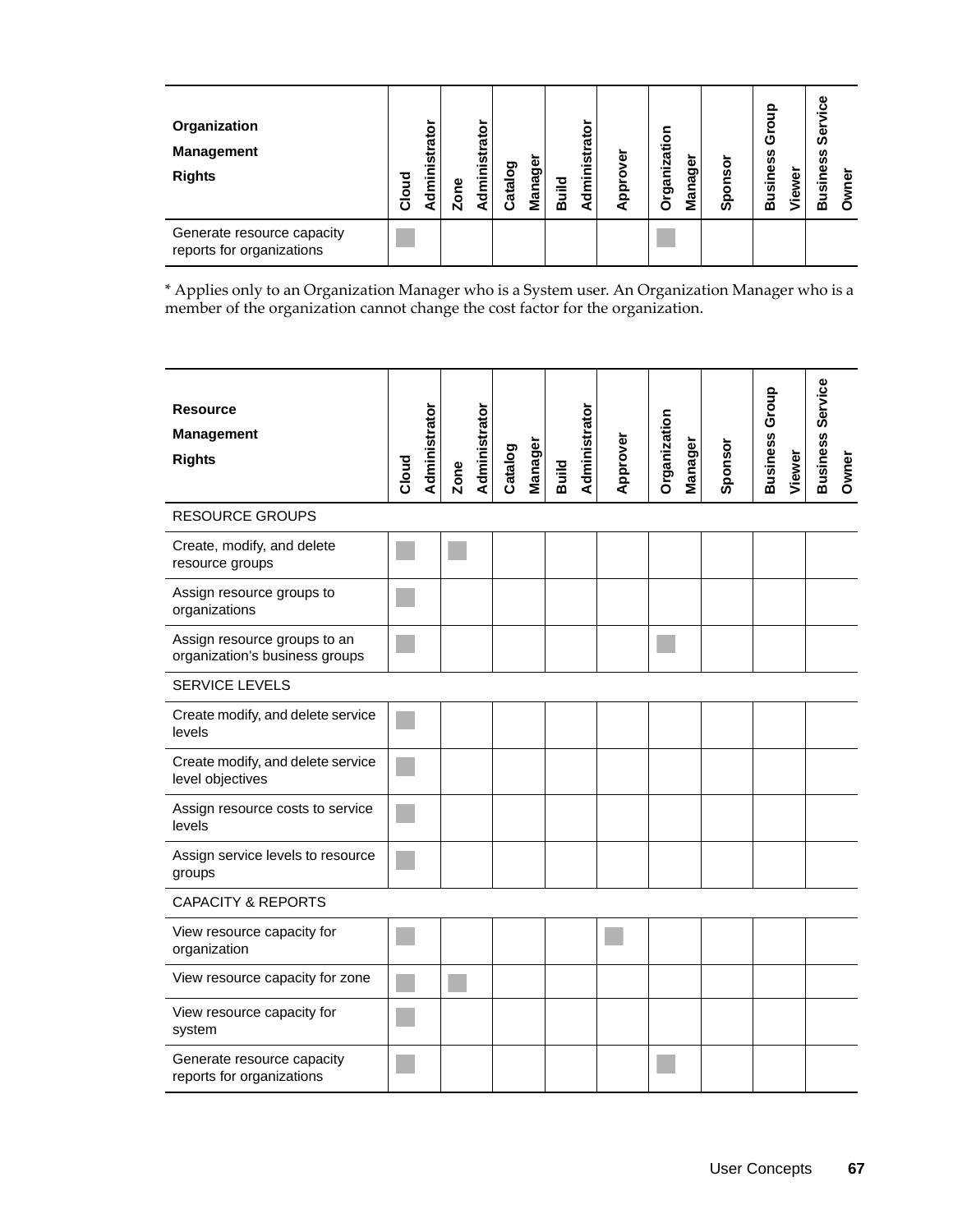| Organization Management Rights | Cloud Administrator | Zone Administrator | Catalog Manager | Build Administrator | Approver | Organization Manager | Sponsor | Business Group Viewer | Business Service Owner |
|---|---|---|---|---|---|---|---|---|---|
| Generate resource capacity reports for organizations | ■ | | | | | ■ | | | |

* Applies only to an Organization Manager who is a System user. An Organization Manager who is a member of the organization cannot change the cost factor for the organization.

| Resource Management Rights | Cloud Administrator | Zone Administrator | Catalog Manager | Build Administrator | Approver | Organization Manager | Sponsor | Business Group Viewer | Business Service Owner |
|---|---|---|---|---|---|---|---|---|---|
| RESOURCE GROUPS | | | | | | | | | |
| Create, modify, and delete resource groups | ■ | ■ | | | | | | | |
| Assign resource groups to organizations | ■ | | | | | | | | |
| Assign resource groups to an organization's business groups | ■ | | | | | ■ | | | |
| SERVICE LEVELS | | | | | | | | | |
| Create modify, and delete service levels | ■ | | | | | | | | |
| Create modify, and delete service level objectives | ■ | | | | | | | | |
| Assign resource costs to service levels | ■ | | | | | | | | |
| Assign service levels to resource groups | ■ | | | | | | | | |
| CAPACITY & REPORTS | | | | | | | | | |
| View resource capacity for organization | ■ | | | | ■ | | | | |
| View resource capacity for zone | ■ | ■ | | | | | | | |
| View resource capacity for system | ■ | | | | | | | | |
| Generate resource capacity reports for organizations | ■ | | | | | ■ | | | |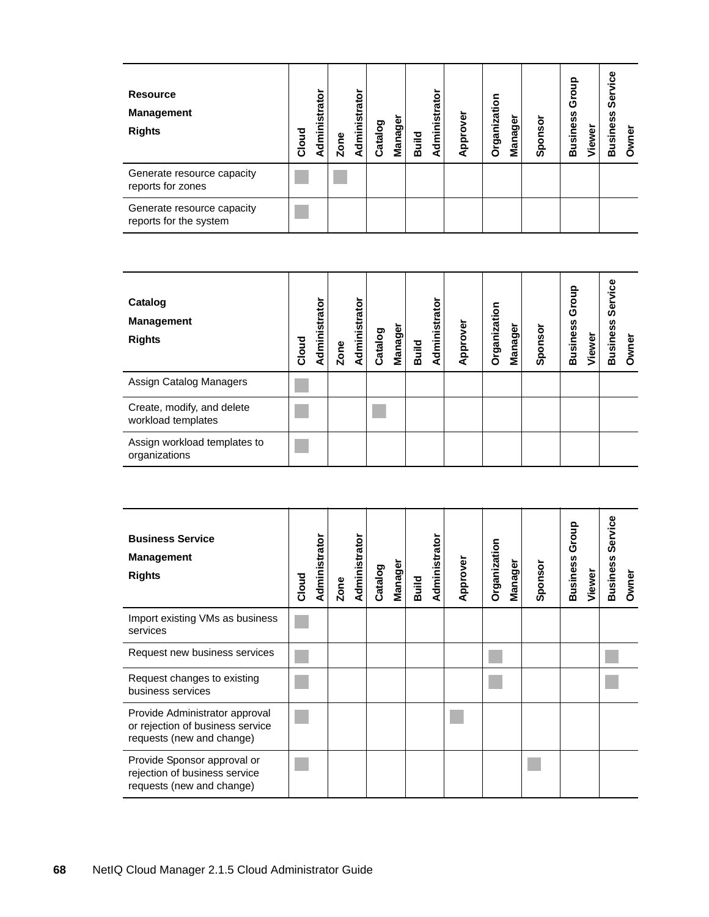| Resource Management Rights | Cloud Administrator | Zone Administrator | Catalog Manager | Build Administrator | Approver | Organization Manager | Sponsor | Business Group Viewer | Business Service Owner |
|---|---|---|---|---|---|---|---|---|---|
| Generate resource capacity reports for zones | ■ | ■ | | | | | | | |
| Generate resource capacity reports for the system | ■ | | | | | | | | |

| Catalog Management Rights | Cloud Administrator | Zone Administrator | Catalog Manager | Build Administrator | Approver | Organization Manager | Sponsor | Business Group Viewer | Business Service Owner |
|---|---|---|---|---|---|---|---|---|---|
| Assign Catalog Managers | ■ | | | | | | | | |
| Create, modify, and delete workload templates | ■ | | ■ | | | | | | |
| Assign workload templates to organizations | ■ | | | | | | | | |

| Business Service Management Rights | Cloud Administrator | Zone Administrator | Catalog Manager | Build Administrator | Approver | Organization Manager | Sponsor | Business Group Viewer | Business Service Owner |
|---|---|---|---|---|---|---|---|---|---|
| Import existing VMs as business services | ■ | | | | | | | | |
| Request new business services | ■ | | | | | ■ | | | ■ |
| Request changes to existing business services | ■ | | | | | ■ | | | ■ |
| Provide Administrator approval or rejection of business service requests (new and change) | ■ | | | | ■ | | | | |
| Provide Sponsor approval or rejection of business service requests (new and change) | ■ | | | | | | ■ | | |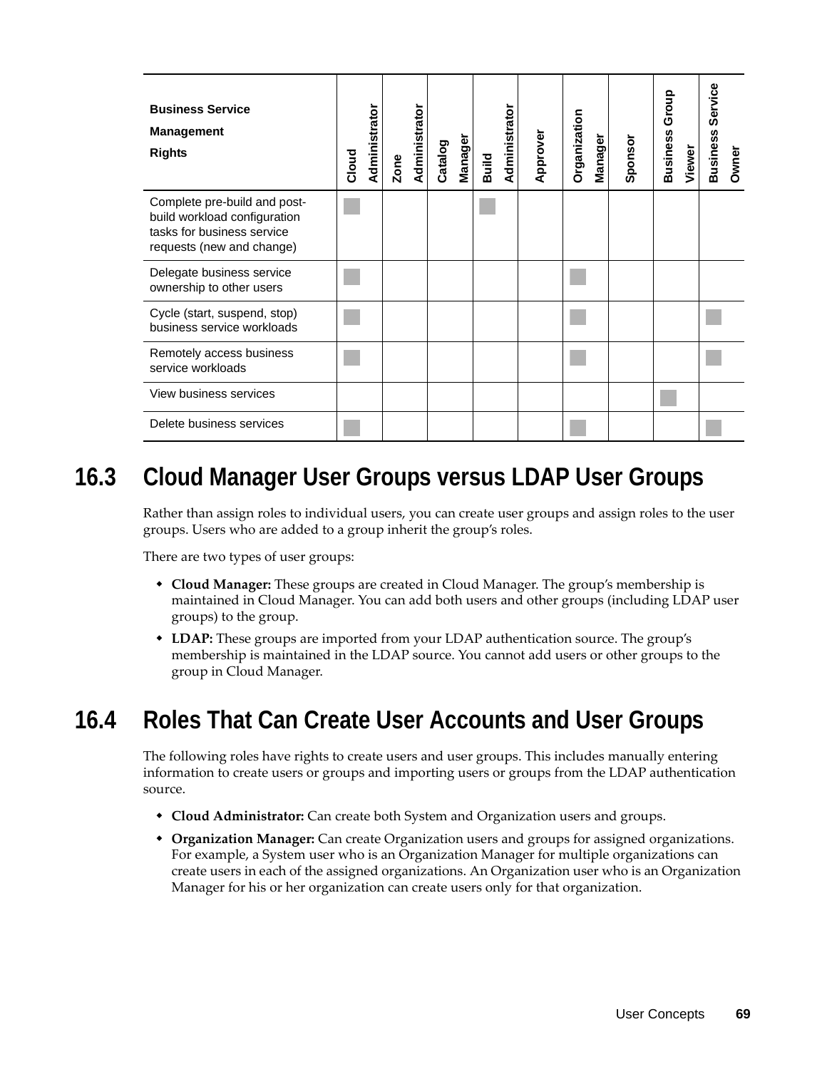| Business Service Management Rights | Cloud Administrator | Zone Administrator | Catalog Manager | Build Administrator | Approver | Organization Manager | Sponsor | Business Group Viewer | Business Service Owner |
|---|---|---|---|---|---|---|---|---|---|
| Complete pre-build and post-build workload configuration tasks for business service requests (new and change) | ■ | | | ■ | | | | | |
| Delegate business service ownership to other users | ■ | | | | | ■ | | | |
| Cycle (start, suspend, stop) business service workloads | ■ | | | | | ■ | | | ■ |
| Remotely access business service workloads | ■ | | | | | ■ | | | ■ |
| View business services | | | | | | | | ■ | |
| Delete business services | ■ | | | | | ■ | | | ■ |

## 16.3 Cloud Manager User Groups versus LDAP User Groups

Rather than assign roles to individual users, you can create user groups and assign roles to the user groups. Users who are added to a group inherit the group's roles.

There are two types of user groups:

- **Cloud Manager:** These groups are created in Cloud Manager. The group's membership is maintained in Cloud Manager. You can add both users and other groups (including LDAP user groups) to the group.
- **LDAP:** These groups are imported from your LDAP authentication source. The group's membership is maintained in the LDAP source. You cannot add users or other groups to the group in Cloud Manager.

## 16.4 Roles That Can Create User Accounts and User Groups

The following roles have rights to create users and user groups. This includes manually entering information to create users or groups and importing users or groups from the LDAP authentication source.

- **Cloud Administrator:** Can create both System and Organization users and groups.
- **Organization Manager:** Can create Organization users and groups for assigned organizations. For example, a System user who is an Organization Manager for multiple organizations can create users in each of the assigned organizations. An Organization user who is an Organization Manager for his or her organization can create users only for that organization.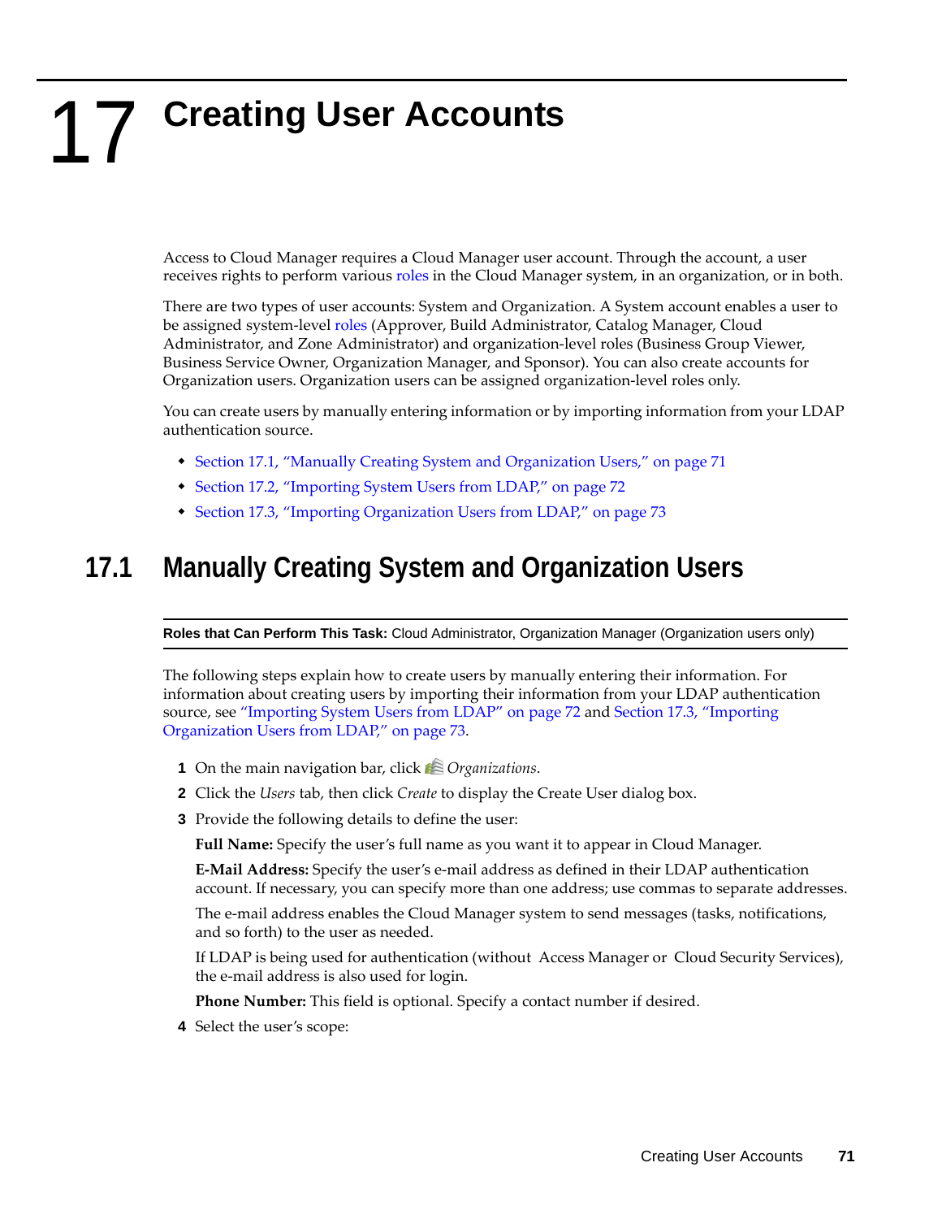# 17 Creating User Accounts

Access to Cloud Manager requires a Cloud Manager user account. Through the account, a user receives rights to perform various roles in the Cloud Manager system, in an organization, or in both.

There are two types of user accounts: System and Organization. A System account enables a user to be assigned system-level roles (Approver, Build Administrator, Catalog Manager, Cloud Administrator, and Zone Administrator) and organization-level roles (Business Group Viewer, Business Service Owner, Organization Manager, and Sponsor). You can also create accounts for Organization users. Organization users can be assigned organization-level roles only.

You can create users by manually entering information or by importing information from your LDAP authentication source.

- Section 17.1, "Manually Creating System and Organization Users," on page 71
- Section 17.2, "Importing System Users from LDAP," on page 72
- Section 17.3, "Importing Organization Users from LDAP," on page 73

## 17.1 Manually Creating System and Organization Users

**Roles that Can Perform This Task:** Cloud Administrator, Organization Manager (Organization users only)

The following steps explain how to create users by manually entering their information. For information about creating users by importing their information from your LDAP authentication source, see "Importing System Users from LDAP" on page 72 and Section 17.3, "Importing Organization Users from LDAP," on page 73.

1. On the main navigation bar, click *Organizations*.
2. Click the *Users* tab, then click *Create* to display the Create User dialog box.
3. Provide the following details to define the user:

   **Full Name:** Specify the user's full name as you want it to appear in Cloud Manager.

   **E-Mail Address:** Specify the user's e-mail address as defined in their LDAP authentication account. If necessary, you can specify more than one address; use commas to separate addresses.

   The e-mail address enables the Cloud Manager system to send messages (tasks, notifications, and so forth) to the user as needed.

   If LDAP is being used for authentication (without Access Manager or Cloud Security Services), the e-mail address is also used for login.

   **Phone Number:** This field is optional. Specify a contact number if desired.
4. Select the user's scope: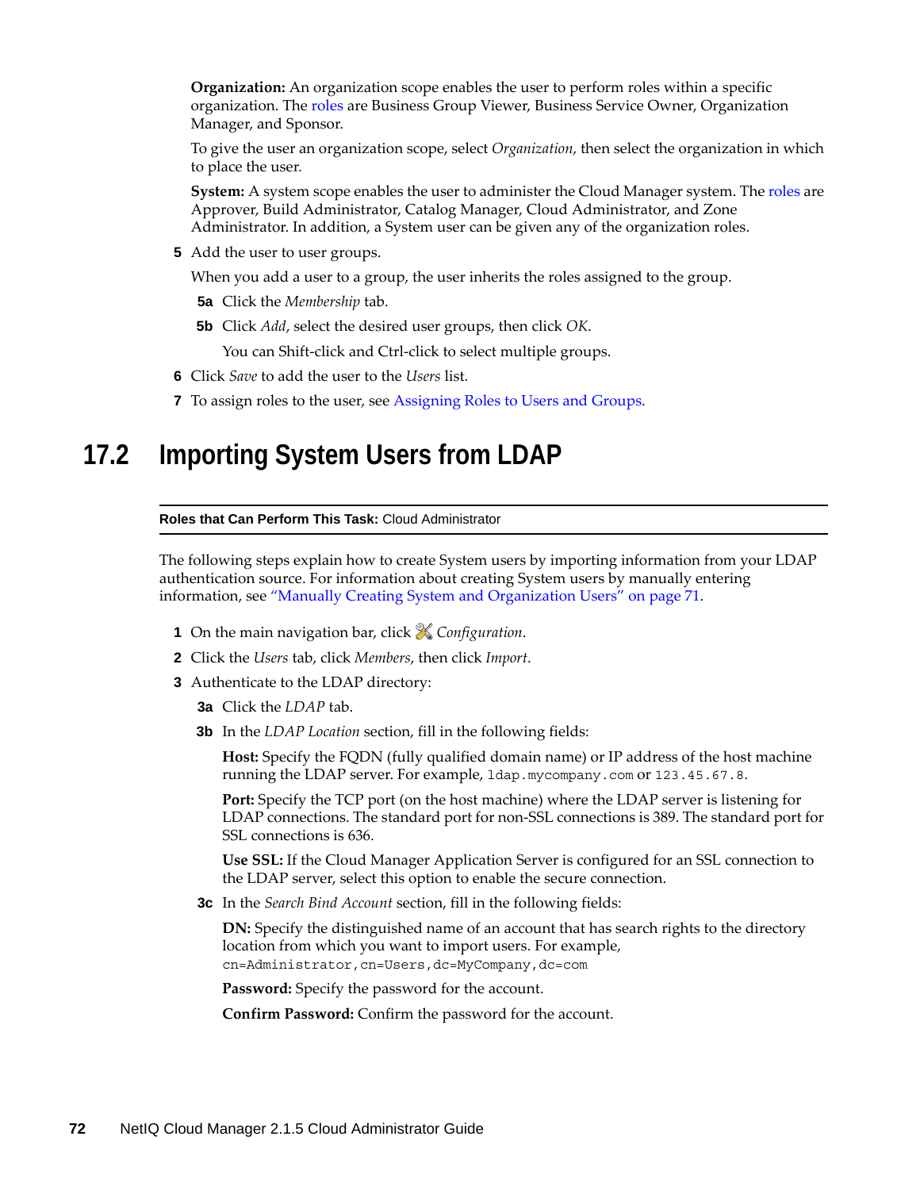**Organization:** An organization scope enables the user to perform roles within a specific organization. The roles are Business Group Viewer, Business Service Owner, Organization Manager, and Sponsor.

To give the user an organization scope, select *Organization*, then select the organization in which to place the user.

**System:** A system scope enables the user to administer the Cloud Manager system. The roles are Approver, Build Administrator, Catalog Manager, Cloud Administrator, and Zone Administrator. In addition, a System user can be given any of the organization roles.

5 Add the user to user groups.

   When you add a user to a group, the user inherits the roles assigned to the group.

   5a Click the *Membership* tab.

   5b Click *Add*, select the desired user groups, then click *OK*.

      You can Shift-click and Ctrl-click to select multiple groups.

6 Click *Save* to add the user to the *Users* list.

7 To assign roles to the user, see Assigning Roles to Users and Groups.

## 17.2 Importing System Users from LDAP

**Roles that Can Perform This Task:** Cloud Administrator

The following steps explain how to create System users by importing information from your LDAP authentication source. For information about creating System users by manually entering information, see "Manually Creating System and Organization Users" on page 71.

1 On the main navigation bar, click *Configuration*.

2 Click the *Users* tab, click *Members*, then click *Import*.

3 Authenticate to the LDAP directory:

   3a Click the *LDAP* tab.

   3b In the *LDAP Location* section, fill in the following fields:

      **Host:** Specify the FQDN (fully qualified domain name) or IP address of the host machine running the LDAP server. For example, `ldap.mycompany.com` or `123.45.67.8`.

      **Port:** Specify the TCP port (on the host machine) where the LDAP server is listening for LDAP connections. The standard port for non-SSL connections is 389. The standard port for SSL connections is 636.

      **Use SSL:** If the Cloud Manager Application Server is configured for an SSL connection to the LDAP server, select this option to enable the secure connection.

   3c In the *Search Bind Account* section, fill in the following fields:

      **DN:** Specify the distinguished name of an account that has search rights to the directory location from which you want to import users. For example, `cn=Administrator,cn=Users,dc=MyCompany,dc=com`

      **Password:** Specify the password for the account.

      **Confirm Password:** Confirm the password for the account.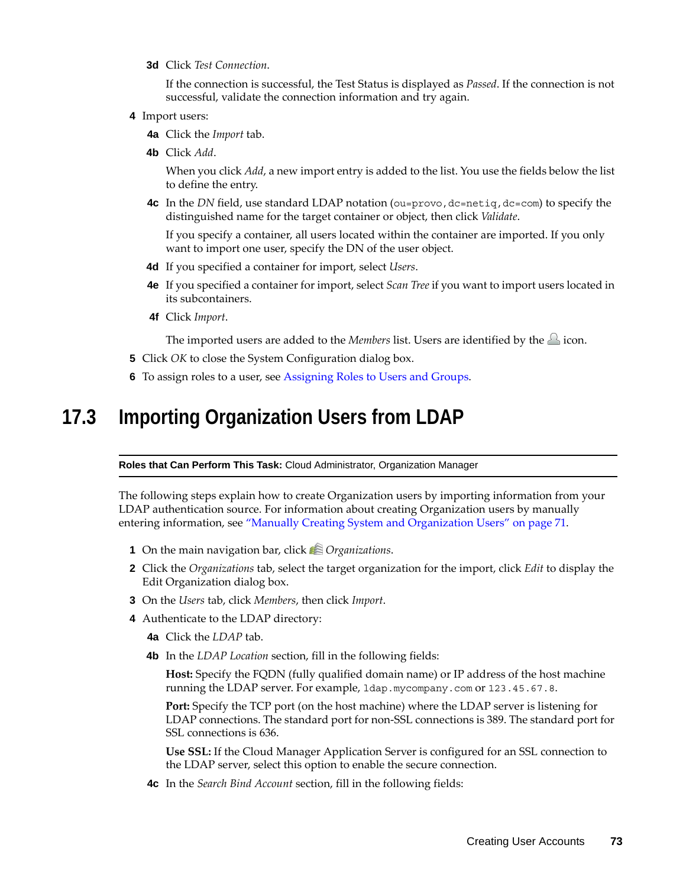**3d** Click *Test Connection*.

If the connection is successful, the Test Status is displayed as *Passed*. If the connection is not successful, validate the connection information and try again.

**4** Import users:

**4a** Click the *Import* tab.

**4b** Click *Add*.

When you click *Add*, a new import entry is added to the list. You use the fields below the list to define the entry.

**4c** In the *DN* field, use standard LDAP notation (`ou=provo,dc=netiq,dc=com`) to specify the distinguished name for the target container or object, then click *Validate*.

If you specify a container, all users located within the container are imported. If you only want to import one user, specify the DN of the user object.

**4d** If you specified a container for import, select *Users*.

**4e** If you specified a container for import, select *Scan Tree* if you want to import users located in its subcontainers.

**4f** Click *Import*.

The imported users are added to the *Members* list. Users are identified by the icon.

**5** Click *OK* to close the System Configuration dialog box.

**6** To assign roles to a user, see Assigning Roles to Users and Groups.

## 17.3 Importing Organization Users from LDAP

**Roles that Can Perform This Task:** Cloud Administrator, Organization Manager

The following steps explain how to create Organization users by importing information from your LDAP authentication source. For information about creating Organization users by manually entering information, see "Manually Creating System and Organization Users" on page 71.

**1** On the main navigation bar, click *Organizations*.

**2** Click the *Organizations* tab, select the target organization for the import, click *Edit* to display the Edit Organization dialog box.

**3** On the *Users* tab, click *Members*, then click *Import*.

**4** Authenticate to the LDAP directory:

**4a** Click the *LDAP* tab.

**4b** In the *LDAP Location* section, fill in the following fields:

**Host:** Specify the FQDN (fully qualified domain name) or IP address of the host machine running the LDAP server. For example, `ldap.mycompany.com` or `123.45.67.8`.

**Port:** Specify the TCP port (on the host machine) where the LDAP server is listening for LDAP connections. The standard port for non-SSL connections is 389. The standard port for SSL connections is 636.

**Use SSL:** If the Cloud Manager Application Server is configured for an SSL connection to the LDAP server, select this option to enable the secure connection.

**4c** In the *Search Bind Account* section, fill in the following fields: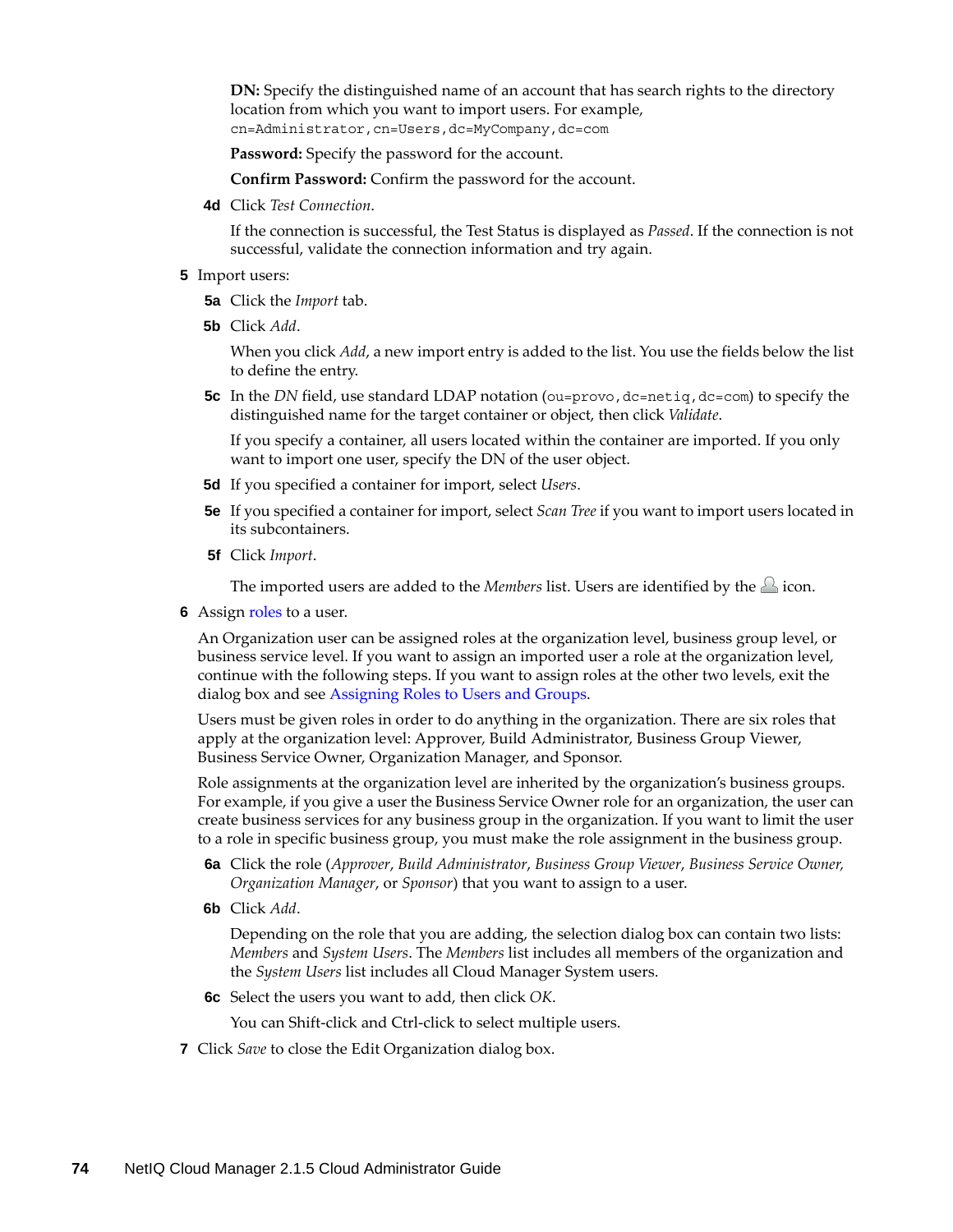**DN:** Specify the distinguished name of an account that has search rights to the directory location from which you want to import users. For example, `cn=Administrator,cn=Users,dc=MyCompany,dc=com`

**Password:** Specify the password for the account.

**Confirm Password:** Confirm the password for the account.

**4d** Click *Test Connection*.

If the connection is successful, the Test Status is displayed as *Passed*. If the connection is not successful, validate the connection information and try again.

**5** Import users:

**5a** Click the *Import* tab.

**5b** Click *Add*.

When you click *Add*, a new import entry is added to the list. You use the fields below the list to define the entry.

**5c** In the *DN* field, use standard LDAP notation (`ou=provo,dc=netiq,dc=com`) to specify the distinguished name for the target container or object, then click *Validate*.

If you specify a container, all users located within the container are imported. If you only want to import one user, specify the DN of the user object.

**5d** If you specified a container for import, select *Users*.

**5e** If you specified a container for import, select *Scan Tree* if you want to import users located in its subcontainers.

**5f** Click *Import*.

The imported users are added to the *Members* list. Users are identified by the icon.

**6** Assign roles to a user.

An Organization user can be assigned roles at the organization level, business group level, or business service level. If you want to assign an imported user a role at the organization level, continue with the following steps. If you want to assign roles at the other two levels, exit the dialog box and see Assigning Roles to Users and Groups.

Users must be given roles in order to do anything in the organization. There are six roles that apply at the organization level: Approver, Build Administrator, Business Group Viewer, Business Service Owner, Organization Manager, and Sponsor.

Role assignments at the organization level are inherited by the organization's business groups. For example, if you give a user the Business Service Owner role for an organization, the user can create business services for any business group in the organization. If you want to limit the user to a role in specific business group, you must make the role assignment in the business group.

**6a** Click the role (*Approver*, *Build Administrator*, *Business Group Viewer*, *Business Service Owner*, *Organization Manager*, or *Sponsor*) that you want to assign to a user.

**6b** Click *Add*.

Depending on the role that you are adding, the selection dialog box can contain two lists: *Members* and *System Users*. The *Members* list includes all members of the organization and the *System Users* list includes all Cloud Manager System users.

**6c** Select the users you want to add, then click *OK*.

You can Shift-click and Ctrl-click to select multiple users.

**7** Click *Save* to close the Edit Organization dialog box.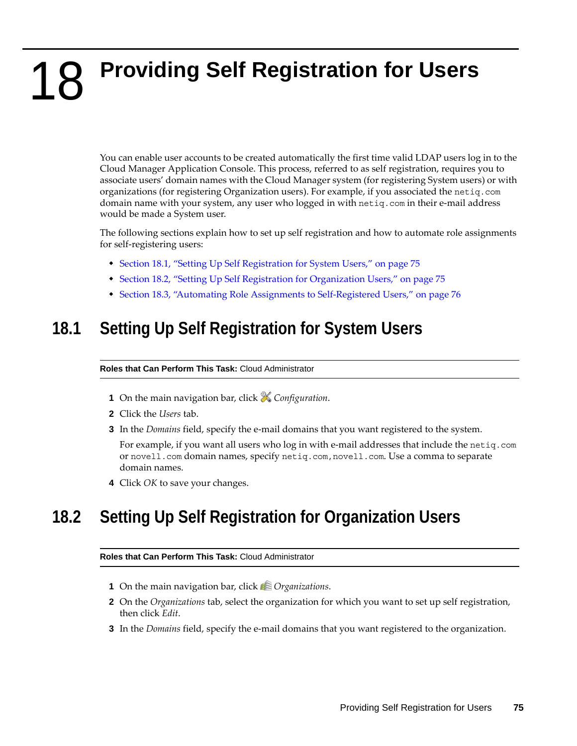# 18 Providing Self Registration for Users

You can enable user accounts to be created automatically the first time valid LDAP users log in to the Cloud Manager Application Console. This process, referred to as self registration, requires you to associate users' domain names with the Cloud Manager system (for registering System users) or with organizations (for registering Organization users). For example, if you associated the `netiq.com` domain name with your system, any user who logged in with `netiq.com` in their e-mail address would be made a System user.

The following sections explain how to set up self registration and how to automate role assignments for self-registering users:

- Section 18.1, "Setting Up Self Registration for System Users," on page 75
- Section 18.2, "Setting Up Self Registration for Organization Users," on page 75
- Section 18.3, "Automating Role Assignments to Self-Registered Users," on page 76

## 18.1 Setting Up Self Registration for System Users

**Roles that Can Perform This Task:** Cloud Administrator

1. On the main navigation bar, click *Configuration*.
2. Click the *Users* tab.
3. In the *Domains* field, specify the e-mail domains that you want registered to the system.

   For example, if you want all users who log in with e-mail addresses that include the `netiq.com` or `novell.com` domain names, specify `netiq.com,novell.com`. Use a comma to separate domain names.
4. Click *OK* to save your changes.

## 18.2 Setting Up Self Registration for Organization Users

**Roles that Can Perform This Task:** Cloud Administrator

1. On the main navigation bar, click *Organizations*.
2. On the *Organizations* tab, select the organization for which you want to set up self registration, then click *Edit*.
3. In the *Domains* field, specify the e-mail domains that you want registered to the organization.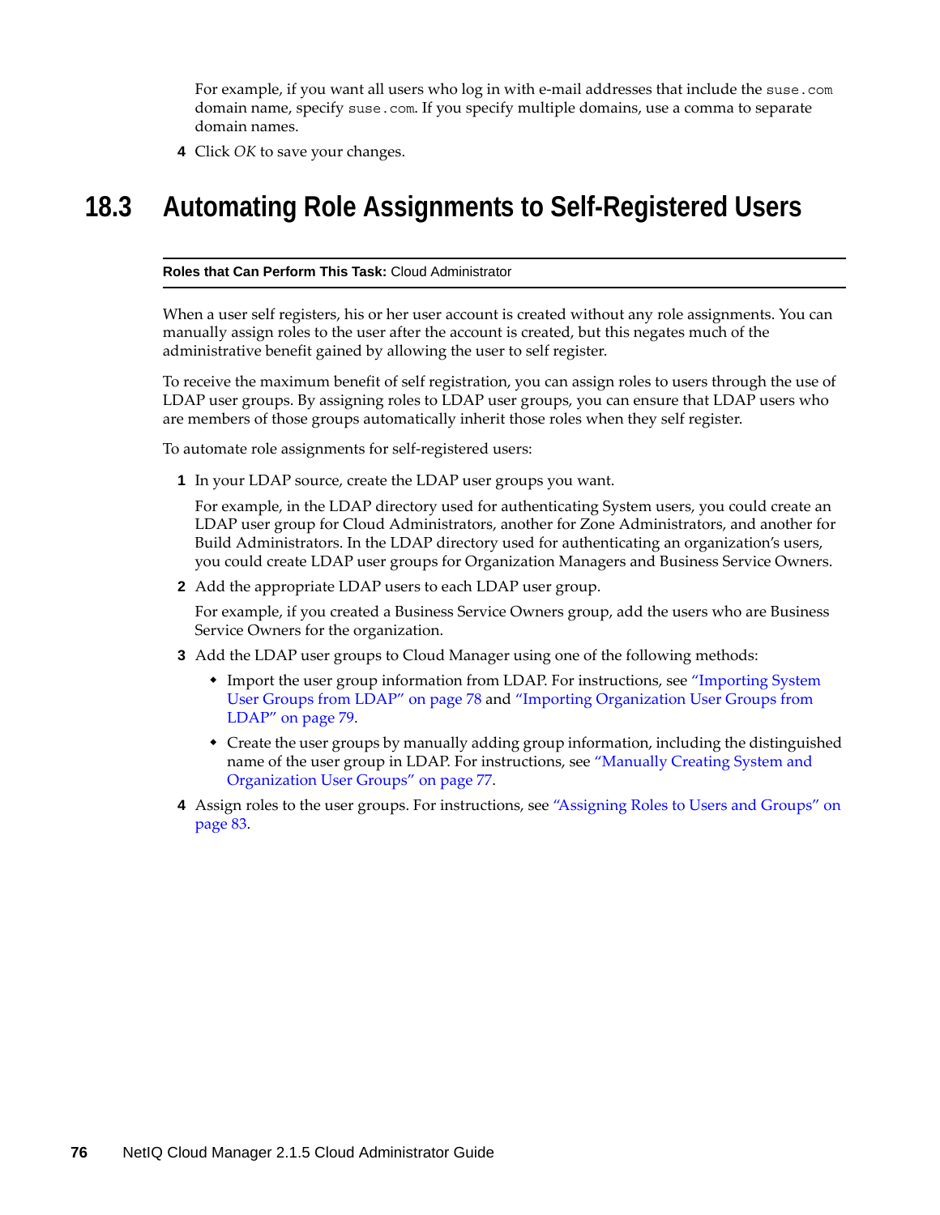For example, if you want all users who log in with e-mail addresses that include the `suse.com` domain name, specify `suse.com`. If you specify multiple domains, use a comma to separate domain names.

4 Click *OK* to save your changes.

## 18.3 Automating Role Assignments to Self-Registered Users

**Roles that Can Perform This Task:** Cloud Administrator

When a user self registers, his or her user account is created without any role assignments. You can manually assign roles to the user after the account is created, but this negates much of the administrative benefit gained by allowing the user to self register.

To receive the maximum benefit of self registration, you can assign roles to users through the use of LDAP user groups. By assigning roles to LDAP user groups, you can ensure that LDAP users who are members of those groups automatically inherit those roles when they self register.

To automate role assignments for self-registered users:

1 In your LDAP source, create the LDAP user groups you want.

   For example, in the LDAP directory used for authenticating System users, you could create an LDAP user group for Cloud Administrators, another for Zone Administrators, and another for Build Administrators. In the LDAP directory used for authenticating an organization's users, you could create LDAP user groups for Organization Managers and Business Service Owners.

2 Add the appropriate LDAP users to each LDAP user group.

   For example, if you created a Business Service Owners group, add the users who are Business Service Owners for the organization.

3 Add the LDAP user groups to Cloud Manager using one of the following methods:

   - Import the user group information from LDAP. For instructions, see "Importing System User Groups from LDAP" on page 78 and "Importing Organization User Groups from LDAP" on page 79.
   - Create the user groups by manually adding group information, including the distinguished name of the user group in LDAP. For instructions, see "Manually Creating System and Organization User Groups" on page 77.

4 Assign roles to the user groups. For instructions, see "Assigning Roles to Users and Groups" on page 83.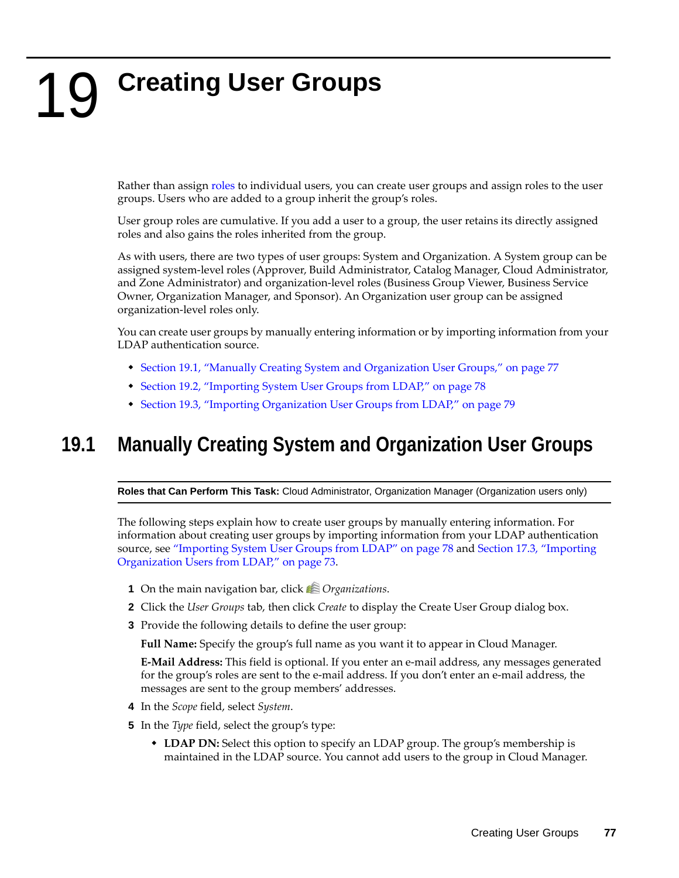# 19 Creating User Groups

Rather than assign roles to individual users, you can create user groups and assign roles to the user groups. Users who are added to a group inherit the group's roles.

User group roles are cumulative. If you add a user to a group, the user retains its directly assigned roles and also gains the roles inherited from the group.

As with users, there are two types of user groups: System and Organization. A System group can be assigned system-level roles (Approver, Build Administrator, Catalog Manager, Cloud Administrator, and Zone Administrator) and organization-level roles (Business Group Viewer, Business Service Owner, Organization Manager, and Sponsor). An Organization user group can be assigned organization-level roles only.

You can create user groups by manually entering information or by importing information from your LDAP authentication source.

- Section 19.1, "Manually Creating System and Organization User Groups," on page 77
- Section 19.2, "Importing System User Groups from LDAP," on page 78
- Section 19.3, "Importing Organization User Groups from LDAP," on page 79

## 19.1 Manually Creating System and Organization User Groups

**Roles that Can Perform This Task:** Cloud Administrator, Organization Manager (Organization users only)

The following steps explain how to create user groups by manually entering information. For information about creating user groups by importing information from your LDAP authentication source, see "Importing System User Groups from LDAP" on page 78 and Section 17.3, "Importing Organization Users from LDAP," on page 73.

1. On the main navigation bar, click *Organizations*.
2. Click the *User Groups* tab, then click *Create* to display the Create User Group dialog box.
3. Provide the following details to define the user group:

   **Full Name:** Specify the group's full name as you want it to appear in Cloud Manager.

   **E-Mail Address:** This field is optional. If you enter an e-mail address, any messages generated for the group's roles are sent to the e-mail address. If you don't enter an e-mail address, the messages are sent to the group members' addresses.
4. In the *Scope* field, select *System*.
5. In the *Type* field, select the group's type:
   - **LDAP DN:** Select this option to specify an LDAP group. The group's membership is maintained in the LDAP source. You cannot add users to the group in Cloud Manager.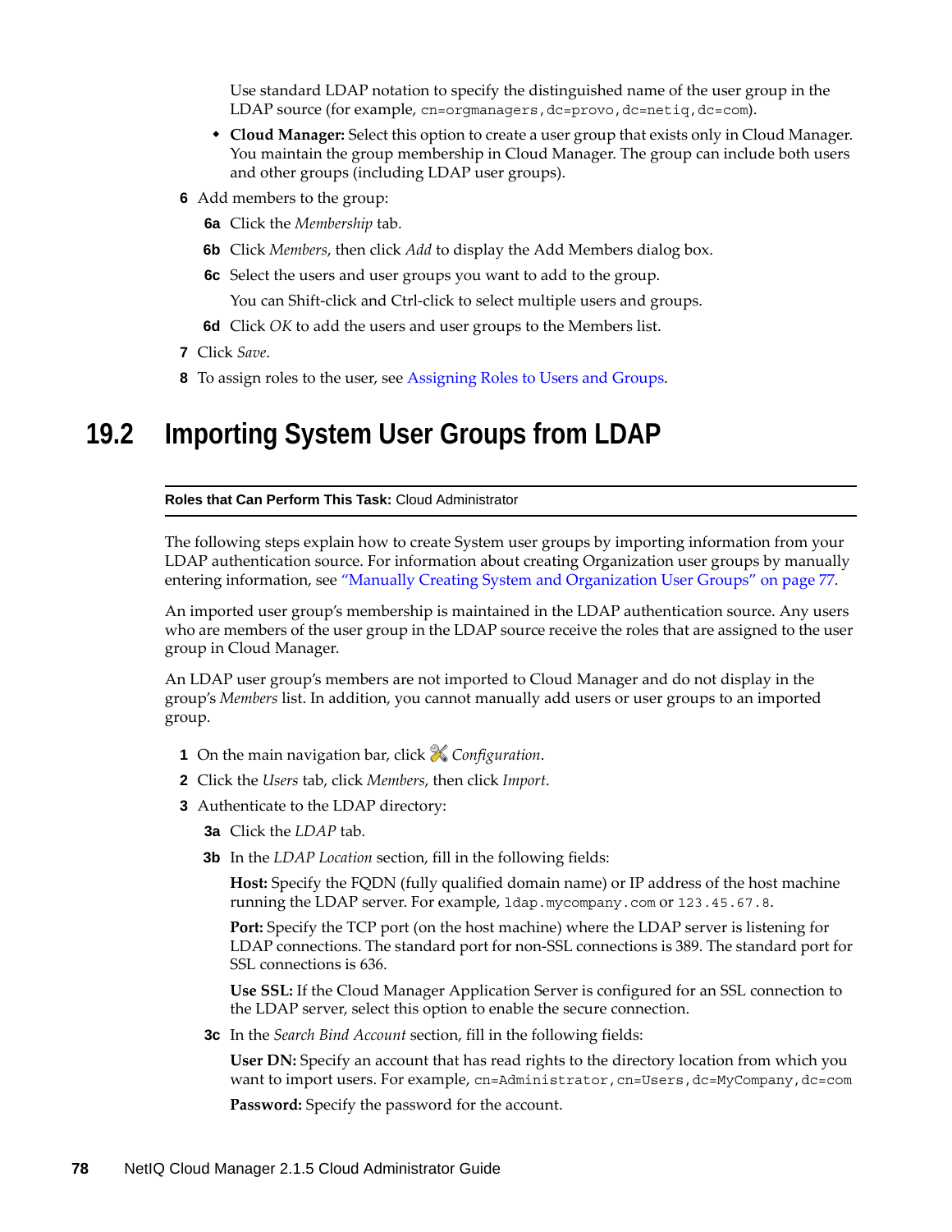Use standard LDAP notation to specify the distinguished name of the user group in the LDAP source (for example, `cn=orgmanagers,dc=provo,dc=netiq,dc=com`).

- **Cloud Manager:** Select this option to create a user group that exists only in Cloud Manager. You maintain the group membership in Cloud Manager. The group can include both users and other groups (including LDAP user groups).

**6** Add members to the group:

**6a** Click the *Membership* tab.

**6b** Click *Members*, then click *Add* to display the Add Members dialog box.

**6c** Select the users and user groups you want to add to the group.

You can Shift-click and Ctrl-click to select multiple users and groups.

**6d** Click *OK* to add the users and user groups to the Members list.

**7** Click *Save*.

**8** To assign roles to the user, see Assigning Roles to Users and Groups.

## 19.2 Importing System User Groups from LDAP

**Roles that Can Perform This Task:** Cloud Administrator

The following steps explain how to create System user groups by importing information from your LDAP authentication source. For information about creating Organization user groups by manually entering information, see "Manually Creating System and Organization User Groups" on page 77.

An imported user group's membership is maintained in the LDAP authentication source. Any users who are members of the user group in the LDAP source receive the roles that are assigned to the user group in Cloud Manager.

An LDAP user group's members are not imported to Cloud Manager and do not display in the group's *Members* list. In addition, you cannot manually add users or user groups to an imported group.

**1** On the main navigation bar, click *Configuration*.

**2** Click the *Users* tab, click *Members*, then click *Import*.

**3** Authenticate to the LDAP directory:

**3a** Click the *LDAP* tab.

**3b** In the *LDAP Location* section, fill in the following fields:

**Host:** Specify the FQDN (fully qualified domain name) or IP address of the host machine running the LDAP server. For example, `ldap.mycompany.com` or `123.45.67.8`.

**Port:** Specify the TCP port (on the host machine) where the LDAP server is listening for LDAP connections. The standard port for non-SSL connections is 389. The standard port for SSL connections is 636.

**Use SSL:** If the Cloud Manager Application Server is configured for an SSL connection to the LDAP server, select this option to enable the secure connection.

**3c** In the *Search Bind Account* section, fill in the following fields:

**User DN:** Specify an account that has read rights to the directory location from which you want to import users. For example, `cn=Administrator,cn=Users,dc=MyCompany,dc=com`

**Password:** Specify the password for the account.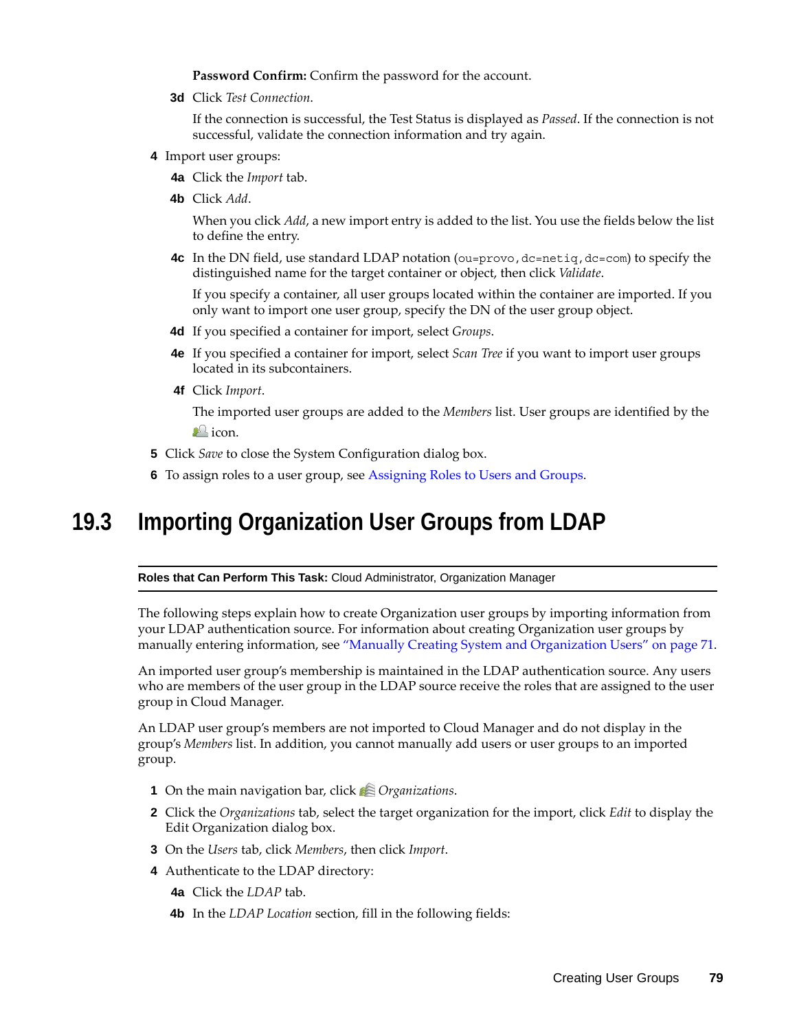**Password Confirm:** Confirm the password for the account.

**3d** Click *Test Connection*.

If the connection is successful, the Test Status is displayed as *Passed*. If the connection is not successful, validate the connection information and try again.

**4** Import user groups:

**4a** Click the *Import* tab.

**4b** Click *Add*.

When you click *Add*, a new import entry is added to the list. You use the fields below the list to define the entry.

**4c** In the DN field, use standard LDAP notation (`ou=provo,dc=netiq,dc=com`) to specify the distinguished name for the target container or object, then click *Validate*.

If you specify a container, all user groups located within the container are imported. If you only want to import one user group, specify the DN of the user group object.

**4d** If you specified a container for import, select *Groups*.

**4e** If you specified a container for import, select *Scan Tree* if you want to import user groups located in its subcontainers.

**4f** Click *Import*.

The imported user groups are added to the *Members* list. User groups are identified by the icon.

**5** Click *Save* to close the System Configuration dialog box.

**6** To assign roles to a user group, see Assigning Roles to Users and Groups.

## 19.3 Importing Organization User Groups from LDAP

**Roles that Can Perform This Task:** Cloud Administrator, Organization Manager

The following steps explain how to create Organization user groups by importing information from your LDAP authentication source. For information about creating Organization user groups by manually entering information, see "Manually Creating System and Organization Users" on page 71.

An imported user group's membership is maintained in the LDAP authentication source. Any users who are members of the user group in the LDAP source receive the roles that are assigned to the user group in Cloud Manager.

An LDAP user group's members are not imported to Cloud Manager and do not display in the group's *Members* list. In addition, you cannot manually add users or user groups to an imported group.

**1** On the main navigation bar, click *Organizations*.

**2** Click the *Organizations* tab, select the target organization for the import, click *Edit* to display the Edit Organization dialog box.

**3** On the *Users* tab, click *Members*, then click *Import*.

**4** Authenticate to the LDAP directory:

**4a** Click the *LDAP* tab.

**4b** In the *LDAP Location* section, fill in the following fields: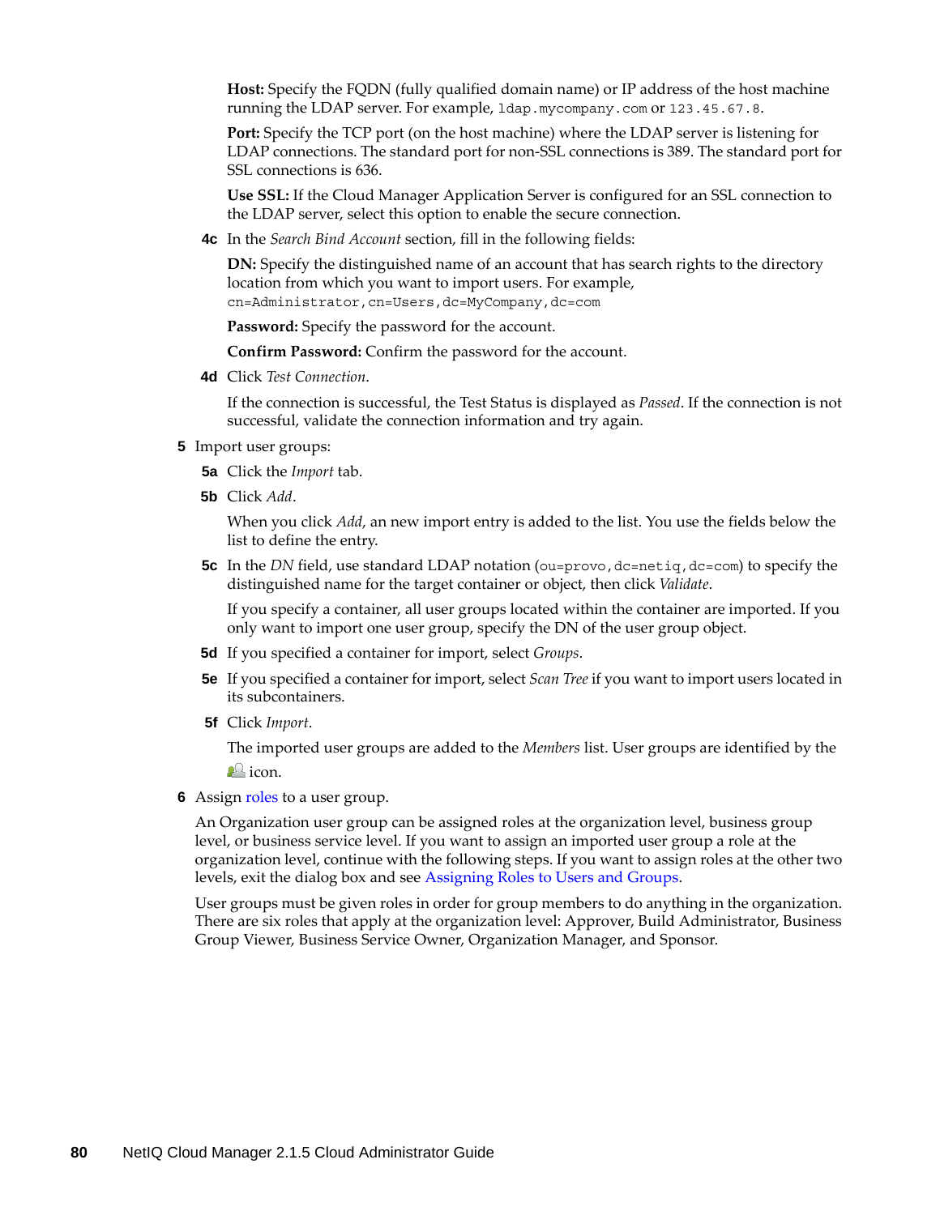**Host:** Specify the FQDN (fully qualified domain name) or IP address of the host machine running the LDAP server. For example, `ldap.mycompany.com` or `123.45.67.8`.

**Port:** Specify the TCP port (on the host machine) where the LDAP server is listening for LDAP connections. The standard port for non-SSL connections is 389. The standard port for SSL connections is 636.

**Use SSL:** If the Cloud Manager Application Server is configured for an SSL connection to the LDAP server, select this option to enable the secure connection.

**4c** In the *Search Bind Account* section, fill in the following fields:

**DN:** Specify the distinguished name of an account that has search rights to the directory location from which you want to import users. For example, `cn=Administrator,cn=Users,dc=MyCompany,dc=com`

**Password:** Specify the password for the account.

**Confirm Password:** Confirm the password for the account.

**4d** Click *Test Connection*.

If the connection is successful, the Test Status is displayed as *Passed*. If the connection is not successful, validate the connection information and try again.

**5** Import user groups:

**5a** Click the *Import* tab.

**5b** Click *Add*.

When you click *Add*, an new import entry is added to the list. You use the fields below the list to define the entry.

**5c** In the *DN* field, use standard LDAP notation (`ou=provo,dc=netiq,dc=com`) to specify the distinguished name for the target container or object, then click *Validate*.

If you specify a container, all user groups located within the container are imported. If you only want to import one user group, specify the DN of the user group object.

**5d** If you specified a container for import, select *Groups*.

**5e** If you specified a container for import, select *Scan Tree* if you want to import users located in its subcontainers.

**5f** Click *Import*.

The imported user groups are added to the *Members* list. User groups are identified by the icon.

**6** Assign roles to a user group.

An Organization user group can be assigned roles at the organization level, business group level, or business service level. If you want to assign an imported user group a role at the organization level, continue with the following steps. If you want to assign roles at the other two levels, exit the dialog box and see Assigning Roles to Users and Groups.

User groups must be given roles in order for group members to do anything in the organization. There are six roles that apply at the organization level: Approver, Build Administrator, Business Group Viewer, Business Service Owner, Organization Manager, and Sponsor.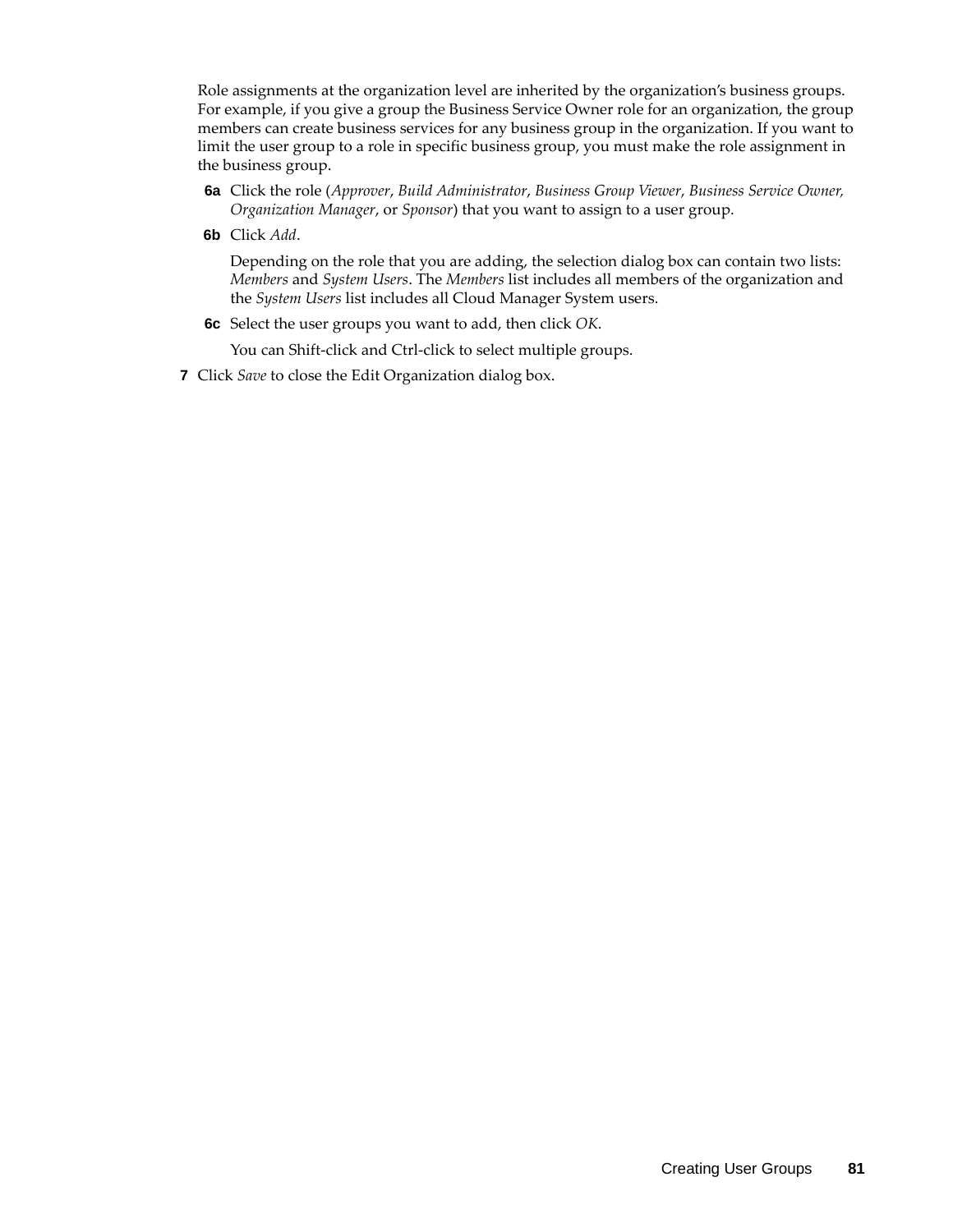Role assignments at the organization level are inherited by the organization's business groups. For example, if you give a group the Business Service Owner role for an organization, the group members can create business services for any business group in the organization. If you want to limit the user group to a role in specific business group, you must make the role assignment in the business group.

**6a** Click the role (*Approver*, *Build Administrator*, *Business Group Viewer*, *Business Service Owner, Organization Manager*, or *Sponsor*) that you want to assign to a user group.

**6b** Click *Add*.

Depending on the role that you are adding, the selection dialog box can contain two lists: *Members* and *System Users*. The *Members* list includes all members of the organization and the *System Users* list includes all Cloud Manager System users.

**6c** Select the user groups you want to add, then click *OK*.

You can Shift-click and Ctrl-click to select multiple groups.

**7** Click *Save* to close the Edit Organization dialog box.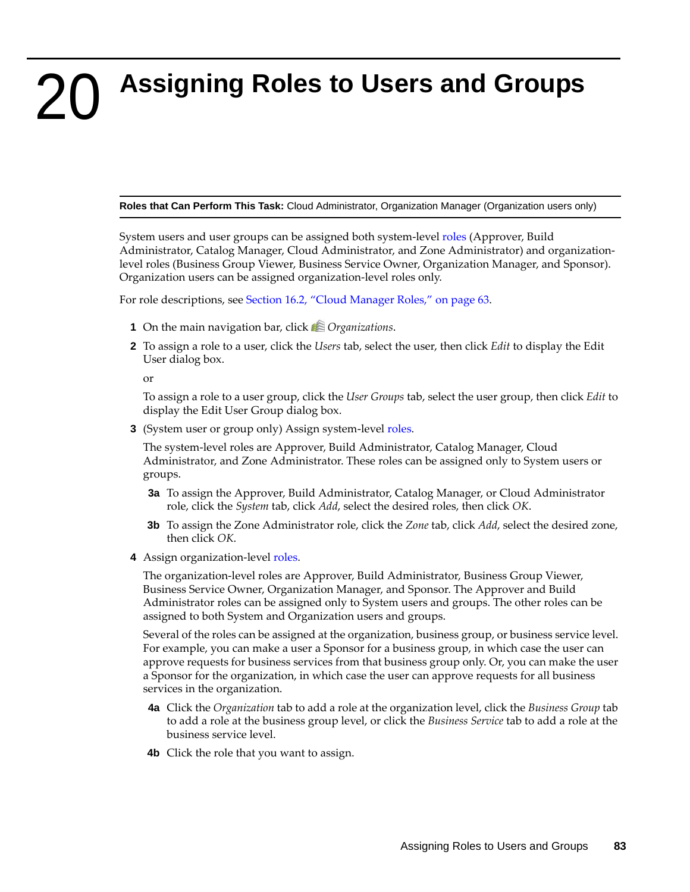# 20 Assigning Roles to Users and Groups

**Roles that Can Perform This Task:** Cloud Administrator, Organization Manager (Organization users only)

System users and user groups can be assigned both system-level roles (Approver, Build Administrator, Catalog Manager, Cloud Administrator, and Zone Administrator) and organization-level roles (Business Group Viewer, Business Service Owner, Organization Manager, and Sponsor). Organization users can be assigned organization-level roles only.

For role descriptions, see Section 16.2, “Cloud Manager Roles,” on page 63.

1. On the main navigation bar, click *Organizations*.
2. To assign a role to a user, click the *Users* tab, select the user, then click *Edit* to display the Edit User dialog box.

   or

   To assign a role to a user group, click the *User Groups* tab, select the user group, then click *Edit* to display the Edit User Group dialog box.
3. (System user or group only) Assign system-level roles.

   The system-level roles are Approver, Build Administrator, Catalog Manager, Cloud Administrator, and Zone Administrator. These roles can be assigned only to System users or groups.

   **3a** To assign the Approver, Build Administrator, Catalog Manager, or Cloud Administrator role, click the *System* tab, click *Add*, select the desired roles, then click *OK*.

   **3b** To assign the Zone Administrator role, click the *Zone* tab, click *Add*, select the desired zone, then click *OK*.
4. Assign organization-level roles.

   The organization-level roles are Approver, Build Administrator, Business Group Viewer, Business Service Owner, Organization Manager, and Sponsor. The Approver and Build Administrator roles can be assigned only to System users and groups. The other roles can be assigned to both System and Organization users and groups.

   Several of the roles can be assigned at the organization, business group, or business service level. For example, you can make a user a Sponsor for a business group, in which case the user can approve requests for business services from that business group only. Or, you can make the user a Sponsor for the organization, in which case the user can approve requests for all business services in the organization.

   **4a** Click the *Organization* tab to add a role at the organization level, click the *Business Group* tab to add a role at the business group level, or click the *Business Service* tab to add a role at the business service level.

   **4b** Click the role that you want to assign.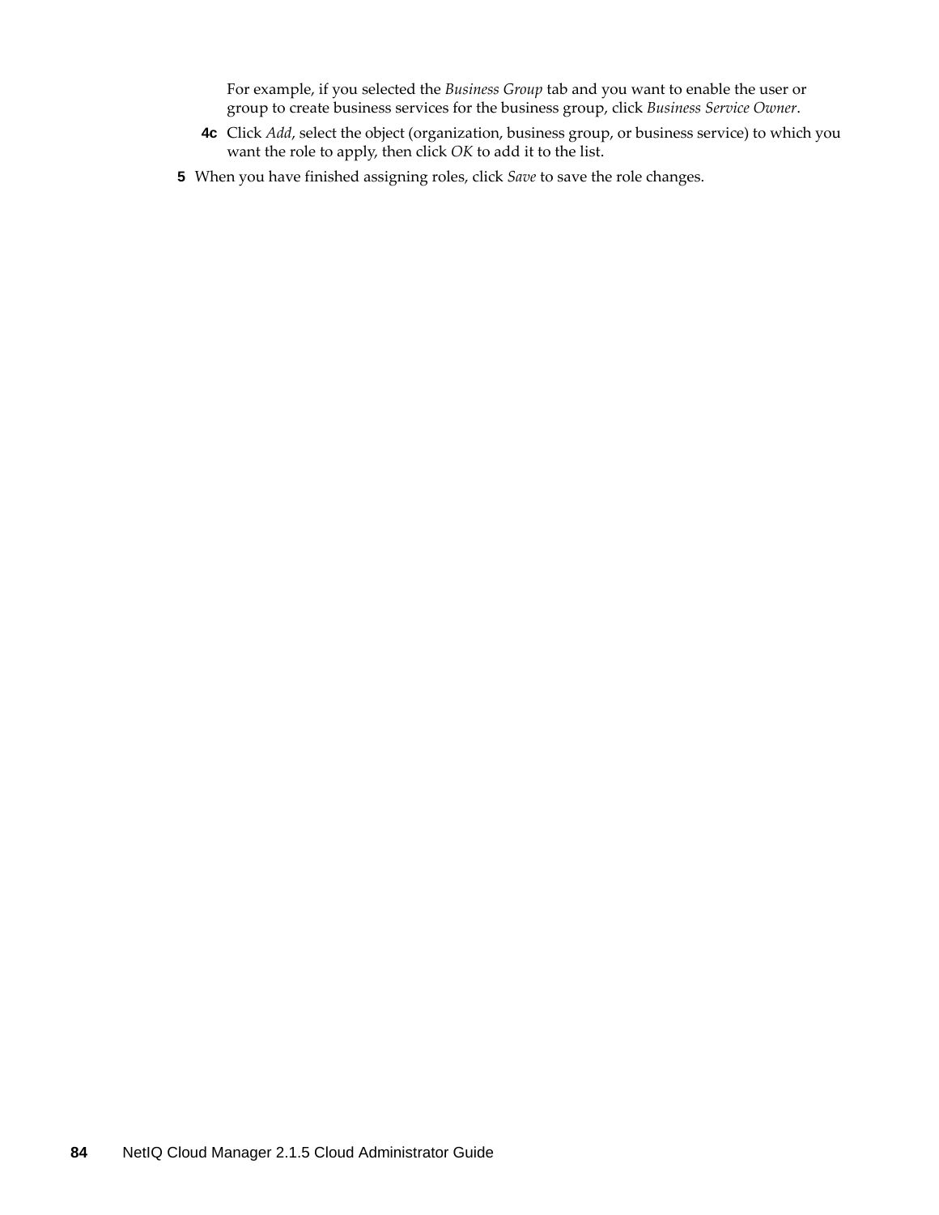For example, if you selected the *Business Group* tab and you want to enable the user or group to create business services for the business group, click *Business Service Owner*.

**4c** Click *Add*, select the object (organization, business group, or business service) to which you want the role to apply, then click *OK* to add it to the list.

**5** When you have finished assigning roles, click *Save* to save the role changes.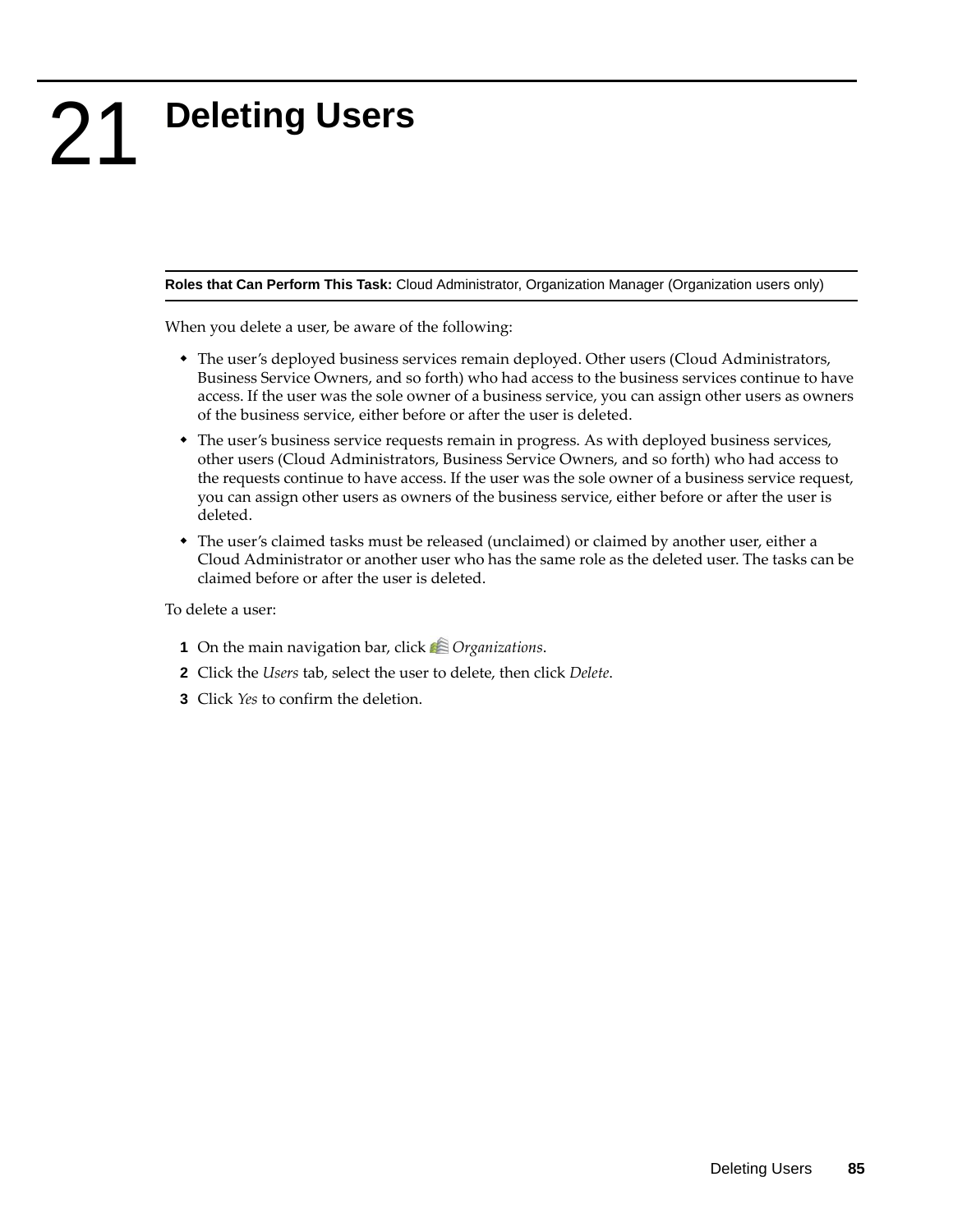# 21 Deleting Users

**Roles that Can Perform This Task:** Cloud Administrator, Organization Manager (Organization users only)

When you delete a user, be aware of the following:

- The user's deployed business services remain deployed. Other users (Cloud Administrators, Business Service Owners, and so forth) who had access to the business services continue to have access. If the user was the sole owner of a business service, you can assign other users as owners of the business service, either before or after the user is deleted.
- The user's business service requests remain in progress. As with deployed business services, other users (Cloud Administrators, Business Service Owners, and so forth) who had access to the requests continue to have access. If the user was the sole owner of a business service request, you can assign other users as owners of the business service, either before or after the user is deleted.
- The user's claimed tasks must be released (unclaimed) or claimed by another user, either a Cloud Administrator or another user who has the same role as the deleted user. The tasks can be claimed before or after the user is deleted.

To delete a user:

1. On the main navigation bar, click *Organizations*.
2. Click the *Users* tab, select the user to delete, then click *Delete*.
3. Click *Yes* to confirm the deletion.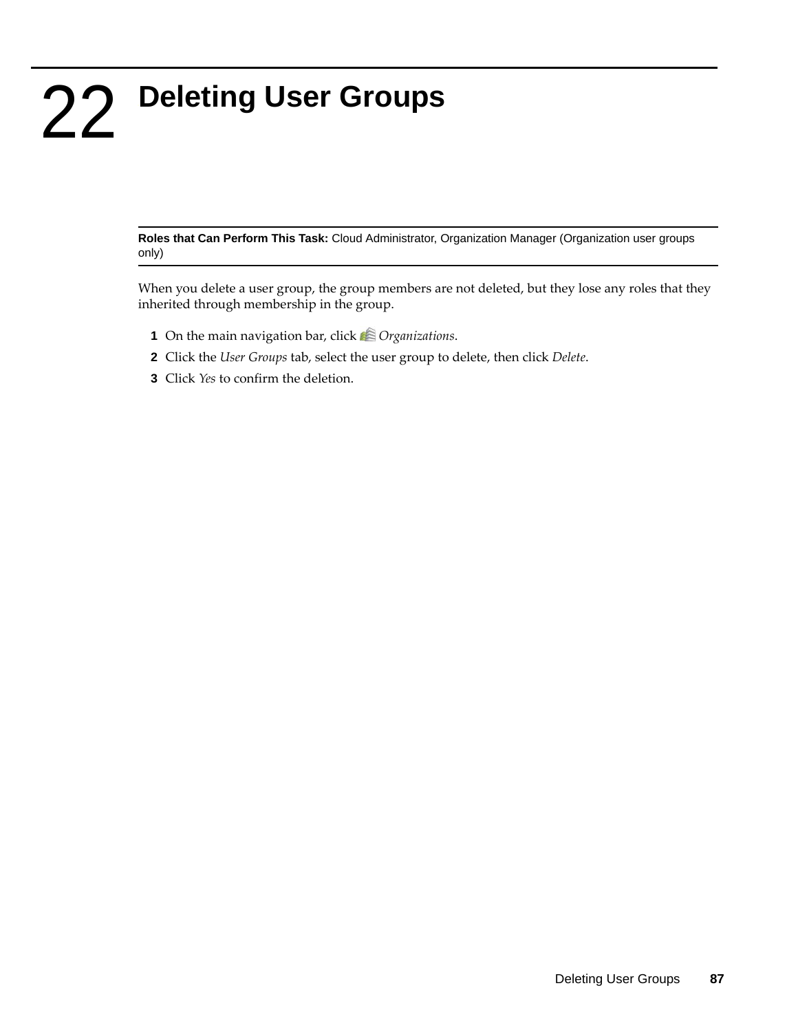# 22 Deleting User Groups

**Roles that Can Perform This Task:** Cloud Administrator, Organization Manager (Organization user groups only)

When you delete a user group, the group members are not deleted, but they lose any roles that they inherited through membership in the group.

1. On the main navigation bar, click *Organizations*.
2. Click the *User Groups* tab, select the user group to delete, then click *Delete*.
3. Click *Yes* to confirm the deletion.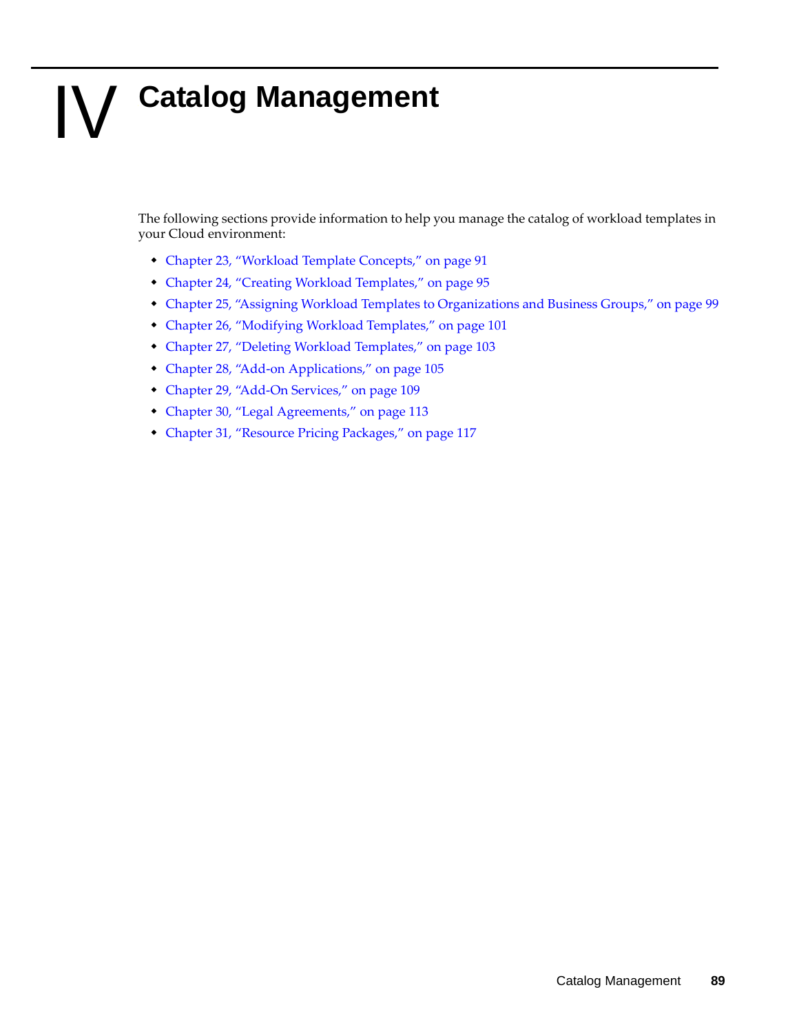# IV Catalog Management

The following sections provide information to help you manage the catalog of workload templates in your Cloud environment:

- Chapter 23, "Workload Template Concepts," on page 91
- Chapter 24, "Creating Workload Templates," on page 95
- Chapter 25, "Assigning Workload Templates to Organizations and Business Groups," on page 99
- Chapter 26, "Modifying Workload Templates," on page 101
- Chapter 27, "Deleting Workload Templates," on page 103
- Chapter 28, "Add-on Applications," on page 105
- Chapter 29, "Add-On Services," on page 109
- Chapter 30, "Legal Agreements," on page 113
- Chapter 31, "Resource Pricing Packages," on page 117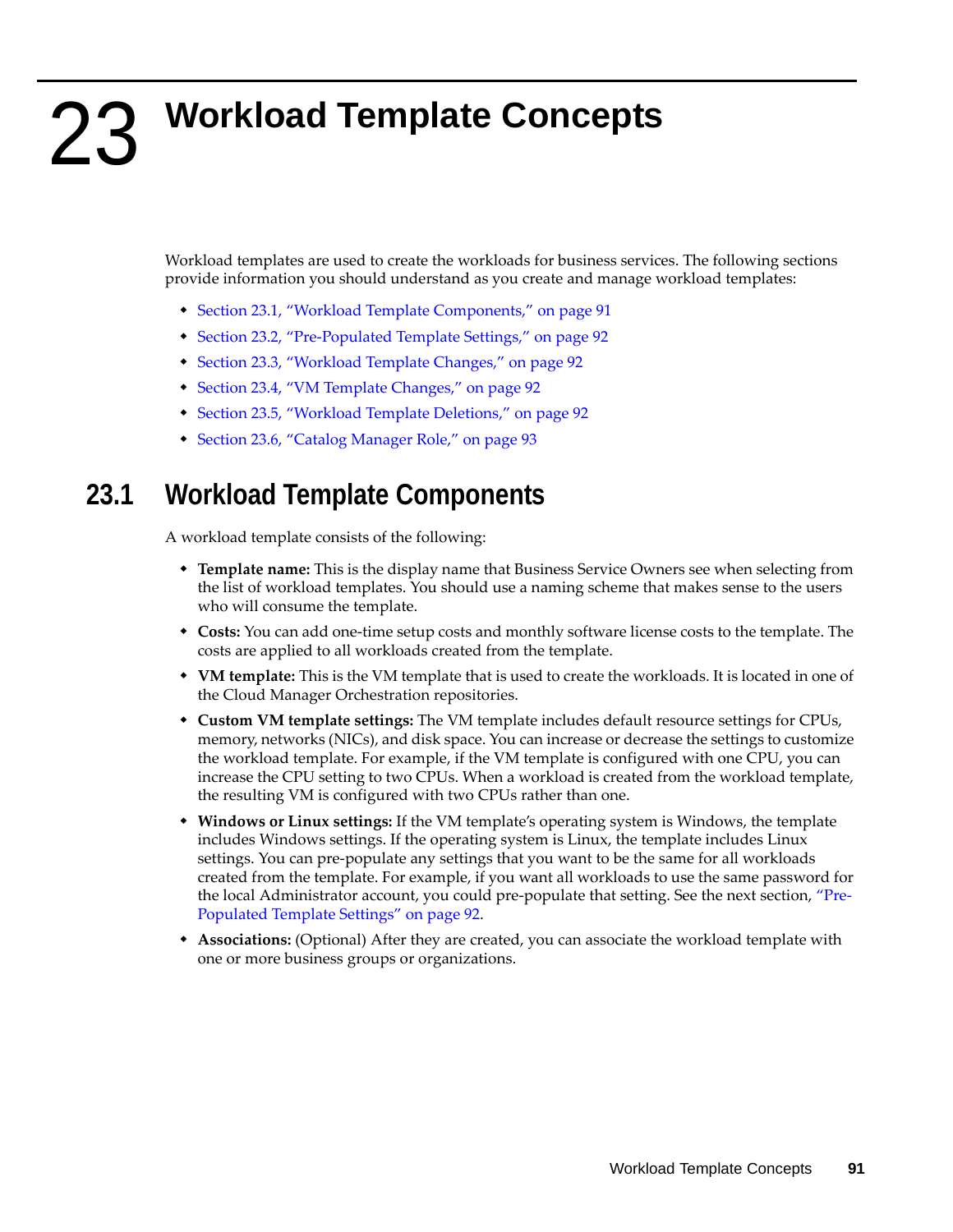# 23 Workload Template Concepts

Workload templates are used to create the workloads for business services. The following sections provide information you should understand as you create and manage workload templates:

- Section 23.1, "Workload Template Components," on page 91
- Section 23.2, "Pre-Populated Template Settings," on page 92
- Section 23.3, "Workload Template Changes," on page 92
- Section 23.4, "VM Template Changes," on page 92
- Section 23.5, "Workload Template Deletions," on page 92
- Section 23.6, "Catalog Manager Role," on page 93

## 23.1 Workload Template Components

A workload template consists of the following:

- **Template name:** This is the display name that Business Service Owners see when selecting from the list of workload templates. You should use a naming scheme that makes sense to the users who will consume the template.
- **Costs:** You can add one-time setup costs and monthly software license costs to the template. The costs are applied to all workloads created from the template.
- **VM template:** This is the VM template that is used to create the workloads. It is located in one of the Cloud Manager Orchestration repositories.
- **Custom VM template settings:** The VM template includes default resource settings for CPUs, memory, networks (NICs), and disk space. You can increase or decrease the settings to customize the workload template. For example, if the VM template is configured with one CPU, you can increase the CPU setting to two CPUs. When a workload is created from the workload template, the resulting VM is configured with two CPUs rather than one.
- **Windows or Linux settings:** If the VM template's operating system is Windows, the template includes Windows settings. If the operating system is Linux, the template includes Linux settings. You can pre-populate any settings that you want to be the same for all workloads created from the template. For example, if you want all workloads to use the same password for the local Administrator account, you could pre-populate that setting. See the next section, "Pre-Populated Template Settings" on page 92.
- **Associations:** (Optional) After they are created, you can associate the workload template with one or more business groups or organizations.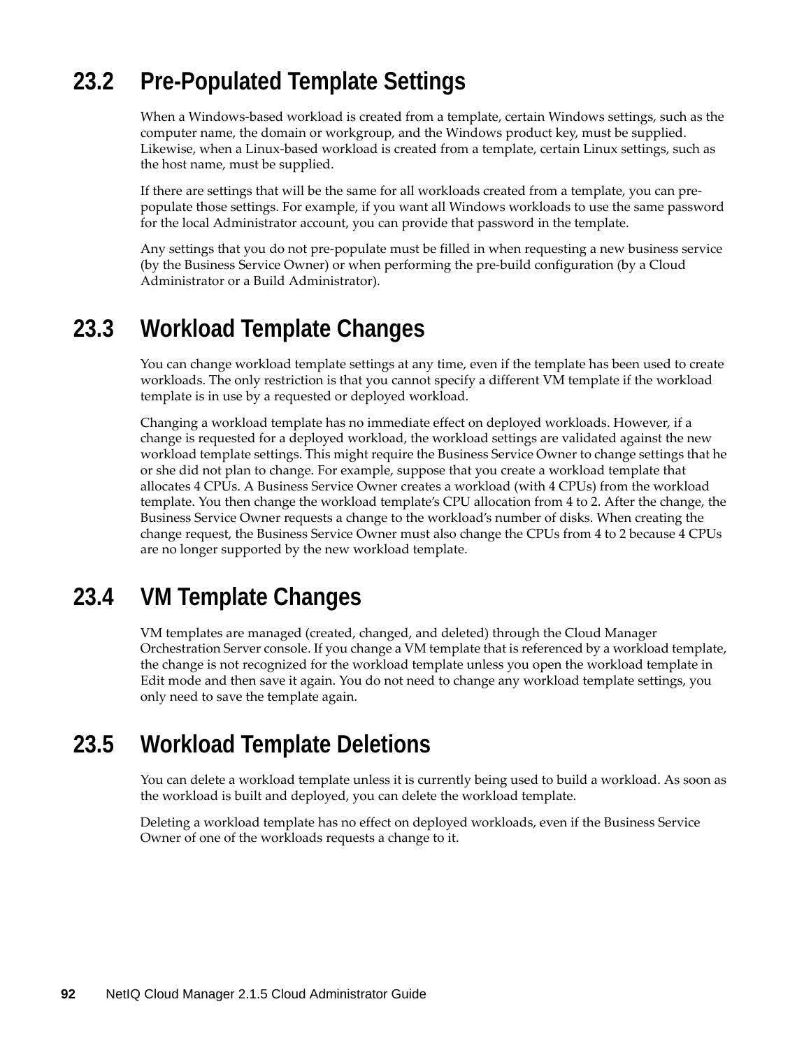## 23.2 Pre-Populated Template Settings

When a Windows-based workload is created from a template, certain Windows settings, such as the computer name, the domain or workgroup, and the Windows product key, must be supplied. Likewise, when a Linux-based workload is created from a template, certain Linux settings, such as the host name, must be supplied.

If there are settings that will be the same for all workloads created from a template, you can pre-populate those settings. For example, if you want all Windows workloads to use the same password for the local Administrator account, you can provide that password in the template.

Any settings that you do not pre-populate must be filled in when requesting a new business service (by the Business Service Owner) or when performing the pre-build configuration (by a Cloud Administrator or a Build Administrator).

## 23.3 Workload Template Changes

You can change workload template settings at any time, even if the template has been used to create workloads. The only restriction is that you cannot specify a different VM template if the workload template is in use by a requested or deployed workload.

Changing a workload template has no immediate effect on deployed workloads. However, if a change is requested for a deployed workload, the workload settings are validated against the new workload template settings. This might require the Business Service Owner to change settings that he or she did not plan to change. For example, suppose that you create a workload template that allocates 4 CPUs. A Business Service Owner creates a workload (with 4 CPUs) from the workload template. You then change the workload template's CPU allocation from 4 to 2. After the change, the Business Service Owner requests a change to the workload's number of disks. When creating the change request, the Business Service Owner must also change the CPUs from 4 to 2 because 4 CPUs are no longer supported by the new workload template.

## 23.4 VM Template Changes

VM templates are managed (created, changed, and deleted) through the Cloud Manager Orchestration Server console. If you change a VM template that is referenced by a workload template, the change is not recognized for the workload template unless you open the workload template in Edit mode and then save it again. You do not need to change any workload template settings, you only need to save the template again.

## 23.5 Workload Template Deletions

You can delete a workload template unless it is currently being used to build a workload. As soon as the workload is built and deployed, you can delete the workload template.

Deleting a workload template has no effect on deployed workloads, even if the Business Service Owner of one of the workloads requests a change to it.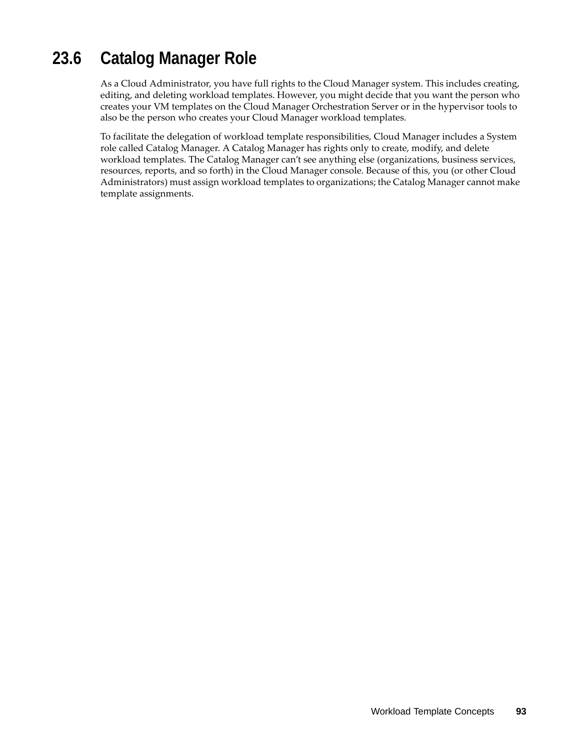## 23.6 Catalog Manager Role

As a Cloud Administrator, you have full rights to the Cloud Manager system. This includes creating, editing, and deleting workload templates. However, you might decide that you want the person who creates your VM templates on the Cloud Manager Orchestration Server or in the hypervisor tools to also be the person who creates your Cloud Manager workload templates.

To facilitate the delegation of workload template responsibilities, Cloud Manager includes a System role called Catalog Manager. A Catalog Manager has rights only to create, modify, and delete workload templates. The Catalog Manager can't see anything else (organizations, business services, resources, reports, and so forth) in the Cloud Manager console. Because of this, you (or other Cloud Administrators) must assign workload templates to organizations; the Catalog Manager cannot make template assignments.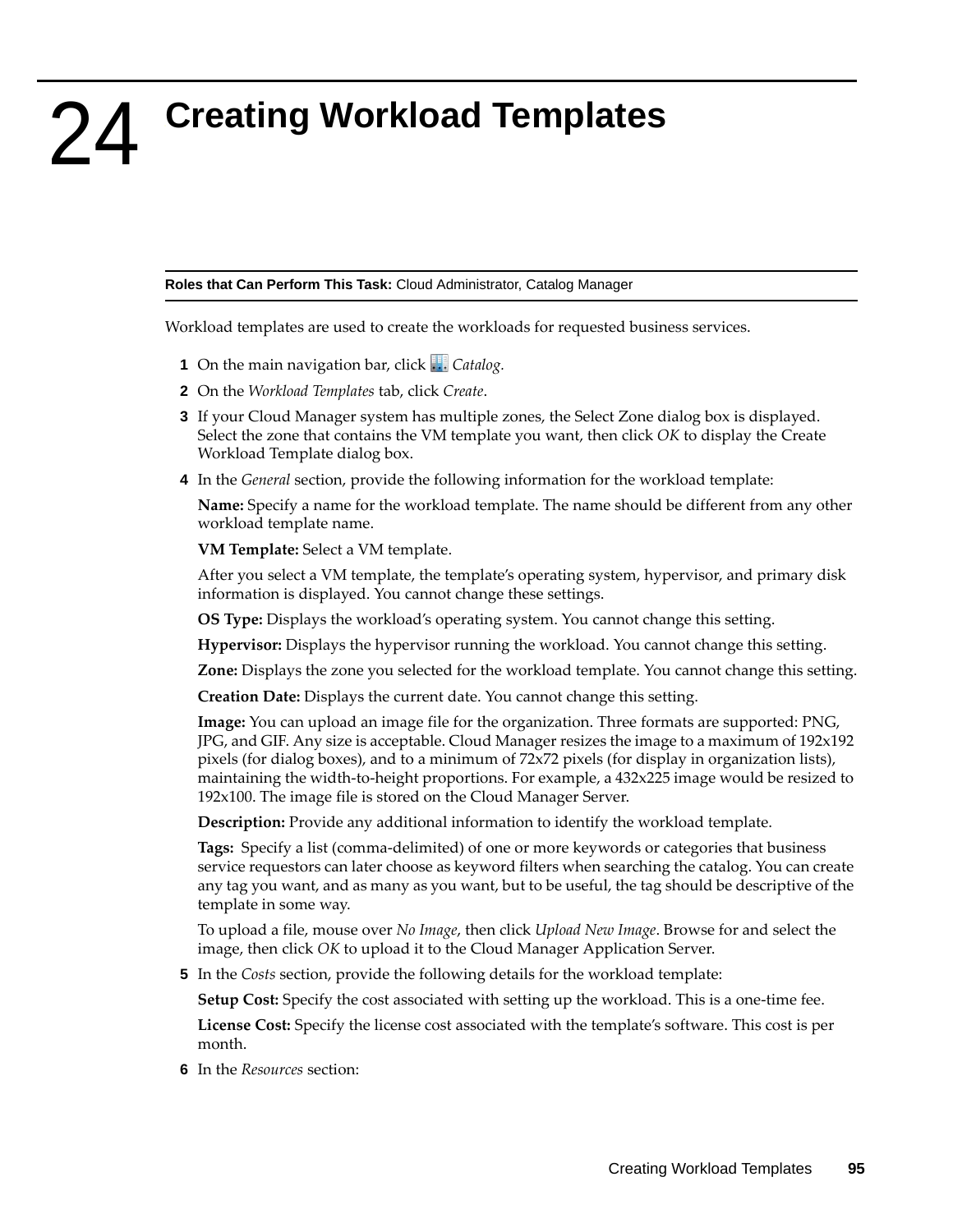# 24 Creating Workload Templates

**Roles that Can Perform This Task:** Cloud Administrator, Catalog Manager

Workload templates are used to create the workloads for requested business services.

1. On the main navigation bar, click *Catalog.*
2. On the *Workload Templates* tab, click *Create*.
3. If your Cloud Manager system has multiple zones, the Select Zone dialog box is displayed. Select the zone that contains the VM template you want, then click *OK* to display the Create Workload Template dialog box.
4. In the *General* section, provide the following information for the workload template:

   **Name:** Specify a name for the workload template. The name should be different from any other workload template name.

   **VM Template:** Select a VM template.

   After you select a VM template, the template's operating system, hypervisor, and primary disk information is displayed. You cannot change these settings.

   **OS Type:** Displays the workload's operating system. You cannot change this setting.

   **Hypervisor:** Displays the hypervisor running the workload. You cannot change this setting.

   **Zone:** Displays the zone you selected for the workload template. You cannot change this setting.

   **Creation Date:** Displays the current date. You cannot change this setting.

   **Image:** You can upload an image file for the organization. Three formats are supported: PNG, JPG, and GIF. Any size is acceptable. Cloud Manager resizes the image to a maximum of 192x192 pixels (for dialog boxes), and to a minimum of 72x72 pixels (for display in organization lists), maintaining the width-to-height proportions. For example, a 432x225 image would be resized to 192x100. The image file is stored on the Cloud Manager Server.

   **Description:** Provide any additional information to identify the workload template.

   **Tags:** Specify a list (comma-delimited) of one or more keywords or categories that business service requestors can later choose as keyword filters when searching the catalog. You can create any tag you want, and as many as you want, but to be useful, the tag should be descriptive of the template in some way.

   To upload a file, mouse over *No Image*, then click *Upload New Image*. Browse for and select the image, then click *OK* to upload it to the Cloud Manager Application Server.
5. In the *Costs* section, provide the following details for the workload template:

   **Setup Cost:** Specify the cost associated with setting up the workload. This is a one-time fee.

   **License Cost:** Specify the license cost associated with the template's software. This cost is per month.
6. In the *Resources* section: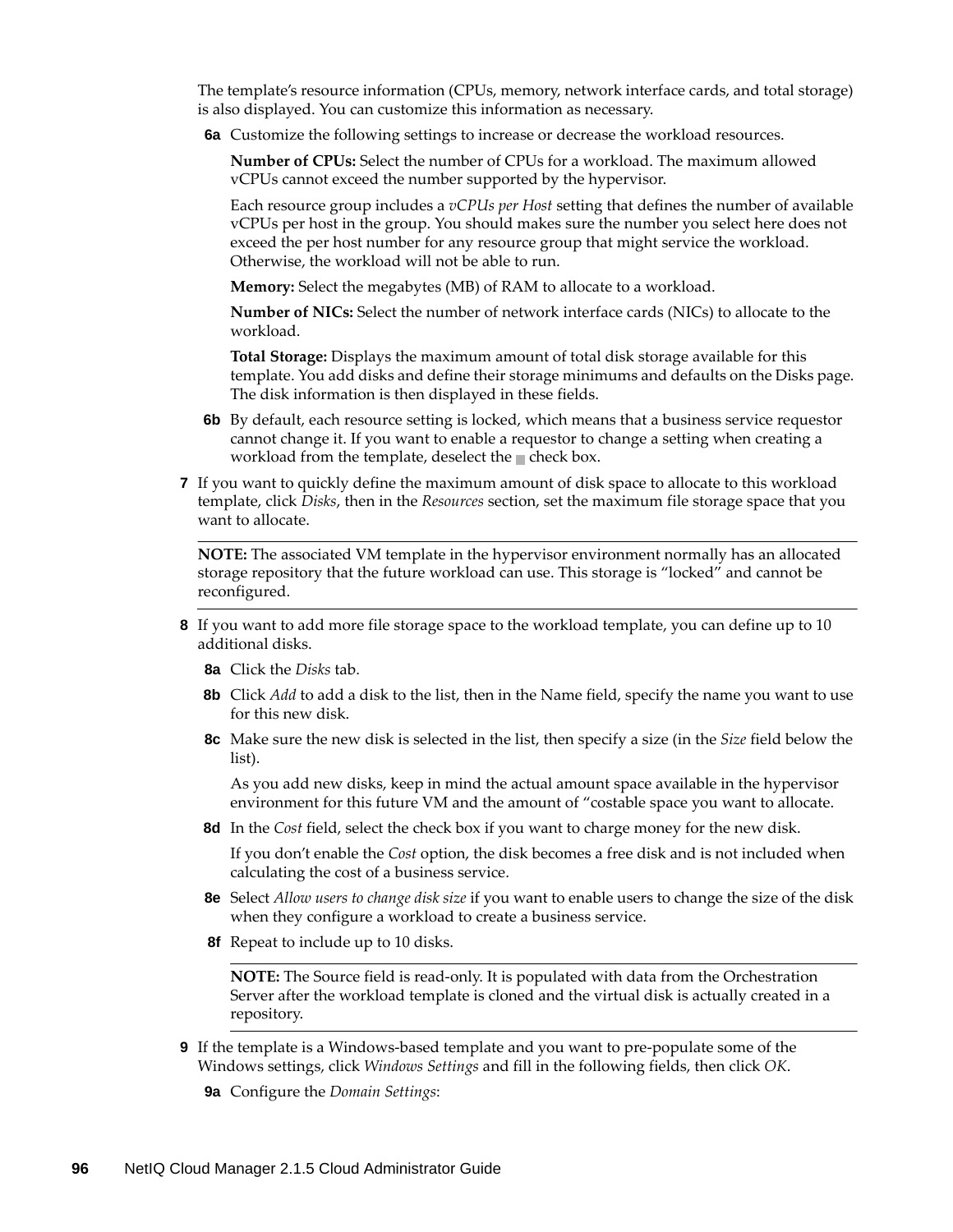The template's resource information (CPUs, memory, network interface cards, and total storage) is also displayed. You can customize this information as necessary.

**6a** Customize the following settings to increase or decrease the workload resources.

**Number of CPUs:** Select the number of CPUs for a workload. The maximum allowed vCPUs cannot exceed the number supported by the hypervisor.

Each resource group includes a *vCPUs per Host* setting that defines the number of available vCPUs per host in the group. You should makes sure the number you select here does not exceed the per host number for any resource group that might service the workload. Otherwise, the workload will not be able to run.

**Memory:** Select the megabytes (MB) of RAM to allocate to a workload.

**Number of NICs:** Select the number of network interface cards (NICs) to allocate to the workload.

**Total Storage:** Displays the maximum amount of total disk storage available for this template. You add disks and define their storage minimums and defaults on the Disks page. The disk information is then displayed in these fields.

**6b** By default, each resource setting is locked, which means that a business service requestor cannot change it. If you want to enable a requestor to change a setting when creating a workload from the template, deselect the check box.

**7** If you want to quickly define the maximum amount of disk space to allocate to this workload template, click *Disks*, then in the *Resources* section, set the maximum file storage space that you want to allocate.

---

**NOTE:** The associated VM template in the hypervisor environment normally has an allocated storage repository that the future workload can use. This storage is "locked" and cannot be reconfigured.

---

**8** If you want to add more file storage space to the workload template, you can define up to 10 additional disks.

**8a** Click the *Disks* tab.

**8b** Click *Add* to add a disk to the list, then in the Name field, specify the name you want to use for this new disk.

**8c** Make sure the new disk is selected in the list, then specify a size (in the *Size* field below the list).

As you add new disks, keep in mind the actual amount space available in the hypervisor environment for this future VM and the amount of "costable space you want to allocate.

**8d** In the *Cost* field, select the check box if you want to charge money for the new disk.

If you don't enable the *Cost* option, the disk becomes a free disk and is not included when calculating the cost of a business service.

**8e** Select *Allow users to change disk size* if you want to enable users to change the size of the disk when they configure a workload to create a business service.

**8f** Repeat to include up to 10 disks.

---

**NOTE:** The Source field is read-only. It is populated with data from the Orchestration Server after the workload template is cloned and the virtual disk is actually created in a repository.

---

**9** If the template is a Windows-based template and you want to pre-populate some of the Windows settings, click *Windows Settings* and fill in the following fields, then click *OK*.

**9a** Configure the *Domain Settings*: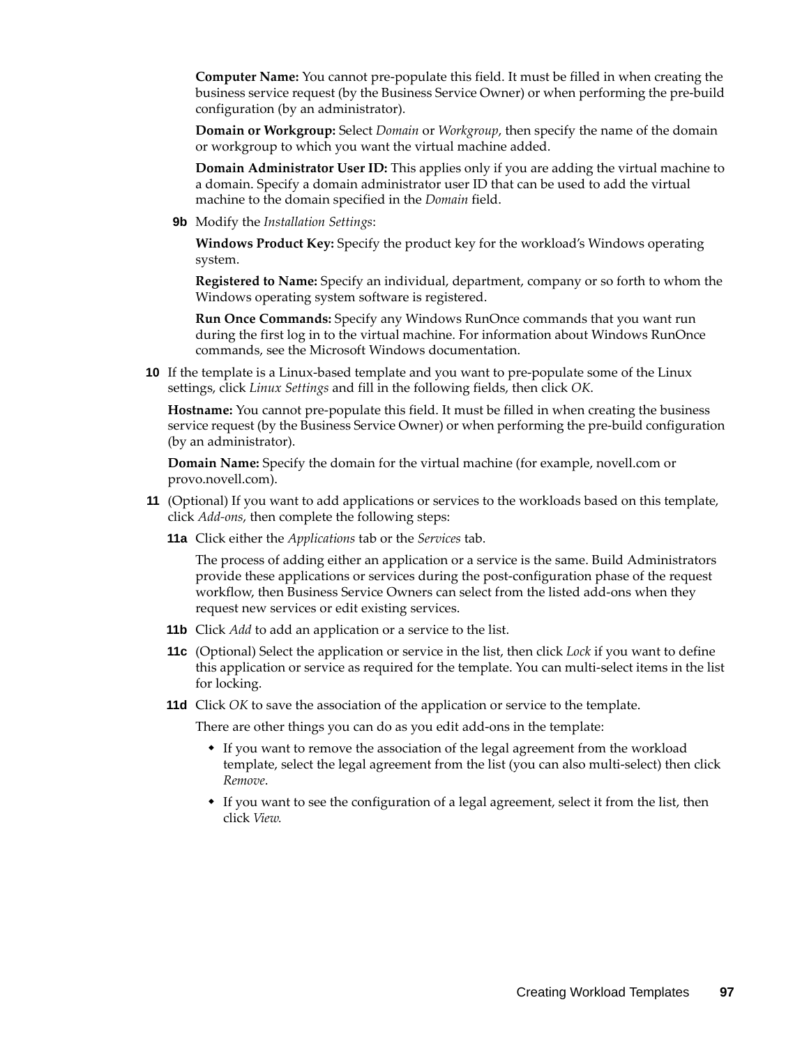**Computer Name:** You cannot pre-populate this field. It must be filled in when creating the business service request (by the Business Service Owner) or when performing the pre-build configuration (by an administrator).

**Domain or Workgroup:** Select *Domain* or *Workgroup*, then specify the name of the domain or workgroup to which you want the virtual machine added.

**Domain Administrator User ID:** This applies only if you are adding the virtual machine to a domain. Specify a domain administrator user ID that can be used to add the virtual machine to the domain specified in the *Domain* field.

**9b** Modify the *Installation Settings*:

**Windows Product Key:** Specify the product key for the workload's Windows operating system.

**Registered to Name:** Specify an individual, department, company or so forth to whom the Windows operating system software is registered.

**Run Once Commands:** Specify any Windows RunOnce commands that you want run during the first log in to the virtual machine. For information about Windows RunOnce commands, see the Microsoft Windows documentation.

**10** If the template is a Linux-based template and you want to pre-populate some of the Linux settings, click *Linux Settings* and fill in the following fields, then click *OK*.

**Hostname:** You cannot pre-populate this field. It must be filled in when creating the business service request (by the Business Service Owner) or when performing the pre-build configuration (by an administrator).

**Domain Name:** Specify the domain for the virtual machine (for example, novell.com or provo.novell.com).

**11** (Optional) If you want to add applications or services to the workloads based on this template, click *Add-ons*, then complete the following steps:

**11a** Click either the *Applications* tab or the *Services* tab.

The process of adding either an application or a service is the same. Build Administrators provide these applications or services during the post-configuration phase of the request workflow, then Business Service Owners can select from the listed add-ons when they request new services or edit existing services.

**11b** Click *Add* to add an application or a service to the list.

**11c** (Optional) Select the application or service in the list, then click *Lock* if you want to define this application or service as required for the template. You can multi-select items in the list for locking.

**11d** Click *OK* to save the association of the application or service to the template.

There are other things you can do as you edit add-ons in the template:

- If you want to remove the association of the legal agreement from the workload template, select the legal agreement from the list (you can also multi-select) then click *Remove*.
- If you want to see the configuration of a legal agreement, select it from the list, then click *View.*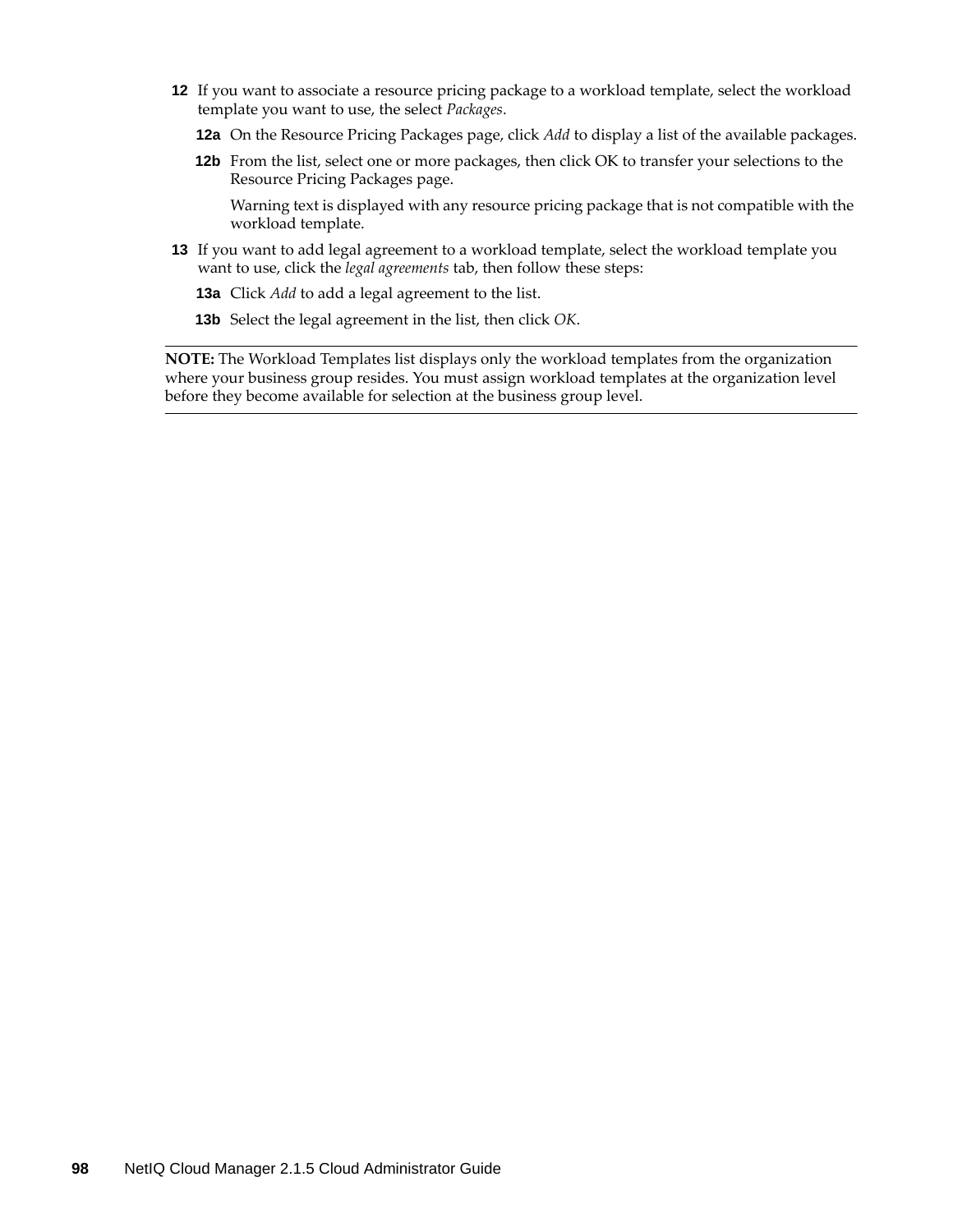12 If you want to associate a resource pricing package to a workload template, select the workload template you want to use, the select *Packages*.

   12a On the Resource Pricing Packages page, click *Add* to display a list of the available packages.

   12b From the list, select one or more packages, then click OK to transfer your selections to the Resource Pricing Packages page.

   Warning text is displayed with any resource pricing package that is not compatible with the workload template.

13 If you want to add legal agreement to a workload template, select the workload template you want to use, click the *legal agreements* tab, then follow these steps:

   13a Click *Add* to add a legal agreement to the list.

   13b Select the legal agreement in the list, then click *OK*.

---

**NOTE:** The Workload Templates list displays only the workload templates from the organization where your business group resides. You must assign workload templates at the organization level before they become available for selection at the business group level.

---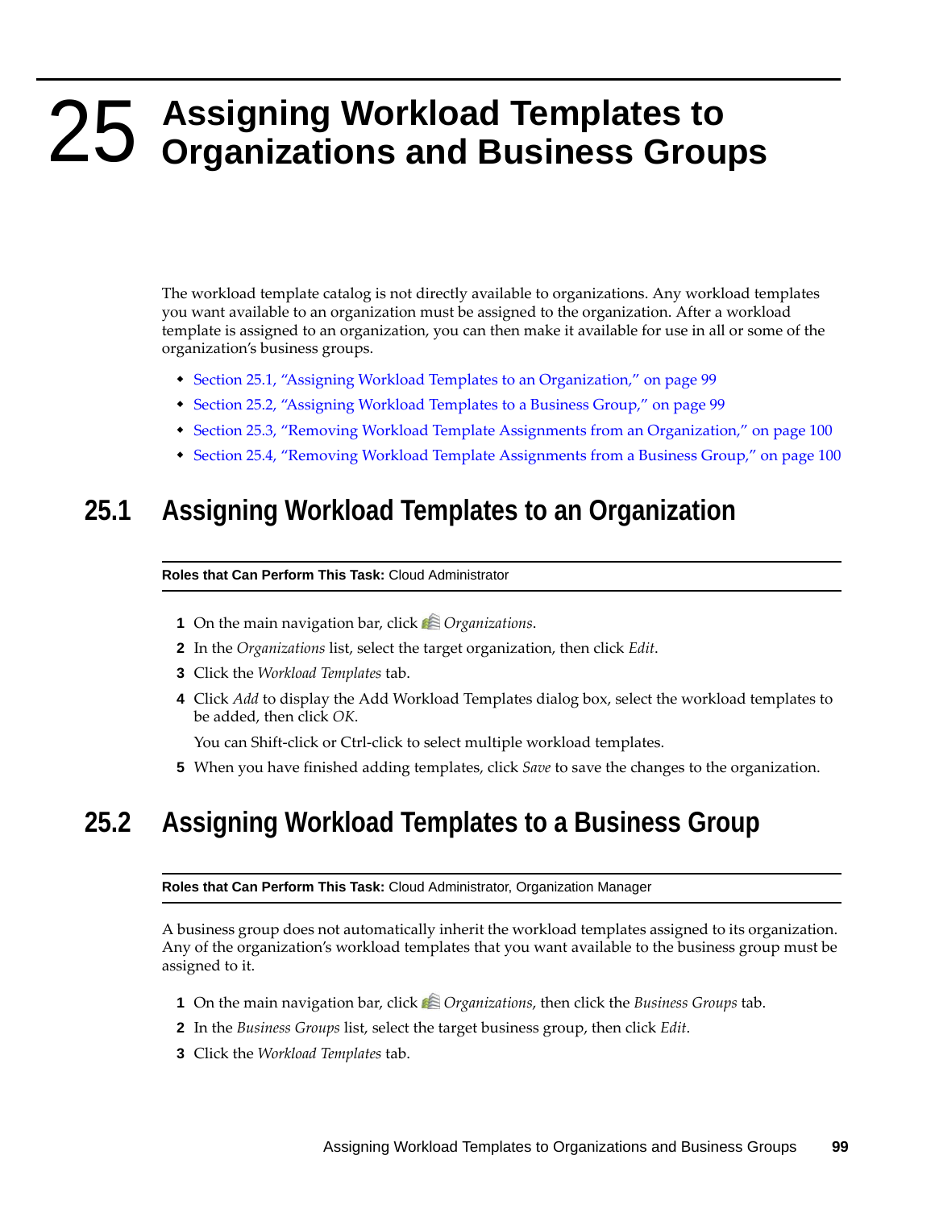# 25 Assigning Workload Templates to Organizations and Business Groups

The workload template catalog is not directly available to organizations. Any workload templates you want available to an organization must be assigned to the organization. After a workload template is assigned to an organization, you can then make it available for use in all or some of the organization's business groups.

- Section 25.1, "Assigning Workload Templates to an Organization," on page 99
- Section 25.2, "Assigning Workload Templates to a Business Group," on page 99
- Section 25.3, "Removing Workload Template Assignments from an Organization," on page 100
- Section 25.4, "Removing Workload Template Assignments from a Business Group," on page 100

## 25.1 Assigning Workload Templates to an Organization

**Roles that Can Perform This Task:** Cloud Administrator

1. On the main navigation bar, click *Organizations*.
2. In the *Organizations* list, select the target organization, then click *Edit*.
3. Click the *Workload Templates* tab.
4. Click *Add* to display the Add Workload Templates dialog box, select the workload templates to be added, then click *OK*.

   You can Shift-click or Ctrl-click to select multiple workload templates.
5. When you have finished adding templates, click *Save* to save the changes to the organization.

## 25.2 Assigning Workload Templates to a Business Group

**Roles that Can Perform This Task:** Cloud Administrator, Organization Manager

A business group does not automatically inherit the workload templates assigned to its organization. Any of the organization's workload templates that you want available to the business group must be assigned to it.

1. On the main navigation bar, click *Organizations*, then click the *Business Groups* tab.
2. In the *Business Groups* list, select the target business group, then click *Edit*.
3. Click the *Workload Templates* tab.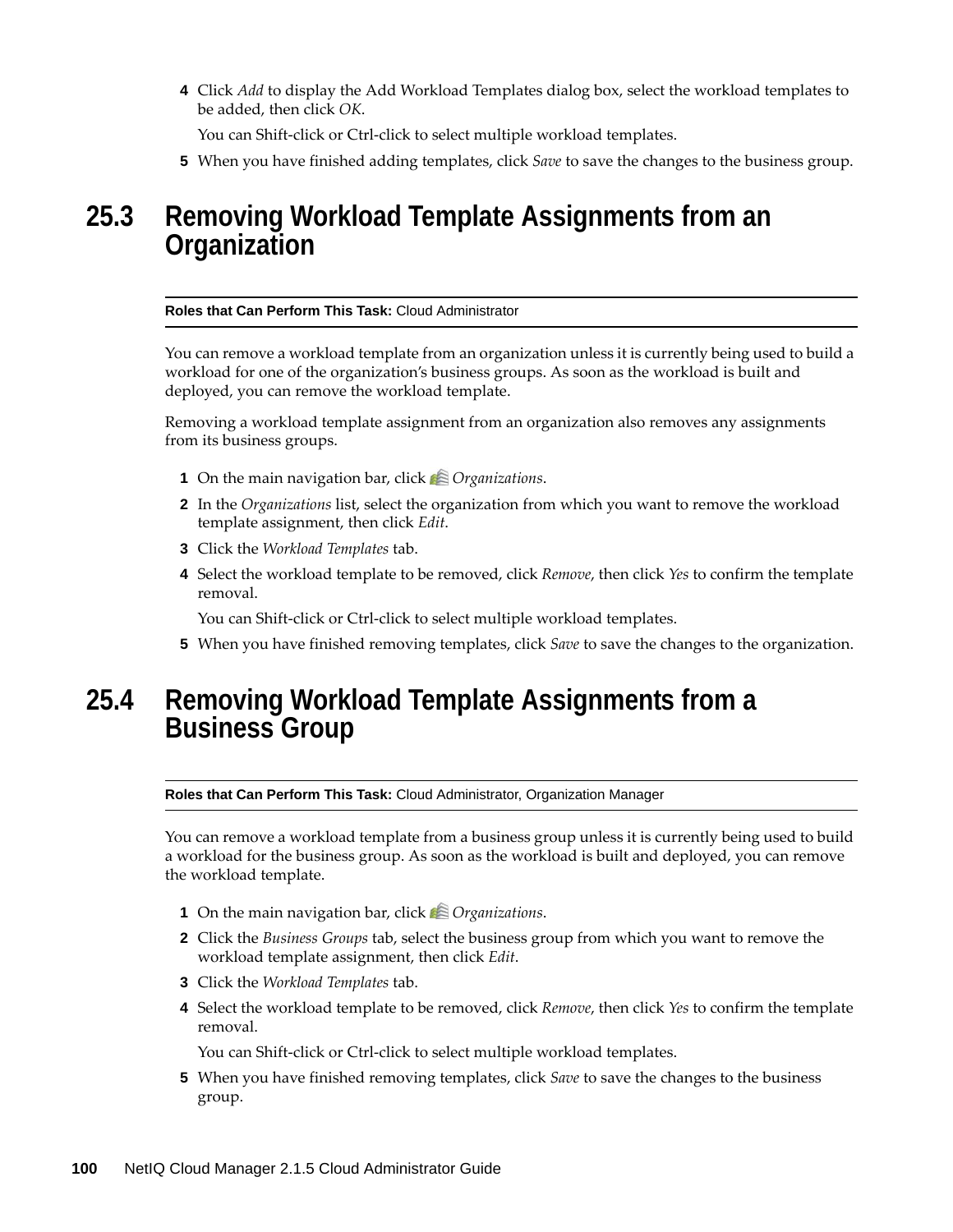4 Click *Add* to display the Add Workload Templates dialog box, select the workload templates to be added, then click *OK*.

   You can Shift-click or Ctrl-click to select multiple workload templates.

5 When you have finished adding templates, click *Save* to save the changes to the business group.

## 25.3 Removing Workload Template Assignments from an Organization

**Roles that Can Perform This Task:** Cloud Administrator

You can remove a workload template from an organization unless it is currently being used to build a workload for one of the organization's business groups. As soon as the workload is built and deployed, you can remove the workload template.

Removing a workload template assignment from an organization also removes any assignments from its business groups.

1. On the main navigation bar, click *Organizations*.
2. In the *Organizations* list, select the organization from which you want to remove the workload template assignment, then click *Edit*.
3. Click the *Workload Templates* tab.
4. Select the workload template to be removed, click *Remove*, then click *Yes* to confirm the template removal.

   You can Shift-click or Ctrl-click to select multiple workload templates.
5. When you have finished removing templates, click *Save* to save the changes to the organization.

## 25.4 Removing Workload Template Assignments from a Business Group

**Roles that Can Perform This Task:** Cloud Administrator, Organization Manager

You can remove a workload template from a business group unless it is currently being used to build a workload for the business group. As soon as the workload is built and deployed, you can remove the workload template.

1. On the main navigation bar, click *Organizations*.
2. Click the *Business Groups* tab, select the business group from which you want to remove the workload template assignment, then click *Edit*.
3. Click the *Workload Templates* tab.
4. Select the workload template to be removed, click *Remove*, then click *Yes* to confirm the template removal.

   You can Shift-click or Ctrl-click to select multiple workload templates.
5. When you have finished removing templates, click *Save* to save the changes to the business group.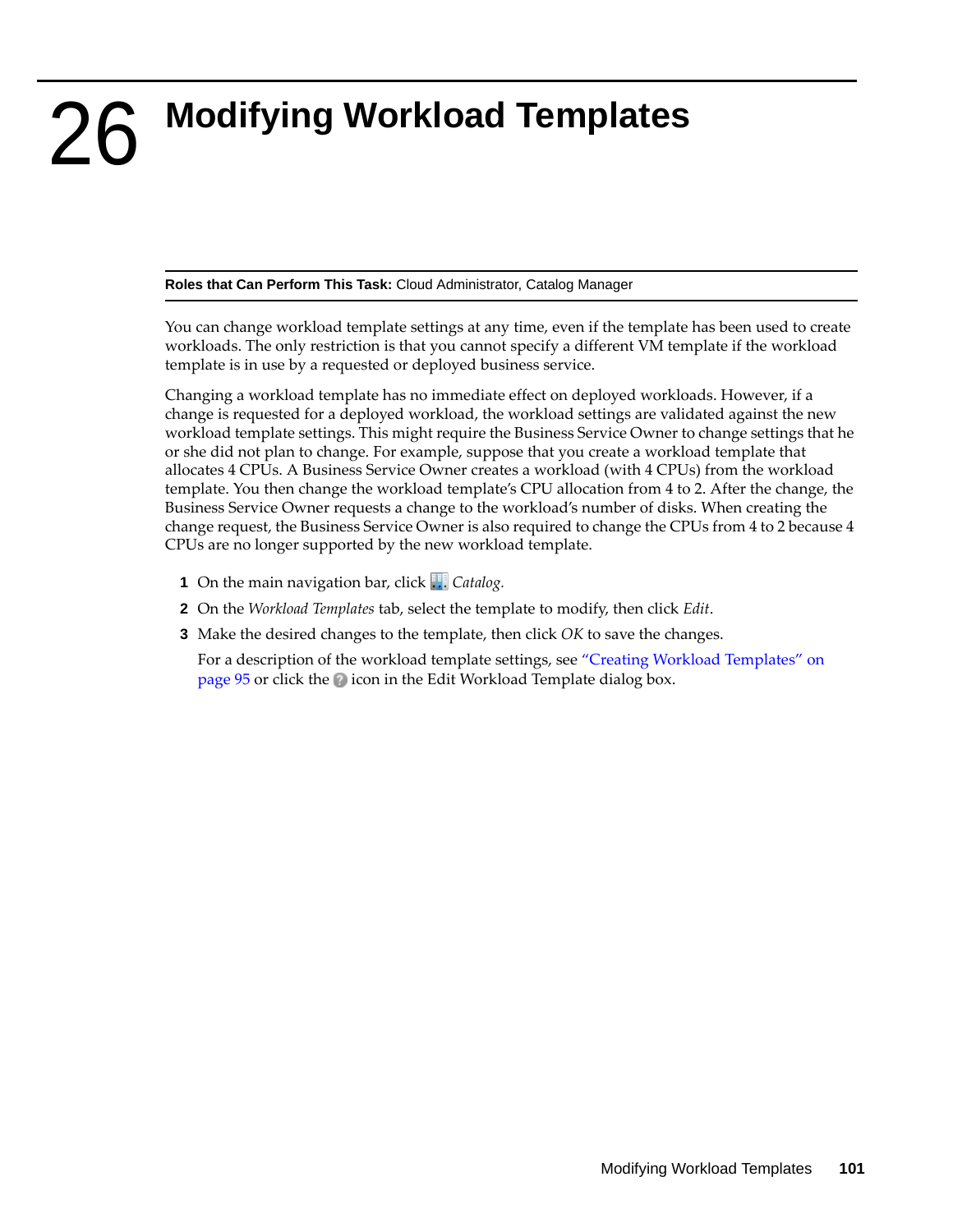# 26 Modifying Workload Templates

**Roles that Can Perform This Task:** Cloud Administrator, Catalog Manager

You can change workload template settings at any time, even if the template has been used to create workloads. The only restriction is that you cannot specify a different VM template if the workload template is in use by a requested or deployed business service.

Changing a workload template has no immediate effect on deployed workloads. However, if a change is requested for a deployed workload, the workload settings are validated against the new workload template settings. This might require the Business Service Owner to change settings that he or she did not plan to change. For example, suppose that you create a workload template that allocates 4 CPUs. A Business Service Owner creates a workload (with 4 CPUs) from the workload template. You then change the workload template's CPU allocation from 4 to 2. After the change, the Business Service Owner requests a change to the workload's number of disks. When creating the change request, the Business Service Owner is also required to change the CPUs from 4 to 2 because 4 CPUs are no longer supported by the new workload template.

1. On the main navigation bar, click *Catalog*.
2. On the *Workload Templates* tab, select the template to modify, then click *Edit*.
3. Make the desired changes to the template, then click *OK* to save the changes.

   For a description of the workload template settings, see "Creating Workload Templates" on page 95 or click the ? icon in the Edit Workload Template dialog box.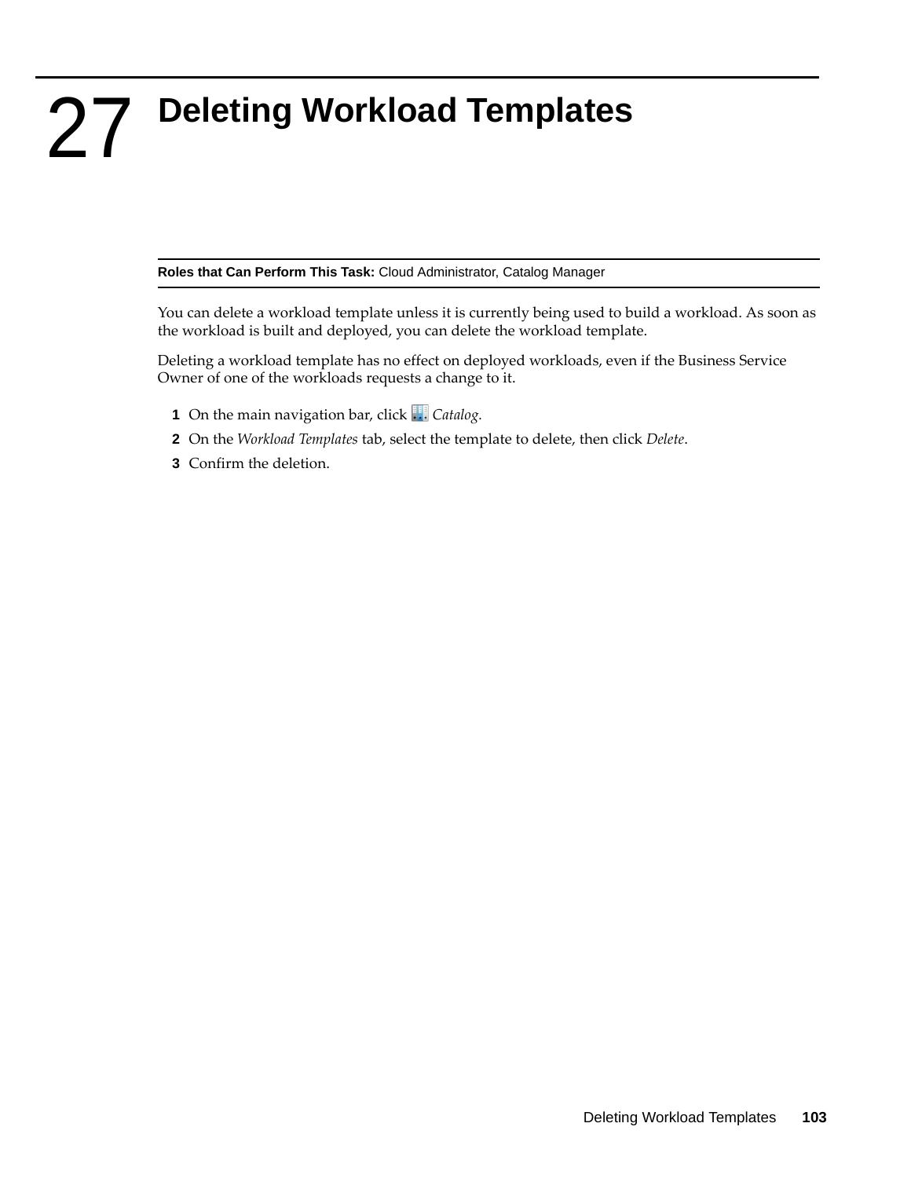# 27 Deleting Workload Templates

**Roles that Can Perform This Task:** Cloud Administrator, Catalog Manager

You can delete a workload template unless it is currently being used to build a workload. As soon as the workload is built and deployed, you can delete the workload template.

Deleting a workload template has no effect on deployed workloads, even if the Business Service Owner of one of the workloads requests a change to it.

1. On the main navigation bar, click *Catalog.*
2. On the *Workload Templates* tab, select the template to delete, then click *Delete*.
3. Confirm the deletion.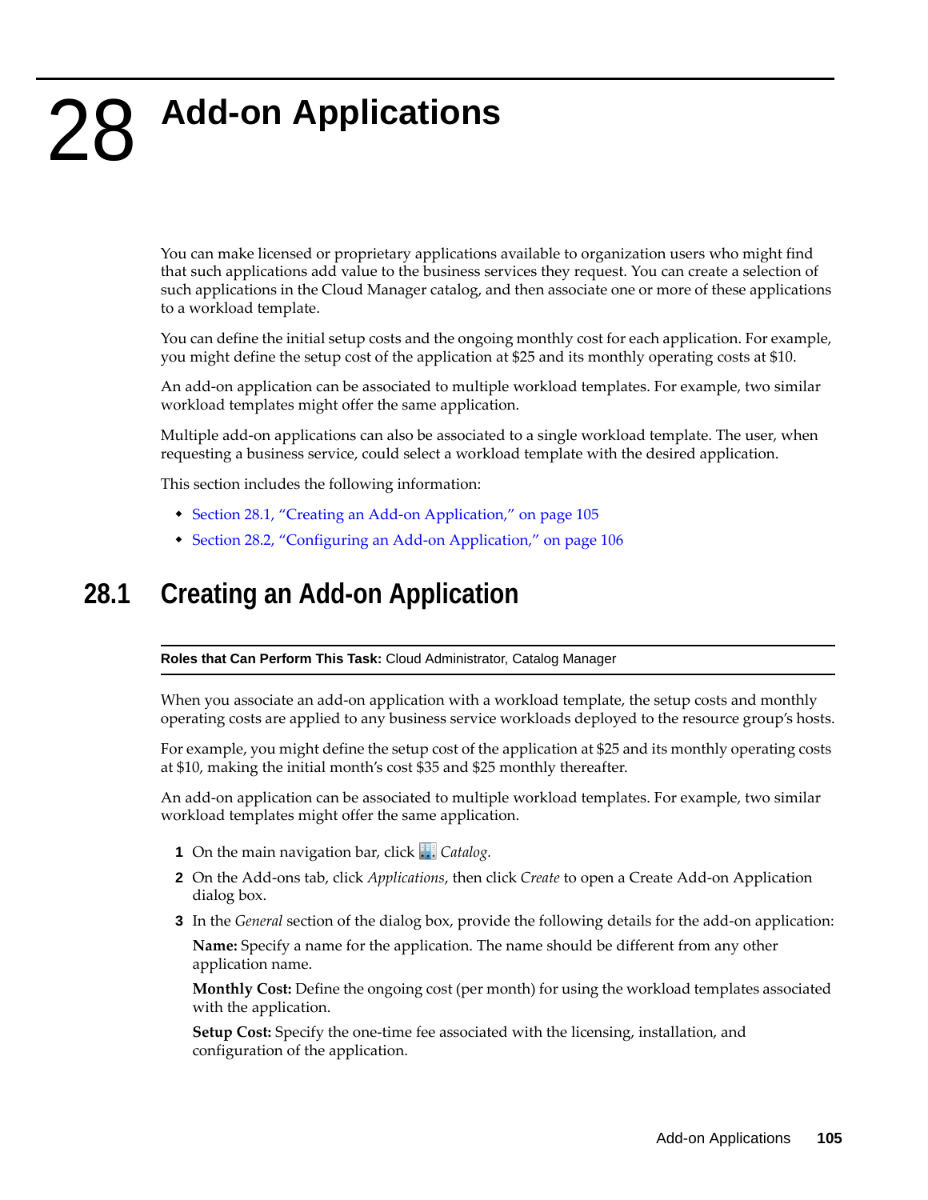# 28 Add-on Applications

You can make licensed or proprietary applications available to organization users who might find that such applications add value to the business services they request. You can create a selection of such applications in the Cloud Manager catalog, and then associate one or more of these applications to a workload template.

You can define the initial setup costs and the ongoing monthly cost for each application. For example, you might define the setup cost of the application at $25 and its monthly operating costs at $10.

An add-on application can be associated to multiple workload templates. For example, two similar workload templates might offer the same application.

Multiple add-on applications can also be associated to a single workload template. The user, when requesting a business service, could select a workload template with the desired application.

This section includes the following information:

- Section 28.1, "Creating an Add-on Application," on page 105
- Section 28.2, "Configuring an Add-on Application," on page 106

## 28.1 Creating an Add-on Application

**Roles that Can Perform This Task:** Cloud Administrator, Catalog Manager

When you associate an add-on application with a workload template, the setup costs and monthly operating costs are applied to any business service workloads deployed to the resource group's hosts.

For example, you might define the setup cost of the application at $25 and its monthly operating costs at $10, making the initial month's cost $35 and $25 monthly thereafter.

An add-on application can be associated to multiple workload templates. For example, two similar workload templates might offer the same application.

1. On the main navigation bar, click *Catalog*.
2. On the Add-ons tab, click *Applications*, then click *Create* to open a Create Add-on Application dialog box.
3. In the *General* section of the dialog box, provide the following details for the add-on application:

   **Name:** Specify a name for the application. The name should be different from any other application name.

   **Monthly Cost:** Define the ongoing cost (per month) for using the workload templates associated with the application.

   **Setup Cost:** Specify the one-time fee associated with the licensing, installation, and configuration of the application.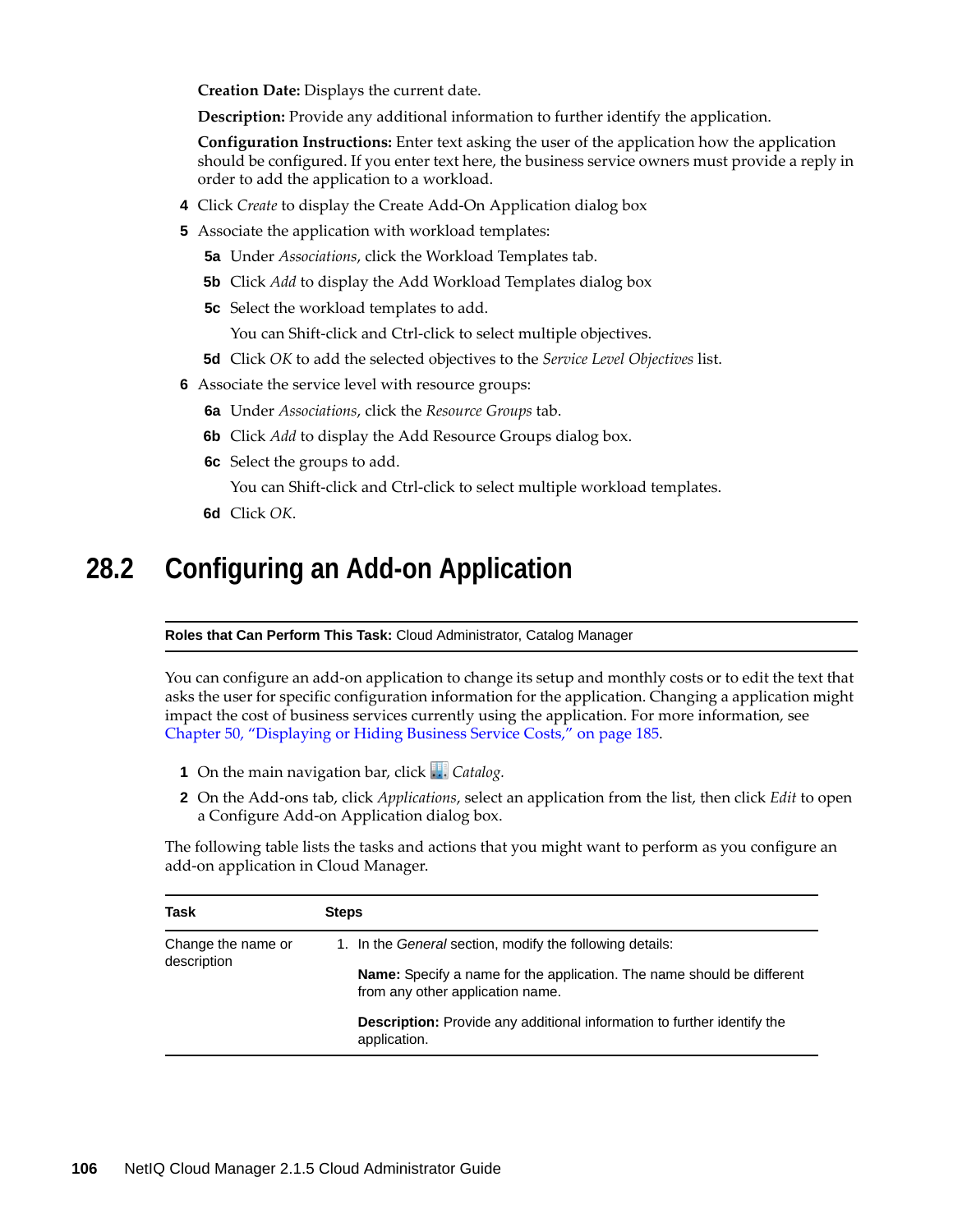**Creation Date:** Displays the current date.

**Description:** Provide any additional information to further identify the application.

**Configuration Instructions:** Enter text asking the user of the application how the application should be configured. If you enter text here, the business service owners must provide a reply in order to add the application to a workload.

4 Click *Create* to display the Create Add-On Application dialog box
5 Associate the application with workload templates:
   5a Under *Associations*, click the Workload Templates tab.
   5b Click *Add* to display the Add Workload Templates dialog box
   5c Select the workload templates to add.
   
   You can Shift-click and Ctrl-click to select multiple objectives.
   5d Click *OK* to add the selected objectives to the *Service Level Objectives* list.
6 Associate the service level with resource groups:
   6a Under *Associations*, click the *Resource Groups* tab.
   6b Click *Add* to display the Add Resource Groups dialog box.
   6c Select the groups to add.
   
   You can Shift-click and Ctrl-click to select multiple workload templates.
   6d Click *OK*.

## 28.2 Configuring an Add-on Application

**Roles that Can Perform This Task:** Cloud Administrator, Catalog Manager

You can configure an add-on application to change its setup and monthly costs or to edit the text that asks the user for specific configuration information for the application. Changing a application might impact the cost of business services currently using the application. For more information, see Chapter 50, "Displaying or Hiding Business Service Costs," on page 185.

1 On the main navigation bar, click *Catalog*.
2 On the Add-ons tab, click *Applications*, select an application from the list, then click *Edit* to open a Configure Add-on Application dialog box.

The following table lists the tasks and actions that you might want to perform as you configure an add-on application in Cloud Manager.

| Task | Steps |
|---|---|
| Change the name or description | 1. In the *General* section, modify the following details:<br><br>**Name:** Specify a name for the application. The name should be different from any other application name.<br><br>**Description:** Provide any additional information to further identify the application. |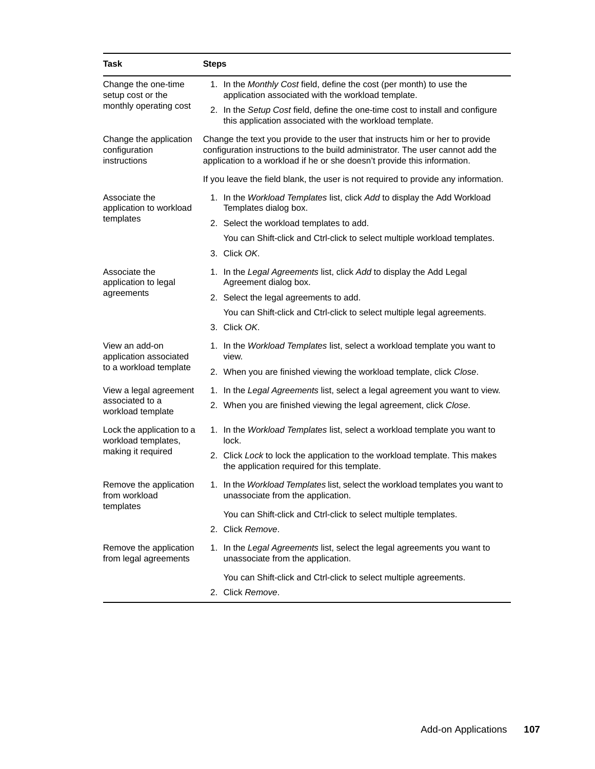| Task | Steps |
|---|---|
| Change the one-time setup cost or the monthly operating cost | 1. In the *Monthly Cost* field, define the cost (per month) to use the application associated with the workload template.<br>2. In the *Setup Cost* field, define the one-time cost to install and configure this application associated with the workload template. |
| Change the application configuration instructions | Change the text you provide to the user that instructs him or her to provide configuration instructions to the build administrator. The user cannot add the application to a workload if he or she doesn't provide this information.<br><br>If you leave the field blank, the user is not required to provide any information. |
| Associate the application to workload templates | 1. In the *Workload Templates* list, click *Add* to display the Add Workload Templates dialog box.<br>2. Select the workload templates to add.<br>You can Shift-click and Ctrl-click to select multiple workload templates.<br>3. Click *OK*. |
| Associate the application to legal agreements | 1. In the *Legal Agreements* list, click *Add* to display the Add Legal Agreement dialog box.<br>2. Select the legal agreements to add.<br>You can Shift-click and Ctrl-click to select multiple legal agreements.<br>3. Click *OK*. |
| View an add-on application associated to a workload template | 1. In the *Workload Templates* list, select a workload template you want to view.<br>2. When you are finished viewing the workload template, click *Close*. |
| View a legal agreement associated to a workload template | 1. In the *Legal Agreements* list, select a legal agreement you want to view.<br>2. When you are finished viewing the legal agreement, click *Close*. |
| Lock the application to a workload templates, making it required | 1. In the *Workload Templates* list, select a workload template you want to lock.<br>2. Click *Lock* to lock the application to the workload template. This makes the application required for this template. |
| Remove the application from workload templates | 1. In the *Workload Templates* list, select the workload templates you want to unassociate from the application.<br>You can Shift-click and Ctrl-click to select multiple templates.<br>2. Click *Remove*. |
| Remove the application from legal agreements | 1. In the *Legal Agreements* list, select the legal agreements you want to unassociate from the application.<br>You can Shift-click and Ctrl-click to select multiple agreements.<br>2. Click *Remove*. |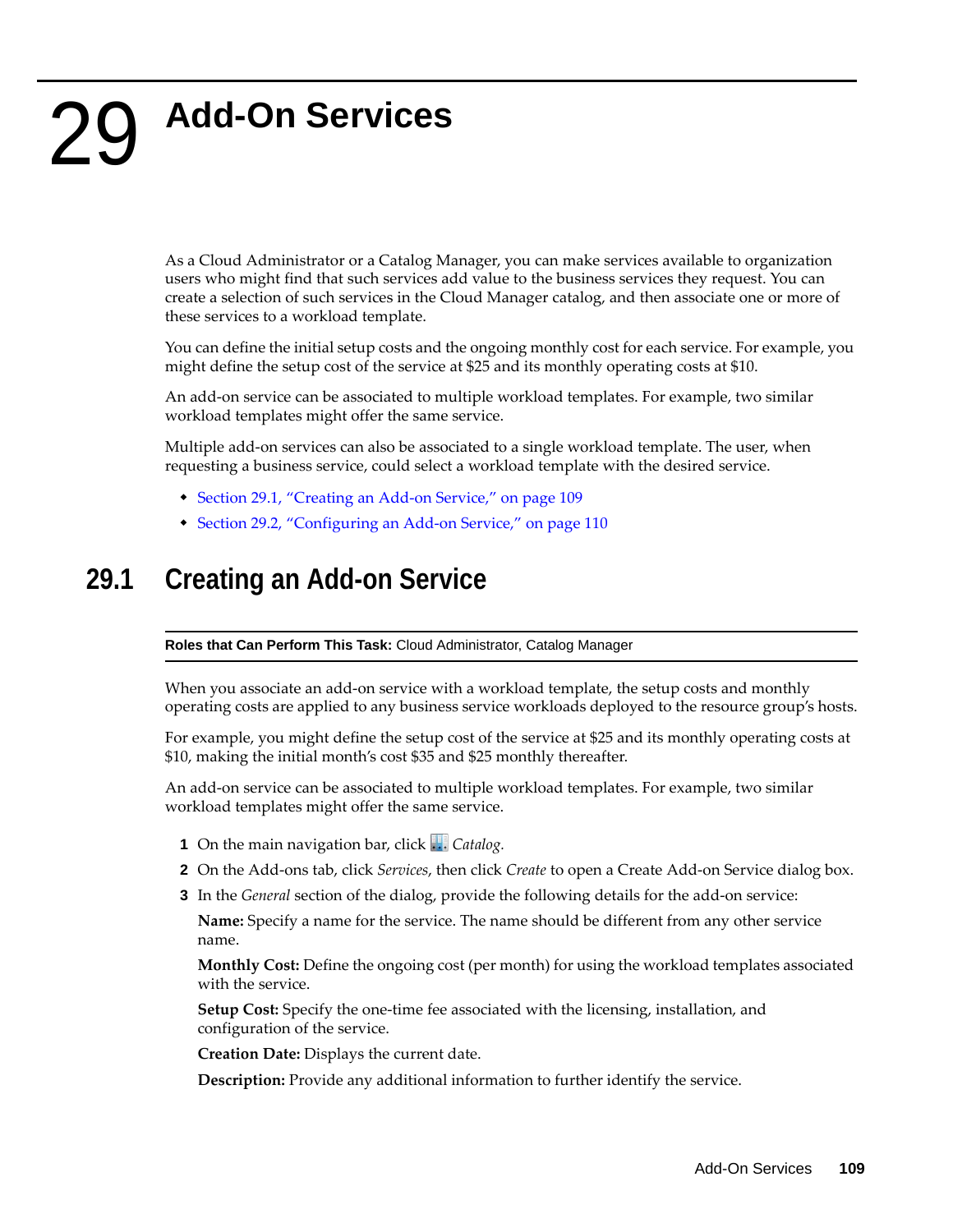# 29 Add-On Services

As a Cloud Administrator or a Catalog Manager, you can make services available to organization users who might find that such services add value to the business services they request. You can create a selection of such services in the Cloud Manager catalog, and then associate one or more of these services to a workload template.

You can define the initial setup costs and the ongoing monthly cost for each service. For example, you might define the setup cost of the service at $25 and its monthly operating costs at $10.

An add-on service can be associated to multiple workload templates. For example, two similar workload templates might offer the same service.

Multiple add-on services can also be associated to a single workload template. The user, when requesting a business service, could select a workload template with the desired service.

- Section 29.1, "Creating an Add-on Service," on page 109
- Section 29.2, "Configuring an Add-on Service," on page 110

## 29.1 Creating an Add-on Service

**Roles that Can Perform This Task:** Cloud Administrator, Catalog Manager

When you associate an add-on service with a workload template, the setup costs and monthly operating costs are applied to any business service workloads deployed to the resource group's hosts.

For example, you might define the setup cost of the service at $25 and its monthly operating costs at $10, making the initial month's cost $35 and $25 monthly thereafter.

An add-on service can be associated to multiple workload templates. For example, two similar workload templates might offer the same service.

1 On the main navigation bar, click *Catalog*.
2 On the Add-ons tab, click *Services*, then click *Create* to open a Create Add-on Service dialog box.
3 In the *General* section of the dialog, provide the following details for the add-on service:

   **Name:** Specify a name for the service. The name should be different from any other service name.

   **Monthly Cost:** Define the ongoing cost (per month) for using the workload templates associated with the service.

   **Setup Cost:** Specify the one-time fee associated with the licensing, installation, and configuration of the service.

   **Creation Date:** Displays the current date.

   **Description:** Provide any additional information to further identify the service.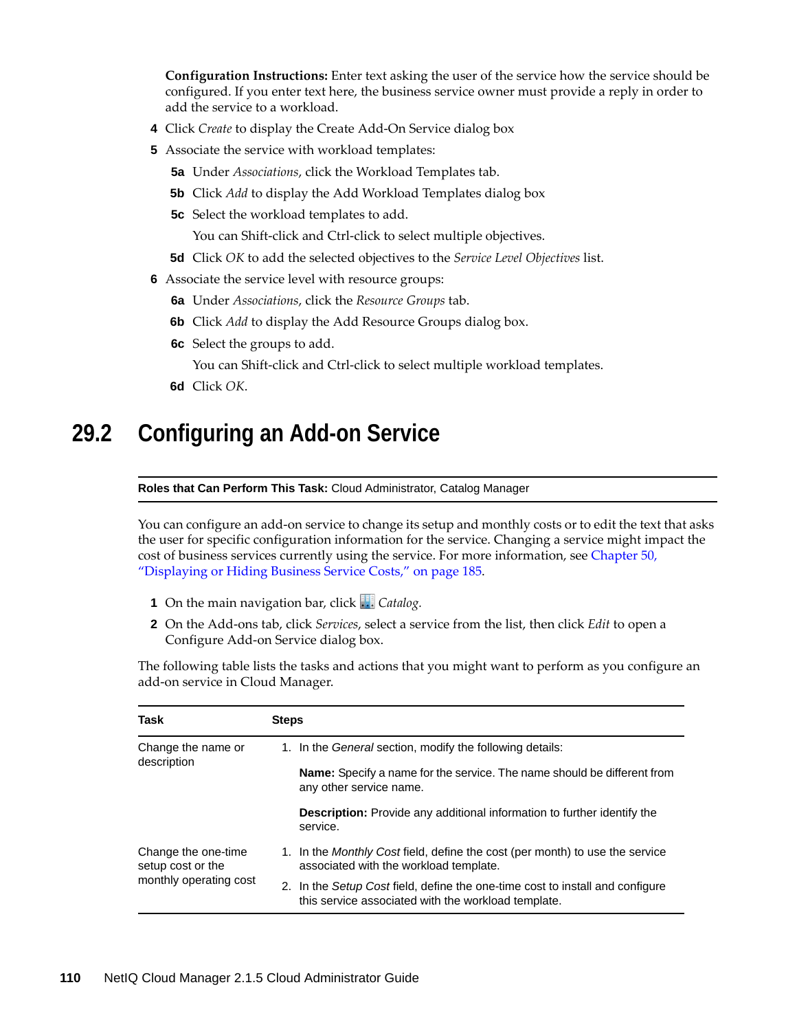**Configuration Instructions:** Enter text asking the user of the service how the service should be configured. If you enter text here, the business service owner must provide a reply in order to add the service to a workload.

4. Click *Create* to display the Create Add-On Service dialog box
5. Associate the service with workload templates:
   - **5a** Under *Associations*, click the Workload Templates tab.
   - **5b** Click *Add* to display the Add Workload Templates dialog box
   - **5c** Select the workload templates to add.

     You can Shift-click and Ctrl-click to select multiple objectives.
   - **5d** Click *OK* to add the selected objectives to the *Service Level Objectives* list.
6. Associate the service level with resource groups:
   - **6a** Under *Associations*, click the *Resource Groups* tab.
   - **6b** Click *Add* to display the Add Resource Groups dialog box.
   - **6c** Select the groups to add.

     You can Shift-click and Ctrl-click to select multiple workload templates.
   - **6d** Click *OK*.

## 29.2 Configuring an Add-on Service

**Roles that Can Perform This Task:** Cloud Administrator, Catalog Manager

You can configure an add-on service to change its setup and monthly costs or to edit the text that asks the user for specific configuration information for the service. Changing a service might impact the cost of business services currently using the service. For more information, see Chapter 50, "Displaying or Hiding Business Service Costs," on page 185.

1. On the main navigation bar, click *Catalog*.
2. On the Add-ons tab, click *Services*, select a service from the list, then click *Edit* to open a Configure Add-on Service dialog box.

The following table lists the tasks and actions that you might want to perform as you configure an add-on service in Cloud Manager.

| Task | Steps |
|---|---|
| Change the name or description | 1. In the *General* section, modify the following details:<br><br>**Name:** Specify a name for the service. The name should be different from any other service name.<br><br>**Description:** Provide any additional information to further identify the service. |
| Change the one-time setup cost or the monthly operating cost | 1. In the *Monthly Cost* field, define the cost (per month) to use the service associated with the workload template.<br>2. In the *Setup Cost* field, define the one-time cost to install and configure this service associated with the workload template. |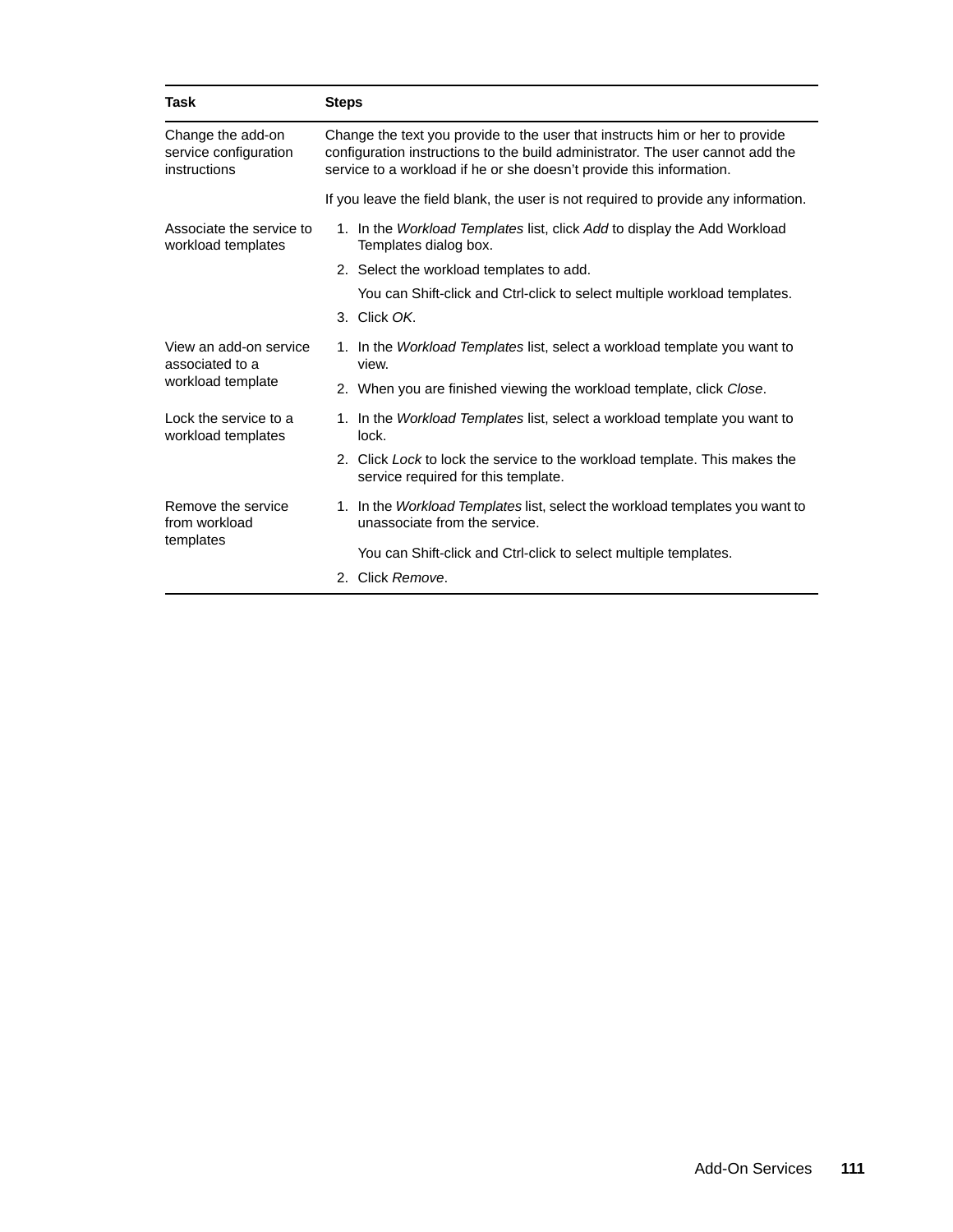| Task | Steps |
| --- | --- |
| Change the add-on service configuration instructions | Change the text you provide to the user that instructs him or her to provide configuration instructions to the build administrator. The user cannot add the service to a workload if he or she doesn’t provide this information.<br><br>If you leave the field blank, the user is not required to provide any information. |
| Associate the service to workload templates | 1. In the *Workload Templates* list, click *Add* to display the Add Workload Templates dialog box.<br>2. Select the workload templates to add.<br>You can Shift-click and Ctrl-click to select multiple workload templates.<br>3. Click *OK*. |
| View an add-on service associated to a workload template | 1. In the *Workload Templates* list, select a workload template you want to view.<br>2. When you are finished viewing the workload template, click *Close*. |
| Lock the service to a workload templates | 1. In the *Workload Templates* list, select a workload template you want to lock.<br>2. Click *Lock* to lock the service to the workload template. This makes the service required for this template. |
| Remove the service from workload templates | 1. In the *Workload Templates* list, select the workload templates you want to unassociate from the service.<br>You can Shift-click and Ctrl-click to select multiple templates.<br>2. Click *Remove*. |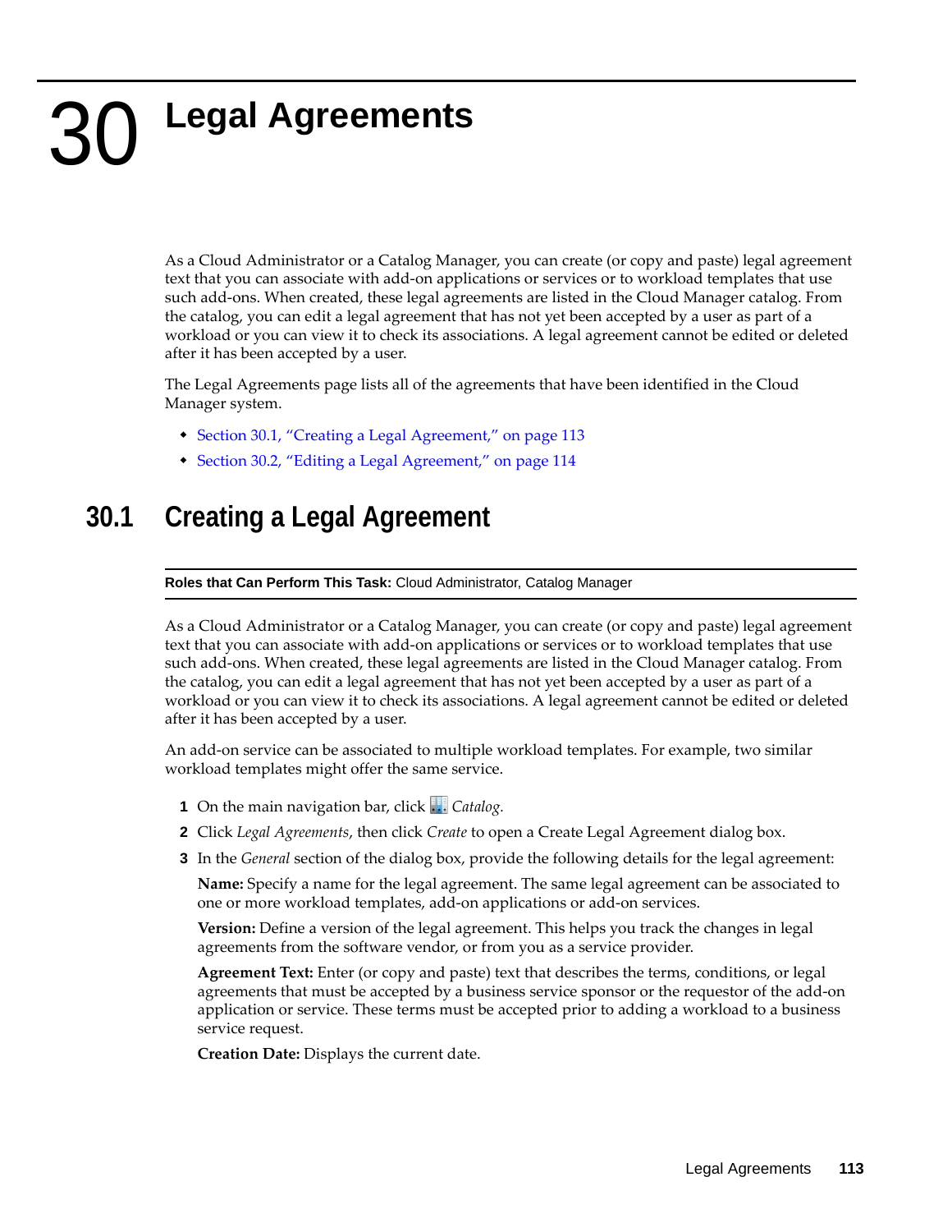# 30 Legal Agreements

As a Cloud Administrator or a Catalog Manager, you can create (or copy and paste) legal agreement text that you can associate with add-on applications or services or to workload templates that use such add-ons. When created, these legal agreements are listed in the Cloud Manager catalog. From the catalog, you can edit a legal agreement that has not yet been accepted by a user as part of a workload or you can view it to check its associations. A legal agreement cannot be edited or deleted after it has been accepted by a user.

The Legal Agreements page lists all of the agreements that have been identified in the Cloud Manager system.

- Section 30.1, "Creating a Legal Agreement," on page 113
- Section 30.2, "Editing a Legal Agreement," on page 114

## 30.1 Creating a Legal Agreement

**Roles that Can Perform This Task:** Cloud Administrator, Catalog Manager

As a Cloud Administrator or a Catalog Manager, you can create (or copy and paste) legal agreement text that you can associate with add-on applications or services or to workload templates that use such add-ons. When created, these legal agreements are listed in the Cloud Manager catalog. From the catalog, you can edit a legal agreement that has not yet been accepted by a user as part of a workload or you can view it to check its associations. A legal agreement cannot be edited or deleted after it has been accepted by a user.

An add-on service can be associated to multiple workload templates. For example, two similar workload templates might offer the same service.

1. On the main navigation bar, click *Catalog*.
2. Click *Legal Agreements*, then click *Create* to open a Create Legal Agreement dialog box.
3. In the *General* section of the dialog box, provide the following details for the legal agreement:

   **Name:** Specify a name for the legal agreement. The same legal agreement can be associated to one or more workload templates, add-on applications or add-on services.

   **Version:** Define a version of the legal agreement. This helps you track the changes in legal agreements from the software vendor, or from you as a service provider.

   **Agreement Text:** Enter (or copy and paste) text that describes the terms, conditions, or legal agreements that must be accepted by a business service sponsor or the requestor of the add-on application or service. These terms must be accepted prior to adding a workload to a business service request.

   **Creation Date:** Displays the current date.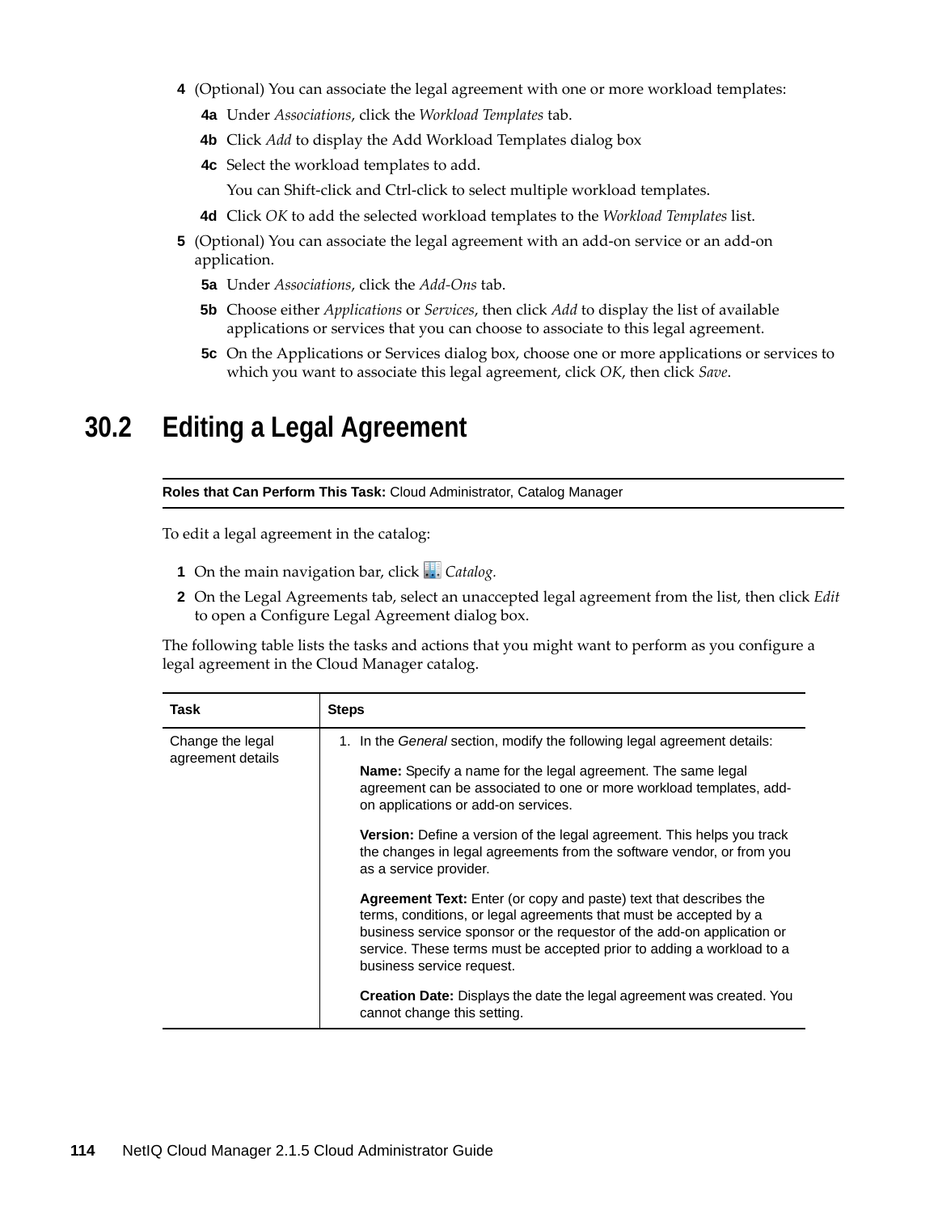4 (Optional) You can associate the legal agreement with one or more workload templates:

   4a Under *Associations*, click the *Workload Templates* tab.

   4b Click *Add* to display the Add Workload Templates dialog box

   4c Select the workload templates to add.

   You can Shift-click and Ctrl-click to select multiple workload templates.

   4d Click *OK* to add the selected workload templates to the *Workload Templates* list.

5 (Optional) You can associate the legal agreement with an add-on service or an add-on application.

   5a Under *Associations*, click the *Add-Ons* tab.

   5b Choose either *Applications* or *Services*, then click *Add* to display the list of available applications or services that you can choose to associate to this legal agreement.

   5c On the Applications or Services dialog box, choose one or more applications or services to which you want to associate this legal agreement, click *OK*, then click *Save*.

## 30.2 Editing a Legal Agreement

**Roles that Can Perform This Task:** Cloud Administrator, Catalog Manager

To edit a legal agreement in the catalog:

1 On the main navigation bar, click *Catalog.*

2 On the Legal Agreements tab, select an unaccepted legal agreement from the list, then click *Edit* to open a Configure Legal Agreement dialog box.

The following table lists the tasks and actions that you might want to perform as you configure a legal agreement in the Cloud Manager catalog.

| Task | Steps |
|---|---|
| Change the legal agreement details | 1. In the *General* section, modify the following legal agreement details:<br><br>**Name:** Specify a name for the legal agreement. The same legal agreement can be associated to one or more workload templates, add-on applications or add-on services.<br><br>**Version:** Define a version of the legal agreement. This helps you track the changes in legal agreements from the software vendor, or from you as a service provider.<br><br>**Agreement Text:** Enter (or copy and paste) text that describes the terms, conditions, or legal agreements that must be accepted by a business service sponsor or the requestor of the add-on application or service. These terms must be accepted prior to adding a workload to a business service request.<br><br>**Creation Date:** Displays the date the legal agreement was created. You cannot change this setting. |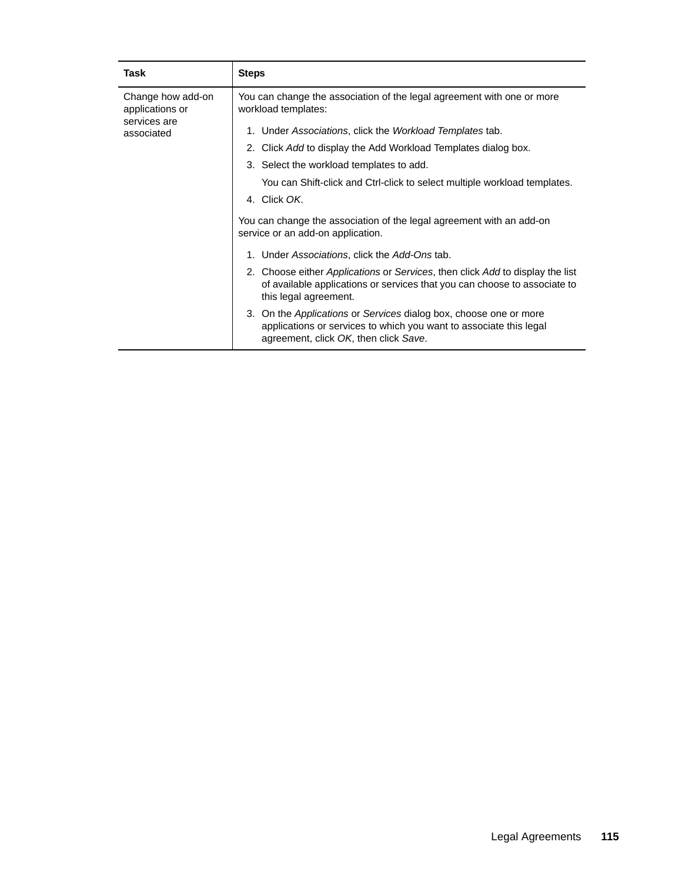| Task | Steps |
| --- | --- |
| Change how add-on applications or services are associated | You can change the association of the legal agreement with one or more workload templates:<br><br>1. Under *Associations*, click the *Workload Templates* tab.<br>2. Click *Add* to display the Add Workload Templates dialog box.<br>3. Select the workload templates to add.<br>   You can Shift-click and Ctrl-click to select multiple workload templates.<br>4. Click *OK*.<br><br>You can change the association of the legal agreement with an add-on service or an add-on application.<br><br>1. Under *Associations*, click the *Add-Ons* tab.<br>2. Choose either *Applications* or *Services*, then click *Add* to display the list of available applications or services that you can choose to associate to this legal agreement.<br>3. On the *Applications* or *Services* dialog box, choose one or more applications or services to which you want to associate this legal agreement, click *OK*, then click *Save*. |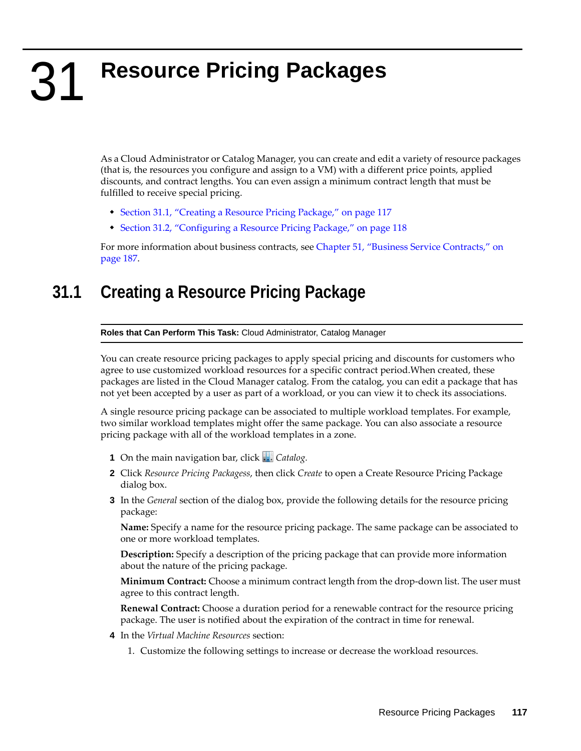# 31 Resource Pricing Packages

As a Cloud Administrator or Catalog Manager, you can create and edit a variety of resource packages (that is, the resources you configure and assign to a VM) with a different price points, applied discounts, and contract lengths. You can even assign a minimum contract length that must be fulfilled to receive special pricing.

- Section 31.1, "Creating a Resource Pricing Package," on page 117
- Section 31.2, "Configuring a Resource Pricing Package," on page 118

For more information about business contracts, see Chapter 51, "Business Service Contracts," on page 187.

## 31.1 Creating a Resource Pricing Package

**Roles that Can Perform This Task:** Cloud Administrator, Catalog Manager

You can create resource pricing packages to apply special pricing and discounts for customers who agree to use customized workload resources for a specific contract period.When created, these packages are listed in the Cloud Manager catalog. From the catalog, you can edit a package that has not yet been accepted by a user as part of a workload, or you can view it to check its associations.

A single resource pricing package can be associated to multiple workload templates. For example, two similar workload templates might offer the same package. You can also associate a resource pricing package with all of the workload templates in a zone.

1. On the main navigation bar, click *Catalog*.
2. Click *Resource Pricing Packagess*, then click *Create* to open a Create Resource Pricing Package dialog box.
3. In the *General* section of the dialog box, provide the following details for the resource pricing package:

   **Name:** Specify a name for the resource pricing package. The same package can be associated to one or more workload templates.

   **Description:** Specify a description of the pricing package that can provide more information about the nature of the pricing package.

   **Minimum Contract:** Choose a minimum contract length from the drop-down list. The user must agree to this contract length.

   **Renewal Contract:** Choose a duration period for a renewable contract for the resource pricing package. The user is notified about the expiration of the contract in time for renewal.
4. In the *Virtual Machine Resources* section:
   1. Customize the following settings to increase or decrease the workload resources.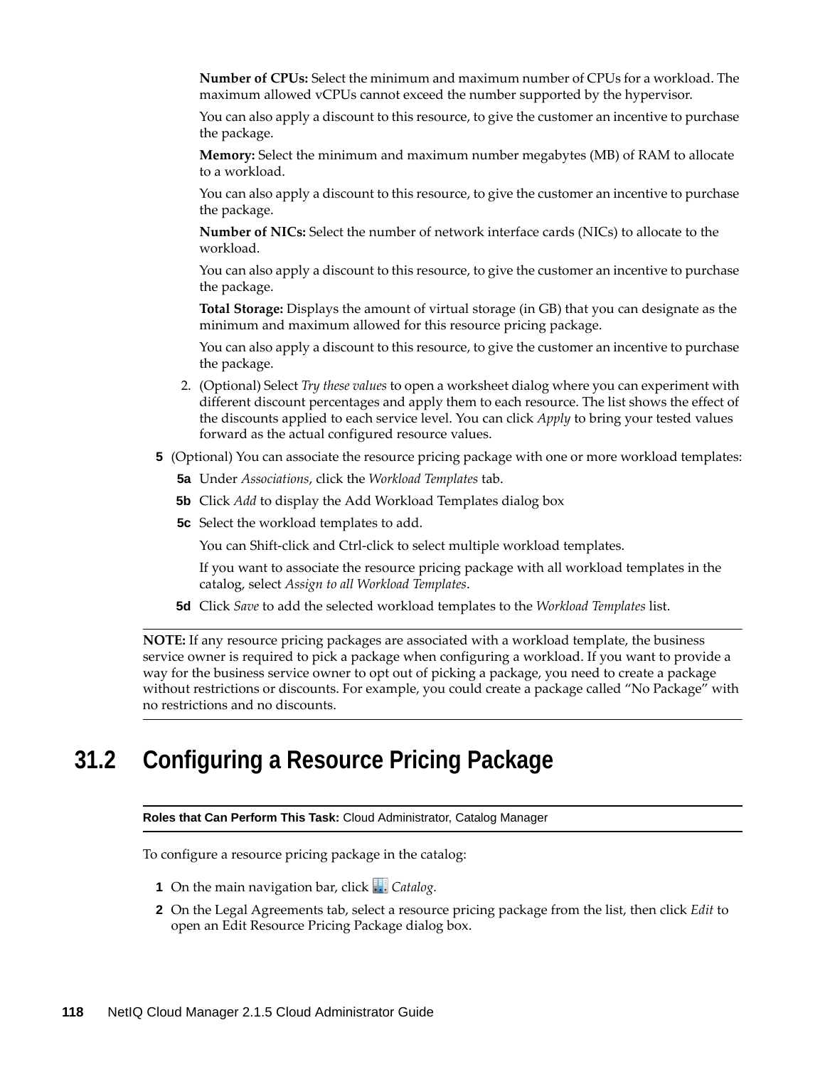**Number of CPUs:** Select the minimum and maximum number of CPUs for a workload. The maximum allowed vCPUs cannot exceed the number supported by the hypervisor.

You can also apply a discount to this resource, to give the customer an incentive to purchase the package.

**Memory:** Select the minimum and maximum number megabytes (MB) of RAM to allocate to a workload.

You can also apply a discount to this resource, to give the customer an incentive to purchase the package.

**Number of NICs:** Select the number of network interface cards (NICs) to allocate to the workload.

You can also apply a discount to this resource, to give the customer an incentive to purchase the package.

**Total Storage:** Displays the amount of virtual storage (in GB) that you can designate as the minimum and maximum allowed for this resource pricing package.

You can also apply a discount to this resource, to give the customer an incentive to purchase the package.

2. (Optional) Select *Try these values* to open a worksheet dialog where you can experiment with different discount percentages and apply them to each resource. The list shows the effect of the discounts applied to each service level. You can click *Apply* to bring your tested values forward as the actual configured resource values.

**5** (Optional) You can associate the resource pricing package with one or more workload templates:

**5a** Under *Associations*, click the *Workload Templates* tab.

**5b** Click *Add* to display the Add Workload Templates dialog box

**5c** Select the workload templates to add.

You can Shift-click and Ctrl-click to select multiple workload templates.

If you want to associate the resource pricing package with all workload templates in the catalog, select *Assign to all Workload Templates*.

**5d** Click *Save* to add the selected workload templates to the *Workload Templates* list.

---

**NOTE:** If any resource pricing packages are associated with a workload template, the business service owner is required to pick a package when configuring a workload. If you want to provide a way for the business service owner to opt out of picking a package, you need to create a package without restrictions or discounts. For example, you could create a package called “No Package” with no restrictions and no discounts.

---

## 31.2 Configuring a Resource Pricing Package

---

**Roles that Can Perform This Task:** Cloud Administrator, Catalog Manager

---

To configure a resource pricing package in the catalog:

**1** On the main navigation bar, click *Catalog.*

**2** On the Legal Agreements tab, select a resource pricing package from the list, then click *Edit* to open an Edit Resource Pricing Package dialog box.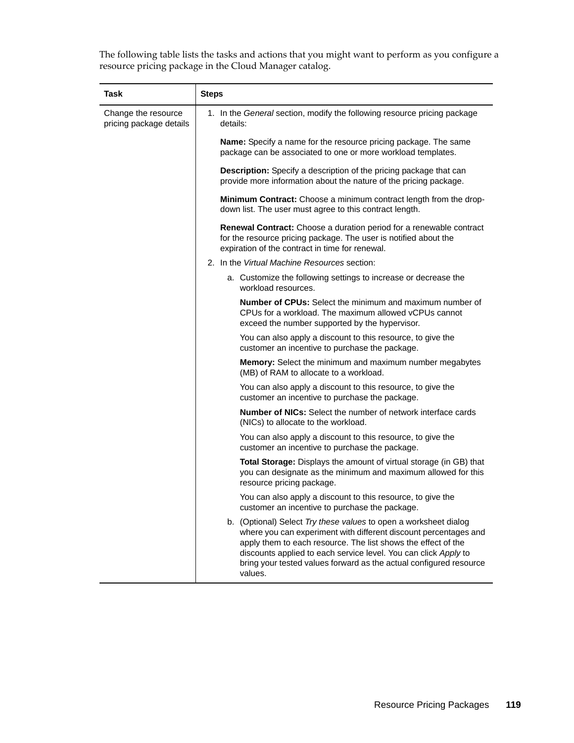The following table lists the tasks and actions that you might want to perform as you configure a resource pricing package in the Cloud Manager catalog.

| Task | Steps |
|---|---|
| Change the resource pricing package details | 1. In the *General* section, modify the following resource pricing package details:<br><br>**Name:** Specify a name for the resource pricing package. The same package can be associated to one or more workload templates.<br><br>**Description:** Specify a description of the pricing package that can provide more information about the nature of the pricing package.<br><br>**Minimum Contract:** Choose a minimum contract length from the drop-down list. The user must agree to this contract length.<br><br>**Renewal Contract:** Choose a duration period for a renewable contract for the resource pricing package. The user is notified about the expiration of the contract in time for renewal.<br><br>2. In the *Virtual Machine Resources* section:<br><br>a. Customize the following settings to increase or decrease the workload resources.<br><br>**Number of CPUs:** Select the minimum and maximum number of CPUs for a workload. The maximum allowed vCPUs cannot exceed the number supported by the hypervisor.<br><br>You can also apply a discount to this resource, to give the customer an incentive to purchase the package.<br><br>**Memory:** Select the minimum and maximum number megabytes (MB) of RAM to allocate to a workload.<br><br>You can also apply a discount to this resource, to give the customer an incentive to purchase the package.<br><br>**Number of NICs:** Select the number of network interface cards (NICs) to allocate to the workload.<br><br>You can also apply a discount to this resource, to give the customer an incentive to purchase the package.<br><br>**Total Storage:** Displays the amount of virtual storage (in GB) that you can designate as the minimum and maximum allowed for this resource pricing package.<br><br>You can also apply a discount to this resource, to give the customer an incentive to purchase the package.<br><br>b. (Optional) Select *Try these values* to open a worksheet dialog where you can experiment with different discount percentages and apply them to each resource. The list shows the effect of the discounts applied to each service level. You can click *Apply* to bring your tested values forward as the actual configured resource values. |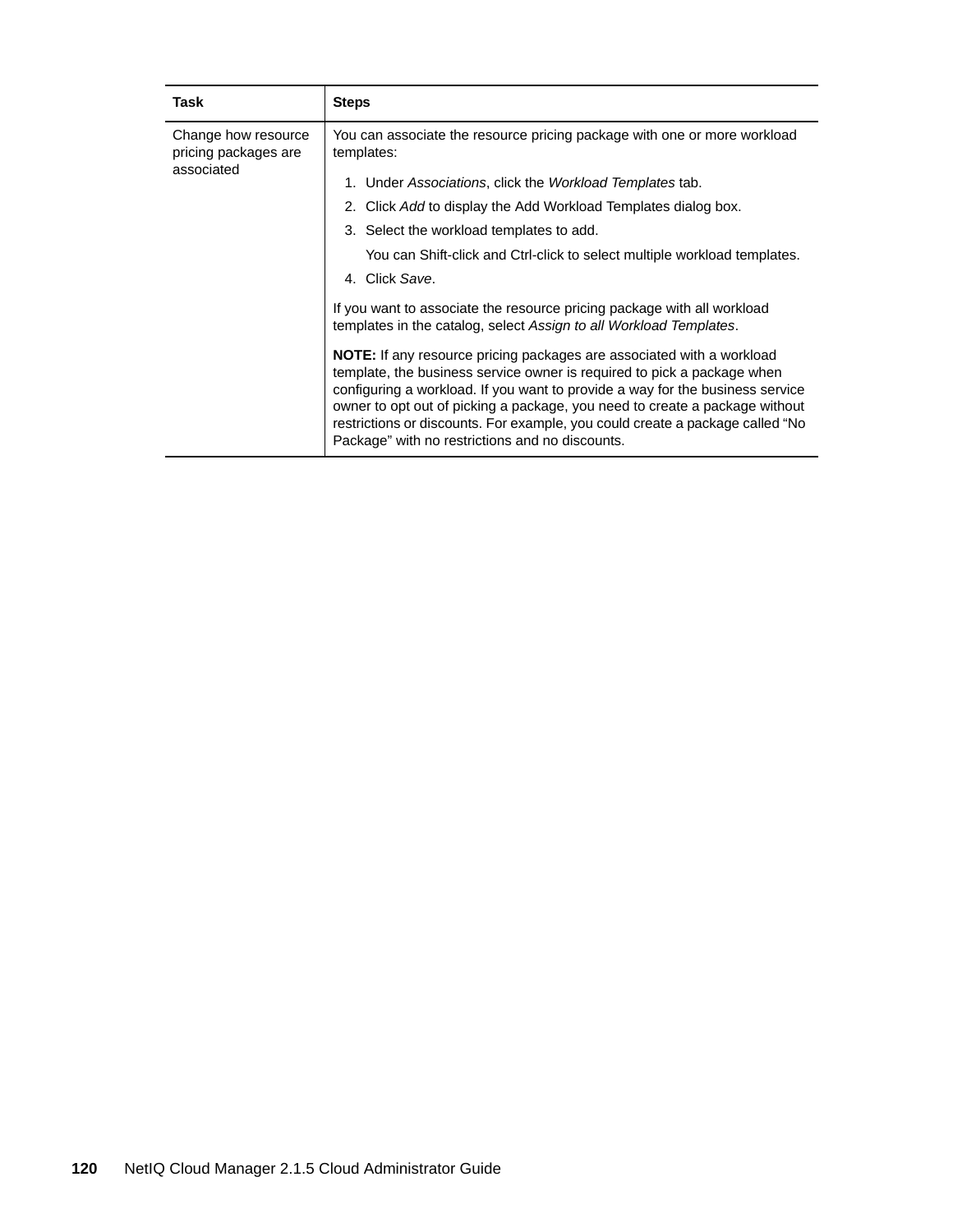| Task | Steps |
| --- | --- |
| Change how resource pricing packages are associated | You can associate the resource pricing package with one or more workload templates:<br><br>1. Under *Associations*, click the *Workload Templates* tab.<br>2. Click *Add* to display the Add Workload Templates dialog box.<br>3. Select the workload templates to add.<br>   You can Shift-click and Ctrl-click to select multiple workload templates.<br>4. Click *Save*.<br><br>If you want to associate the resource pricing package with all workload templates in the catalog, select *Assign to all Workload Templates*.<br><br>**NOTE:** If any resource pricing packages are associated with a workload template, the business service owner is required to pick a package when configuring a workload. If you want to provide a way for the business service owner to opt out of picking a package, you need to create a package without restrictions or discounts. For example, you could create a package called “No Package” with no restrictions and no discounts. |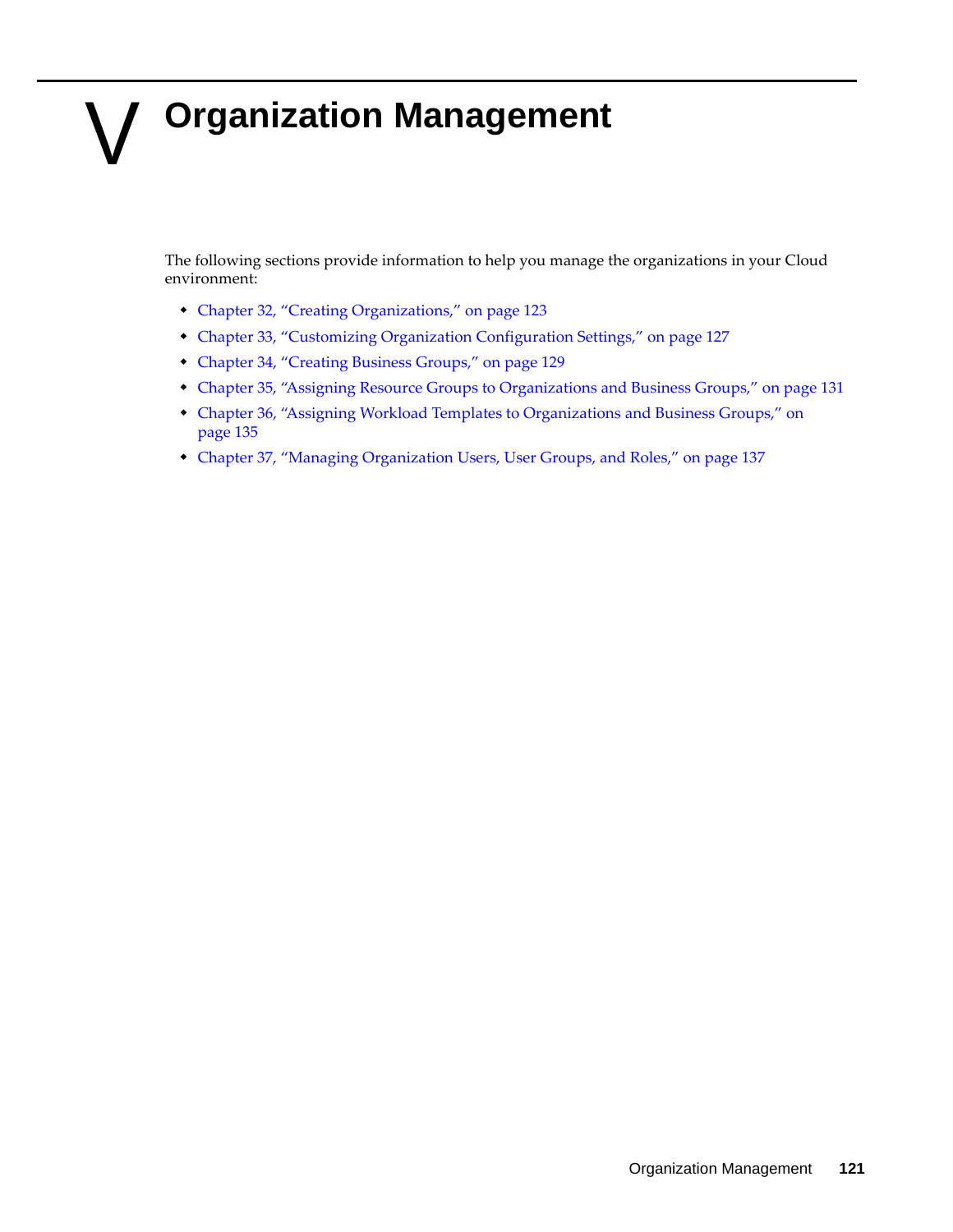# V Organization Management

The following sections provide information to help you manage the organizations in your Cloud environment:

- Chapter 32, "Creating Organizations," on page 123
- Chapter 33, "Customizing Organization Configuration Settings," on page 127
- Chapter 34, "Creating Business Groups," on page 129
- Chapter 35, "Assigning Resource Groups to Organizations and Business Groups," on page 131
- Chapter 36, "Assigning Workload Templates to Organizations and Business Groups," on page 135
- Chapter 37, "Managing Organization Users, User Groups, and Roles," on page 137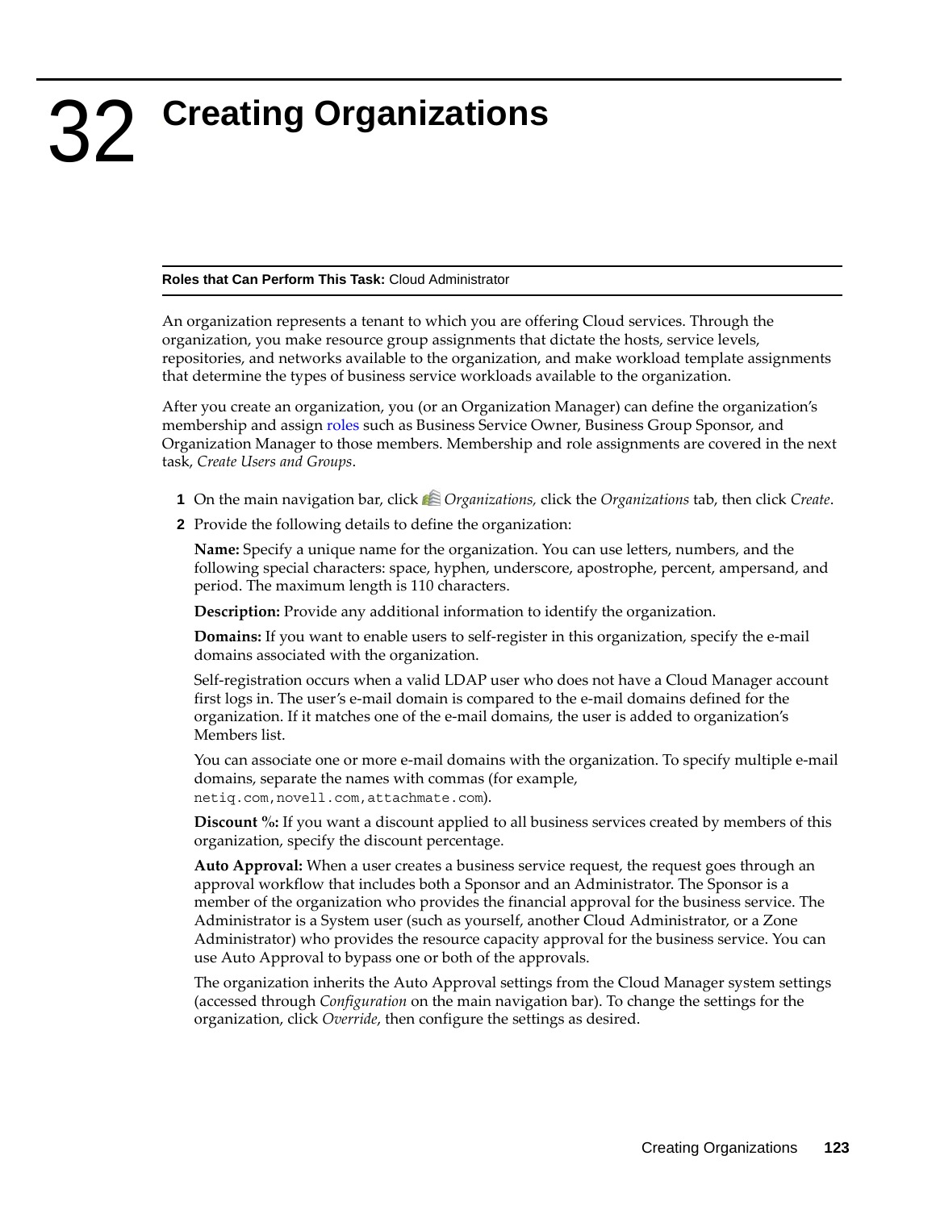# 32 Creating Organizations

**Roles that Can Perform This Task:** Cloud Administrator

An organization represents a tenant to which you are offering Cloud services. Through the organization, you make resource group assignments that dictate the hosts, service levels, repositories, and networks available to the organization, and make workload template assignments that determine the types of business service workloads available to the organization.

After you create an organization, you (or an Organization Manager) can define the organization's membership and assign roles such as Business Service Owner, Business Group Sponsor, and Organization Manager to those members. Membership and role assignments are covered in the next task, *Create Users and Groups*.

1. On the main navigation bar, click *Organizations,* click the *Organizations* tab, then click *Create*.
2. Provide the following details to define the organization:

   **Name:** Specify a unique name for the organization. You can use letters, numbers, and the following special characters: space, hyphen, underscore, apostrophe, percent, ampersand, and period. The maximum length is 110 characters.

   **Description:** Provide any additional information to identify the organization.

   **Domains:** If you want to enable users to self-register in this organization, specify the e-mail domains associated with the organization.

   Self-registration occurs when a valid LDAP user who does not have a Cloud Manager account first logs in. The user's e-mail domain is compared to the e-mail domains defined for the organization. If it matches one of the e-mail domains, the user is added to organization's Members list.

   You can associate one or more e-mail domains with the organization. To specify multiple e-mail domains, separate the names with commas (for example, `netiq.com,novell.com,attachmate.com`).

   **Discount %:** If you want a discount applied to all business services created by members of this organization, specify the discount percentage.

   **Auto Approval:** When a user creates a business service request, the request goes through an approval workflow that includes both a Sponsor and an Administrator. The Sponsor is a member of the organization who provides the financial approval for the business service. The Administrator is a System user (such as yourself, another Cloud Administrator, or a Zone Administrator) who provides the resource capacity approval for the business service. You can use Auto Approval to bypass one or both of the approvals.

   The organization inherits the Auto Approval settings from the Cloud Manager system settings (accessed through *Configuration* on the main navigation bar). To change the settings for the organization, click *Override*, then configure the settings as desired.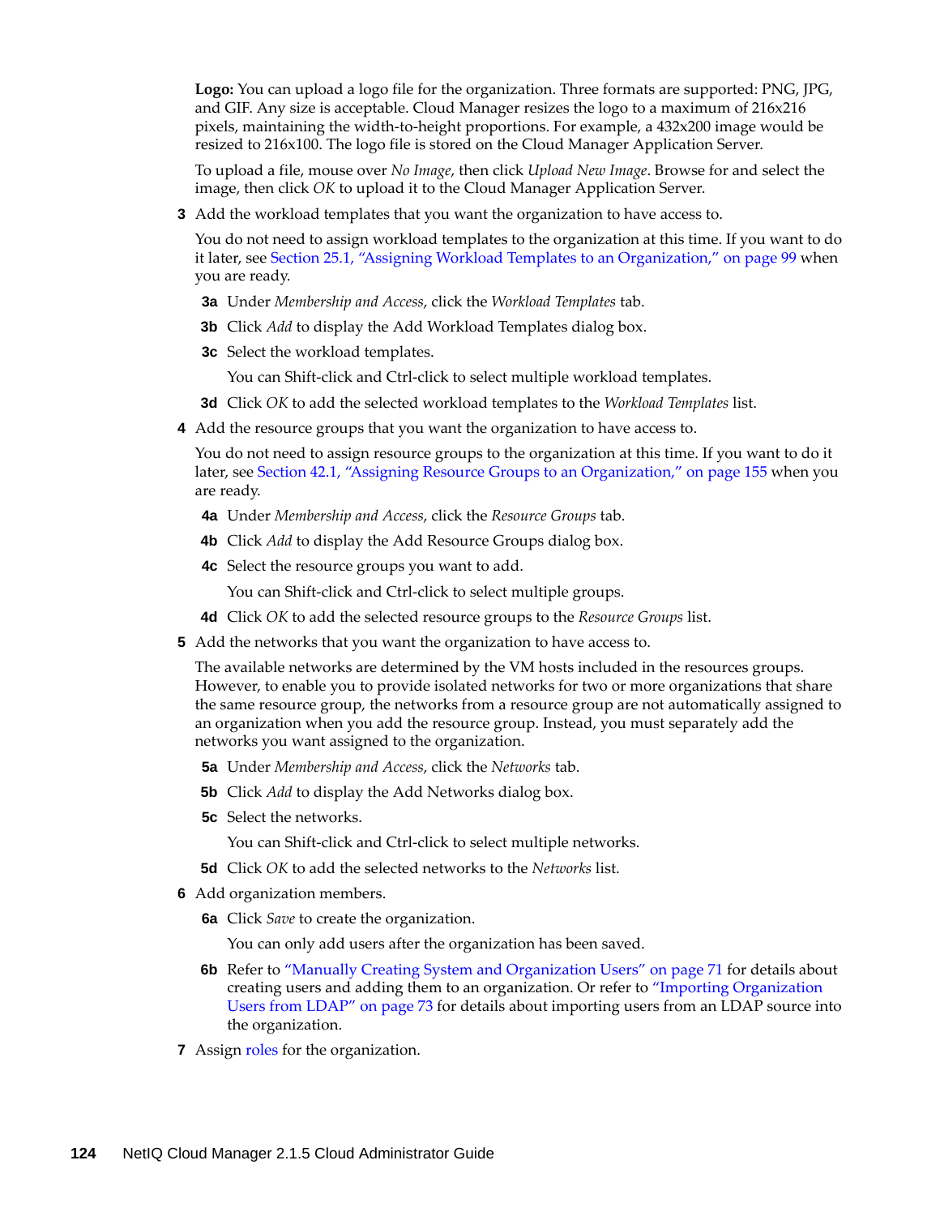**Logo:** You can upload a logo file for the organization. Three formats are supported: PNG, JPG, and GIF. Any size is acceptable. Cloud Manager resizes the logo to a maximum of 216x216 pixels, maintaining the width-to-height proportions. For example, a 432x200 image would be resized to 216x100. The logo file is stored on the Cloud Manager Application Server.

To upload a file, mouse over *No Image*, then click *Upload New Image*. Browse for and select the image, then click *OK* to upload it to the Cloud Manager Application Server.

**3** Add the workload templates that you want the organization to have access to.

You do not need to assign workload templates to the organization at this time. If you want to do it later, see Section 25.1, "Assigning Workload Templates to an Organization," on page 99 when you are ready.

**3a** Under *Membership and Access*, click the *Workload Templates* tab.

**3b** Click *Add* to display the Add Workload Templates dialog box.

**3c** Select the workload templates.

You can Shift-click and Ctrl-click to select multiple workload templates.

**3d** Click *OK* to add the selected workload templates to the *Workload Templates* list.

**4** Add the resource groups that you want the organization to have access to.

You do not need to assign resource groups to the organization at this time. If you want to do it later, see Section 42.1, "Assigning Resource Groups to an Organization," on page 155 when you are ready.

**4a** Under *Membership and Access*, click the *Resource Groups* tab.

**4b** Click *Add* to display the Add Resource Groups dialog box.

**4c** Select the resource groups you want to add.

You can Shift-click and Ctrl-click to select multiple groups.

**4d** Click *OK* to add the selected resource groups to the *Resource Groups* list.

**5** Add the networks that you want the organization to have access to.

The available networks are determined by the VM hosts included in the resources groups. However, to enable you to provide isolated networks for two or more organizations that share the same resource group, the networks from a resource group are not automatically assigned to an organization when you add the resource group. Instead, you must separately add the networks you want assigned to the organization.

**5a** Under *Membership and Access*, click the *Networks* tab.

**5b** Click *Add* to display the Add Networks dialog box.

**5c** Select the networks.

You can Shift-click and Ctrl-click to select multiple networks.

**5d** Click *OK* to add the selected networks to the *Networks* list.

**6** Add organization members.

**6a** Click *Save* to create the organization.

You can only add users after the organization has been saved.

**6b** Refer to "Manually Creating System and Organization Users" on page 71 for details about creating users and adding them to an organization. Or refer to "Importing Organization Users from LDAP" on page 73 for details about importing users from an LDAP source into the organization.

**7** Assign roles for the organization.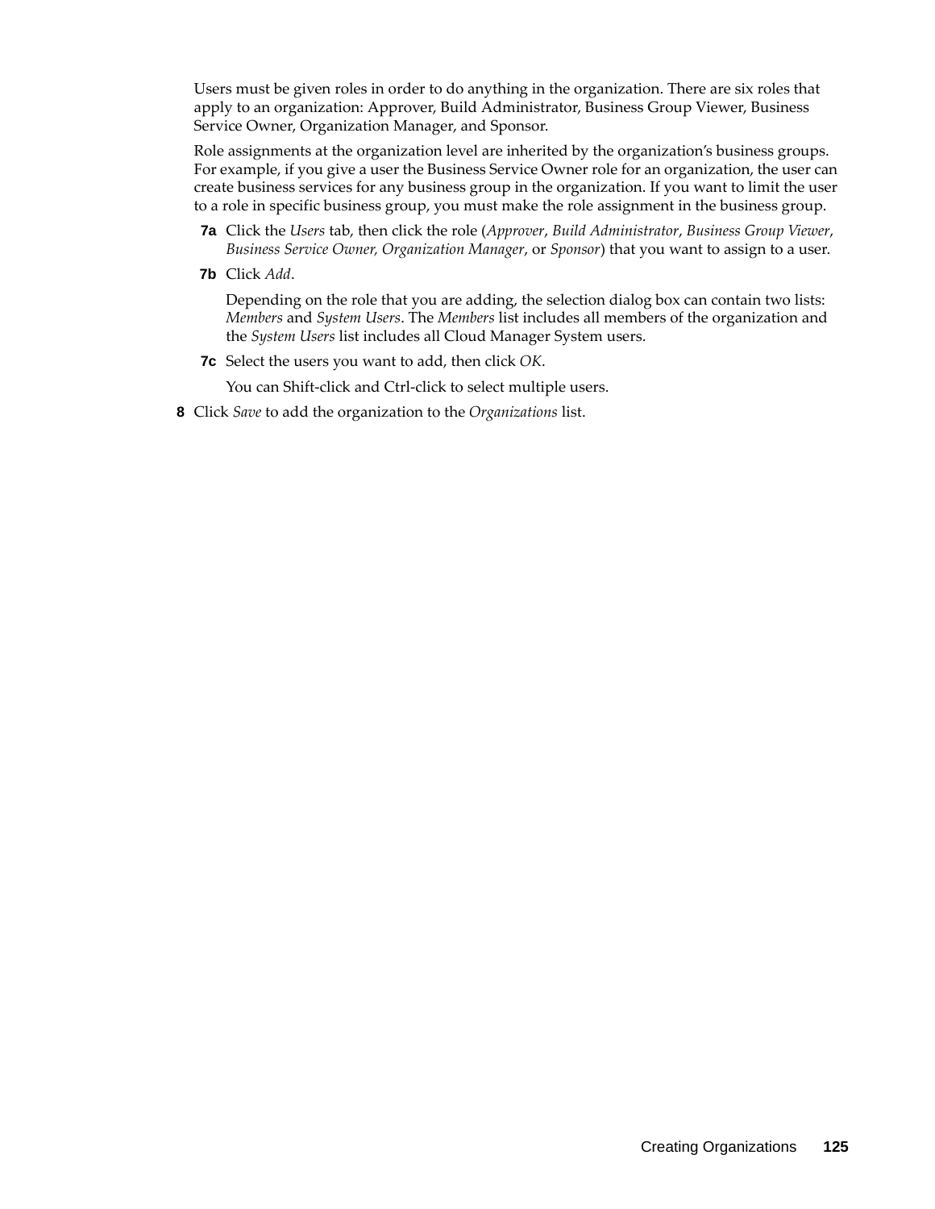Users must be given roles in order to do anything in the organization. There are six roles that apply to an organization: Approver, Build Administrator, Business Group Viewer, Business Service Owner, Organization Manager, and Sponsor.

Role assignments at the organization level are inherited by the organization's business groups. For example, if you give a user the Business Service Owner role for an organization, the user can create business services for any business group in the organization. If you want to limit the user to a role in specific business group, you must make the role assignment in the business group.

**7a** Click the *Users* tab, then click the role (*Approver*, *Build Administrator*, *Business Group Viewer*, *Business Service Owner, Organization Manager*, or *Sponsor*) that you want to assign to a user.

**7b** Click *Add*.

Depending on the role that you are adding, the selection dialog box can contain two lists: *Members* and *System Users*. The *Members* list includes all members of the organization and the *System Users* list includes all Cloud Manager System users.

**7c** Select the users you want to add, then click *OK*.

You can Shift-click and Ctrl-click to select multiple users.

**8** Click *Save* to add the organization to the *Organizations* list.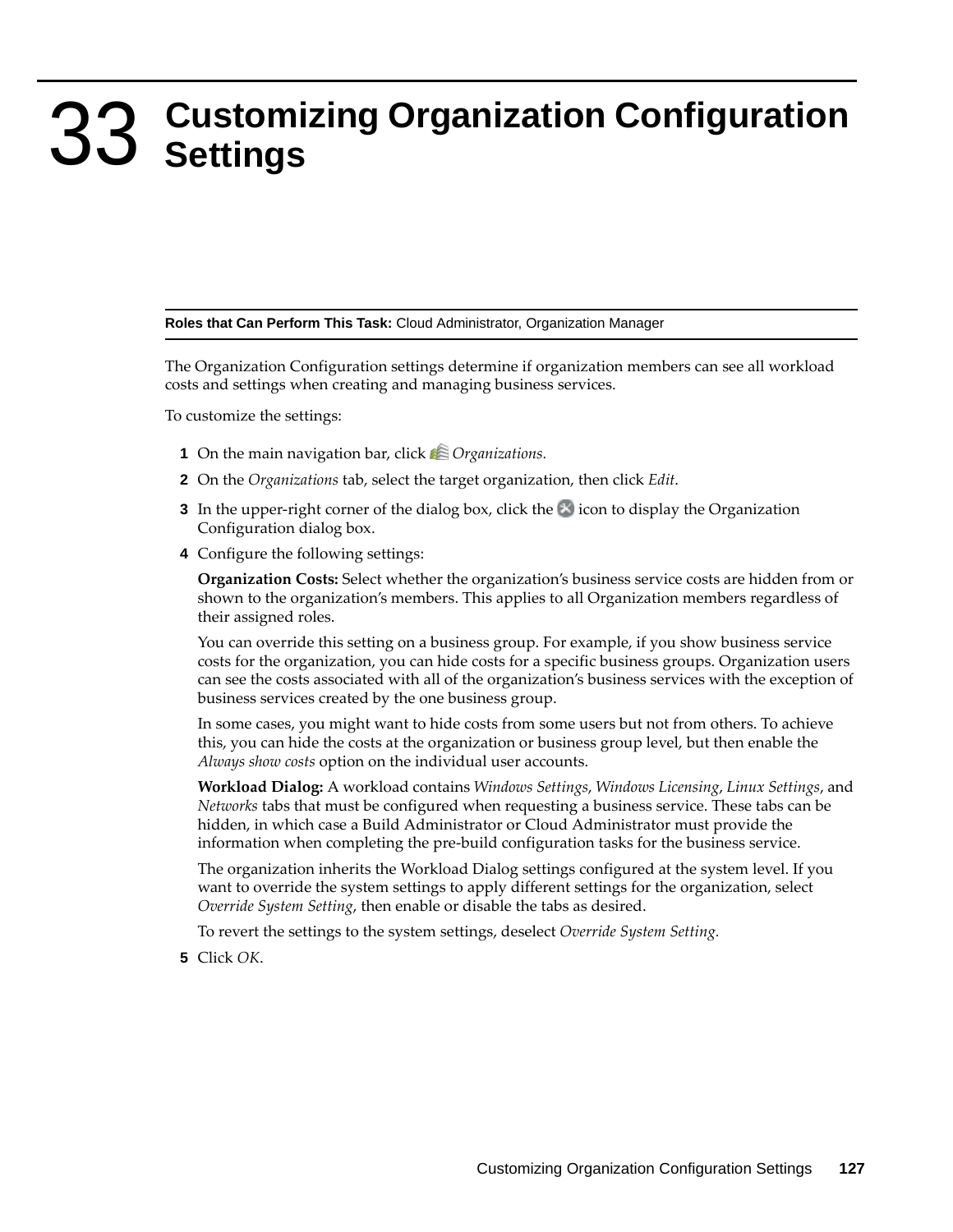# 33 Customizing Organization Configuration Settings

**Roles that Can Perform This Task:** Cloud Administrator, Organization Manager

The Organization Configuration settings determine if organization members can see all workload costs and settings when creating and managing business services.

To customize the settings:

1. On the main navigation bar, click *Organizations.*
2. On the *Organizations* tab, select the target organization, then click *Edit*.
3. In the upper-right corner of the dialog box, click the icon to display the Organization Configuration dialog box.
4. Configure the following settings:

   **Organization Costs:** Select whether the organization's business service costs are hidden from or shown to the organization's members. This applies to all Organization members regardless of their assigned roles.

   You can override this setting on a business group. For example, if you show business service costs for the organization, you can hide costs for a specific business groups. Organization users can see the costs associated with all of the organization's business services with the exception of business services created by the one business group.

   In some cases, you might want to hide costs from some users but not from others. To achieve this, you can hide the costs at the organization or business group level, but then enable the *Always show costs* option on the individual user accounts.

   **Workload Dialog:** A workload contains *Windows Settings*, *Windows Licensing*, *Linux Settings*, and *Networks* tabs that must be configured when requesting a business service. These tabs can be hidden, in which case a Build Administrator or Cloud Administrator must provide the information when completing the pre-build configuration tasks for the business service.

   The organization inherits the Workload Dialog settings configured at the system level. If you want to override the system settings to apply different settings for the organization, select *Override System Setting*, then enable or disable the tabs as desired.

   To revert the settings to the system settings, deselect *Override System Setting.*
5. Click *OK*.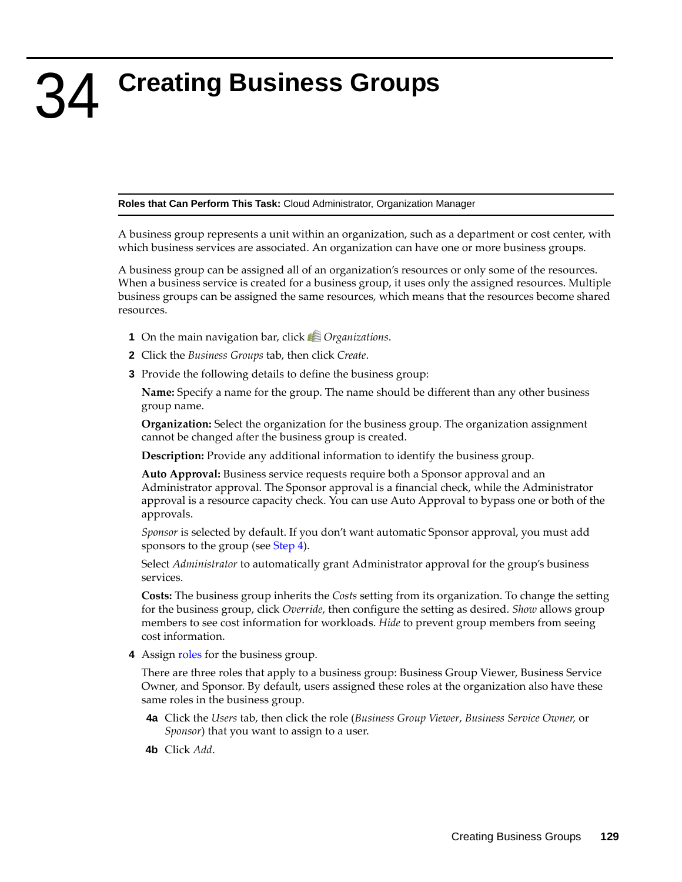# 34 Creating Business Groups

**Roles that Can Perform This Task:** Cloud Administrator, Organization Manager

A business group represents a unit within an organization, such as a department or cost center, with which business services are associated. An organization can have one or more business groups.

A business group can be assigned all of an organization's resources or only some of the resources. When a business service is created for a business group, it uses only the assigned resources. Multiple business groups can be assigned the same resources, which means that the resources become shared resources.

1 On the main navigation bar, click *Organizations*.

2 Click the *Business Groups* tab, then click *Create*.

3 Provide the following details to define the business group:

   **Name:** Specify a name for the group. The name should be different than any other business group name.

   **Organization:** Select the organization for the business group. The organization assignment cannot be changed after the business group is created.

   **Description:** Provide any additional information to identify the business group.

   **Auto Approval:** Business service requests require both a Sponsor approval and an Administrator approval. The Sponsor approval is a financial check, while the Administrator approval is a resource capacity check. You can use Auto Approval to bypass one or both of the approvals.

   *Sponsor* is selected by default. If you don't want automatic Sponsor approval, you must add sponsors to the group (see Step 4).

   Select *Administrator* to automatically grant Administrator approval for the group's business services.

   **Costs:** The business group inherits the *Costs* setting from its organization. To change the setting for the business group, click *Override*, then configure the setting as desired. *Show* allows group members to see cost information for workloads. *Hide* to prevent group members from seeing cost information.

4 Assign roles for the business group.

   There are three roles that apply to a business group: Business Group Viewer, Business Service Owner, and Sponsor. By default, users assigned these roles at the organization also have these same roles in the business group.

   4a Click the *Users* tab, then click the role (*Business Group Viewer*, *Business Service Owner,* or *Sponsor*) that you want to assign to a user.

   4b Click *Add*.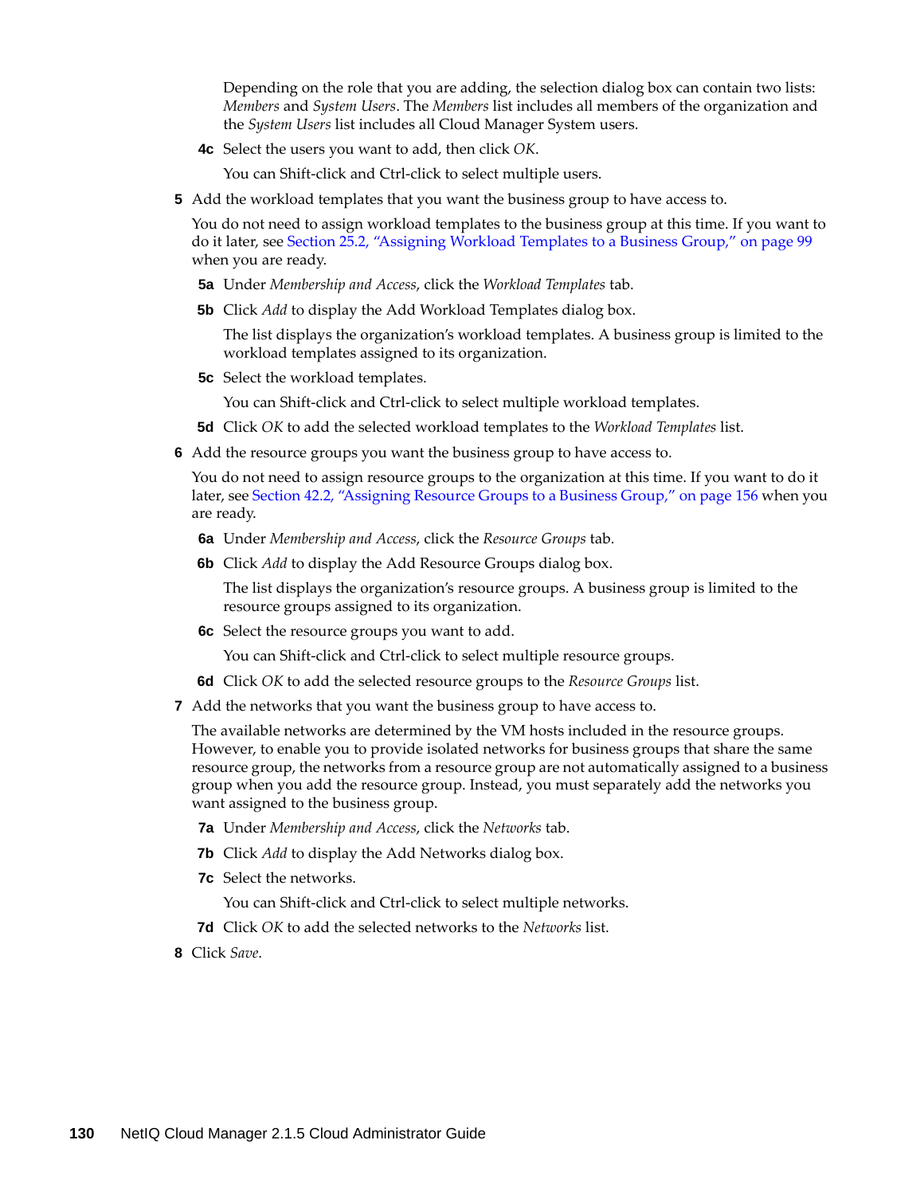Depending on the role that you are adding, the selection dialog box can contain two lists: *Members* and *System Users*. The *Members* list includes all members of the organization and the *System Users* list includes all Cloud Manager System users.

**4c** Select the users you want to add, then click *OK*.

You can Shift-click and Ctrl-click to select multiple users.

**5** Add the workload templates that you want the business group to have access to.

You do not need to assign workload templates to the business group at this time. If you want to do it later, see Section 25.2, "Assigning Workload Templates to a Business Group," on page 99 when you are ready.

**5a** Under *Membership and Access*, click the *Workload Templates* tab.

**5b** Click *Add* to display the Add Workload Templates dialog box.

The list displays the organization's workload templates. A business group is limited to the workload templates assigned to its organization.

**5c** Select the workload templates.

You can Shift-click and Ctrl-click to select multiple workload templates.

**5d** Click *OK* to add the selected workload templates to the *Workload Templates* list.

**6** Add the resource groups you want the business group to have access to.

You do not need to assign resource groups to the organization at this time. If you want to do it later, see Section 42.2, "Assigning Resource Groups to a Business Group," on page 156 when you are ready.

**6a** Under *Membership and Access*, click the *Resource Groups* tab.

**6b** Click *Add* to display the Add Resource Groups dialog box.

The list displays the organization's resource groups. A business group is limited to the resource groups assigned to its organization.

**6c** Select the resource groups you want to add.

You can Shift-click and Ctrl-click to select multiple resource groups.

**6d** Click *OK* to add the selected resource groups to the *Resource Groups* list.

**7** Add the networks that you want the business group to have access to.

The available networks are determined by the VM hosts included in the resource groups. However, to enable you to provide isolated networks for business groups that share the same resource group, the networks from a resource group are not automatically assigned to a business group when you add the resource group. Instead, you must separately add the networks you want assigned to the business group.

**7a** Under *Membership and Access*, click the *Networks* tab.

**7b** Click *Add* to display the Add Networks dialog box.

**7c** Select the networks.

You can Shift-click and Ctrl-click to select multiple networks.

**7d** Click *OK* to add the selected networks to the *Networks* list.

**8** Click *Save*.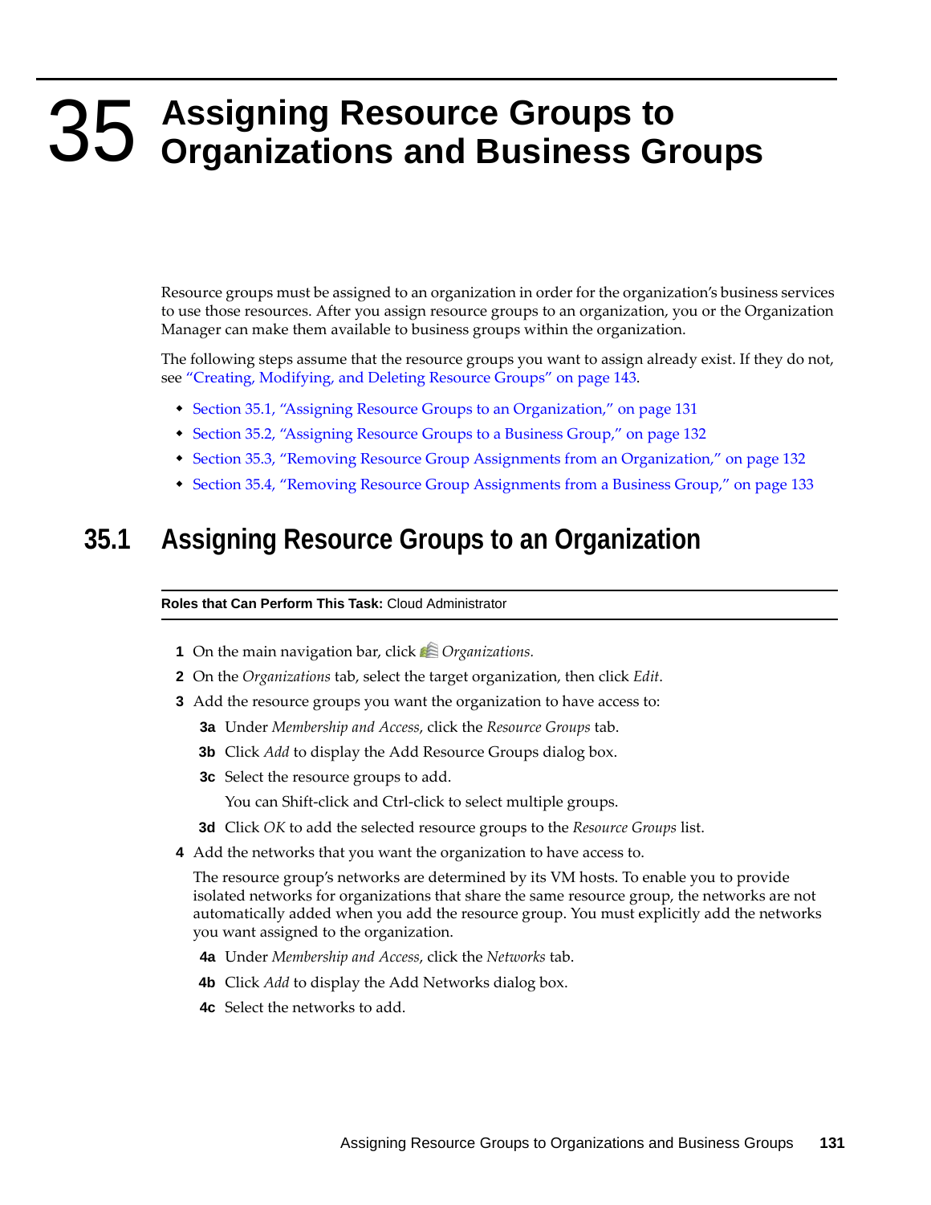# 35 Assigning Resource Groups to Organizations and Business Groups

Resource groups must be assigned to an organization in order for the organization's business services to use those resources. After you assign resource groups to an organization, you or the Organization Manager can make them available to business groups within the organization.

The following steps assume that the resource groups you want to assign already exist. If they do not, see "Creating, Modifying, and Deleting Resource Groups" on page 143.

- Section 35.1, "Assigning Resource Groups to an Organization," on page 131
- Section 35.2, "Assigning Resource Groups to a Business Group," on page 132
- Section 35.3, "Removing Resource Group Assignments from an Organization," on page 132
- Section 35.4, "Removing Resource Group Assignments from a Business Group," on page 133

## 35.1 Assigning Resource Groups to an Organization

**Roles that Can Perform This Task:** Cloud Administrator

1. On the main navigation bar, click *Organizations.*
2. On the *Organizations* tab, select the target organization, then click *Edit*.
3. Add the resource groups you want the organization to have access to:
   - **3a** Under *Membership and Access*, click the *Resource Groups* tab.
   - **3b** Click *Add* to display the Add Resource Groups dialog box.
   - **3c** Select the resource groups to add.

     You can Shift-click and Ctrl-click to select multiple groups.
   - **3d** Click *OK* to add the selected resource groups to the *Resource Groups* list.
4. Add the networks that you want the organization to have access to.

   The resource group's networks are determined by its VM hosts. To enable you to provide isolated networks for organizations that share the same resource group, the networks are not automatically added when you add the resource group. You must explicitly add the networks you want assigned to the organization.
   - **4a** Under *Membership and Access*, click the *Networks* tab.
   - **4b** Click *Add* to display the Add Networks dialog box.
   - **4c** Select the networks to add.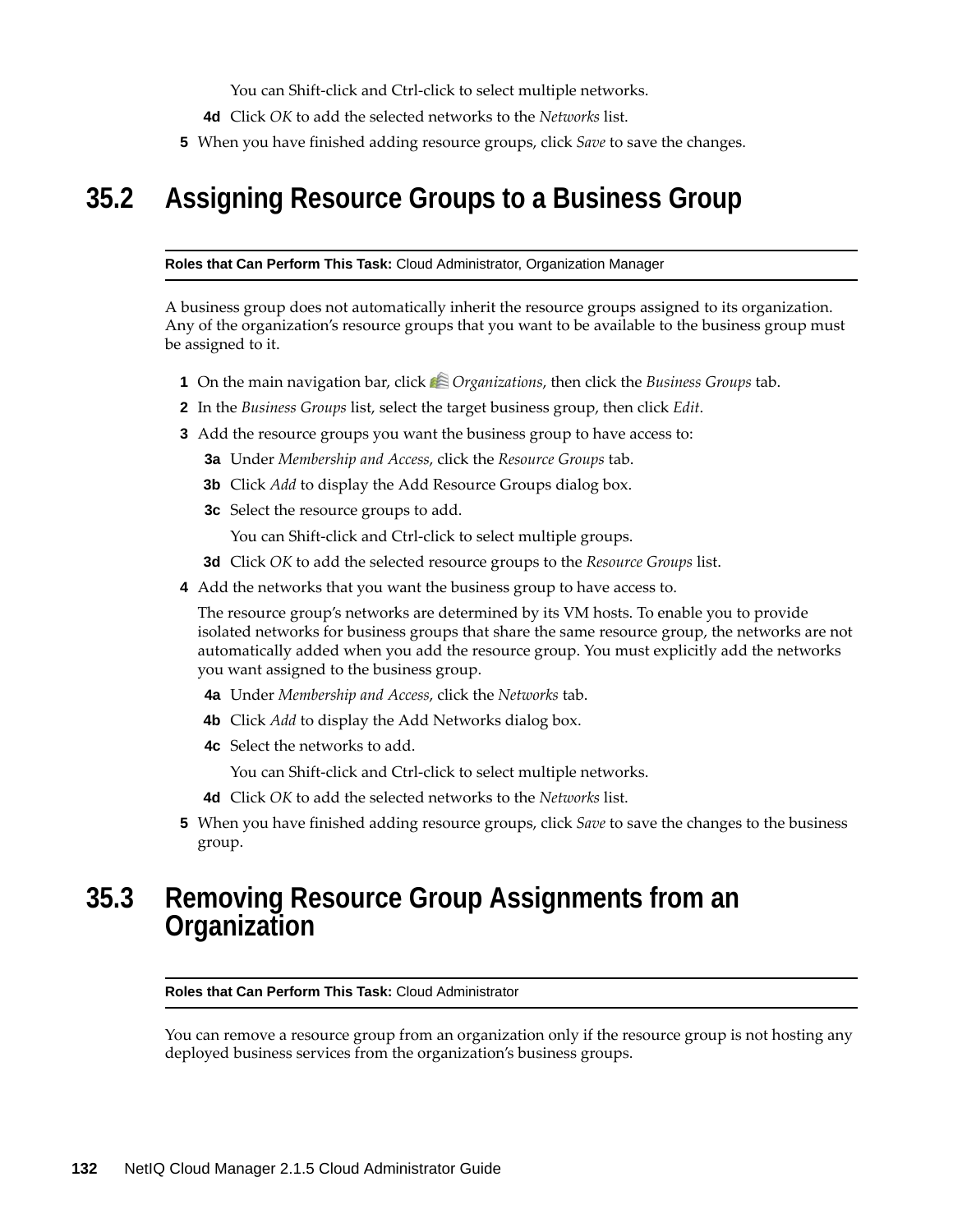You can Shift-click and Ctrl-click to select multiple networks.

**4d** Click *OK* to add the selected networks to the *Networks* list.

**5** When you have finished adding resource groups, click *Save* to save the changes.

## 35.2 Assigning Resource Groups to a Business Group

**Roles that Can Perform This Task:** Cloud Administrator, Organization Manager

A business group does not automatically inherit the resource groups assigned to its organization. Any of the organization's resource groups that you want to be available to the business group must be assigned to it.

**1** On the main navigation bar, click *Organizations*, then click the *Business Groups* tab.

**2** In the *Business Groups* list, select the target business group, then click *Edit*.

**3** Add the resource groups you want the business group to have access to:

**3a** Under *Membership and Access*, click the *Resource Groups* tab.

**3b** Click *Add* to display the Add Resource Groups dialog box.

**3c** Select the resource groups to add.

You can Shift-click and Ctrl-click to select multiple groups.

**3d** Click *OK* to add the selected resource groups to the *Resource Groups* list.

**4** Add the networks that you want the business group to have access to.

The resource group's networks are determined by its VM hosts. To enable you to provide isolated networks for business groups that share the same resource group, the networks are not automatically added when you add the resource group. You must explicitly add the networks you want assigned to the business group.

**4a** Under *Membership and Access*, click the *Networks* tab.

**4b** Click *Add* to display the Add Networks dialog box.

**4c** Select the networks to add.

You can Shift-click and Ctrl-click to select multiple networks.

**4d** Click *OK* to add the selected networks to the *Networks* list.

**5** When you have finished adding resource groups, click *Save* to save the changes to the business group.

## 35.3 Removing Resource Group Assignments from an Organization

**Roles that Can Perform This Task:** Cloud Administrator

You can remove a resource group from an organization only if the resource group is not hosting any deployed business services from the organization's business groups.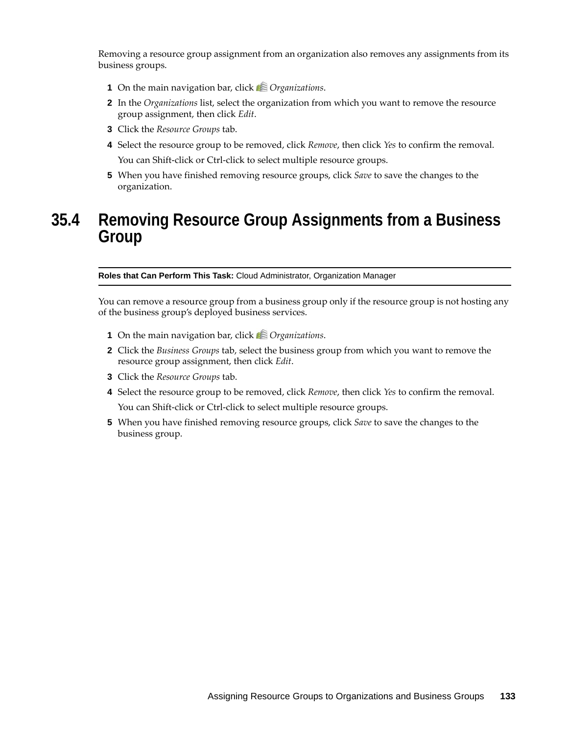Removing a resource group assignment from an organization also removes any assignments from its business groups.

1. On the main navigation bar, click *Organizations*.
2. In the *Organizations* list, select the organization from which you want to remove the resource group assignment, then click *Edit*.
3. Click the *Resource Groups* tab.
4. Select the resource group to be removed, click *Remove*, then click *Yes* to confirm the removal.

   You can Shift-click or Ctrl-click to select multiple resource groups.
5. When you have finished removing resource groups, click *Save* to save the changes to the organization.

## 35.4 Removing Resource Group Assignments from a Business Group

**Roles that Can Perform This Task:** Cloud Administrator, Organization Manager

You can remove a resource group from a business group only if the resource group is not hosting any of the business group's deployed business services.

1. On the main navigation bar, click *Organizations*.
2. Click the *Business Groups* tab, select the business group from which you want to remove the resource group assignment, then click *Edit*.
3. Click the *Resource Groups* tab.
4. Select the resource group to be removed, click *Remove*, then click *Yes* to confirm the removal.

   You can Shift-click or Ctrl-click to select multiple resource groups.
5. When you have finished removing resource groups, click *Save* to save the changes to the business group.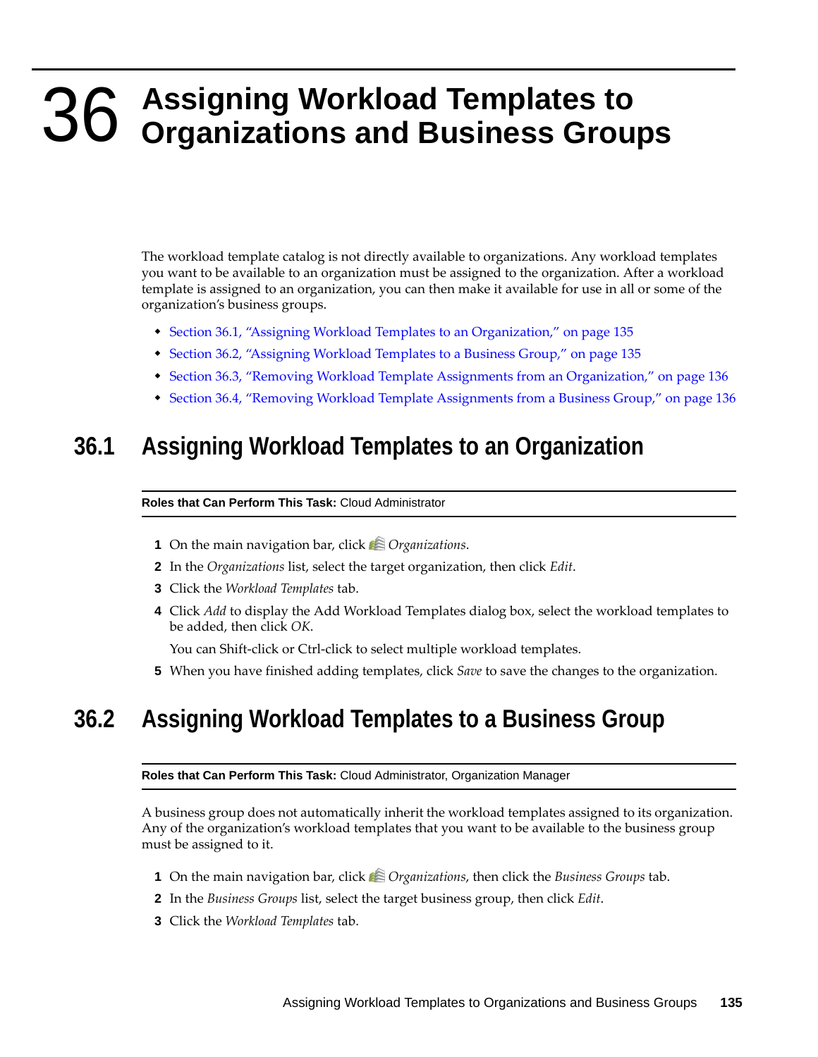# 36 Assigning Workload Templates to Organizations and Business Groups

The workload template catalog is not directly available to organizations. Any workload templates you want to be available to an organization must be assigned to the organization. After a workload template is assigned to an organization, you can then make it available for use in all or some of the organization's business groups.

- Section 36.1, "Assigning Workload Templates to an Organization," on page 135
- Section 36.2, "Assigning Workload Templates to a Business Group," on page 135
- Section 36.3, "Removing Workload Template Assignments from an Organization," on page 136
- Section 36.4, "Removing Workload Template Assignments from a Business Group," on page 136

## 36.1 Assigning Workload Templates to an Organization

**Roles that Can Perform This Task:** Cloud Administrator

1. On the main navigation bar, click *Organizations*.
2. In the *Organizations* list, select the target organization, then click *Edit*.
3. Click the *Workload Templates* tab.
4. Click *Add* to display the Add Workload Templates dialog box, select the workload templates to be added, then click *OK*.

   You can Shift-click or Ctrl-click to select multiple workload templates.
5. When you have finished adding templates, click *Save* to save the changes to the organization.

## 36.2 Assigning Workload Templates to a Business Group

**Roles that Can Perform This Task:** Cloud Administrator, Organization Manager

A business group does not automatically inherit the workload templates assigned to its organization. Any of the organization's workload templates that you want to be available to the business group must be assigned to it.

1. On the main navigation bar, click *Organizations*, then click the *Business Groups* tab.
2. In the *Business Groups* list, select the target business group, then click *Edit*.
3. Click the *Workload Templates* tab.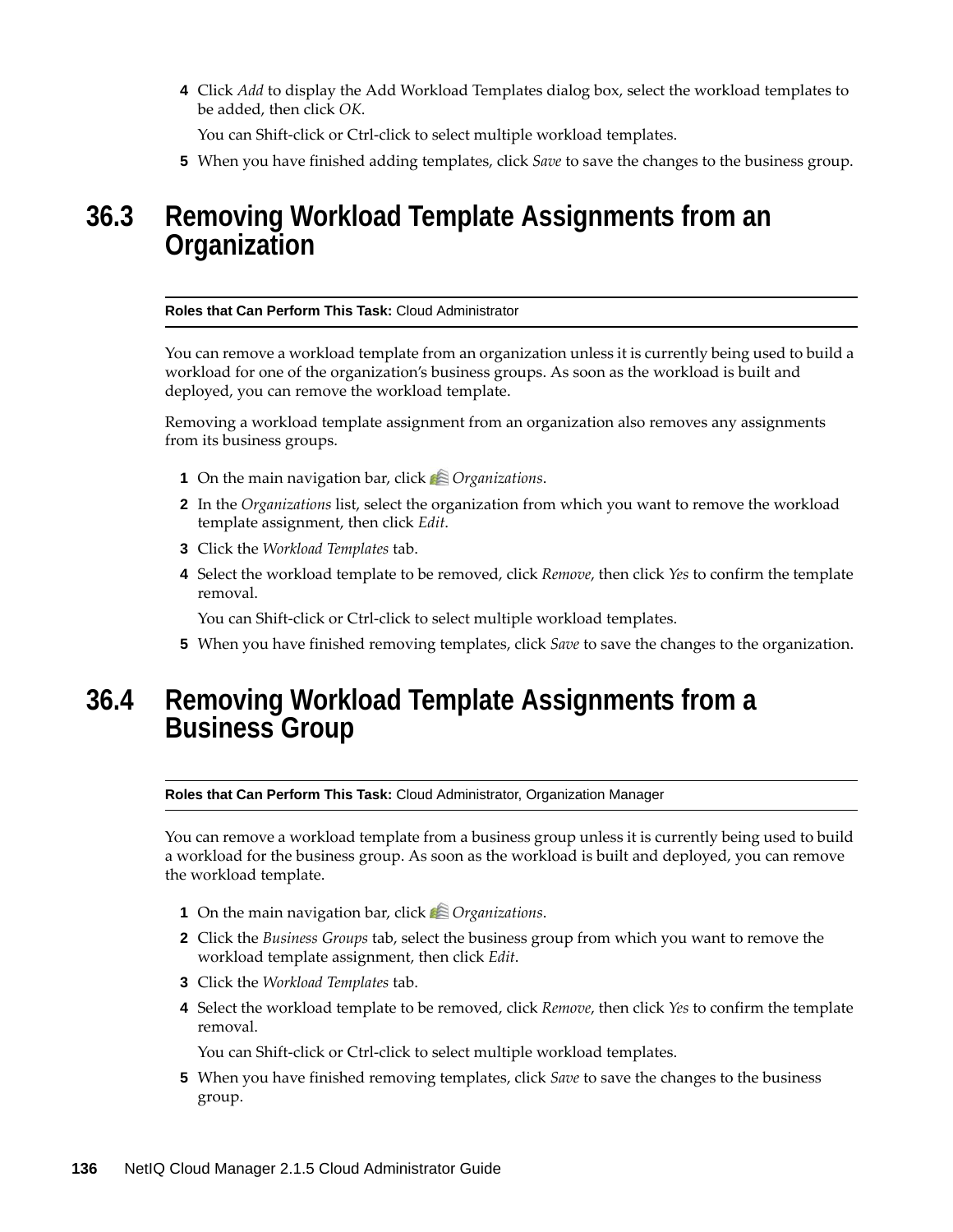**4** Click *Add* to display the Add Workload Templates dialog box, select the workload templates to be added, then click *OK*.

   You can Shift-click or Ctrl-click to select multiple workload templates.

**5** When you have finished adding templates, click *Save* to save the changes to the business group.

## 36.3 Removing Workload Template Assignments from an Organization

**Roles that Can Perform This Task:** Cloud Administrator

You can remove a workload template from an organization unless it is currently being used to build a workload for one of the organization's business groups. As soon as the workload is built and deployed, you can remove the workload template.

Removing a workload template assignment from an organization also removes any assignments from its business groups.

1. On the main navigation bar, click *Organizations*.
2. In the *Organizations* list, select the organization from which you want to remove the workload template assignment, then click *Edit*.
3. Click the *Workload Templates* tab.
4. Select the workload template to be removed, click *Remove*, then click *Yes* to confirm the template removal.

   You can Shift-click or Ctrl-click to select multiple workload templates.
5. When you have finished removing templates, click *Save* to save the changes to the organization.

## 36.4 Removing Workload Template Assignments from a Business Group

**Roles that Can Perform This Task:** Cloud Administrator, Organization Manager

You can remove a workload template from a business group unless it is currently being used to build a workload for the business group. As soon as the workload is built and deployed, you can remove the workload template.

1. On the main navigation bar, click *Organizations*.
2. Click the *Business Groups* tab, select the business group from which you want to remove the workload template assignment, then click *Edit*.
3. Click the *Workload Templates* tab.
4. Select the workload template to be removed, click *Remove*, then click *Yes* to confirm the template removal.

   You can Shift-click or Ctrl-click to select multiple workload templates.
5. When you have finished removing templates, click *Save* to save the changes to the business group.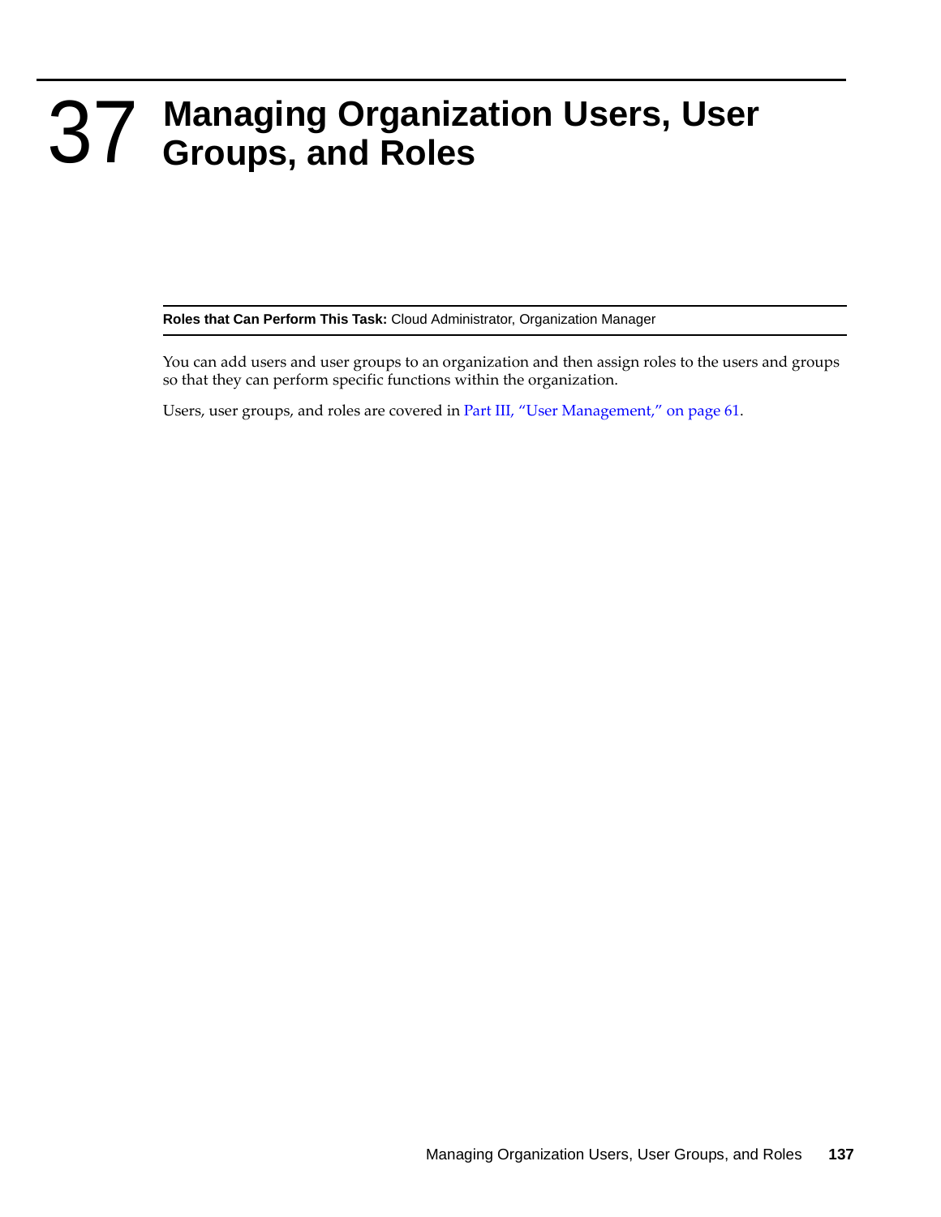# 37 Managing Organization Users, User Groups, and Roles

**Roles that Can Perform This Task:** Cloud Administrator, Organization Manager

You can add users and user groups to an organization and then assign roles to the users and groups so that they can perform specific functions within the organization.

Users, user groups, and roles are covered in Part III, "User Management," on page 61.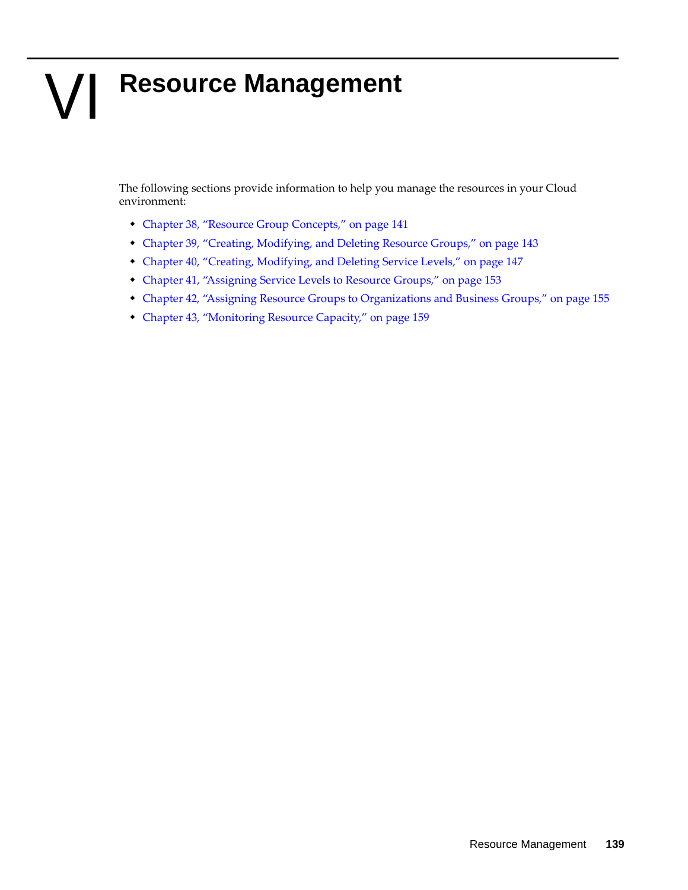# VI Resource Management

The following sections provide information to help you manage the resources in your Cloud environment:

- Chapter 38, "Resource Group Concepts," on page 141
- Chapter 39, "Creating, Modifying, and Deleting Resource Groups," on page 143
- Chapter 40, "Creating, Modifying, and Deleting Service Levels," on page 147
- Chapter 41, "Assigning Service Levels to Resource Groups," on page 153
- Chapter 42, "Assigning Resource Groups to Organizations and Business Groups," on page 155
- Chapter 43, "Monitoring Resource Capacity," on page 159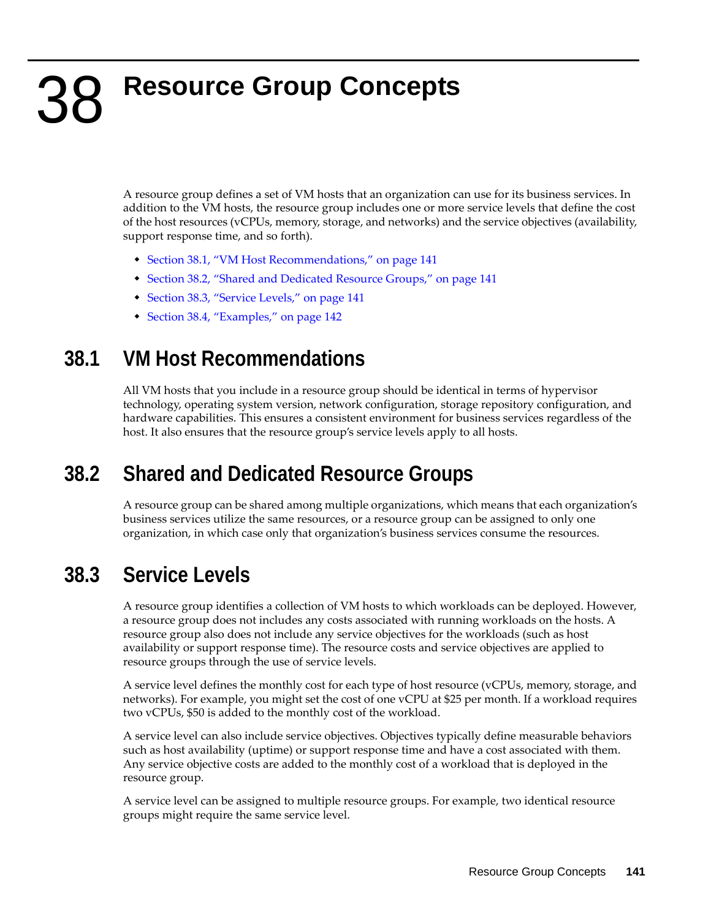# 38 Resource Group Concepts

A resource group defines a set of VM hosts that an organization can use for its business services. In addition to the VM hosts, the resource group includes one or more service levels that define the cost of the host resources (vCPUs, memory, storage, and networks) and the service objectives (availability, support response time, and so forth).

- Section 38.1, "VM Host Recommendations," on page 141
- Section 38.2, "Shared and Dedicated Resource Groups," on page 141
- Section 38.3, "Service Levels," on page 141
- Section 38.4, "Examples," on page 142

## 38.1 VM Host Recommendations

All VM hosts that you include in a resource group should be identical in terms of hypervisor technology, operating system version, network configuration, storage repository configuration, and hardware capabilities. This ensures a consistent environment for business services regardless of the host. It also ensures that the resource group's service levels apply to all hosts.

## 38.2 Shared and Dedicated Resource Groups

A resource group can be shared among multiple organizations, which means that each organization's business services utilize the same resources, or a resource group can be assigned to only one organization, in which case only that organization's business services consume the resources.

## 38.3 Service Levels

A resource group identifies a collection of VM hosts to which workloads can be deployed. However, a resource group does not includes any costs associated with running workloads on the hosts. A resource group also does not include any service objectives for the workloads (such as host availability or support response time). The resource costs and service objectives are applied to resource groups through the use of service levels.

A service level defines the monthly cost for each type of host resource (vCPUs, memory, storage, and networks). For example, you might set the cost of one vCPU at $25 per month. If a workload requires two vCPUs, $50 is added to the monthly cost of the workload.

A service level can also include service objectives. Objectives typically define measurable behaviors such as host availability (uptime) or support response time and have a cost associated with them. Any service objective costs are added to the monthly cost of a workload that is deployed in the resource group.

A service level can be assigned to multiple resource groups. For example, two identical resource groups might require the same service level.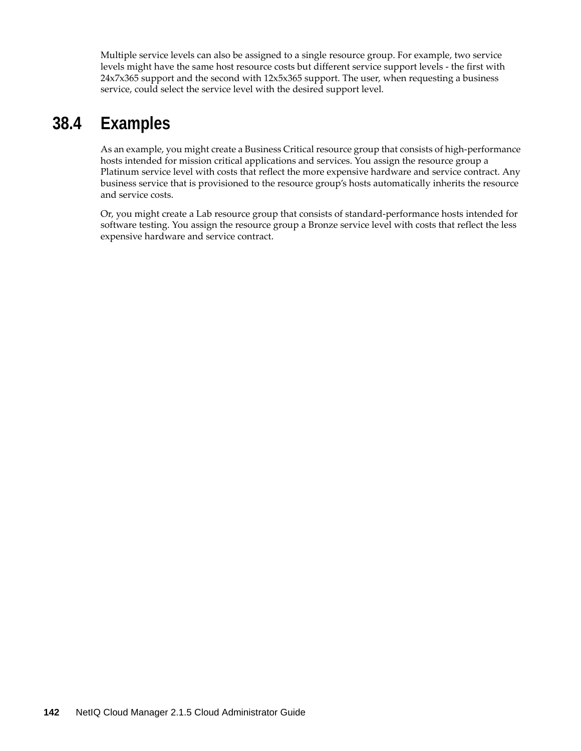Multiple service levels can also be assigned to a single resource group. For example, two service levels might have the same host resource costs but different service support levels - the first with 24x7x365 support and the second with 12x5x365 support. The user, when requesting a business service, could select the service level with the desired support level.

## 38.4 Examples

As an example, you might create a Business Critical resource group that consists of high-performance hosts intended for mission critical applications and services. You assign the resource group a Platinum service level with costs that reflect the more expensive hardware and service contract. Any business service that is provisioned to the resource group's hosts automatically inherits the resource and service costs.

Or, you might create a Lab resource group that consists of standard-performance hosts intended for software testing. You assign the resource group a Bronze service level with costs that reflect the less expensive hardware and service contract.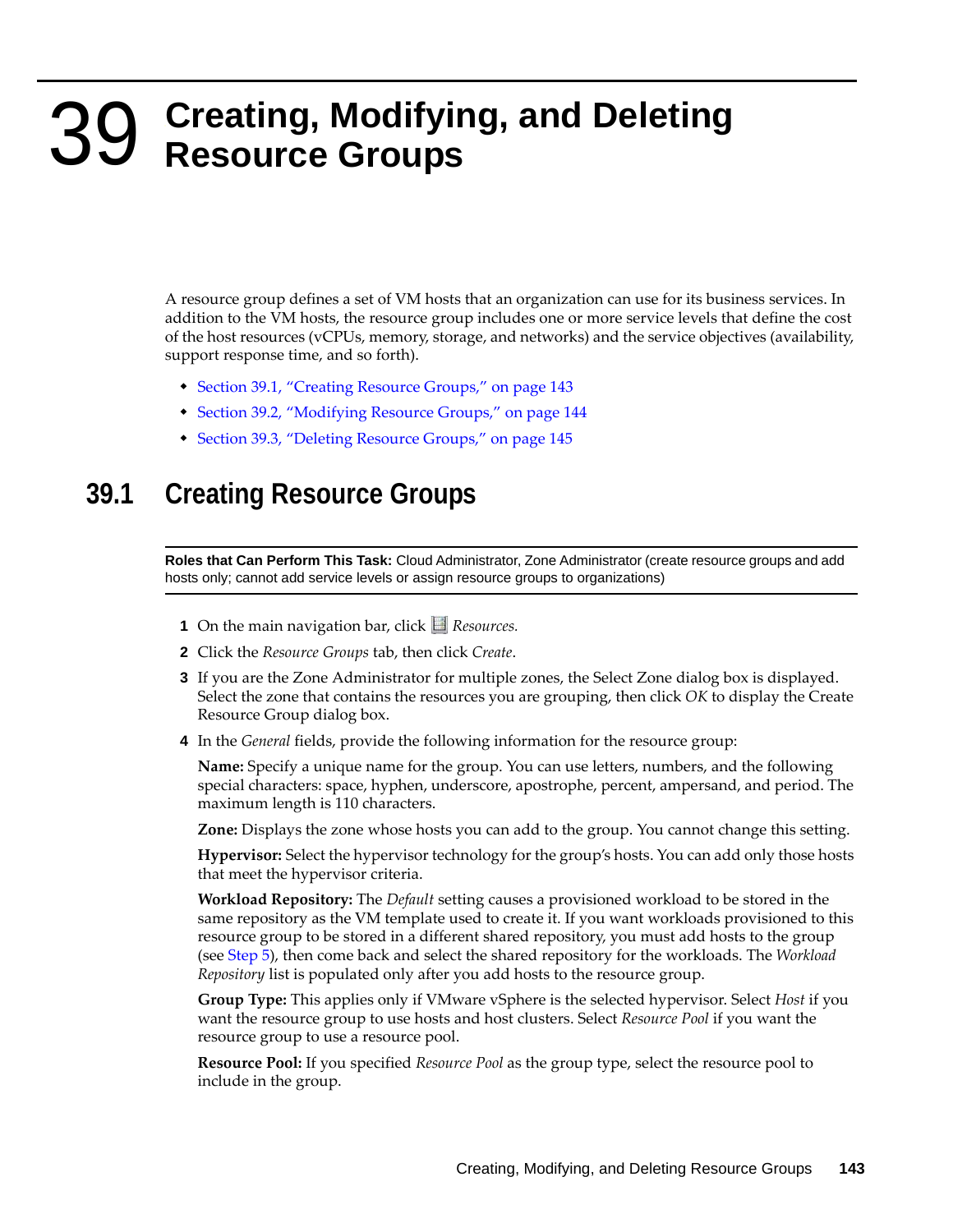# 39 Creating, Modifying, and Deleting Resource Groups

A resource group defines a set of VM hosts that an organization can use for its business services. In addition to the VM hosts, the resource group includes one or more service levels that define the cost of the host resources (vCPUs, memory, storage, and networks) and the service objectives (availability, support response time, and so forth).

- Section 39.1, "Creating Resource Groups," on page 143
- Section 39.2, "Modifying Resource Groups," on page 144
- Section 39.3, "Deleting Resource Groups," on page 145

## 39.1 Creating Resource Groups

**Roles that Can Perform This Task:** Cloud Administrator, Zone Administrator (create resource groups and add hosts only; cannot add service levels or assign resource groups to organizations)

1. On the main navigation bar, click *Resources.*
2. Click the *Resource Groups* tab, then click *Create*.
3. If you are the Zone Administrator for multiple zones, the Select Zone dialog box is displayed. Select the zone that contains the resources you are grouping, then click *OK* to display the Create Resource Group dialog box.
4. In the *General* fields, provide the following information for the resource group:

   **Name:** Specify a unique name for the group. You can use letters, numbers, and the following special characters: space, hyphen, underscore, apostrophe, percent, ampersand, and period. The maximum length is 110 characters.

   **Zone:** Displays the zone whose hosts you can add to the group. You cannot change this setting.

   **Hypervisor:** Select the hypervisor technology for the group's hosts. You can add only those hosts that meet the hypervisor criteria.

   **Workload Repository:** The *Default* setting causes a provisioned workload to be stored in the same repository as the VM template used to create it. If you want workloads provisioned to this resource group to be stored in a different shared repository, you must add hosts to the group (see Step 5), then come back and select the shared repository for the workloads. The *Workload Repository* list is populated only after you add hosts to the resource group.

   **Group Type:** This applies only if VMware vSphere is the selected hypervisor. Select *Host* if you want the resource group to use hosts and host clusters. Select *Resource Pool* if you want the resource group to use a resource pool.

   **Resource Pool:** If you specified *Resource Pool* as the group type, select the resource pool to include in the group.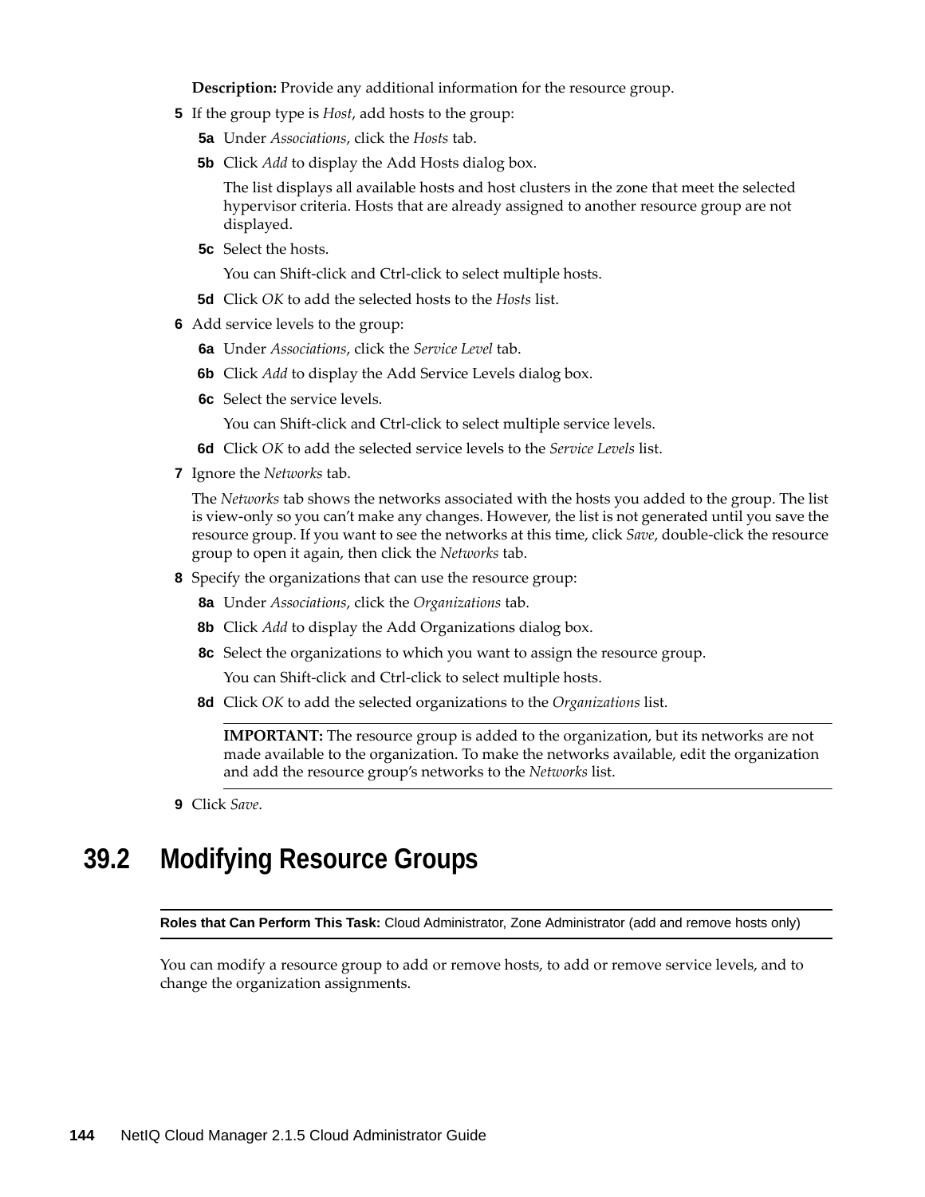**Description:** Provide any additional information for the resource group.

**5** If the group type is *Host*, add hosts to the group:

  **5a** Under *Associations*, click the *Hosts* tab.

  **5b** Click *Add* to display the Add Hosts dialog box.

  The list displays all available hosts and host clusters in the zone that meet the selected hypervisor criteria. Hosts that are already assigned to another resource group are not displayed.

  **5c** Select the hosts.

  You can Shift-click and Ctrl-click to select multiple hosts.

  **5d** Click *OK* to add the selected hosts to the *Hosts* list.

**6** Add service levels to the group:

  **6a** Under *Associations*, click the *Service Level* tab.

  **6b** Click *Add* to display the Add Service Levels dialog box.

  **6c** Select the service levels.

  You can Shift-click and Ctrl-click to select multiple service levels.

  **6d** Click *OK* to add the selected service levels to the *Service Levels* list.

**7** Ignore the *Networks* tab.

The *Networks* tab shows the networks associated with the hosts you added to the group. The list is view-only so you can't make any changes. However, the list is not generated until you save the resource group. If you want to see the networks at this time, click *Save*, double-click the resource group to open it again, then click the *Networks* tab.

**8** Specify the organizations that can use the resource group:

  **8a** Under *Associations*, click the *Organizations* tab.

  **8b** Click *Add* to display the Add Organizations dialog box.

  **8c** Select the organizations to which you want to assign the resource group.

  You can Shift-click and Ctrl-click to select multiple hosts.

  **8d** Click *OK* to add the selected organizations to the *Organizations* list.

  **IMPORTANT:** The resource group is added to the organization, but its networks are not made available to the organization. To make the networks available, edit the organization and add the resource group's networks to the *Networks* list.

**9** Click *Save*.

## 39.2 Modifying Resource Groups

**Roles that Can Perform This Task:** Cloud Administrator, Zone Administrator (add and remove hosts only)

You can modify a resource group to add or remove hosts, to add or remove service levels, and to change the organization assignments.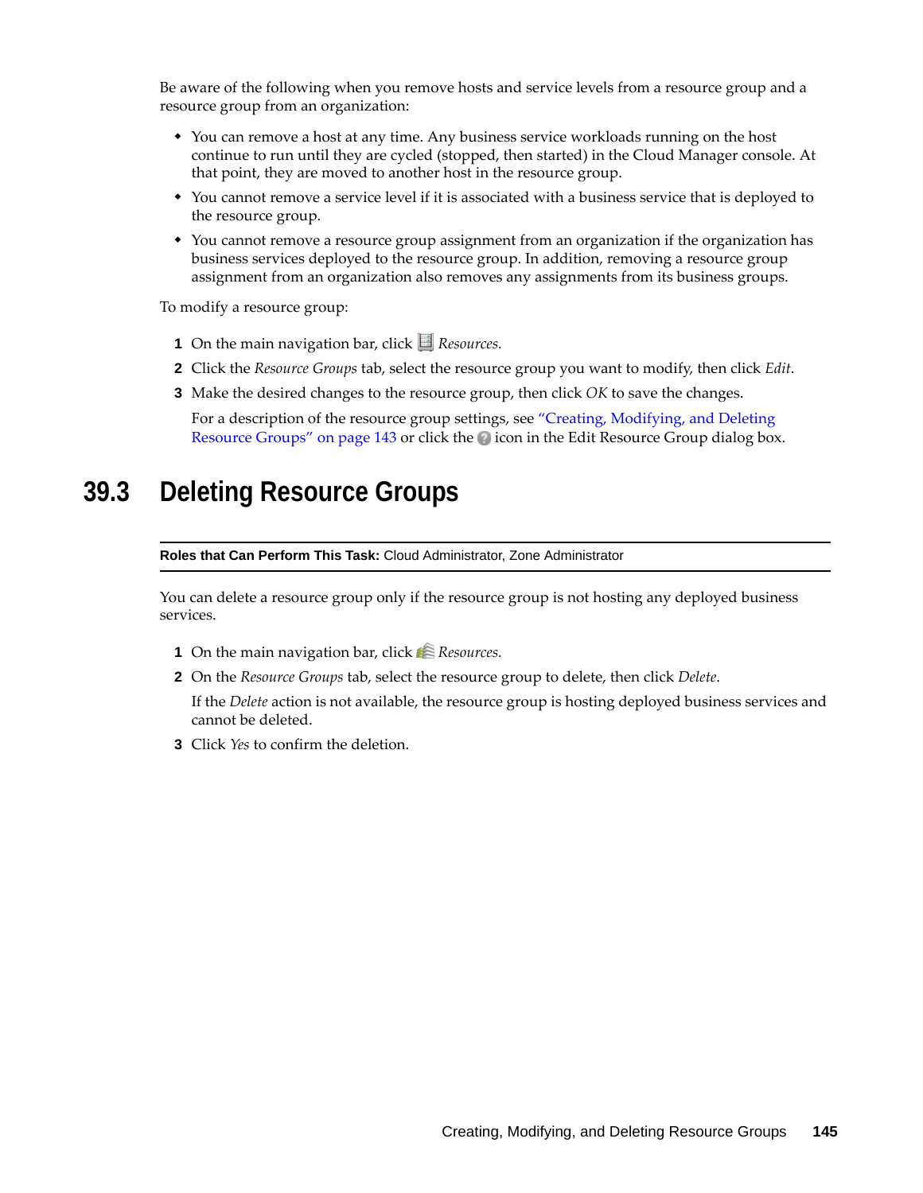Be aware of the following when you remove hosts and service levels from a resource group and a resource group from an organization:

- You can remove a host at any time. Any business service workloads running on the host continue to run until they are cycled (stopped, then started) in the Cloud Manager console. At that point, they are moved to another host in the resource group.
- You cannot remove a service level if it is associated with a business service that is deployed to the resource group.
- You cannot remove a resource group assignment from an organization if the organization has business services deployed to the resource group. In addition, removing a resource group assignment from an organization also removes any assignments from its business groups.

To modify a resource group:

1. On the main navigation bar, click *Resources.*
2. Click the *Resource Groups* tab, select the resource group you want to modify, then click *Edit*.
3. Make the desired changes to the resource group, then click *OK* to save the changes.

   For a description of the resource group settings, see "Creating, Modifying, and Deleting Resource Groups" on page 143 or click the icon in the Edit Resource Group dialog box.

## 39.3 Deleting Resource Groups

**Roles that Can Perform This Task:** Cloud Administrator, Zone Administrator

You can delete a resource group only if the resource group is not hosting any deployed business services.

1. On the main navigation bar, click *Resources.*
2. On the *Resource Groups* tab, select the resource group to delete, then click *Delete*.

   If the *Delete* action is not available, the resource group is hosting deployed business services and cannot be deleted.
3. Click *Yes* to confirm the deletion.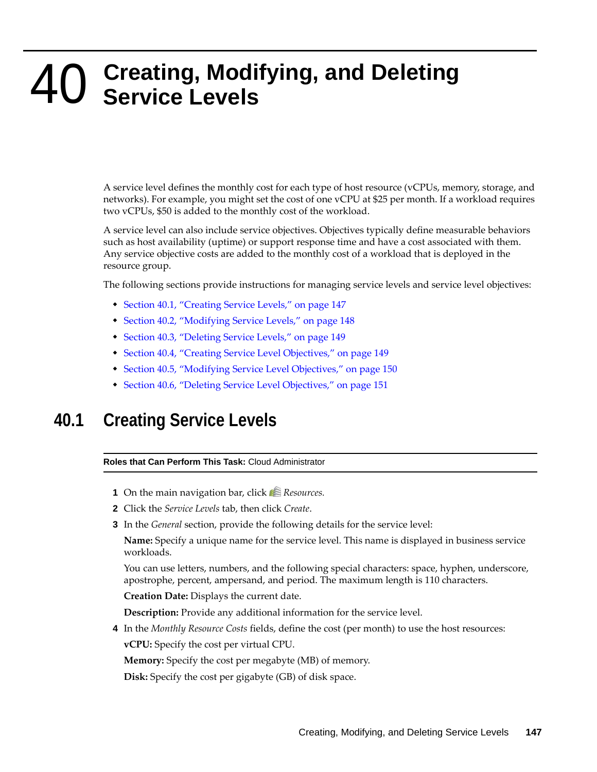# 40 Creating, Modifying, and Deleting Service Levels

A service level defines the monthly cost for each type of host resource (vCPUs, memory, storage, and networks). For example, you might set the cost of one vCPU at $25 per month. If a workload requires two vCPUs, $50 is added to the monthly cost of the workload.

A service level can also include service objectives. Objectives typically define measurable behaviors such as host availability (uptime) or support response time and have a cost associated with them. Any service objective costs are added to the monthly cost of a workload that is deployed in the resource group.

The following sections provide instructions for managing service levels and service level objectives:

- Section 40.1, "Creating Service Levels," on page 147
- Section 40.2, "Modifying Service Levels," on page 148
- Section 40.3, "Deleting Service Levels," on page 149
- Section 40.4, "Creating Service Level Objectives," on page 149
- Section 40.5, "Modifying Service Level Objectives," on page 150
- Section 40.6, "Deleting Service Level Objectives," on page 151

## 40.1 Creating Service Levels

**Roles that Can Perform This Task:** Cloud Administrator

1. On the main navigation bar, click *Resources.*
2. Click the *Service Levels* tab, then click *Create*.
3. In the *General* section, provide the following details for the service level:

   **Name:** Specify a unique name for the service level. This name is displayed in business service workloads.

   You can use letters, numbers, and the following special characters: space, hyphen, underscore, apostrophe, percent, ampersand, and period. The maximum length is 110 characters.

   **Creation Date:** Displays the current date.

   **Description:** Provide any additional information for the service level.
4. In the *Monthly Resource Costs* fields, define the cost (per month) to use the host resources:

   **vCPU:** Specify the cost per virtual CPU.

   **Memory:** Specify the cost per megabyte (MB) of memory.

   **Disk:** Specify the cost per gigabyte (GB) of disk space.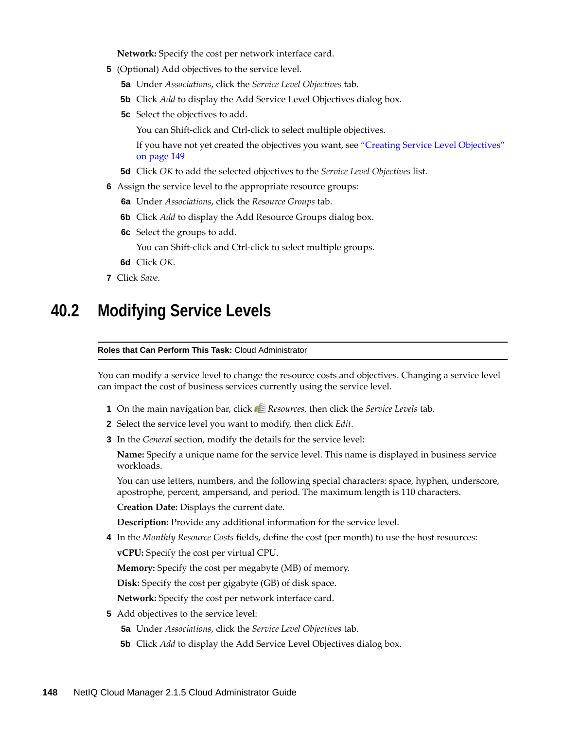**Network:** Specify the cost per network interface card.

5 (Optional) Add objectives to the service level.

   5a Under *Associations*, click the *Service Level Objectives* tab.

   5b Click *Add* to display the Add Service Level Objectives dialog box.

   5c Select the objectives to add.

   You can Shift-click and Ctrl-click to select multiple objectives.

   If you have not yet created the objectives you want, see "Creating Service Level Objectives" on page 149

   5d Click *OK* to add the selected objectives to the *Service Level Objectives* list.

6 Assign the service level to the appropriate resource groups:

   6a Under *Associations*, click the *Resource Groups* tab.

   6b Click *Add* to display the Add Resource Groups dialog box.

   6c Select the groups to add.

   You can Shift-click and Ctrl-click to select multiple groups.

   6d Click *OK*.

7 Click *Save*.

## 40.2 Modifying Service Levels

**Roles that Can Perform This Task:** Cloud Administrator

You can modify a service level to change the resource costs and objectives. Changing a service level can impact the cost of business services currently using the service level.

1 On the main navigation bar, click *Resources*, then click the *Service Levels* tab.

2 Select the service level you want to modify, then click *Edit.*

3 In the *General* section, modify the details for the service level:

   **Name:** Specify a unique name for the service level. This name is displayed in business service workloads.

   You can use letters, numbers, and the following special characters: space, hyphen, underscore, apostrophe, percent, ampersand, and period. The maximum length is 110 characters.

   **Creation Date:** Displays the current date.

   **Description:** Provide any additional information for the service level.

4 In the *Monthly Resource Costs* fields, define the cost (per month) to use the host resources:

   **vCPU:** Specify the cost per virtual CPU.

   **Memory:** Specify the cost per megabyte (MB) of memory.

   **Disk:** Specify the cost per gigabyte (GB) of disk space.

   **Network:** Specify the cost per network interface card.

5 Add objectives to the service level:

   5a Under *Associations*, click the *Service Level Objectives* tab.

   5b Click *Add* to display the Add Service Level Objectives dialog box.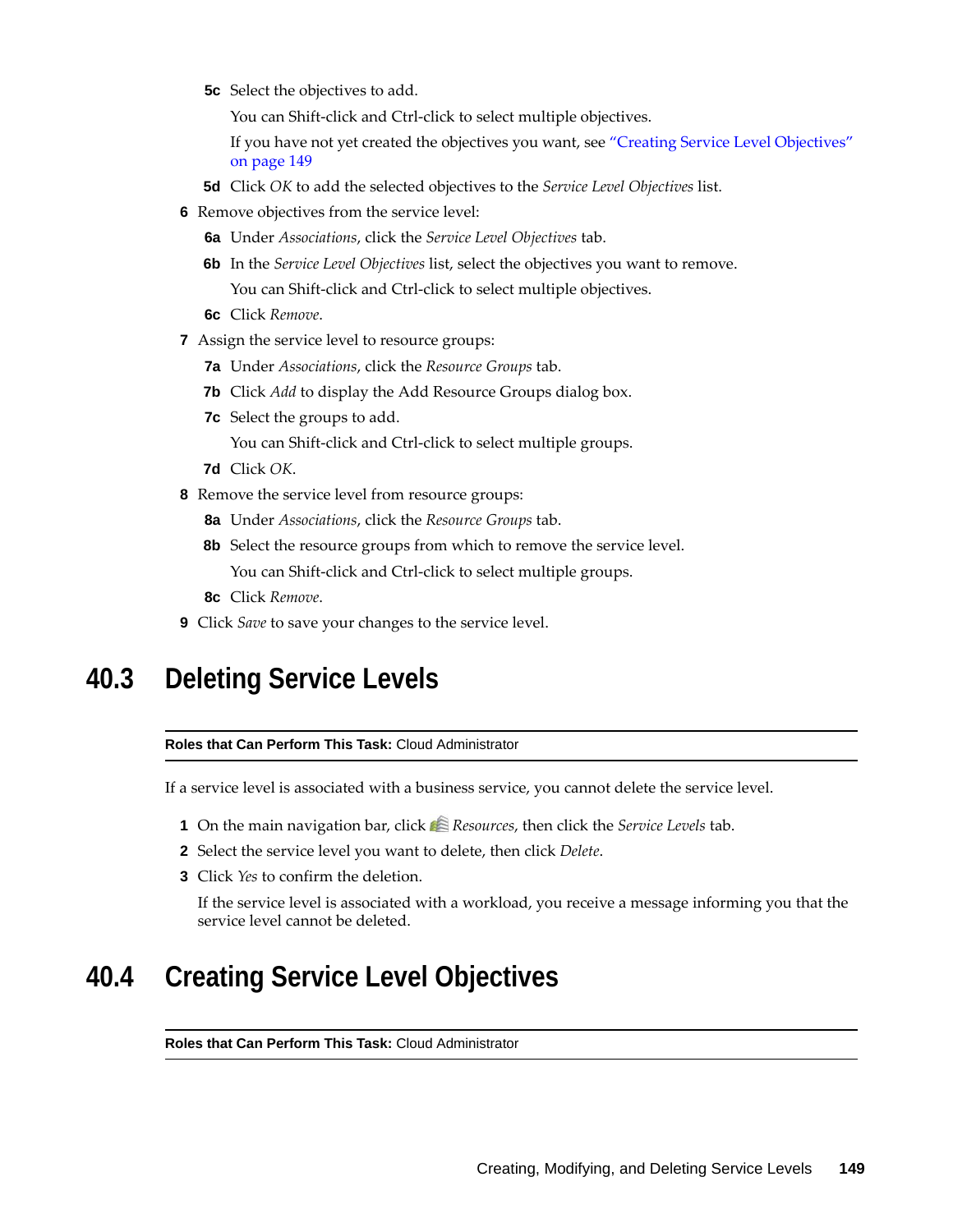5c Select the objectives to add.

   You can Shift-click and Ctrl-click to select multiple objectives.

   If you have not yet created the objectives you want, see "Creating Service Level Objectives" on page 149

5d Click *OK* to add the selected objectives to the *Service Level Objectives* list.

6 Remove objectives from the service level:

   6a Under *Associations*, click the *Service Level Objectives* tab.

   6b In the *Service Level Objectives* list, select the objectives you want to remove.

      You can Shift-click and Ctrl-click to select multiple objectives.

   6c Click *Remove*.

7 Assign the service level to resource groups:

   7a Under *Associations*, click the *Resource Groups* tab.

   7b Click *Add* to display the Add Resource Groups dialog box.

   7c Select the groups to add.

      You can Shift-click and Ctrl-click to select multiple groups.

   7d Click *OK*.

8 Remove the service level from resource groups:

   8a Under *Associations*, click the *Resource Groups* tab.

   8b Select the resource groups from which to remove the service level.

      You can Shift-click and Ctrl-click to select multiple groups.

   8c Click *Remove*.

9 Click *Save* to save your changes to the service level.

## 40.3 Deleting Service Levels

**Roles that Can Perform This Task:** Cloud Administrator

If a service level is associated with a business service, you cannot delete the service level.

1. On the main navigation bar, click *Resources*, then click the *Service Levels* tab.
2. Select the service level you want to delete, then click *Delete*.
3. Click *Yes* to confirm the deletion.

   If the service level is associated with a workload, you receive a message informing you that the service level cannot be deleted.

## 40.4 Creating Service Level Objectives

**Roles that Can Perform This Task:** Cloud Administrator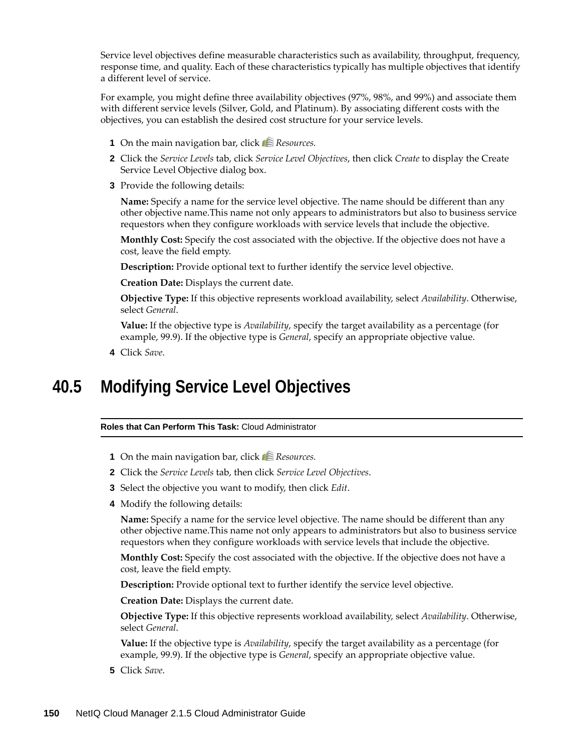Service level objectives define measurable characteristics such as availability, throughput, frequency, response time, and quality. Each of these characteristics typically has multiple objectives that identify a different level of service.

For example, you might define three availability objectives (97%, 98%, and 99%) and associate them with different service levels (Silver, Gold, and Platinum). By associating different costs with the objectives, you can establish the desired cost structure for your service levels.

1. On the main navigation bar, click *Resources.*
2. Click the *Service Levels* tab, click *Service Level Objectives*, then click *Create* to display the Create Service Level Objective dialog box.
3. Provide the following details:

   **Name:** Specify a name for the service level objective. The name should be different than any other objective name.This name not only appears to administrators but also to business service requestors when they configure workloads with service levels that include the objective.

   **Monthly Cost:** Specify the cost associated with the objective. If the objective does not have a cost, leave the field empty.

   **Description:** Provide optional text to further identify the service level objective.

   **Creation Date:** Displays the current date.

   **Objective Type:** If this objective represents workload availability, select *Availability*. Otherwise, select *General*.

   **Value:** If the objective type is *Availability*, specify the target availability as a percentage (for example, 99.9). If the objective type is *General*, specify an appropriate objective value.
4. Click *Save*.

## 40.5 Modifying Service Level Objectives

**Roles that Can Perform This Task:** Cloud Administrator

1. On the main navigation bar, click *Resources.*
2. Click the *Service Levels* tab, then click *Service Level Objectives*.
3. Select the objective you want to modify, then click *Edit*.
4. Modify the following details:

   **Name:** Specify a name for the service level objective. The name should be different than any other objective name.This name not only appears to administrators but also to business service requestors when they configure workloads with service levels that include the objective.

   **Monthly Cost:** Specify the cost associated with the objective. If the objective does not have a cost, leave the field empty.

   **Description:** Provide optional text to further identify the service level objective.

   **Creation Date:** Displays the current date.

   **Objective Type:** If this objective represents workload availability, select *Availability*. Otherwise, select *General*.

   **Value:** If the objective type is *Availability*, specify the target availability as a percentage (for example, 99.9). If the objective type is *General*, specify an appropriate objective value.
5. Click *Save*.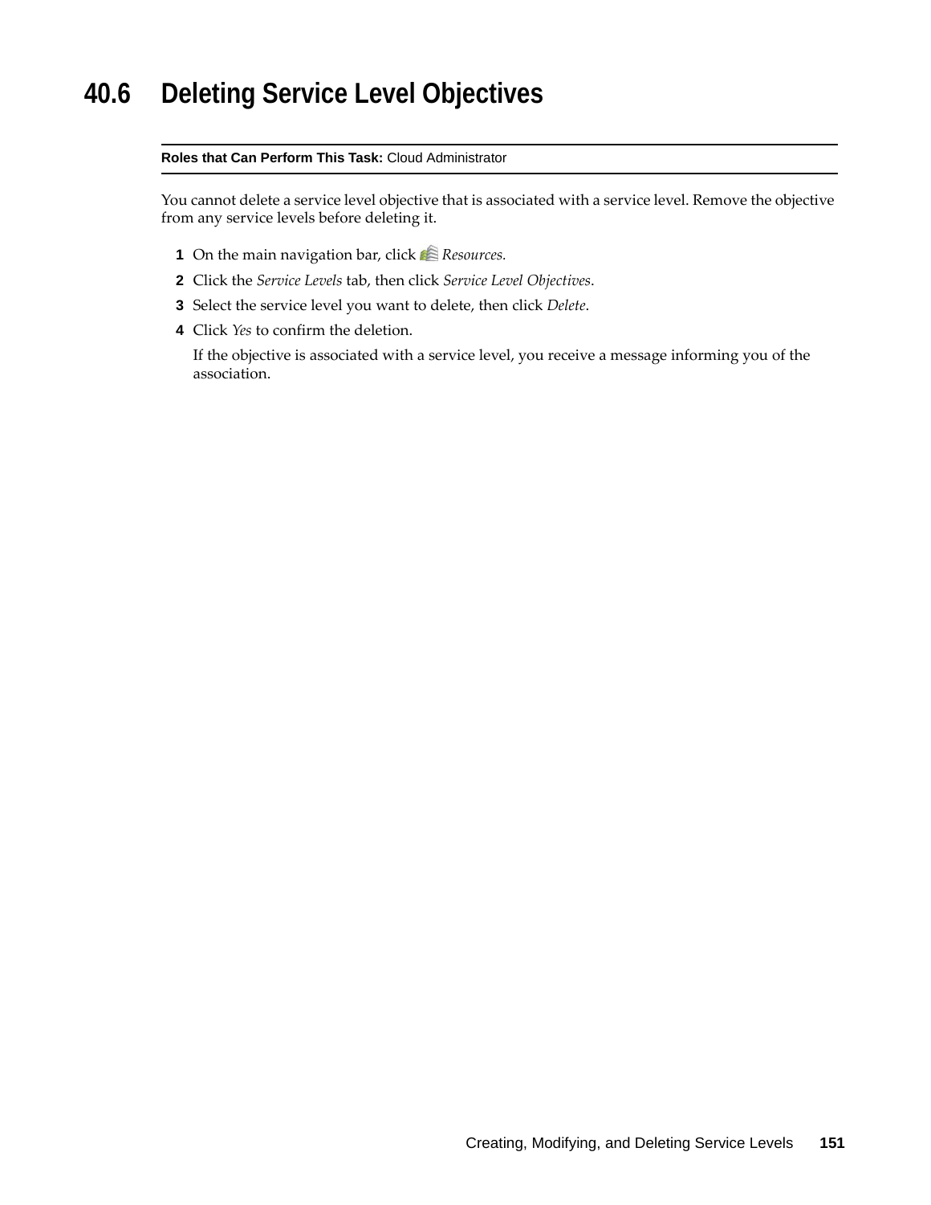## 40.6 Deleting Service Level Objectives

**Roles that Can Perform This Task:** Cloud Administrator

You cannot delete a service level objective that is associated with a service level. Remove the objective from any service levels before deleting it.

1. On the main navigation bar, click *Resources.*
2. Click the *Service Levels* tab, then click *Service Level Objectives*.
3. Select the service level you want to delete, then click *Delete*.
4. Click *Yes* to confirm the deletion.

   If the objective is associated with a service level, you receive a message informing you of the association.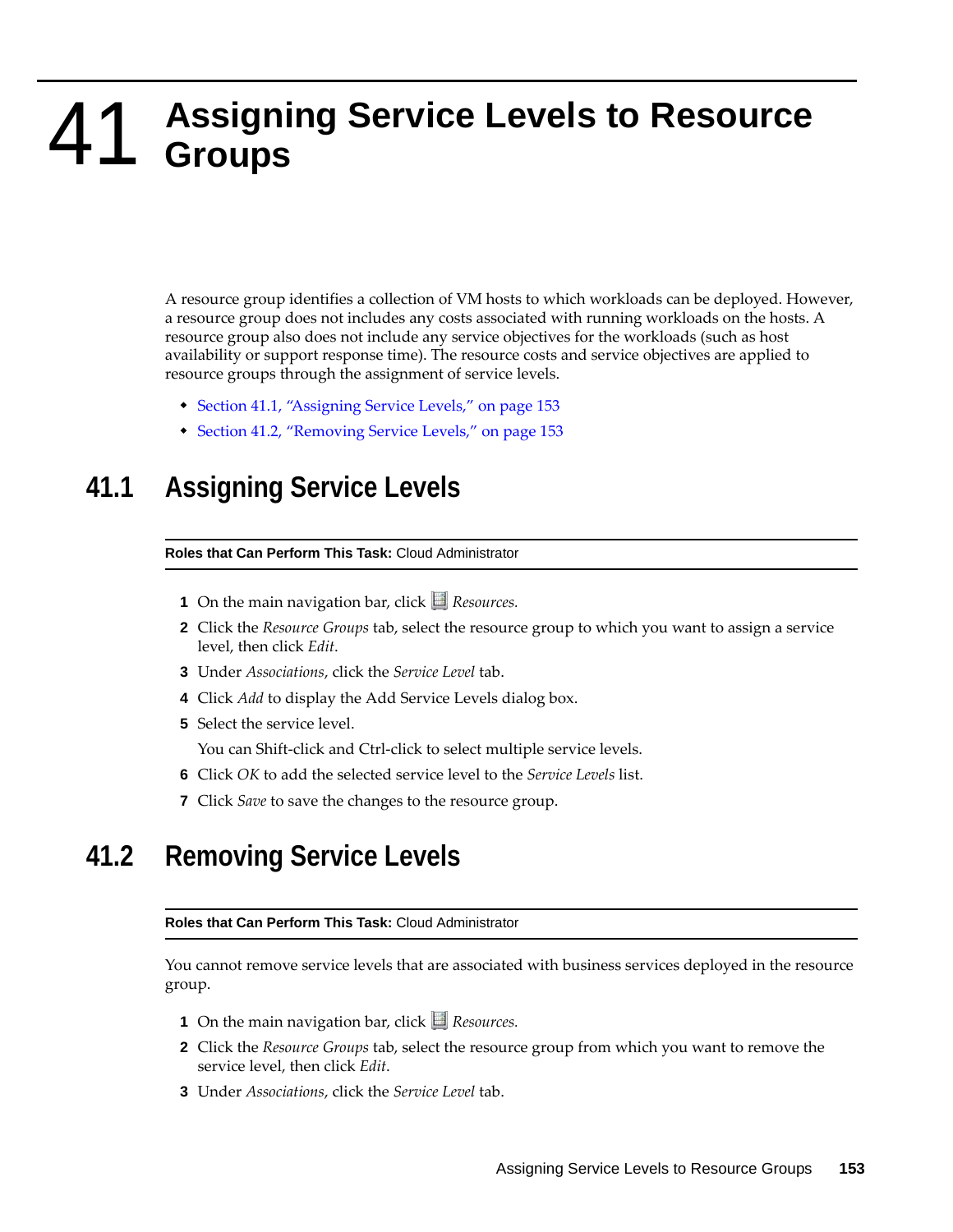# 41 Assigning Service Levels to Resource Groups

A resource group identifies a collection of VM hosts to which workloads can be deployed. However, a resource group does not includes any costs associated with running workloads on the hosts. A resource group also does not include any service objectives for the workloads (such as host availability or support response time). The resource costs and service objectives are applied to resource groups through the assignment of service levels.

- Section 41.1, "Assigning Service Levels," on page 153
- Section 41.2, "Removing Service Levels," on page 153

## 41.1 Assigning Service Levels

**Roles that Can Perform This Task:** Cloud Administrator

1. On the main navigation bar, click *Resources.*
2. Click the *Resource Groups* tab, select the resource group to which you want to assign a service level, then click *Edit*.
3. Under *Associations*, click the *Service Level* tab.
4. Click *Add* to display the Add Service Levels dialog box.
5. Select the service level.

   You can Shift-click and Ctrl-click to select multiple service levels.
6. Click *OK* to add the selected service level to the *Service Levels* list.
7. Click *Save* to save the changes to the resource group.

## 41.2 Removing Service Levels

**Roles that Can Perform This Task:** Cloud Administrator

You cannot remove service levels that are associated with business services deployed in the resource group.

1. On the main navigation bar, click *Resources.*
2. Click the *Resource Groups* tab, select the resource group from which you want to remove the service level, then click *Edit*.
3. Under *Associations*, click the *Service Level* tab.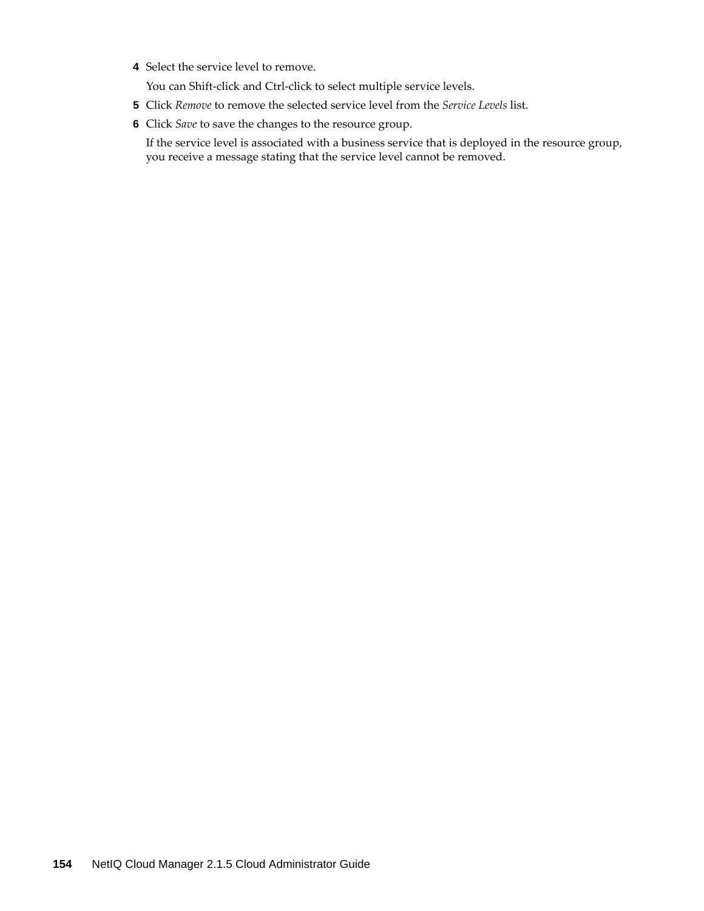4. Select the service level to remove.

   You can Shift-click and Ctrl-click to select multiple service levels.

5. Click *Remove* to remove the selected service level from the *Service Levels* list.

6. Click *Save* to save the changes to the resource group.

   If the service level is associated with a business service that is deployed in the resource group, you receive a message stating that the service level cannot be removed.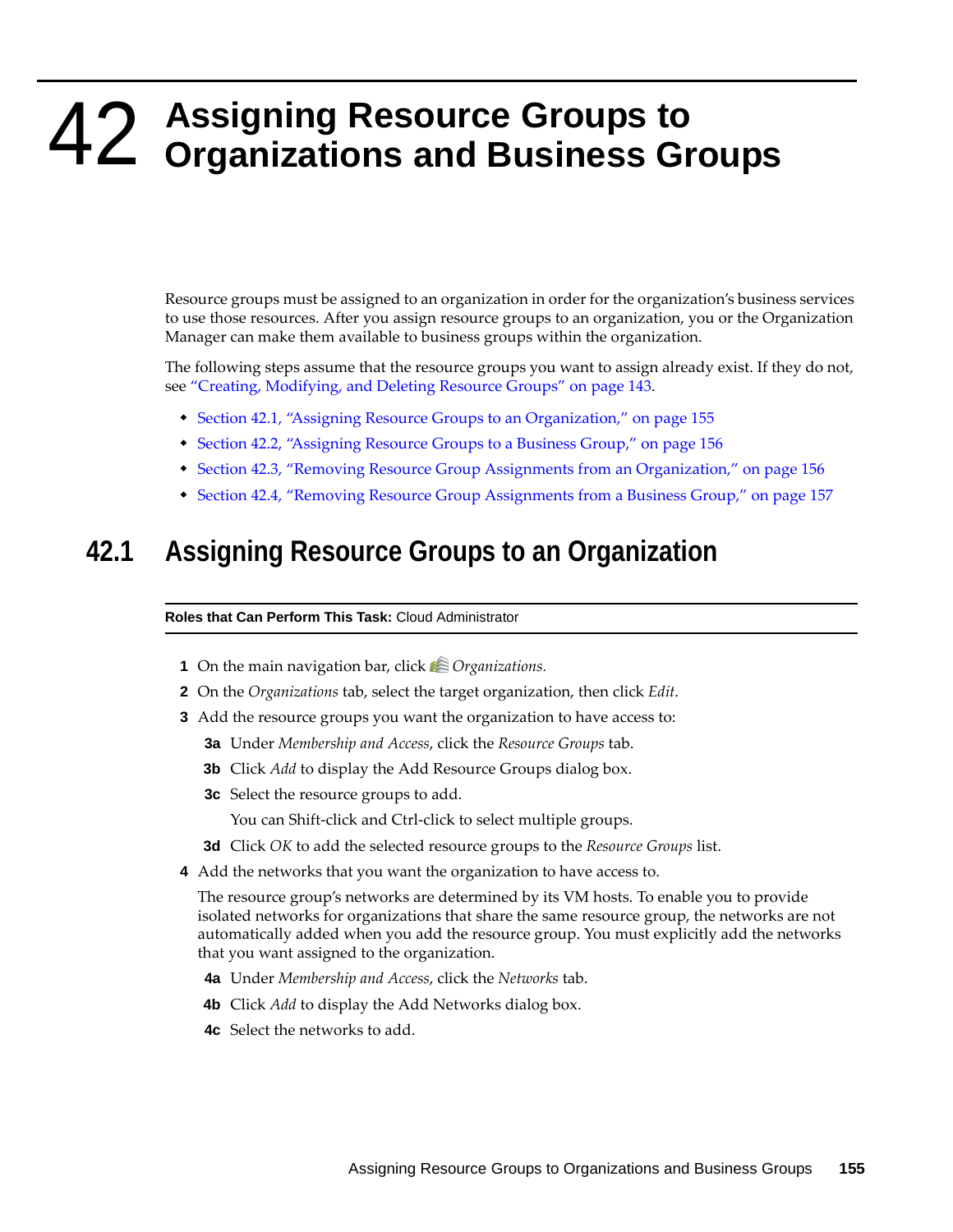# 42 Assigning Resource Groups to Organizations and Business Groups

Resource groups must be assigned to an organization in order for the organization's business services to use those resources. After you assign resource groups to an organization, you or the Organization Manager can make them available to business groups within the organization.

The following steps assume that the resource groups you want to assign already exist. If they do not, see "Creating, Modifying, and Deleting Resource Groups" on page 143.

- Section 42.1, "Assigning Resource Groups to an Organization," on page 155
- Section 42.2, "Assigning Resource Groups to a Business Group," on page 156
- Section 42.3, "Removing Resource Group Assignments from an Organization," on page 156
- Section 42.4, "Removing Resource Group Assignments from a Business Group," on page 157

## 42.1 Assigning Resource Groups to an Organization

**Roles that Can Perform This Task:** Cloud Administrator

1. On the main navigation bar, click *Organizations.*
2. On the *Organizations* tab, select the target organization, then click *Edit*.
3. Add the resource groups you want the organization to have access to:
   - **3a** Under *Membership and Access*, click the *Resource Groups* tab.
   - **3b** Click *Add* to display the Add Resource Groups dialog box.
   - **3c** Select the resource groups to add.

     You can Shift-click and Ctrl-click to select multiple groups.
   - **3d** Click *OK* to add the selected resource groups to the *Resource Groups* list.
4. Add the networks that you want the organization to have access to.

   The resource group's networks are determined by its VM hosts. To enable you to provide isolated networks for organizations that share the same resource group, the networks are not automatically added when you add the resource group. You must explicitly add the networks that you want assigned to the organization.
   - **4a** Under *Membership and Access*, click the *Networks* tab.
   - **4b** Click *Add* to display the Add Networks dialog box.
   - **4c** Select the networks to add.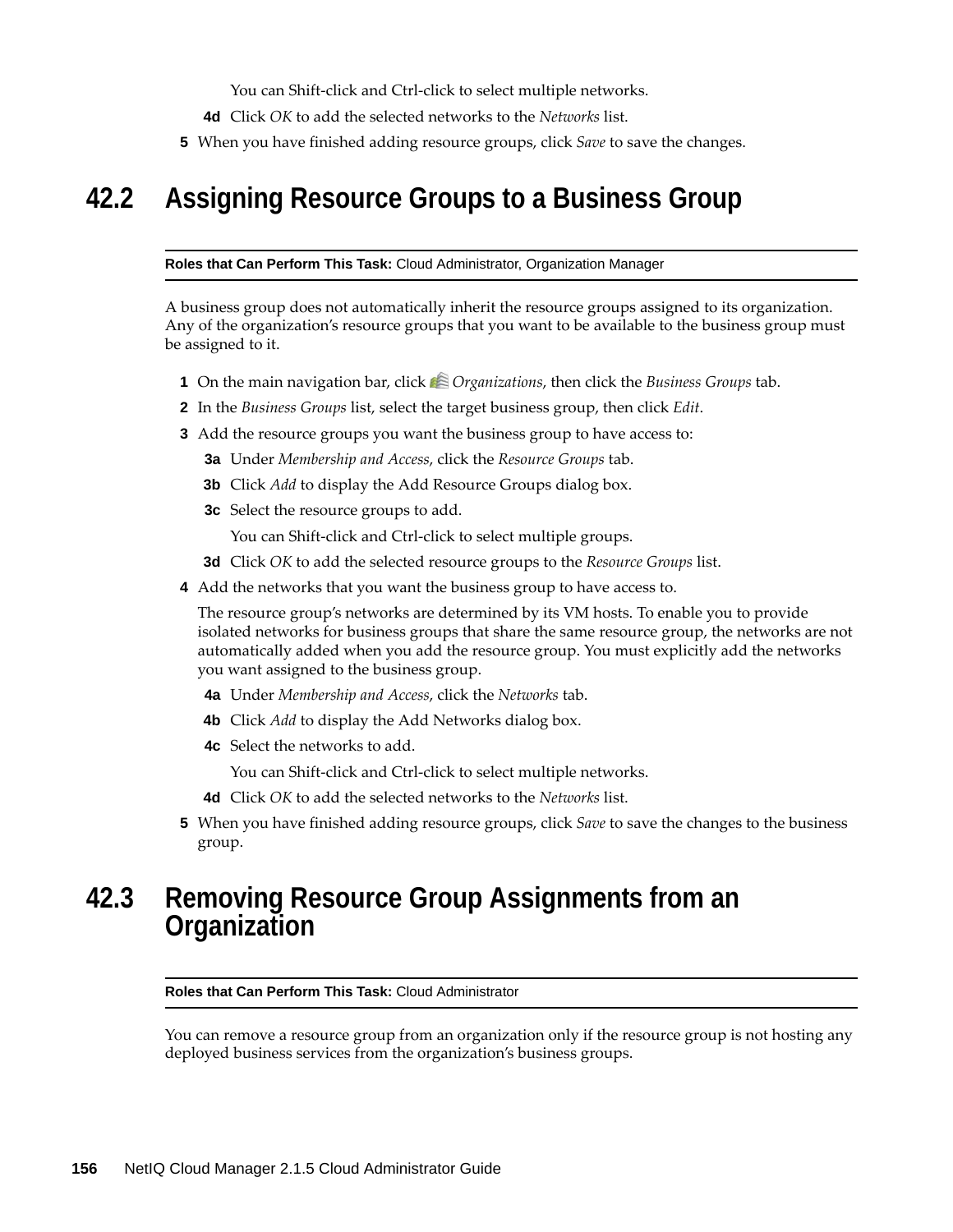You can Shift-click and Ctrl-click to select multiple networks.

**4d** Click *OK* to add the selected networks to the *Networks* list.

**5** When you have finished adding resource groups, click *Save* to save the changes.

## 42.2 Assigning Resource Groups to a Business Group

**Roles that Can Perform This Task:** Cloud Administrator, Organization Manager

A business group does not automatically inherit the resource groups assigned to its organization. Any of the organization's resource groups that you want to be available to the business group must be assigned to it.

**1** On the main navigation bar, click *Organizations*, then click the *Business Groups* tab.

**2** In the *Business Groups* list, select the target business group, then click *Edit*.

**3** Add the resource groups you want the business group to have access to:

**3a** Under *Membership and Access*, click the *Resource Groups* tab.

**3b** Click *Add* to display the Add Resource Groups dialog box.

**3c** Select the resource groups to add.

You can Shift-click and Ctrl-click to select multiple groups.

**3d** Click *OK* to add the selected resource groups to the *Resource Groups* list.

**4** Add the networks that you want the business group to have access to.

The resource group's networks are determined by its VM hosts. To enable you to provide isolated networks for business groups that share the same resource group, the networks are not automatically added when you add the resource group. You must explicitly add the networks you want assigned to the business group.

**4a** Under *Membership and Access*, click the *Networks* tab.

**4b** Click *Add* to display the Add Networks dialog box.

**4c** Select the networks to add.

You can Shift-click and Ctrl-click to select multiple networks.

**4d** Click *OK* to add the selected networks to the *Networks* list.

**5** When you have finished adding resource groups, click *Save* to save the changes to the business group.

## 42.3 Removing Resource Group Assignments from an Organization

**Roles that Can Perform This Task:** Cloud Administrator

You can remove a resource group from an organization only if the resource group is not hosting any deployed business services from the organization's business groups.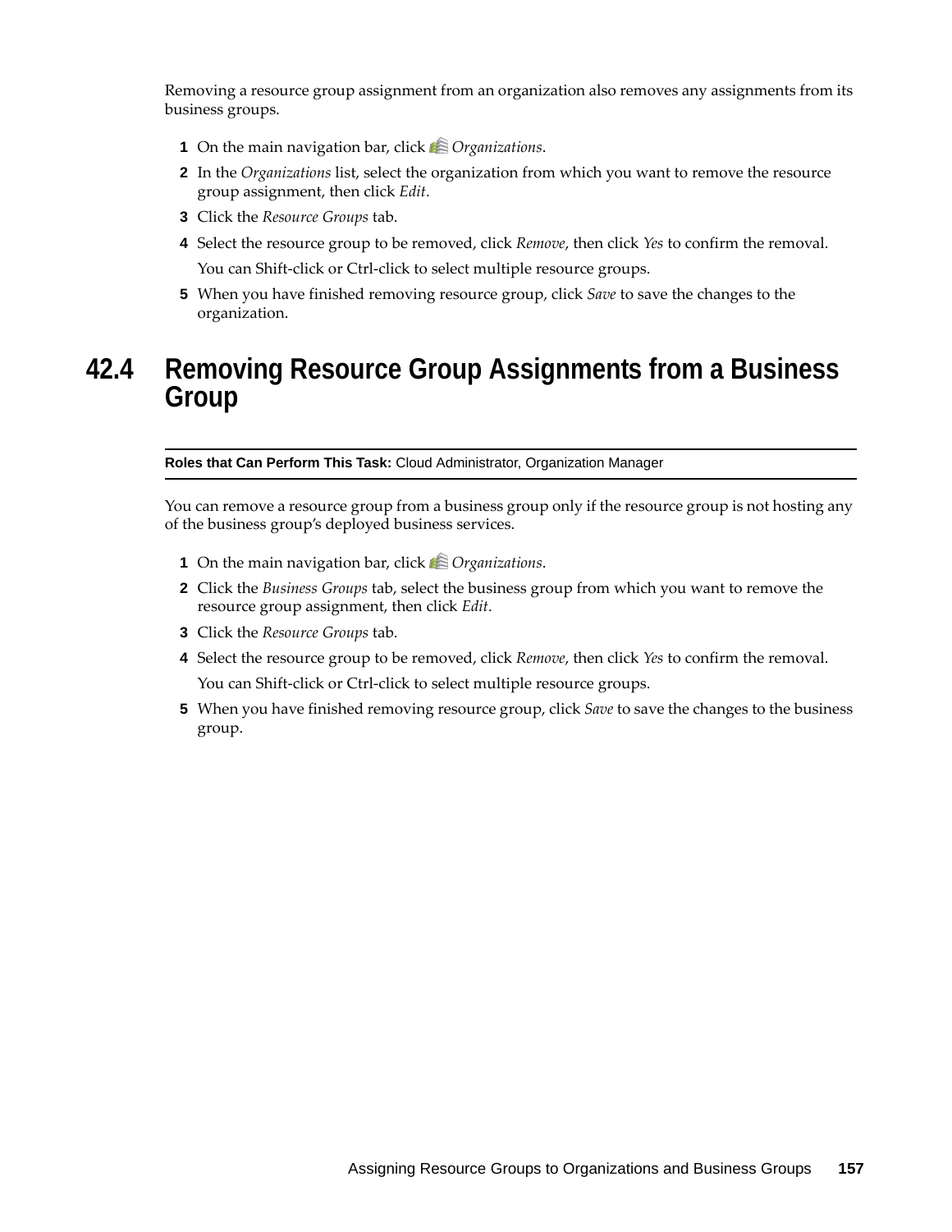Removing a resource group assignment from an organization also removes any assignments from its business groups.

1. On the main navigation bar, click *Organizations*.
2. In the *Organizations* list, select the organization from which you want to remove the resource group assignment, then click *Edit*.
3. Click the *Resource Groups* tab.
4. Select the resource group to be removed, click *Remove*, then click *Yes* to confirm the removal.

   You can Shift-click or Ctrl-click to select multiple resource groups.
5. When you have finished removing resource group, click *Save* to save the changes to the organization.

## 42.4 Removing Resource Group Assignments from a Business Group

**Roles that Can Perform This Task:** Cloud Administrator, Organization Manager

You can remove a resource group from a business group only if the resource group is not hosting any of the business group's deployed business services.

1. On the main navigation bar, click *Organizations*.
2. Click the *Business Groups* tab, select the business group from which you want to remove the resource group assignment, then click *Edit*.
3. Click the *Resource Groups* tab.
4. Select the resource group to be removed, click *Remove*, then click *Yes* to confirm the removal.

   You can Shift-click or Ctrl-click to select multiple resource groups.
5. When you have finished removing resource group, click *Save* to save the changes to the business group.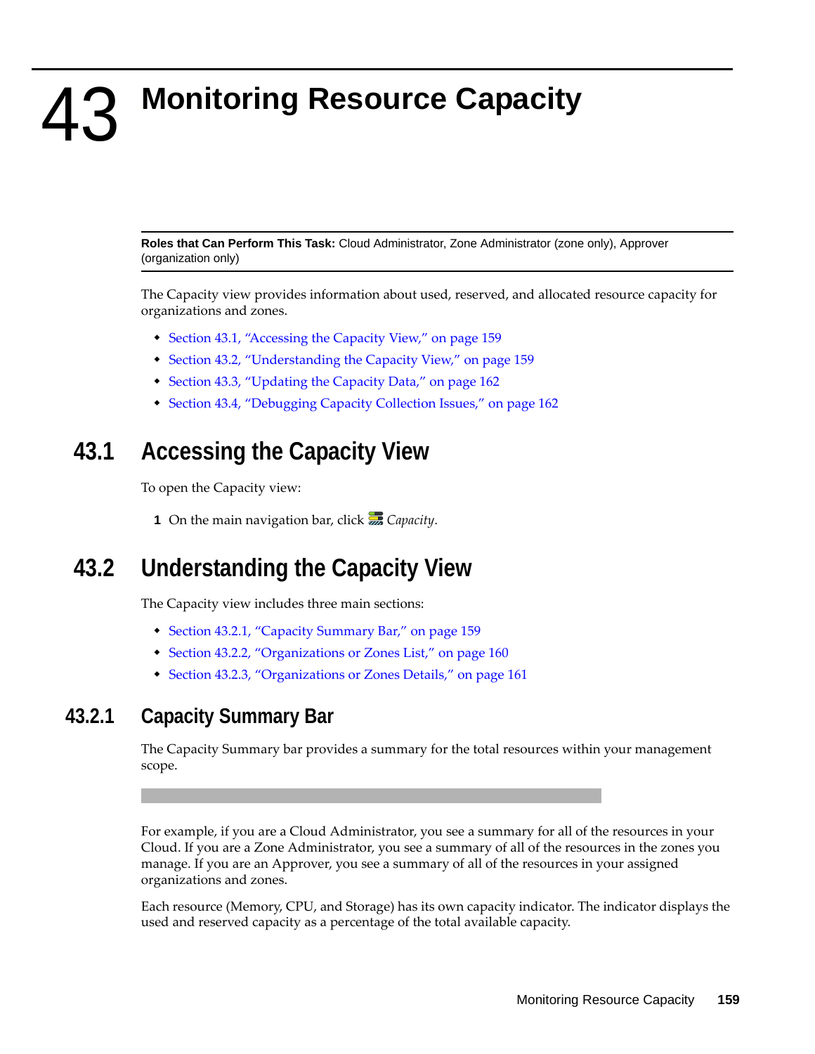# 43 Monitoring Resource Capacity

**Roles that Can Perform This Task:** Cloud Administrator, Zone Administrator (zone only), Approver (organization only)

The Capacity view provides information about used, reserved, and allocated resource capacity for organizations and zones.

- Section 43.1, "Accessing the Capacity View," on page 159
- Section 43.2, "Understanding the Capacity View," on page 159
- Section 43.3, "Updating the Capacity Data," on page 162
- Section 43.4, "Debugging Capacity Collection Issues," on page 162

## 43.1 Accessing the Capacity View

To open the Capacity view:

1 On the main navigation bar, click *Capacity*.

## 43.2 Understanding the Capacity View

The Capacity view includes three main sections:

- Section 43.2.1, "Capacity Summary Bar," on page 159
- Section 43.2.2, "Organizations or Zones List," on page 160
- Section 43.2.3, "Organizations or Zones Details," on page 161

### 43.2.1 Capacity Summary Bar

The Capacity Summary bar provides a summary for the total resources within your management scope.

For example, if you are a Cloud Administrator, you see a summary for all of the resources in your Cloud. If you are a Zone Administrator, you see a summary of all of the resources in the zones you manage. If you are an Approver, you see a summary of all of the resources in your assigned organizations and zones.

Each resource (Memory, CPU, and Storage) has its own capacity indicator. The indicator displays the used and reserved capacity as a percentage of the total available capacity.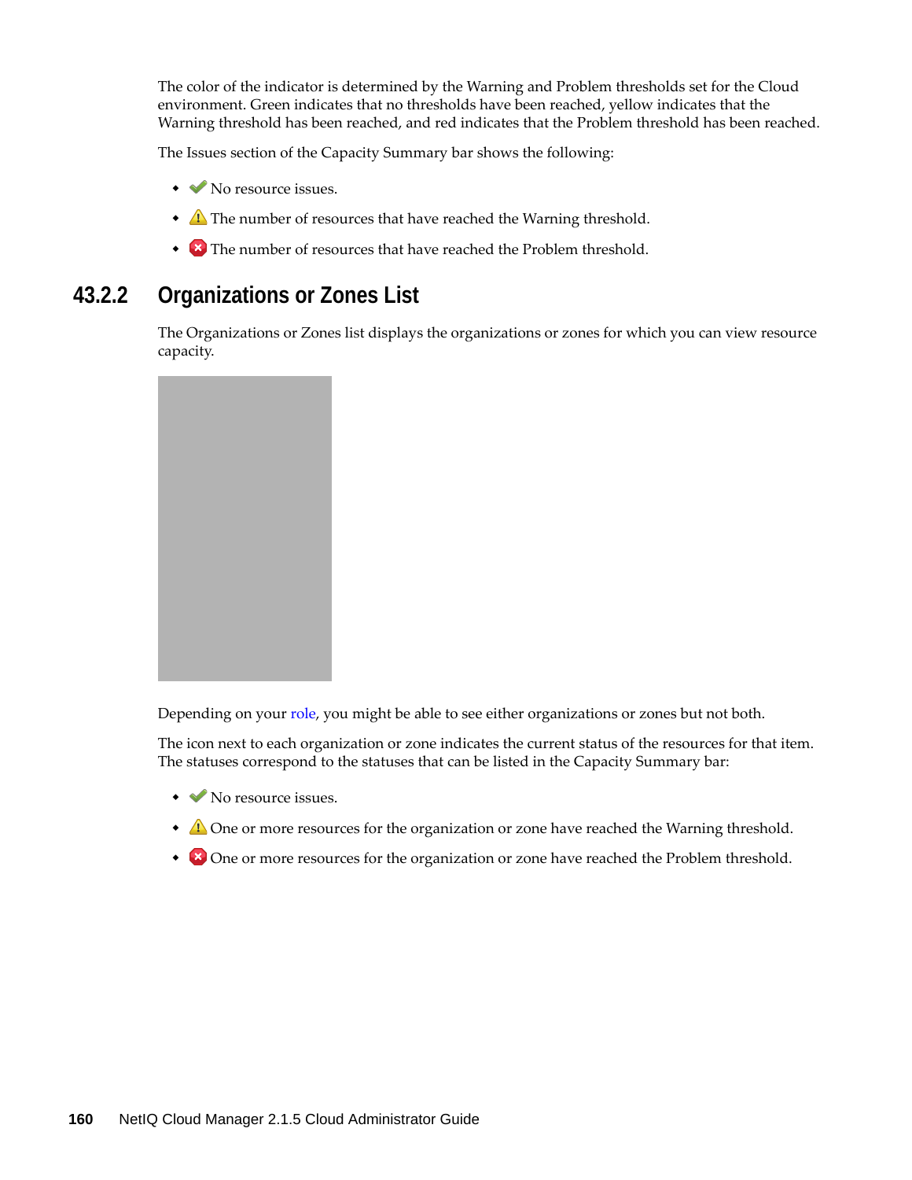The color of the indicator is determined by the Warning and Problem thresholds set for the Cloud environment. Green indicates that no thresholds have been reached, yellow indicates that the Warning threshold has been reached, and red indicates that the Problem threshold has been reached.

The Issues section of the Capacity Summary bar shows the following:

- No resource issues.
- The number of resources that have reached the Warning threshold.
- The number of resources that have reached the Problem threshold.

### 43.2.2 Organizations or Zones List

The Organizations or Zones list displays the organizations or zones for which you can view resource capacity.

Depending on your role, you might be able to see either organizations or zones but not both.

The icon next to each organization or zone indicates the current status of the resources for that item. The statuses correspond to the statuses that can be listed in the Capacity Summary bar:

- No resource issues.
- One or more resources for the organization or zone have reached the Warning threshold.
- One or more resources for the organization or zone have reached the Problem threshold.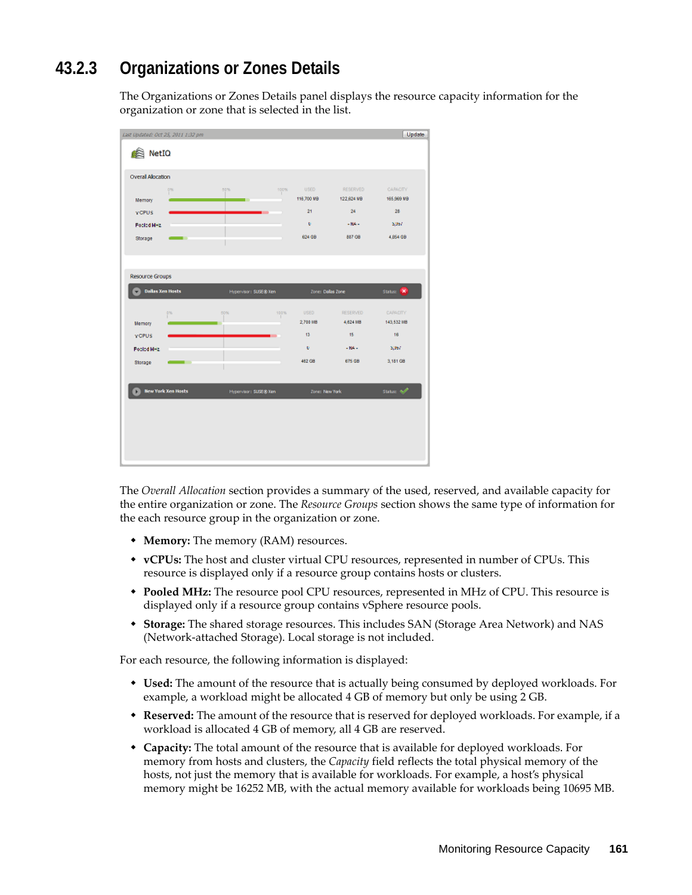### 43.2.3 Organizations or Zones Details

The Organizations or Zones Details panel displays the resource capacity information for the organization or zone that is selected in the list.

The *Overall Allocation* section provides a summary of the used, reserved, and available capacity for the entire organization or zone. The *Resource Groups* section shows the same type of information for the each resource group in the organization or zone.

- **Memory:** The memory (RAM) resources.
- **vCPUs:** The host and cluster virtual CPU resources, represented in number of CPUs. This resource is displayed only if a resource group contains hosts or clusters.
- **Pooled MHz:** The resource pool CPU resources, represented in MHz of CPU. This resource is displayed only if a resource group contains vSphere resource pools.
- **Storage:** The shared storage resources. This includes SAN (Storage Area Network) and NAS (Network-attached Storage). Local storage is not included.

For each resource, the following information is displayed:

- **Used:** The amount of the resource that is actually being consumed by deployed workloads. For example, a workload might be allocated 4 GB of memory but only be using 2 GB.
- **Reserved:** The amount of the resource that is reserved for deployed workloads. For example, if a workload is allocated 4 GB of memory, all 4 GB are reserved.
- **Capacity:** The total amount of the resource that is available for deployed workloads. For memory from hosts and clusters, the *Capacity* field reflects the total physical memory of the hosts, not just the memory that is available for workloads. For example, a host's physical memory might be 16252 MB, with the actual memory available for workloads being 10695 MB.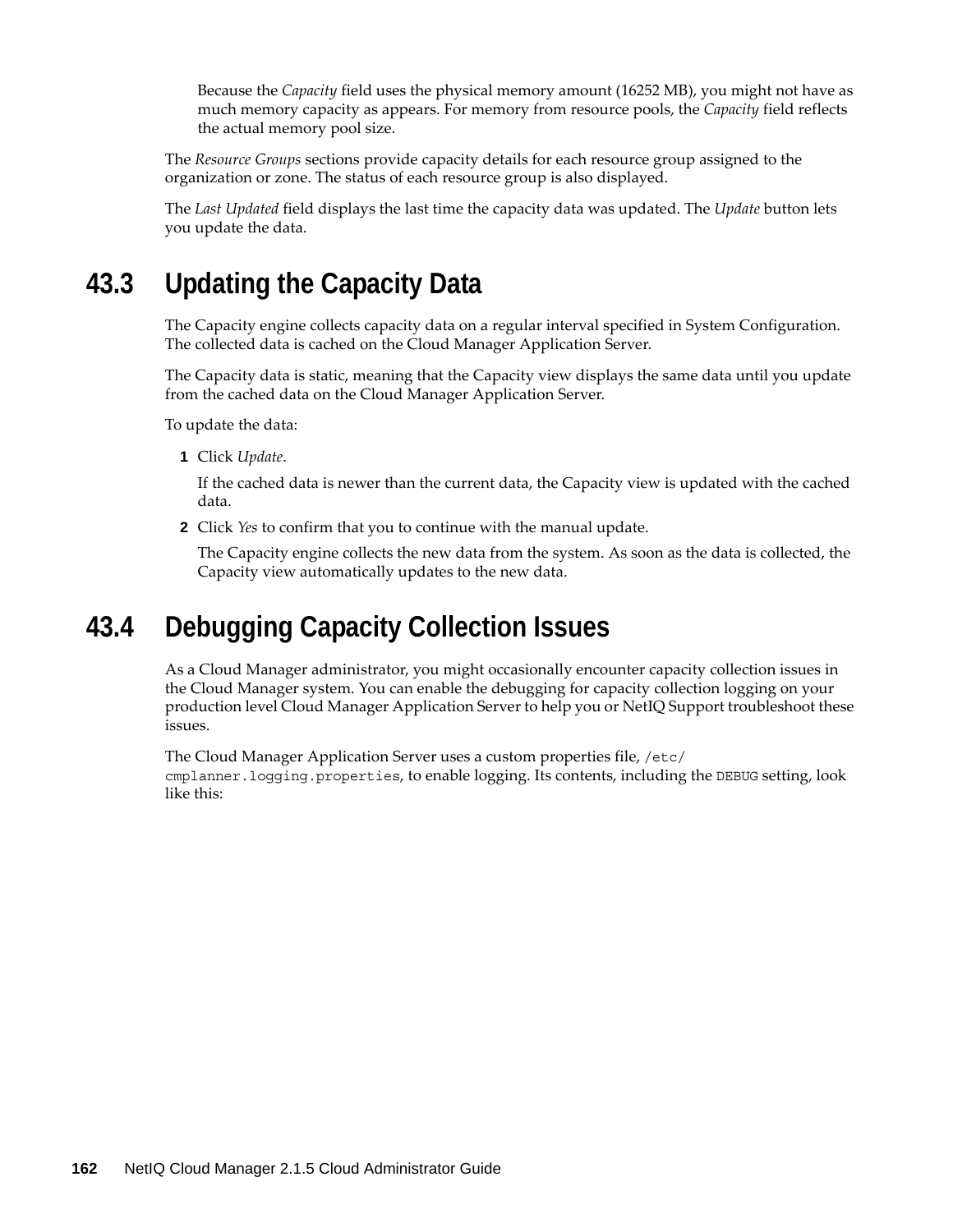Because the *Capacity* field uses the physical memory amount (16252 MB), you might not have as much memory capacity as appears. For memory from resource pools, the *Capacity* field reflects the actual memory pool size.

The *Resource Groups* sections provide capacity details for each resource group assigned to the organization or zone. The status of each resource group is also displayed.

The *Last Updated* field displays the last time the capacity data was updated. The *Update* button lets you update the data.

## 43.3 Updating the Capacity Data

The Capacity engine collects capacity data on a regular interval specified in System Configuration. The collected data is cached on the Cloud Manager Application Server.

The Capacity data is static, meaning that the Capacity view displays the same data until you update from the cached data on the Cloud Manager Application Server.

To update the data:

1. Click *Update*.

   If the cached data is newer than the current data, the Capacity view is updated with the cached data.

2. Click *Yes* to confirm that you to continue with the manual update.

   The Capacity engine collects the new data from the system. As soon as the data is collected, the Capacity view automatically updates to the new data.

## 43.4 Debugging Capacity Collection Issues

As a Cloud Manager administrator, you might occasionally encounter capacity collection issues in the Cloud Manager system. You can enable the debugging for capacity collection logging on your production level Cloud Manager Application Server to help you or NetIQ Support troubleshoot these issues.

The Cloud Manager Application Server uses a custom properties file, `/etc/cmplanner.logging.properties`, to enable logging. Its contents, including the `DEBUG` setting, look like this: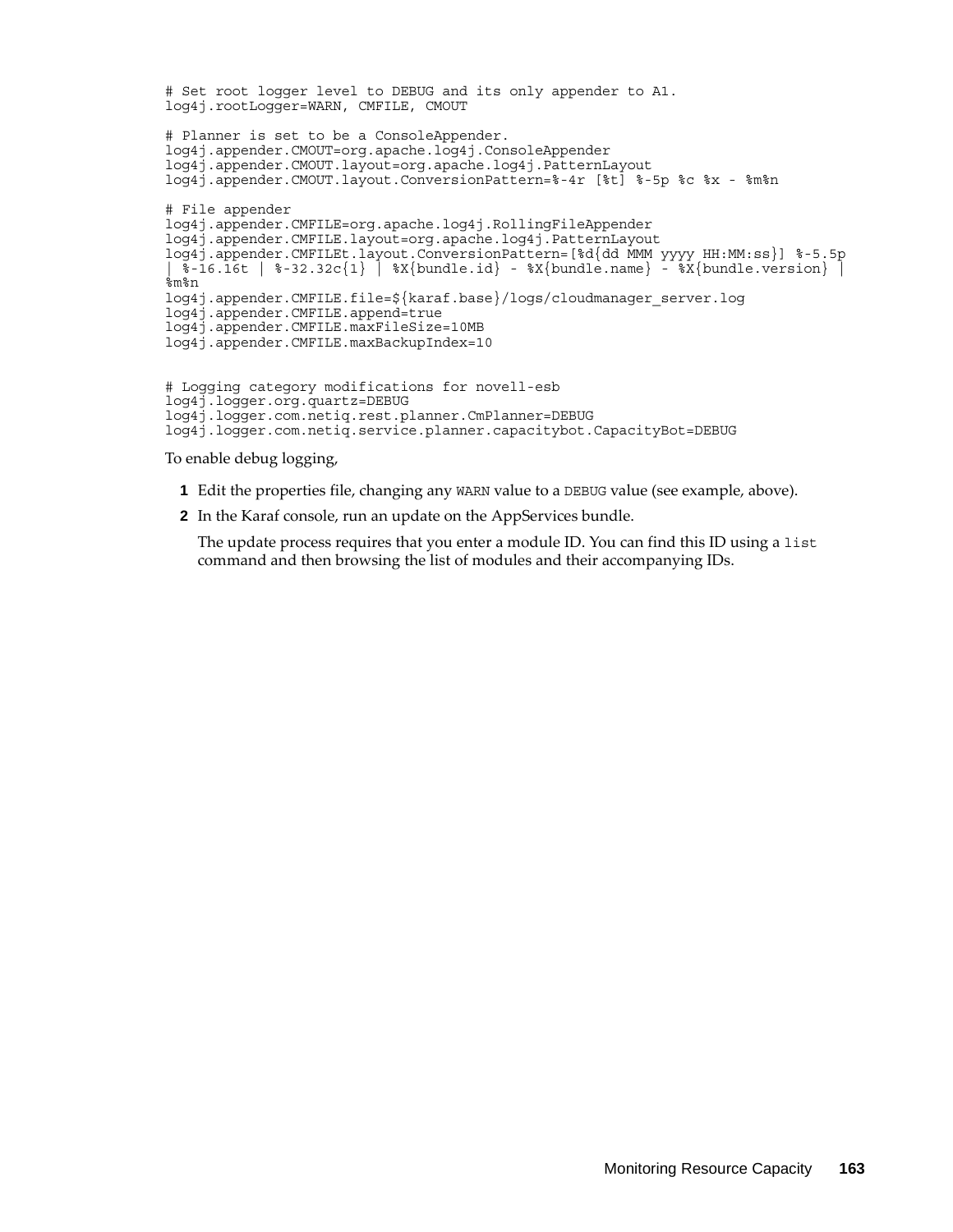```
# Set root logger level to DEBUG and its only appender to A1.
log4j.rootLogger=WARN, CMFILE, CMOUT

# Planner is set to be a ConsoleAppender.
log4j.appender.CMOUT=org.apache.log4j.ConsoleAppender
log4j.appender.CMOUT.layout=org.apache.log4j.PatternLayout
log4j.appender.CMOUT.layout.ConversionPattern=%-4r [%t] %-5p %c %x - %m%n

# File appender
log4j.appender.CMFILE=org.apache.log4j.RollingFileAppender
log4j.appender.CMFILE.layout=org.apache.log4j.PatternLayout
log4j.appender.CMFILEt.layout.ConversionPattern=[%d{dd MMM yyyy HH:MM:ss}] %-5.5p
| %-16.16t | %-32.32c{1} | %X{bundle.id} - %X{bundle.name} - %X{bundle.version} |
%m%n
log4j.appender.CMFILE.file=${karaf.base}/logs/cloudmanager_server.log
log4j.appender.CMFILE.append=true
log4j.appender.CMFILE.maxFileSize=10MB
log4j.appender.CMFILE.maxBackupIndex=10


# Logging category modifications for novell-esb
log4j.logger.org.quartz=DEBUG
log4j.logger.com.netiq.rest.planner.CmPlanner=DEBUG
log4j.logger.com.netiq.service.planner.capacitybot.CapacityBot=DEBUG
```

To enable debug logging,

1. Edit the properties file, changing any `WARN` value to a `DEBUG` value (see example, above).
2. In the Karaf console, run an update on the AppServices bundle.

   The update process requires that you enter a module ID. You can find this ID using a `list` command and then browsing the list of modules and their accompanying IDs.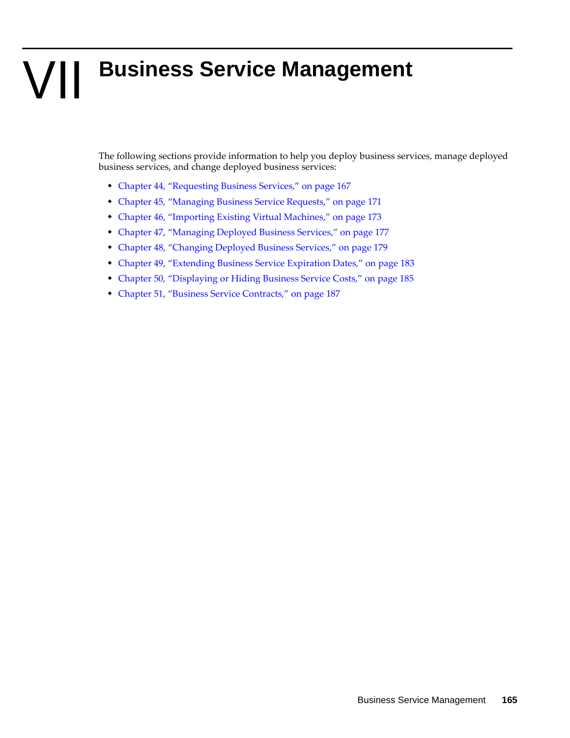# VII Business Service Management

The following sections provide information to help you deploy business services, manage deployed business services, and change deployed business services:

- Chapter 44, "Requesting Business Services," on page 167
- Chapter 45, "Managing Business Service Requests," on page 171
- Chapter 46, "Importing Existing Virtual Machines," on page 173
- Chapter 47, "Managing Deployed Business Services," on page 177
- Chapter 48, "Changing Deployed Business Services," on page 179
- Chapter 49, "Extending Business Service Expiration Dates," on page 183
- Chapter 50, "Displaying or Hiding Business Service Costs," on page 185
- Chapter 51, "Business Service Contracts," on page 187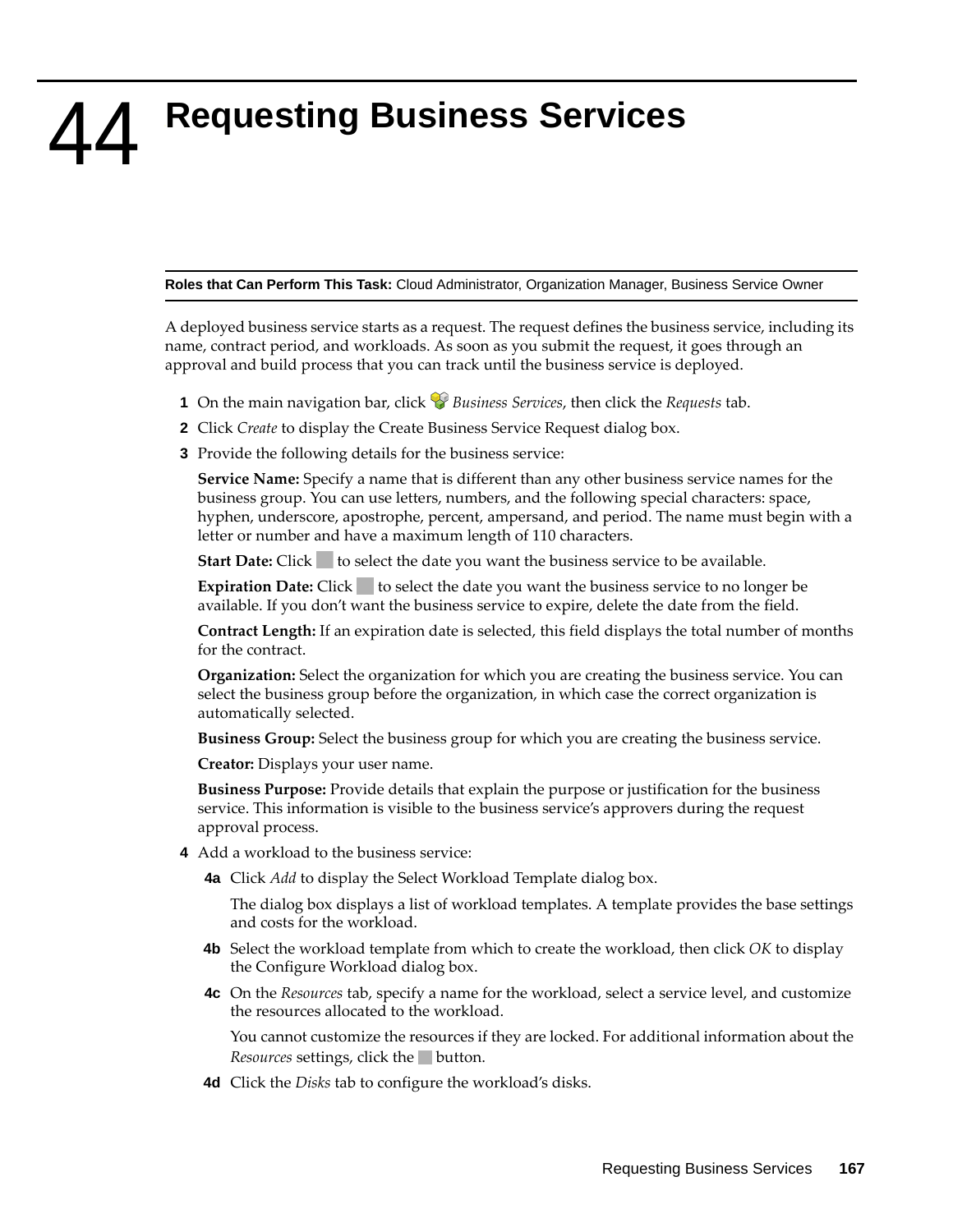# 44 Requesting Business Services

**Roles that Can Perform This Task:** Cloud Administrator, Organization Manager, Business Service Owner

A deployed business service starts as a request. The request defines the business service, including its name, contract period, and workloads. As soon as you submit the request, it goes through an approval and build process that you can track until the business service is deployed.

1. On the main navigation bar, click *Business Services*, then click the *Requests* tab.
2. Click *Create* to display the Create Business Service Request dialog box.
3. Provide the following details for the business service:

   **Service Name:** Specify a name that is different than any other business service names for the business group. You can use letters, numbers, and the following special characters: space, hyphen, underscore, apostrophe, percent, ampersand, and period. The name must begin with a letter or number and have a maximum length of 110 characters.

   **Start Date:** Click to select the date you want the business service to be available.

   **Expiration Date:** Click to select the date you want the business service to no longer be available. If you don't want the business service to expire, delete the date from the field.

   **Contract Length:** If an expiration date is selected, this field displays the total number of months for the contract.

   **Organization:** Select the organization for which you are creating the business service. You can select the business group before the organization, in which case the correct organization is automatically selected.

   **Business Group:** Select the business group for which you are creating the business service.

   **Creator:** Displays your user name.

   **Business Purpose:** Provide details that explain the purpose or justification for the business service. This information is visible to the business service's approvers during the request approval process.

4. Add a workload to the business service:

   **4a** Click *Add* to display the Select Workload Template dialog box.

   The dialog box displays a list of workload templates. A template provides the base settings and costs for the workload.

   **4b** Select the workload template from which to create the workload, then click *OK* to display the Configure Workload dialog box.

   **4c** On the *Resources* tab, specify a name for the workload, select a service level, and customize the resources allocated to the workload.

   You cannot customize the resources if they are locked. For additional information about the *Resources* settings, click the button.

   **4d** Click the *Disks* tab to configure the workload's disks.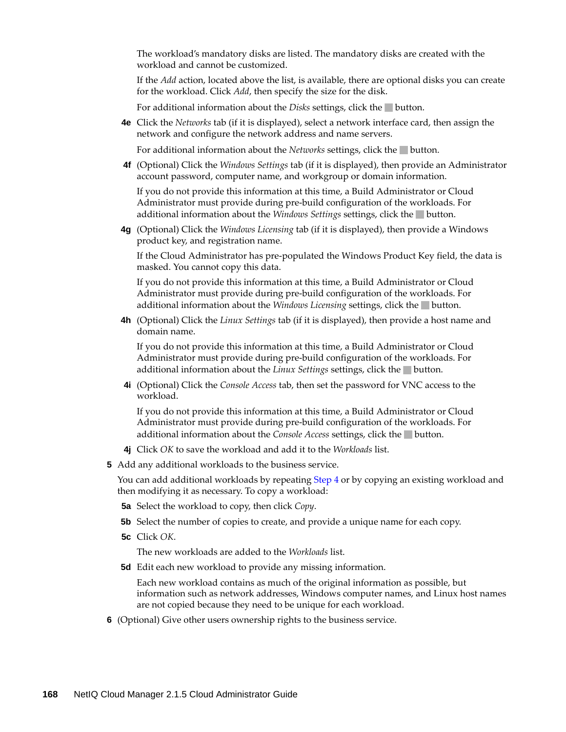The workload's mandatory disks are listed. The mandatory disks are created with the workload and cannot be customized.

If the *Add* action, located above the list, is available, there are optional disks you can create for the workload. Click *Add*, then specify the size for the disk.

For additional information about the *Disks* settings, click the button.

**4e** Click the *Networks* tab (if it is displayed), select a network interface card, then assign the network and configure the network address and name servers.

For additional information about the *Networks* settings, click the button.

**4f** (Optional) Click the *Windows Settings* tab (if it is displayed), then provide an Administrator account password, computer name, and workgroup or domain information.

If you do not provide this information at this time, a Build Administrator or Cloud Administrator must provide during pre-build configuration of the workloads. For additional information about the *Windows Settings* settings, click the button.

**4g** (Optional) Click the *Windows Licensing* tab (if it is displayed), then provide a Windows product key, and registration name.

If the Cloud Administrator has pre-populated the Windows Product Key field, the data is masked. You cannot copy this data.

If you do not provide this information at this time, a Build Administrator or Cloud Administrator must provide during pre-build configuration of the workloads. For additional information about the *Windows Licensing* settings, click the button.

**4h** (Optional) Click the *Linux Settings* tab (if it is displayed), then provide a host name and domain name.

If you do not provide this information at this time, a Build Administrator or Cloud Administrator must provide during pre-build configuration of the workloads. For additional information about the *Linux Settings* settings, click the button.

**4i** (Optional) Click the *Console Access* tab, then set the password for VNC access to the workload.

If you do not provide this information at this time, a Build Administrator or Cloud Administrator must provide during pre-build configuration of the workloads. For additional information about the *Console Access* settings, click the button.

**4j** Click *OK* to save the workload and add it to the *Workloads* list.

**5** Add any additional workloads to the business service.

You can add additional workloads by repeating Step 4 or by copying an existing workload and then modifying it as necessary. To copy a workload:

**5a** Select the workload to copy, then click *Copy*.

**5b** Select the number of copies to create, and provide a unique name for each copy.

**5c** Click *OK*.

The new workloads are added to the *Workloads* list.

**5d** Edit each new workload to provide any missing information.

Each new workload contains as much of the original information as possible, but information such as network addresses, Windows computer names, and Linux host names are not copied because they need to be unique for each workload.

**6** (Optional) Give other users ownership rights to the business service.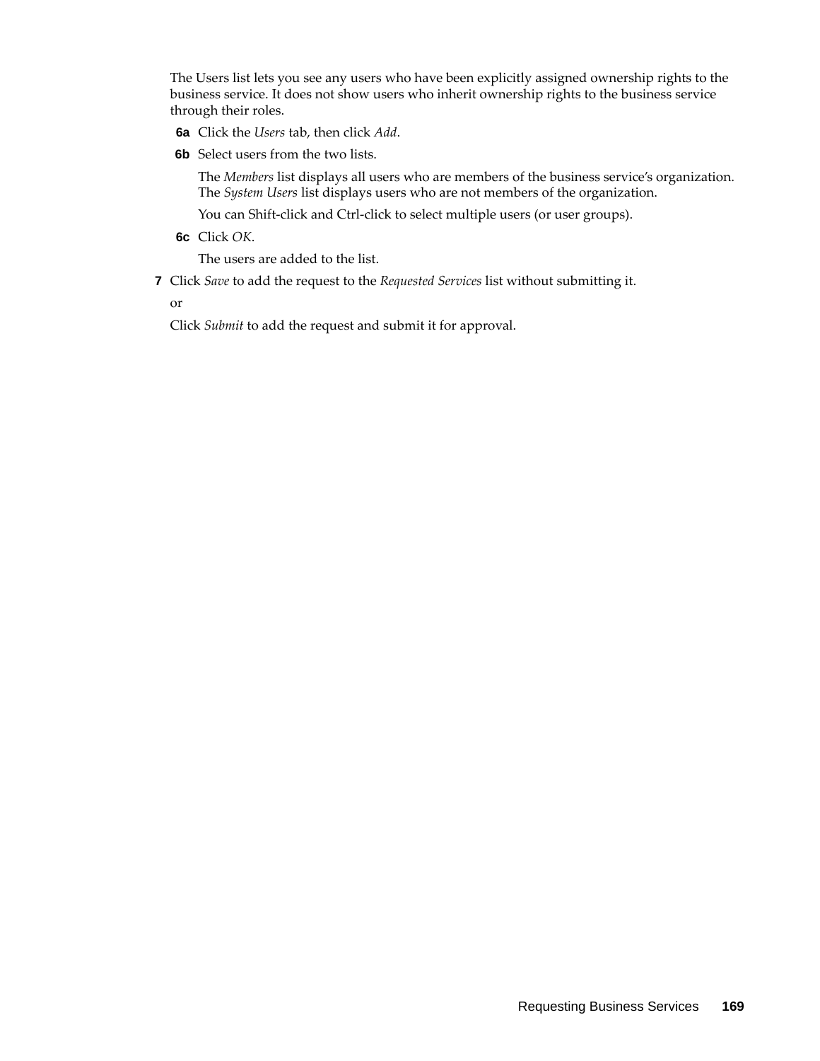The Users list lets you see any users who have been explicitly assigned ownership rights to the business service. It does not show users who inherit ownership rights to the business service through their roles.

**6a** Click the *Users* tab, then click *Add*.

**6b** Select users from the two lists.

The *Members* list displays all users who are members of the business service's organization. The *System Users* list displays users who are not members of the organization.

You can Shift-click and Ctrl-click to select multiple users (or user groups).

**6c** Click *OK*.

The users are added to the list.

**7** Click *Save* to add the request to the *Requested Services* list without submitting it.

or

Click *Submit* to add the request and submit it for approval.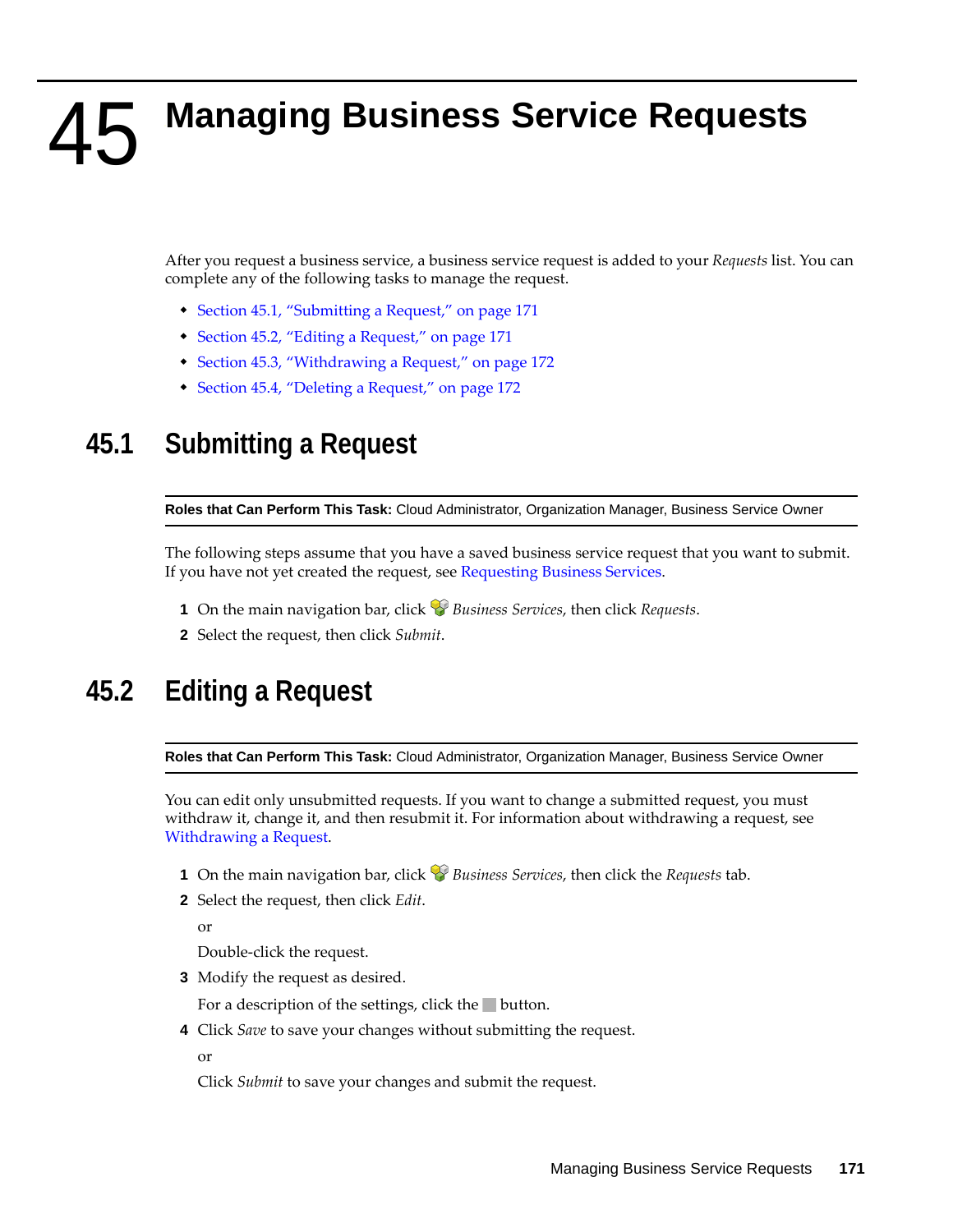# 45 Managing Business Service Requests

After you request a business service, a business service request is added to your *Requests* list. You can complete any of the following tasks to manage the request.

- Section 45.1, "Submitting a Request," on page 171
- Section 45.2, "Editing a Request," on page 171
- Section 45.3, "Withdrawing a Request," on page 172
- Section 45.4, "Deleting a Request," on page 172

## 45.1 Submitting a Request

**Roles that Can Perform This Task:** Cloud Administrator, Organization Manager, Business Service Owner

The following steps assume that you have a saved business service request that you want to submit. If you have not yet created the request, see Requesting Business Services.

1. On the main navigation bar, click *Business Services*, then click *Requests*.
2. Select the request, then click *Submit*.

## 45.2 Editing a Request

**Roles that Can Perform This Task:** Cloud Administrator, Organization Manager, Business Service Owner

You can edit only unsubmitted requests. If you want to change a submitted request, you must withdraw it, change it, and then resubmit it. For information about withdrawing a request, see Withdrawing a Request.

1. On the main navigation bar, click *Business Services*, then click the *Requests* tab.
2. Select the request, then click *Edit*.

   or

   Double-click the request.
3. Modify the request as desired.

   For a description of the settings, click the button.
4. Click *Save* to save your changes without submitting the request.

   or

   Click *Submit* to save your changes and submit the request.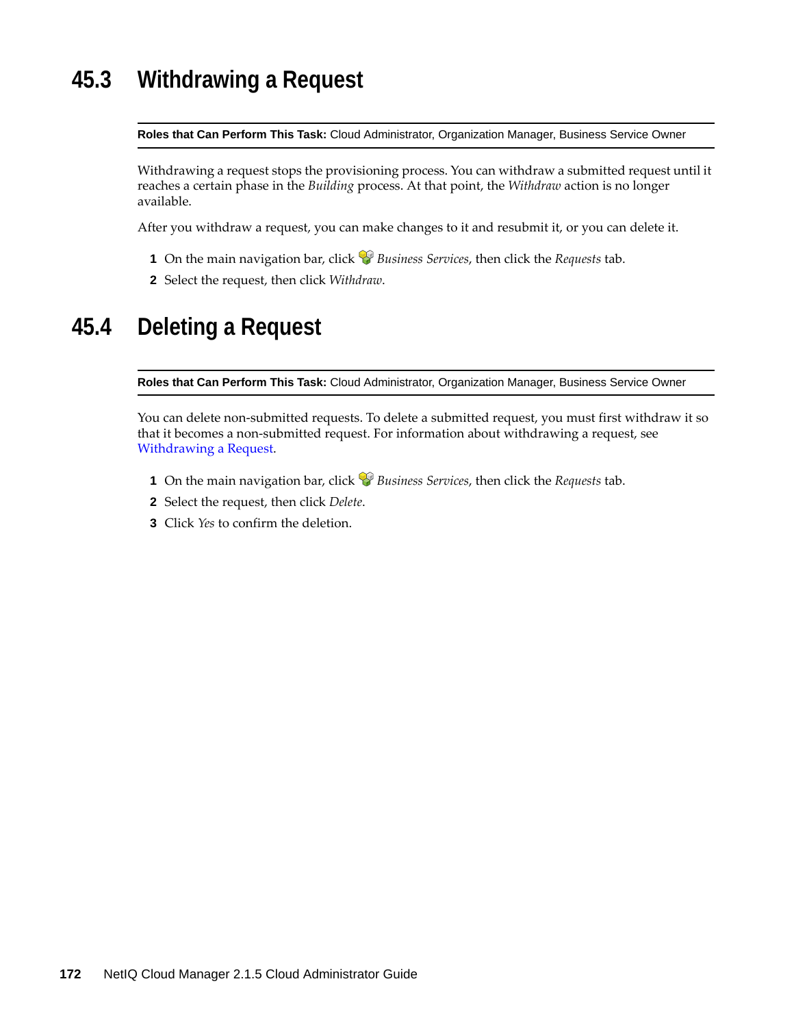## 45.3 Withdrawing a Request

**Roles that Can Perform This Task:** Cloud Administrator, Organization Manager, Business Service Owner

Withdrawing a request stops the provisioning process. You can withdraw a submitted request until it reaches a certain phase in the *Building* process. At that point, the *Withdraw* action is no longer available.

After you withdraw a request, you can make changes to it and resubmit it, or you can delete it.

1. On the main navigation bar, click *Business Services*, then click the *Requests* tab.
2. Select the request, then click *Withdraw*.

## 45.4 Deleting a Request

**Roles that Can Perform This Task:** Cloud Administrator, Organization Manager, Business Service Owner

You can delete non-submitted requests. To delete a submitted request, you must first withdraw it so that it becomes a non-submitted request. For information about withdrawing a request, see Withdrawing a Request.

1. On the main navigation bar, click *Business Services*, then click the *Requests* tab.
2. Select the request, then click *Delete*.
3. Click *Yes* to confirm the deletion.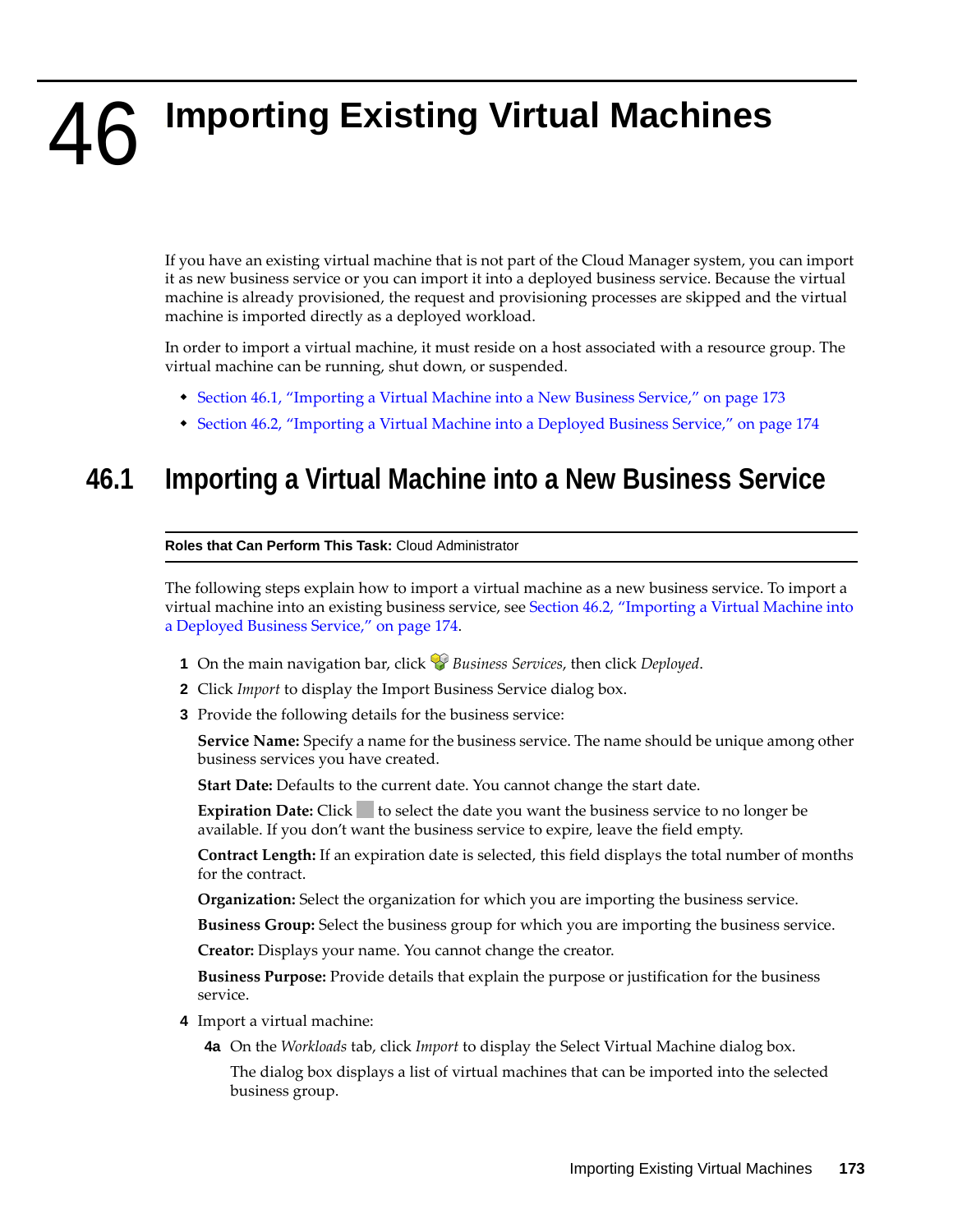# 46 Importing Existing Virtual Machines

If you have an existing virtual machine that is not part of the Cloud Manager system, you can import it as new business service or you can import it into a deployed business service. Because the virtual machine is already provisioned, the request and provisioning processes are skipped and the virtual machine is imported directly as a deployed workload.

In order to import a virtual machine, it must reside on a host associated with a resource group. The virtual machine can be running, shut down, or suspended.

- Section 46.1, "Importing a Virtual Machine into a New Business Service," on page 173
- Section 46.2, "Importing a Virtual Machine into a Deployed Business Service," on page 174

## 46.1 Importing a Virtual Machine into a New Business Service

**Roles that Can Perform This Task:** Cloud Administrator

The following steps explain how to import a virtual machine as a new business service. To import a virtual machine into an existing business service, see Section 46.2, "Importing a Virtual Machine into a Deployed Business Service," on page 174.

1. On the main navigation bar, click *Business Services*, then click *Deployed*.
2. Click *Import* to display the Import Business Service dialog box.
3. Provide the following details for the business service:

   **Service Name:** Specify a name for the business service. The name should be unique among other business services you have created.

   **Start Date:** Defaults to the current date. You cannot change the start date.

   **Expiration Date:** Click to select the date you want the business service to no longer be available. If you don't want the business service to expire, leave the field empty.

   **Contract Length:** If an expiration date is selected, this field displays the total number of months for the contract.

   **Organization:** Select the organization for which you are importing the business service.

   **Business Group:** Select the business group for which you are importing the business service.

   **Creator:** Displays your name. You cannot change the creator.

   **Business Purpose:** Provide details that explain the purpose or justification for the business service.

4. Import a virtual machine:

   **4a** On the *Workloads* tab, click *Import* to display the Select Virtual Machine dialog box.

   The dialog box displays a list of virtual machines that can be imported into the selected business group.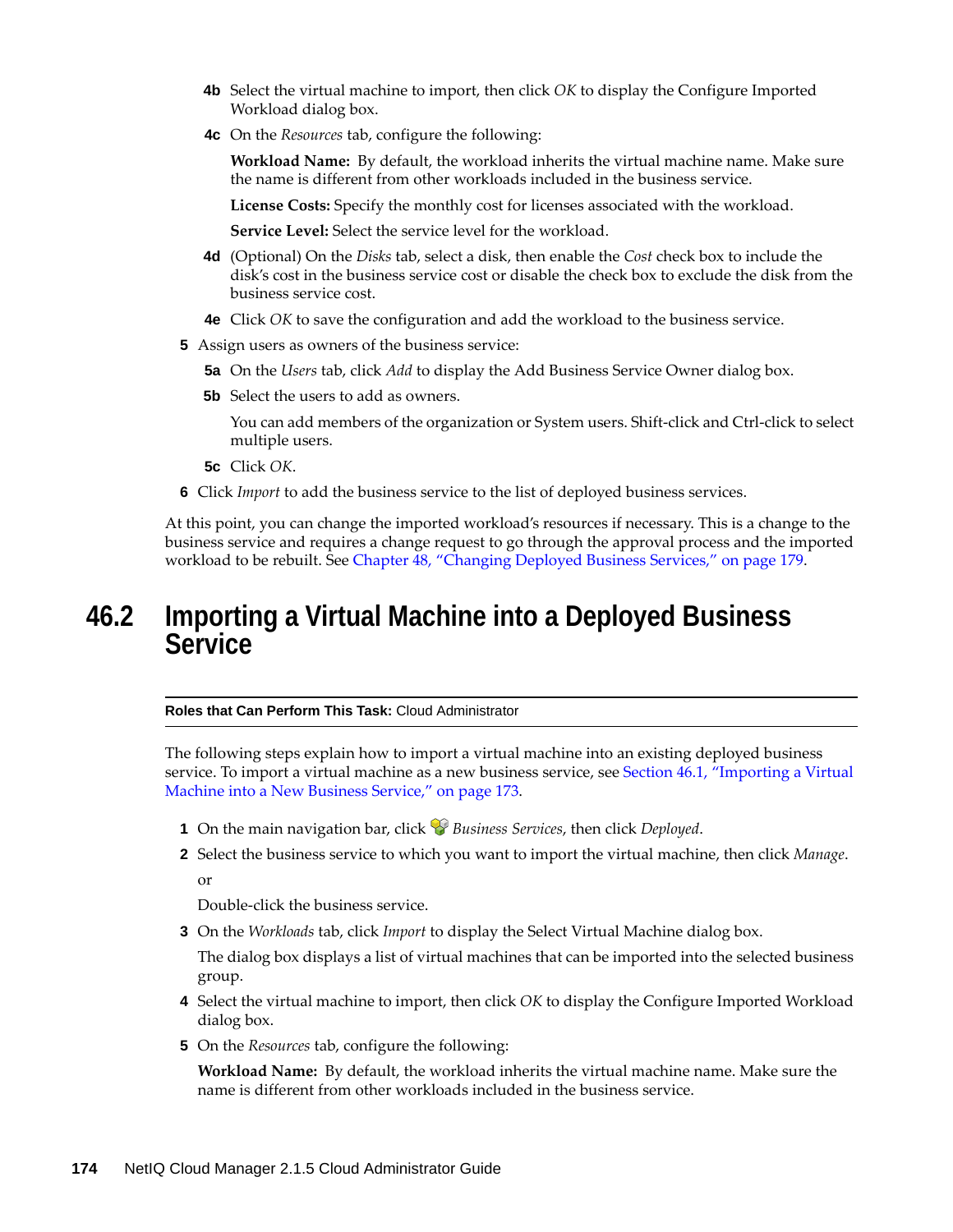**4b** Select the virtual machine to import, then click *OK* to display the Configure Imported Workload dialog box.

**4c** On the *Resources* tab, configure the following:

**Workload Name:** By default, the workload inherits the virtual machine name. Make sure the name is different from other workloads included in the business service.

**License Costs:** Specify the monthly cost for licenses associated with the workload.

**Service Level:** Select the service level for the workload.

**4d** (Optional) On the *Disks* tab, select a disk, then enable the *Cost* check box to include the disk's cost in the business service cost or disable the check box to exclude the disk from the business service cost.

**4e** Click *OK* to save the configuration and add the workload to the business service.

**5** Assign users as owners of the business service:

**5a** On the *Users* tab, click *Add* to display the Add Business Service Owner dialog box.

**5b** Select the users to add as owners.

You can add members of the organization or System users. Shift-click and Ctrl-click to select multiple users.

**5c** Click *OK*.

**6** Click *Import* to add the business service to the list of deployed business services.

At this point, you can change the imported workload's resources if necessary. This is a change to the business service and requires a change request to go through the approval process and the imported workload to be rebuilt. See Chapter 48, "Changing Deployed Business Services," on page 179.

## 46.2 Importing a Virtual Machine into a Deployed Business Service

**Roles that Can Perform This Task:** Cloud Administrator

The following steps explain how to import a virtual machine into an existing deployed business service. To import a virtual machine as a new business service, see Section 46.1, "Importing a Virtual Machine into a New Business Service," on page 173.

1. On the main navigation bar, click *Business Services*, then click *Deployed*.
2. Select the business service to which you want to import the virtual machine, then click *Manage*.

   or

   Double-click the business service.
3. On the *Workloads* tab, click *Import* to display the Select Virtual Machine dialog box.

   The dialog box displays a list of virtual machines that can be imported into the selected business group.
4. Select the virtual machine to import, then click *OK* to display the Configure Imported Workload dialog box.
5. On the *Resources* tab, configure the following:

   **Workload Name:** By default, the workload inherits the virtual machine name. Make sure the name is different from other workloads included in the business service.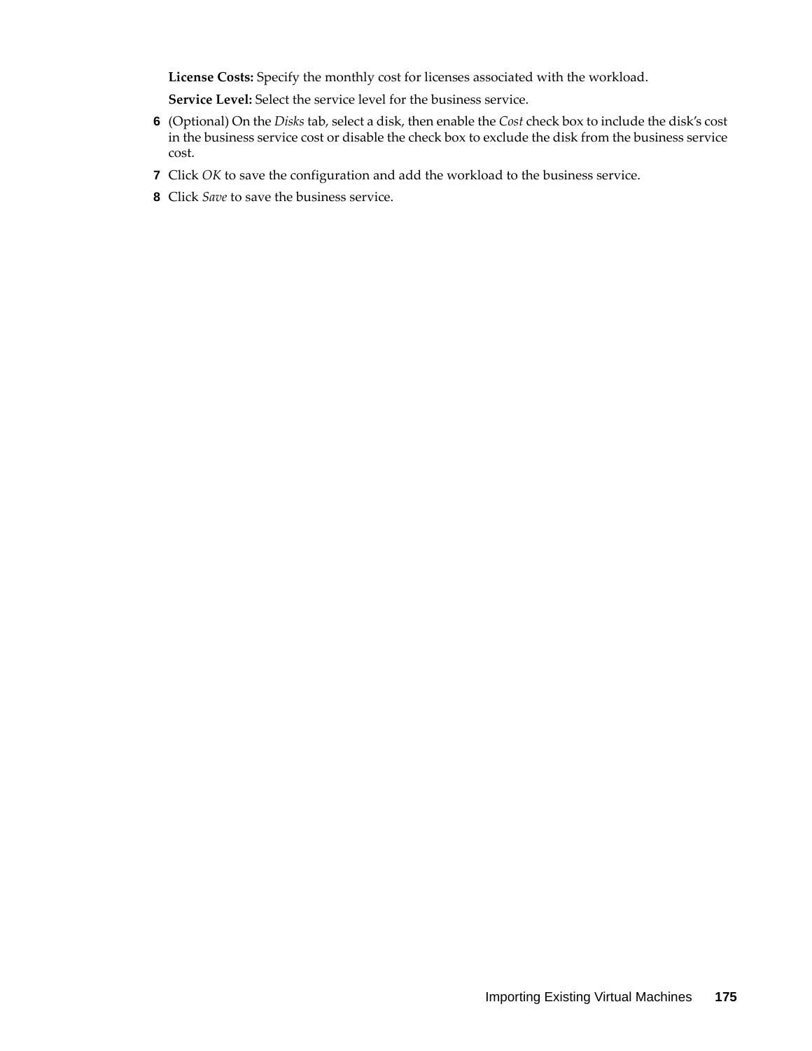**License Costs:** Specify the monthly cost for licenses associated with the workload.

**Service Level:** Select the service level for the business service.

6. (Optional) On the *Disks* tab, select a disk, then enable the *Cost* check box to include the disk's cost in the business service cost or disable the check box to exclude the disk from the business service cost.
7. Click *OK* to save the configuration and add the workload to the business service.
8. Click *Save* to save the business service.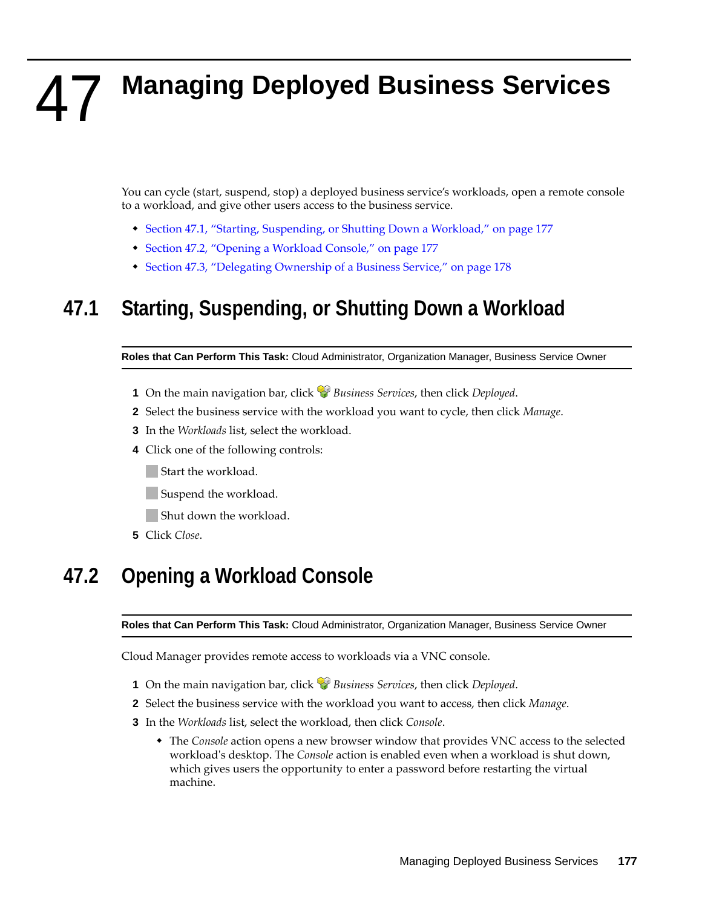# 47 Managing Deployed Business Services

You can cycle (start, suspend, stop) a deployed business service's workloads, open a remote console to a workload, and give other users access to the business service.

- Section 47.1, "Starting, Suspending, or Shutting Down a Workload," on page 177
- Section 47.2, "Opening a Workload Console," on page 177
- Section 47.3, "Delegating Ownership of a Business Service," on page 178

## 47.1 Starting, Suspending, or Shutting Down a Workload

**Roles that Can Perform This Task:** Cloud Administrator, Organization Manager, Business Service Owner

1. On the main navigation bar, click *Business Services*, then click *Deployed*.
2. Select the business service with the workload you want to cycle, then click *Manage*.
3. In the *Workloads* list, select the workload.
4. Click one of the following controls:

   Start the workload.

   Suspend the workload.

   Shut down the workload.
5. Click *Close*.

## 47.2 Opening a Workload Console

**Roles that Can Perform This Task:** Cloud Administrator, Organization Manager, Business Service Owner

Cloud Manager provides remote access to workloads via a VNC console.

1. On the main navigation bar, click *Business Services*, then click *Deployed*.
2. Select the business service with the workload you want to access, then click *Manage*.
3. In the *Workloads* list, select the workload, then click *Console*.
   - The *Console* action opens a new browser window that provides VNC access to the selected workload's desktop. The *Console* action is enabled even when a workload is shut down, which gives users the opportunity to enter a password before restarting the virtual machine.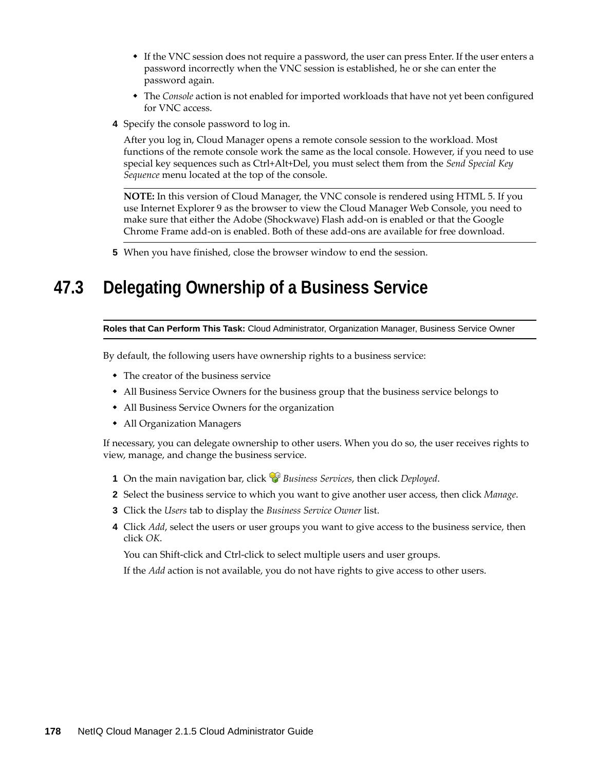- If the VNC session does not require a password, the user can press Enter. If the user enters a password incorrectly when the VNC session is established, he or she can enter the password again.
- The *Console* action is not enabled for imported workloads that have not yet been configured for VNC access.

**4** Specify the console password to log in.

After you log in, Cloud Manager opens a remote console session to the workload. Most functions of the remote console work the same as the local console. However, if you need to use special key sequences such as Ctrl+Alt+Del, you must select them from the *Send Special Key Sequence* menu located at the top of the console.

---

**NOTE:** In this version of Cloud Manager, the VNC console is rendered using HTML 5. If you use Internet Explorer 9 as the browser to view the Cloud Manager Web Console, you need to make sure that either the Adobe (Shockwave) Flash add-on is enabled or that the Google Chrome Frame add-on is enabled. Both of these add-ons are available for free download.

---

**5** When you have finished, close the browser window to end the session.

## 47.3 Delegating Ownership of a Business Service

---

**Roles that Can Perform This Task:** Cloud Administrator, Organization Manager, Business Service Owner

---

By default, the following users have ownership rights to a business service:

- The creator of the business service
- All Business Service Owners for the business group that the business service belongs to
- All Business Service Owners for the organization
- All Organization Managers

If necessary, you can delegate ownership to other users. When you do so, the user receives rights to view, manage, and change the business service.

**1** On the main navigation bar, click *Business Services*, then click *Deployed*.

**2** Select the business service to which you want to give another user access, then click *Manage*.

**3** Click the *Users* tab to display the *Business Service Owner* list.

**4** Click *Add*, select the users or user groups you want to give access to the business service, then click *OK*.

You can Shift-click and Ctrl-click to select multiple users and user groups.

If the *Add* action is not available, you do not have rights to give access to other users.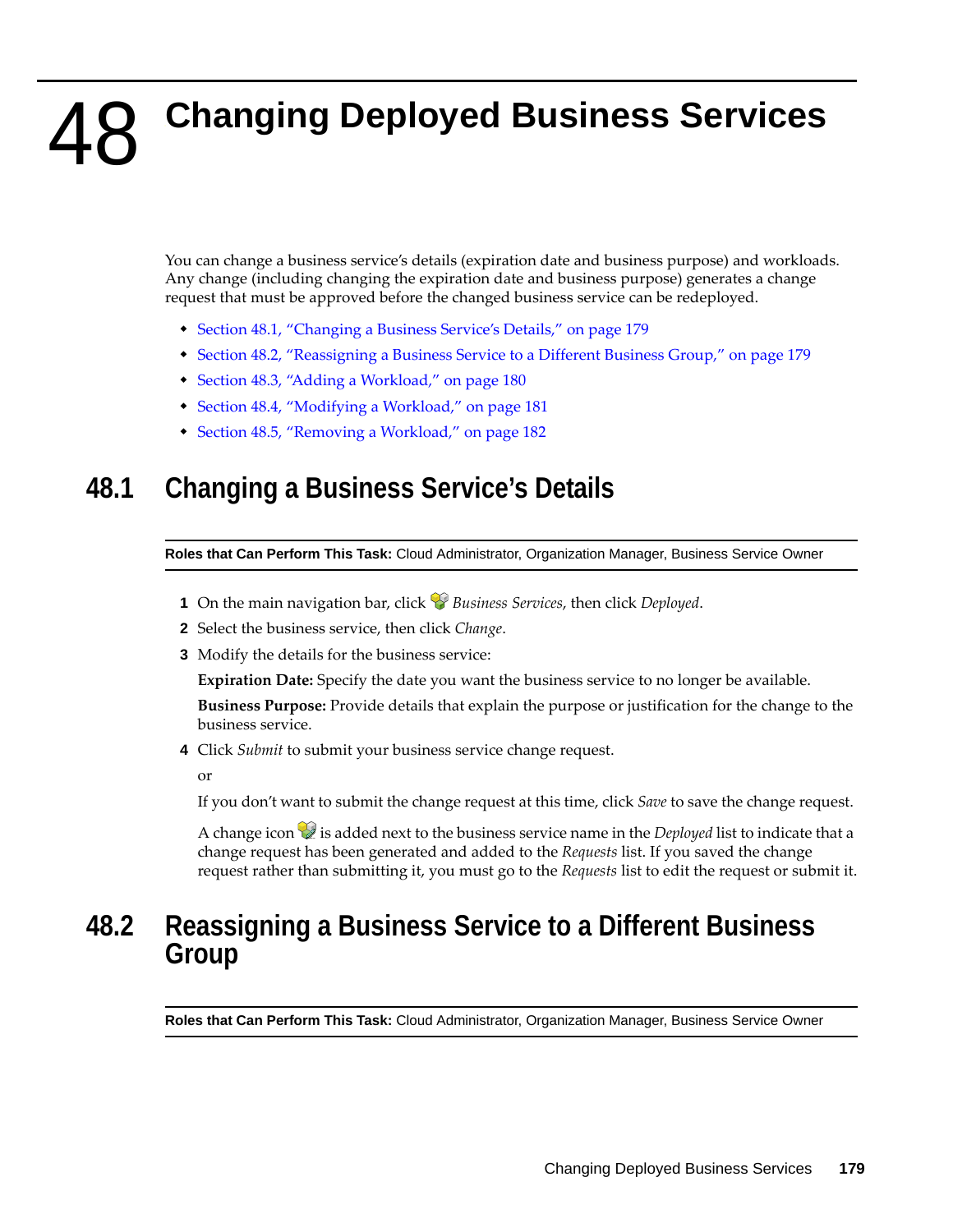# 48 Changing Deployed Business Services

You can change a business service's details (expiration date and business purpose) and workloads. Any change (including changing the expiration date and business purpose) generates a change request that must be approved before the changed business service can be redeployed.

- Section 48.1, "Changing a Business Service's Details," on page 179
- Section 48.2, "Reassigning a Business Service to a Different Business Group," on page 179
- Section 48.3, "Adding a Workload," on page 180
- Section 48.4, "Modifying a Workload," on page 181
- Section 48.5, "Removing a Workload," on page 182

## 48.1 Changing a Business Service's Details

**Roles that Can Perform This Task:** Cloud Administrator, Organization Manager, Business Service Owner

1. On the main navigation bar, click *Business Services*, then click *Deployed*.
2. Select the business service, then click *Change*.
3. Modify the details for the business service:

   **Expiration Date:** Specify the date you want the business service to no longer be available.

   **Business Purpose:** Provide details that explain the purpose or justification for the change to the business service.
4. Click *Submit* to submit your business service change request.

   or

   If you don't want to submit the change request at this time, click *Save* to save the change request.

   A change icon is added next to the business service name in the *Deployed* list to indicate that a change request has been generated and added to the *Requests* list. If you saved the change request rather than submitting it, you must go to the *Requests* list to edit the request or submit it.

## 48.2 Reassigning a Business Service to a Different Business Group

**Roles that Can Perform This Task:** Cloud Administrator, Organization Manager, Business Service Owner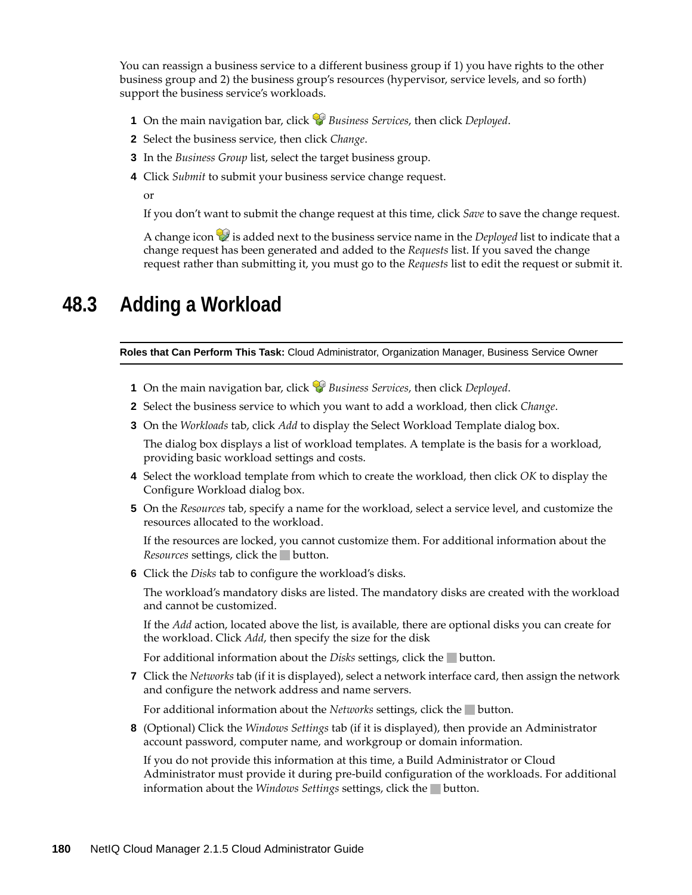You can reassign a business service to a different business group if 1) you have rights to the other business group and 2) the business group's resources (hypervisor, service levels, and so forth) support the business service's workloads.

1. On the main navigation bar, click *Business Services*, then click *Deployed*.
2. Select the business service, then click *Change*.
3. In the *Business Group* list, select the target business group.
4. Click *Submit* to submit your business service change request.

   or

   If you don't want to submit the change request at this time, click *Save* to save the change request.

   A change icon is added next to the business service name in the *Deployed* list to indicate that a change request has been generated and added to the *Requests* list. If you saved the change request rather than submitting it, you must go to the *Requests* list to edit the request or submit it.

## 48.3 Adding a Workload

**Roles that Can Perform This Task:** Cloud Administrator, Organization Manager, Business Service Owner

1. On the main navigation bar, click *Business Services*, then click *Deployed*.
2. Select the business service to which you want to add a workload, then click *Change*.
3. On the *Workloads* tab, click *Add* to display the Select Workload Template dialog box.

   The dialog box displays a list of workload templates. A template is the basis for a workload, providing basic workload settings and costs.
4. Select the workload template from which to create the workload, then click *OK* to display the Configure Workload dialog box.
5. On the *Resources* tab, specify a name for the workload, select a service level, and customize the resources allocated to the workload.

   If the resources are locked, you cannot customize them. For additional information about the *Resources* settings, click the button.
6. Click the *Disks* tab to configure the workload's disks.

   The workload's mandatory disks are listed. The mandatory disks are created with the workload and cannot be customized.

   If the *Add* action, located above the list, is available, there are optional disks you can create for the workload. Click *Add*, then specify the size for the disk

   For additional information about the *Disks* settings, click the button.
7. Click the *Networks* tab (if it is displayed), select a network interface card, then assign the network and configure the network address and name servers.

   For additional information about the *Networks* settings, click the button.
8. (Optional) Click the *Windows Settings* tab (if it is displayed), then provide an Administrator account password, computer name, and workgroup or domain information.

   If you do not provide this information at this time, a Build Administrator or Cloud Administrator must provide it during pre-build configuration of the workloads. For additional information about the *Windows Settings* settings, click the button.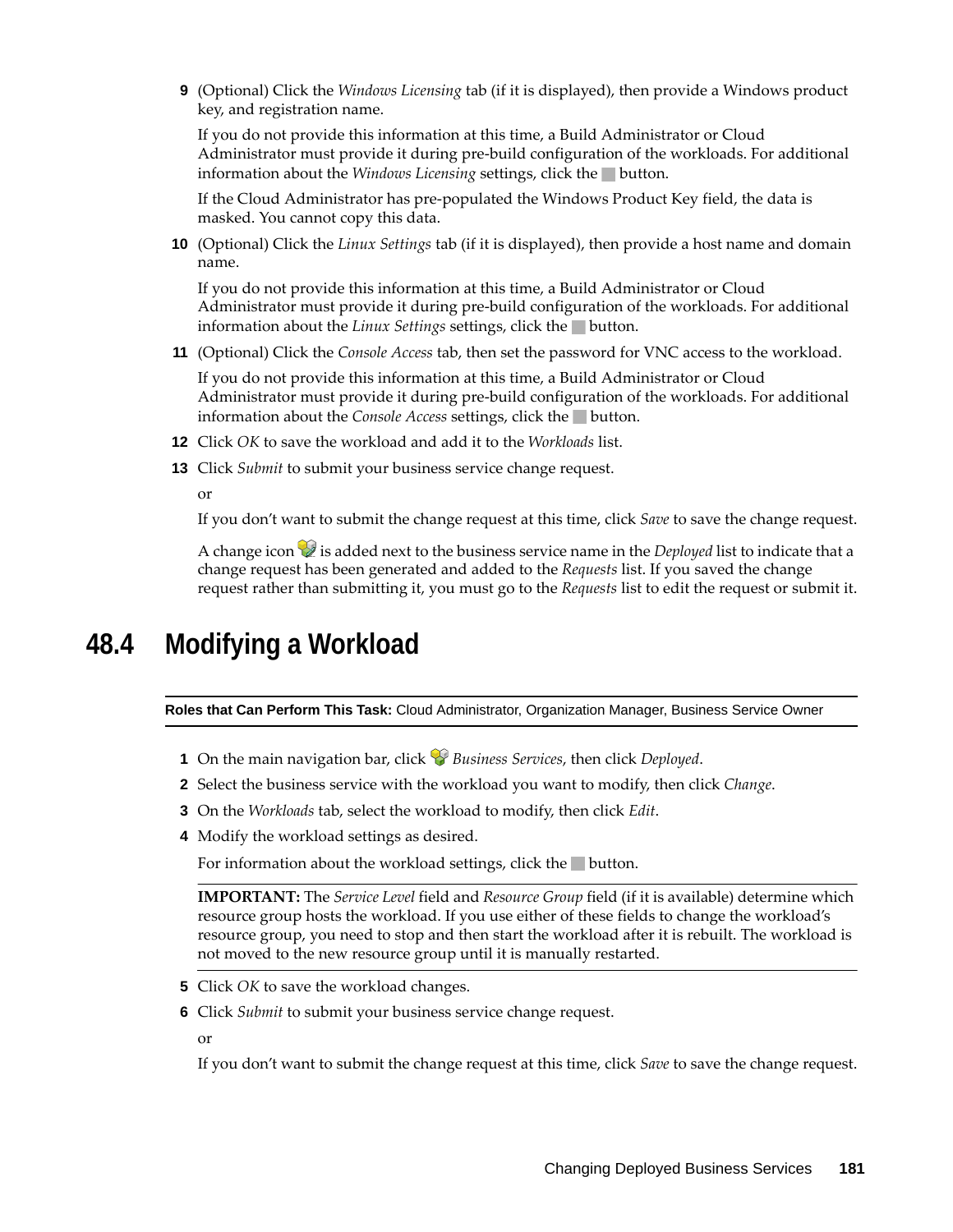9 (Optional) Click the *Windows Licensing* tab (if it is displayed), then provide a Windows product key, and registration name.

   If you do not provide this information at this time, a Build Administrator or Cloud Administrator must provide it during pre-build configuration of the workloads. For additional information about the *Windows Licensing* settings, click the button.

   If the Cloud Administrator has pre-populated the Windows Product Key field, the data is masked. You cannot copy this data.

10 (Optional) Click the *Linux Settings* tab (if it is displayed), then provide a host name and domain name.

   If you do not provide this information at this time, a Build Administrator or Cloud Administrator must provide it during pre-build configuration of the workloads. For additional information about the *Linux Settings* settings, click the button.

11 (Optional) Click the *Console Access* tab, then set the password for VNC access to the workload.

   If you do not provide this information at this time, a Build Administrator or Cloud Administrator must provide it during pre-build configuration of the workloads. For additional information about the *Console Access* settings, click the button.

12 Click *OK* to save the workload and add it to the *Workloads* list.

13 Click *Submit* to submit your business service change request.

   or

   If you don't want to submit the change request at this time, click *Save* to save the change request.

   A change icon is added next to the business service name in the *Deployed* list to indicate that a change request has been generated and added to the *Requests* list. If you saved the change request rather than submitting it, you must go to the *Requests* list to edit the request or submit it.

## 48.4 Modifying a Workload

**Roles that Can Perform This Task:** Cloud Administrator, Organization Manager, Business Service Owner

1. On the main navigation bar, click *Business Services*, then click *Deployed*.
2. Select the business service with the workload you want to modify, then click *Change*.
3. On the *Workloads* tab, select the workload to modify, then click *Edit*.
4. Modify the workload settings as desired.

   For information about the workload settings, click the button.

   **IMPORTANT:** The *Service Level* field and *Resource Group* field (if it is available) determine which resource group hosts the workload. If you use either of these fields to change the workload's resource group, you need to stop and then start the workload after it is rebuilt. The workload is not moved to the new resource group until it is manually restarted.

5. Click *OK* to save the workload changes.
6. Click *Submit* to submit your business service change request.

   or

   If you don't want to submit the change request at this time, click *Save* to save the change request.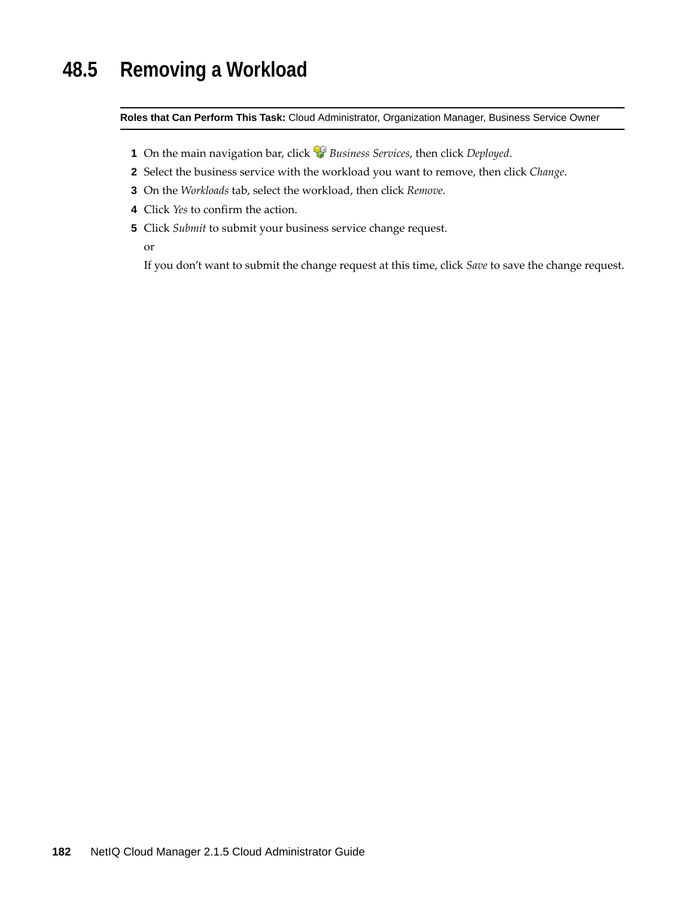## 48.5 Removing a Workload

**Roles that Can Perform This Task:** Cloud Administrator, Organization Manager, Business Service Owner

1. On the main navigation bar, click *Business Services*, then click *Deployed*.
2. Select the business service with the workload you want to remove, then click *Change*.
3. On the *Workloads* tab, select the workload, then click *Remove*.
4. Click *Yes* to confirm the action.
5. Click *Submit* to submit your business service change request.

   or

   If you don't want to submit the change request at this time, click *Save* to save the change request.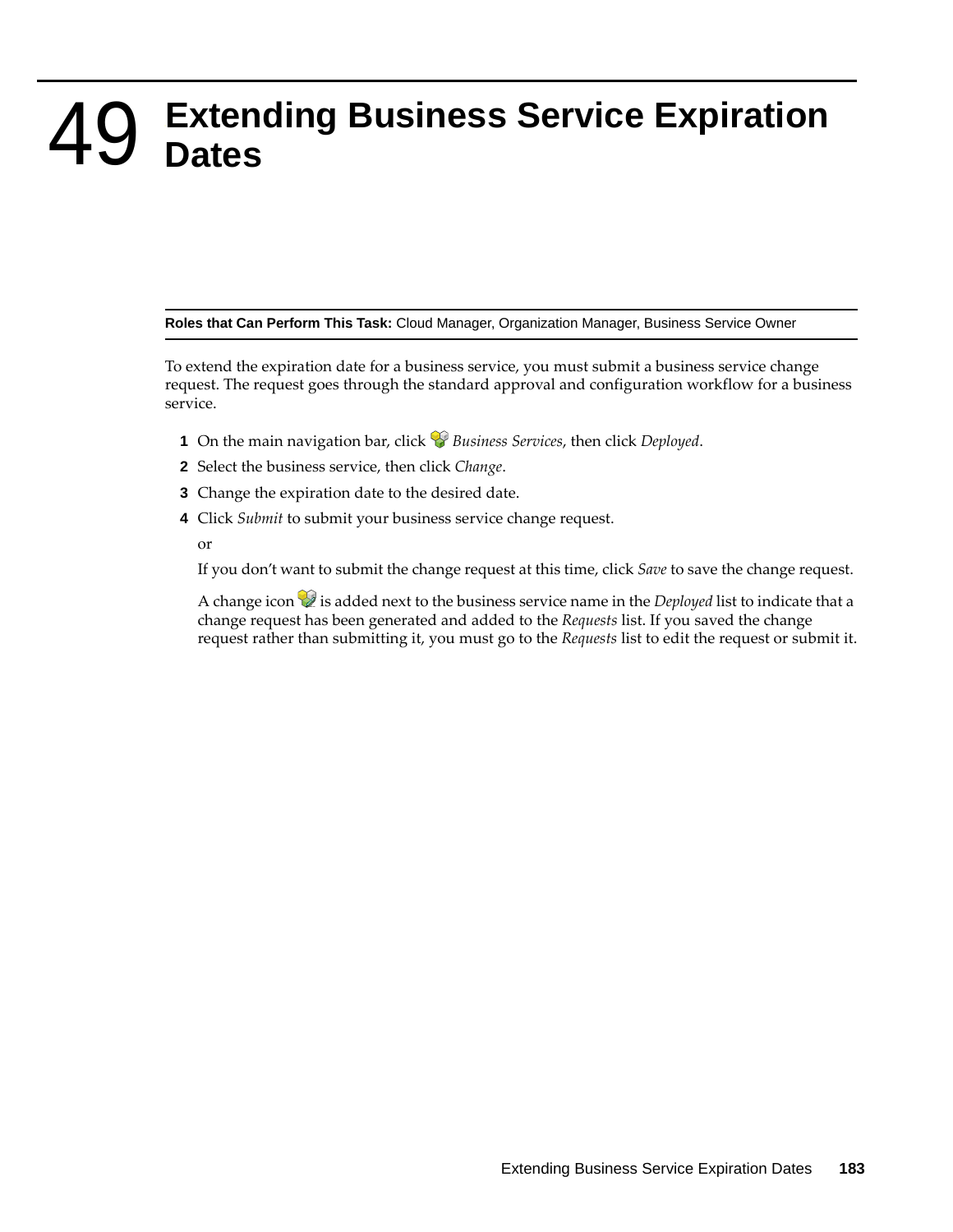# 49 Extending Business Service Expiration Dates

**Roles that Can Perform This Task:** Cloud Manager, Organization Manager, Business Service Owner

To extend the expiration date for a business service, you must submit a business service change request. The request goes through the standard approval and configuration workflow for a business service.

1. On the main navigation bar, click *Business Services*, then click *Deployed*.
2. Select the business service, then click *Change*.
3. Change the expiration date to the desired date.
4. Click *Submit* to submit your business service change request.

   or

   If you don't want to submit the change request at this time, click *Save* to save the change request.

   A change icon is added next to the business service name in the *Deployed* list to indicate that a change request has been generated and added to the *Requests* list. If you saved the change request rather than submitting it, you must go to the *Requests* list to edit the request or submit it.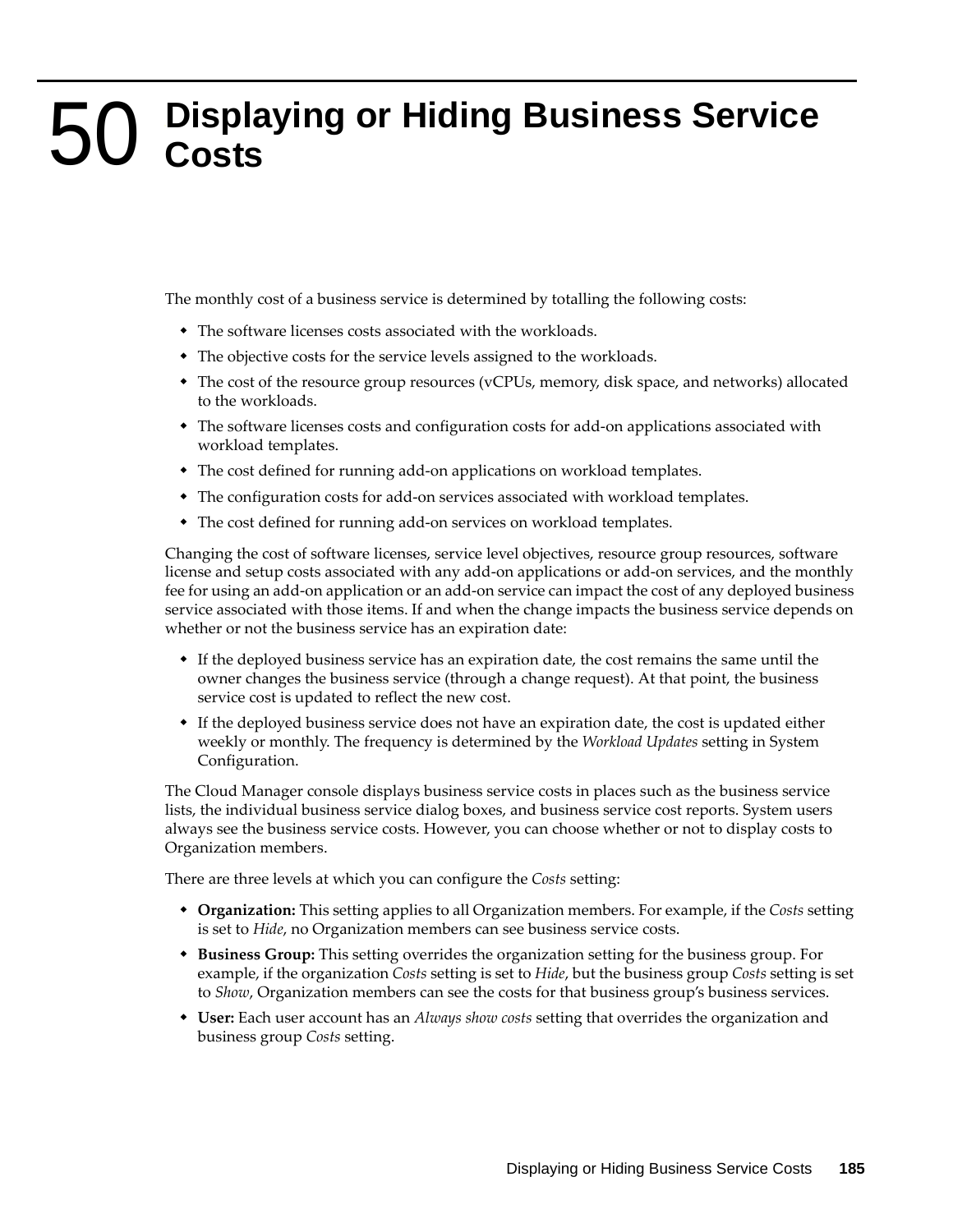# 50 Displaying or Hiding Business Service Costs

The monthly cost of a business service is determined by totalling the following costs:

- The software licenses costs associated with the workloads.
- The objective costs for the service levels assigned to the workloads.
- The cost of the resource group resources (vCPUs, memory, disk space, and networks) allocated to the workloads.
- The software licenses costs and configuration costs for add-on applications associated with workload templates.
- The cost defined for running add-on applications on workload templates.
- The configuration costs for add-on services associated with workload templates.
- The cost defined for running add-on services on workload templates.

Changing the cost of software licenses, service level objectives, resource group resources, software license and setup costs associated with any add-on applications or add-on services, and the monthly fee for using an add-on application or an add-on service can impact the cost of any deployed business service associated with those items. If and when the change impacts the business service depends on whether or not the business service has an expiration date:

- If the deployed business service has an expiration date, the cost remains the same until the owner changes the business service (through a change request). At that point, the business service cost is updated to reflect the new cost.
- If the deployed business service does not have an expiration date, the cost is updated either weekly or monthly. The frequency is determined by the *Workload Updates* setting in System Configuration.

The Cloud Manager console displays business service costs in places such as the business service lists, the individual business service dialog boxes, and business service cost reports. System users always see the business service costs. However, you can choose whether or not to display costs to Organization members.

There are three levels at which you can configure the *Costs* setting:

- **Organization:** This setting applies to all Organization members. For example, if the *Costs* setting is set to *Hide*, no Organization members can see business service costs.
- **Business Group:** This setting overrides the organization setting for the business group. For example, if the organization *Costs* setting is set to *Hide*, but the business group *Costs* setting is set to *Show*, Organization members can see the costs for that business group's business services.
- **User:** Each user account has an *Always show costs* setting that overrides the organization and business group *Costs* setting.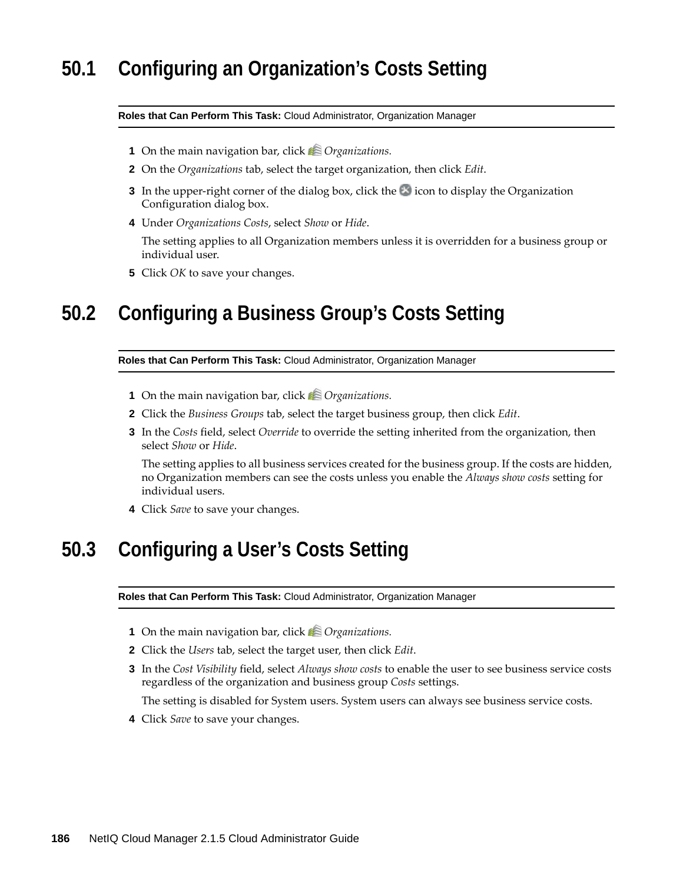## 50.1 Configuring an Organization's Costs Setting

**Roles that Can Perform This Task:** Cloud Administrator, Organization Manager

1. On the main navigation bar, click *Organizations.*
2. On the *Organizations* tab, select the target organization, then click *Edit*.
3. In the upper-right corner of the dialog box, click the icon to display the Organization Configuration dialog box.
4. Under *Organizations Costs*, select *Show* or *Hide*.

   The setting applies to all Organization members unless it is overridden for a business group or individual user.
5. Click *OK* to save your changes.

## 50.2 Configuring a Business Group's Costs Setting

**Roles that Can Perform This Task:** Cloud Administrator, Organization Manager

1. On the main navigation bar, click *Organizations.*
2. Click the *Business Groups* tab, select the target business group, then click *Edit*.
3. In the *Costs* field, select *Override* to override the setting inherited from the organization, then select *Show* or *Hide*.

   The setting applies to all business services created for the business group. If the costs are hidden, no Organization members can see the costs unless you enable the *Always show costs* setting for individual users.
4. Click *Save* to save your changes.

## 50.3 Configuring a User's Costs Setting

**Roles that Can Perform This Task:** Cloud Administrator, Organization Manager

1. On the main navigation bar, click *Organizations.*
2. Click the *Users* tab, select the target user, then click *Edit*.
3. In the *Cost Visibility* field, select *Always show costs* to enable the user to see business service costs regardless of the organization and business group *Costs* settings.

   The setting is disabled for System users. System users can always see business service costs.
4. Click *Save* to save your changes.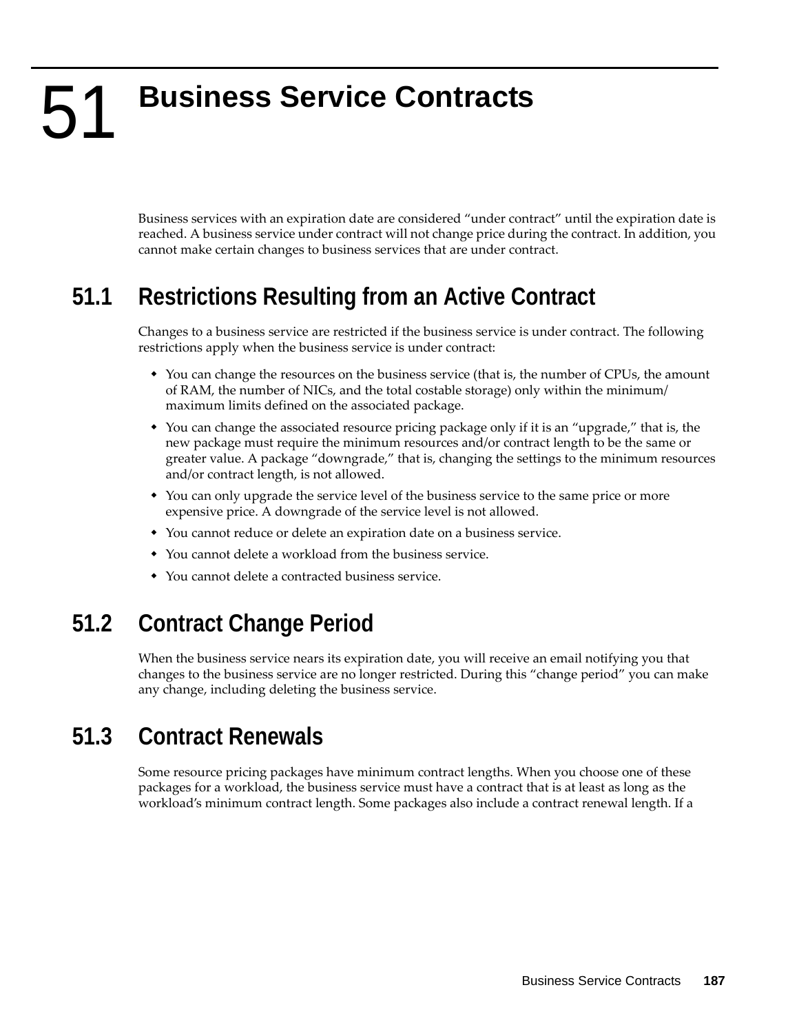# 51 Business Service Contracts

Business services with an expiration date are considered “under contract” until the expiration date is reached. A business service under contract will not change price during the contract. In addition, you cannot make certain changes to business services that are under contract.

## 51.1 Restrictions Resulting from an Active Contract

Changes to a business service are restricted if the business service is under contract. The following restrictions apply when the business service is under contract:

- You can change the resources on the business service (that is, the number of CPUs, the amount of RAM, the number of NICs, and the total costable storage) only within the minimum/ maximum limits defined on the associated package.
- You can change the associated resource pricing package only if it is an “upgrade,” that is, the new package must require the minimum resources and/or contract length to be the same or greater value. A package “downgrade,” that is, changing the settings to the minimum resources and/or contract length, is not allowed.
- You can only upgrade the service level of the business service to the same price or more expensive price. A downgrade of the service level is not allowed.
- You cannot reduce or delete an expiration date on a business service.
- You cannot delete a workload from the business service.
- You cannot delete a contracted business service.

## 51.2 Contract Change Period

When the business service nears its expiration date, you will receive an email notifying you that changes to the business service are no longer restricted. During this “change period” you can make any change, including deleting the business service.

## 51.3 Contract Renewals

Some resource pricing packages have minimum contract lengths. When you choose one of these packages for a workload, the business service must have a contract that is at least as long as the workload’s minimum contract length. Some packages also include a contract renewal length. If a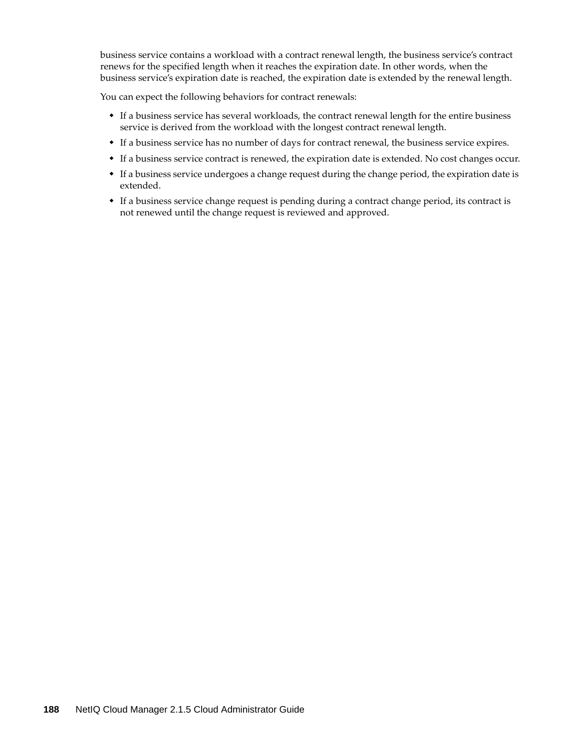business service contains a workload with a contract renewal length, the business service's contract renews for the specified length when it reaches the expiration date. In other words, when the business service's expiration date is reached, the expiration date is extended by the renewal length.

You can expect the following behaviors for contract renewals:

- If a business service has several workloads, the contract renewal length for the entire business service is derived from the workload with the longest contract renewal length.
- If a business service has no number of days for contract renewal, the business service expires.
- If a business service contract is renewed, the expiration date is extended. No cost changes occur.
- If a business service undergoes a change request during the change period, the expiration date is extended.
- If a business service change request is pending during a contract change period, its contract is not renewed until the change request is reviewed and approved.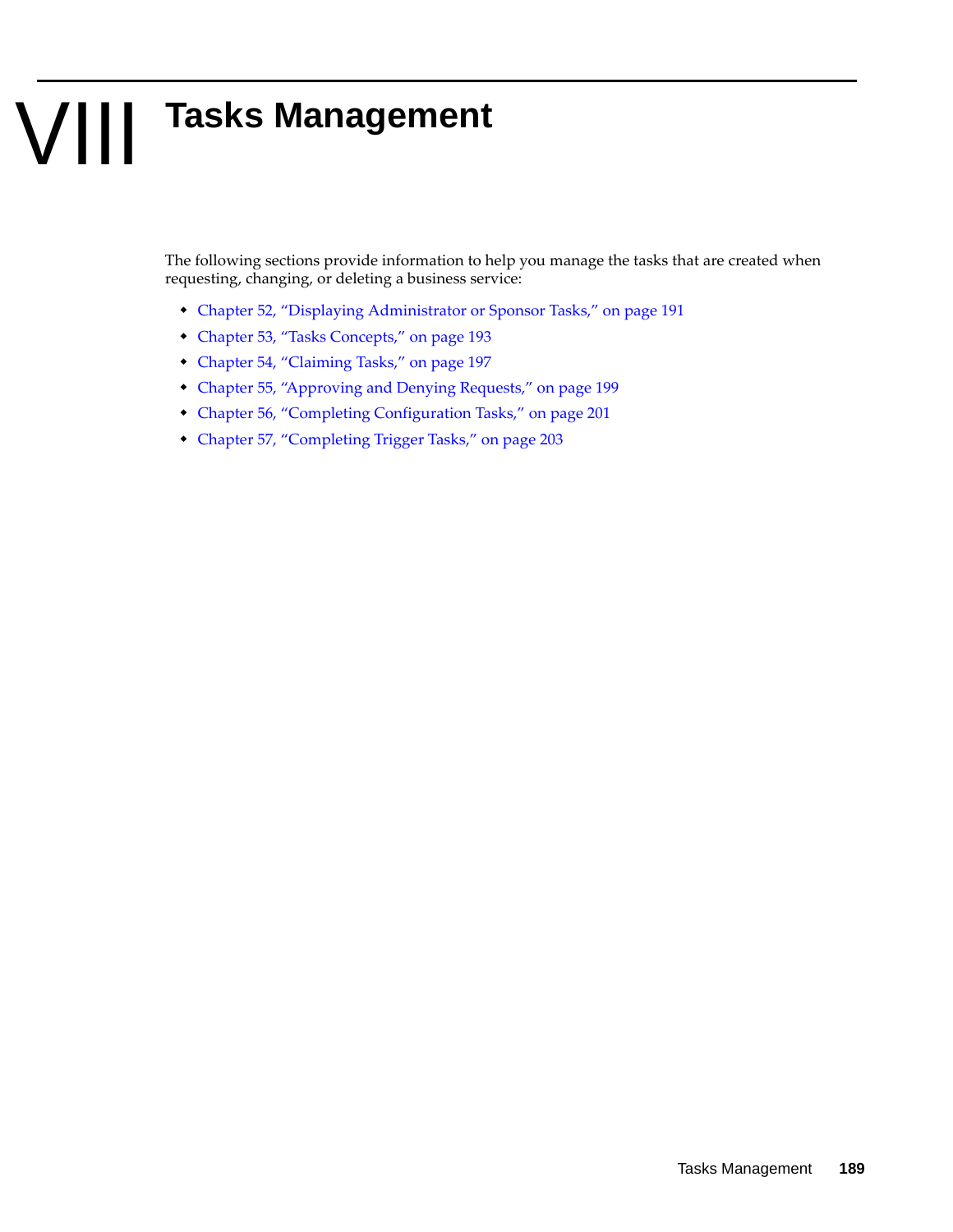# VIII Tasks Management

The following sections provide information to help you manage the tasks that are created when requesting, changing, or deleting a business service:

- Chapter 52, "Displaying Administrator or Sponsor Tasks," on page 191
- Chapter 53, "Tasks Concepts," on page 193
- Chapter 54, "Claiming Tasks," on page 197
- Chapter 55, "Approving and Denying Requests," on page 199
- Chapter 56, "Completing Configuration Tasks," on page 201
- Chapter 57, "Completing Trigger Tasks," on page 203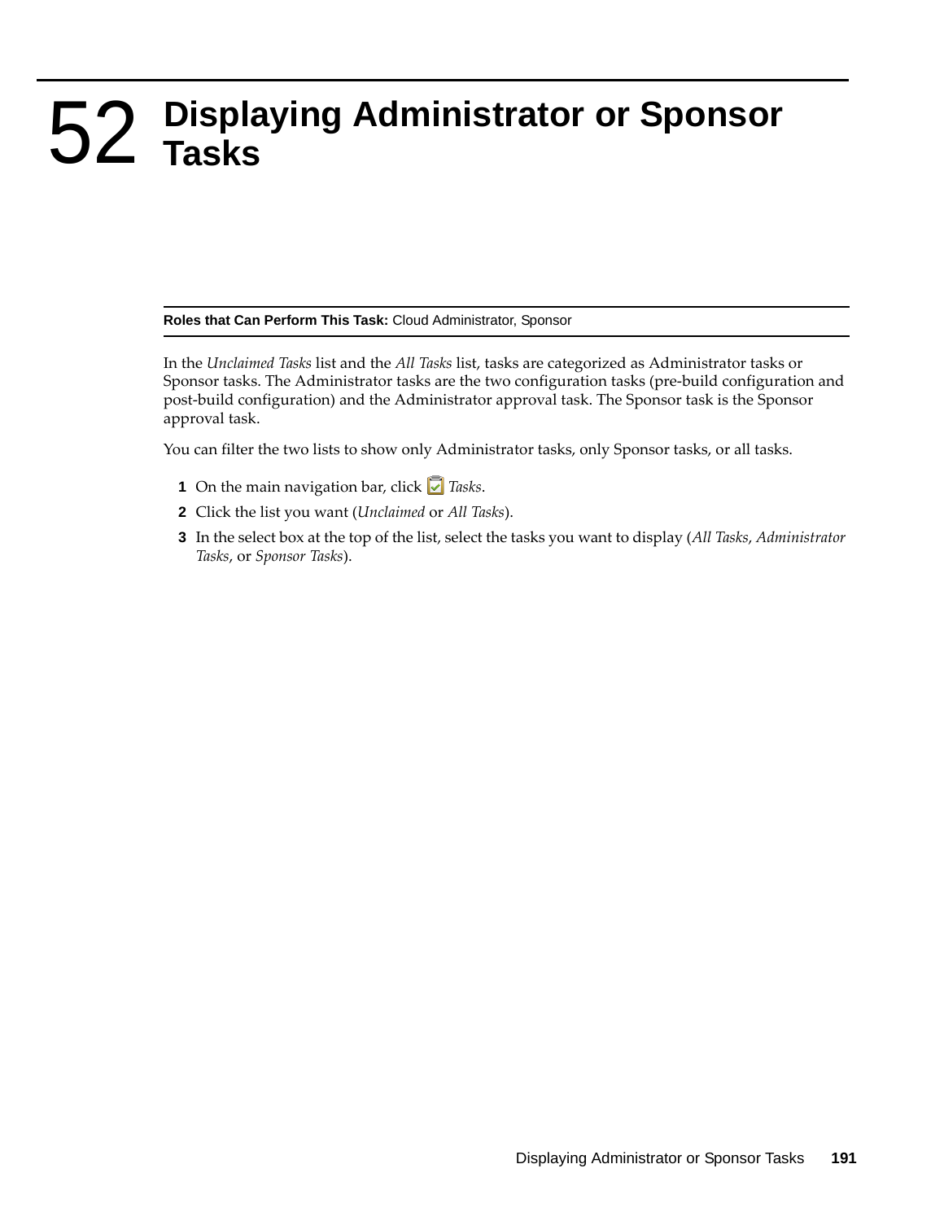# 52 Displaying Administrator or Sponsor Tasks

**Roles that Can Perform This Task:** Cloud Administrator, Sponsor

In the *Unclaimed Tasks* list and the *All Tasks* list, tasks are categorized as Administrator tasks or Sponsor tasks. The Administrator tasks are the two configuration tasks (pre-build configuration and post-build configuration) and the Administrator approval task. The Sponsor task is the Sponsor approval task.

You can filter the two lists to show only Administrator tasks, only Sponsor tasks, or all tasks.

1. On the main navigation bar, click *Tasks*.
2. Click the list you want (*Unclaimed* or *All Tasks*).
3. In the select box at the top of the list, select the tasks you want to display (*All Tasks*, *Administrator Tasks*, or *Sponsor Tasks*).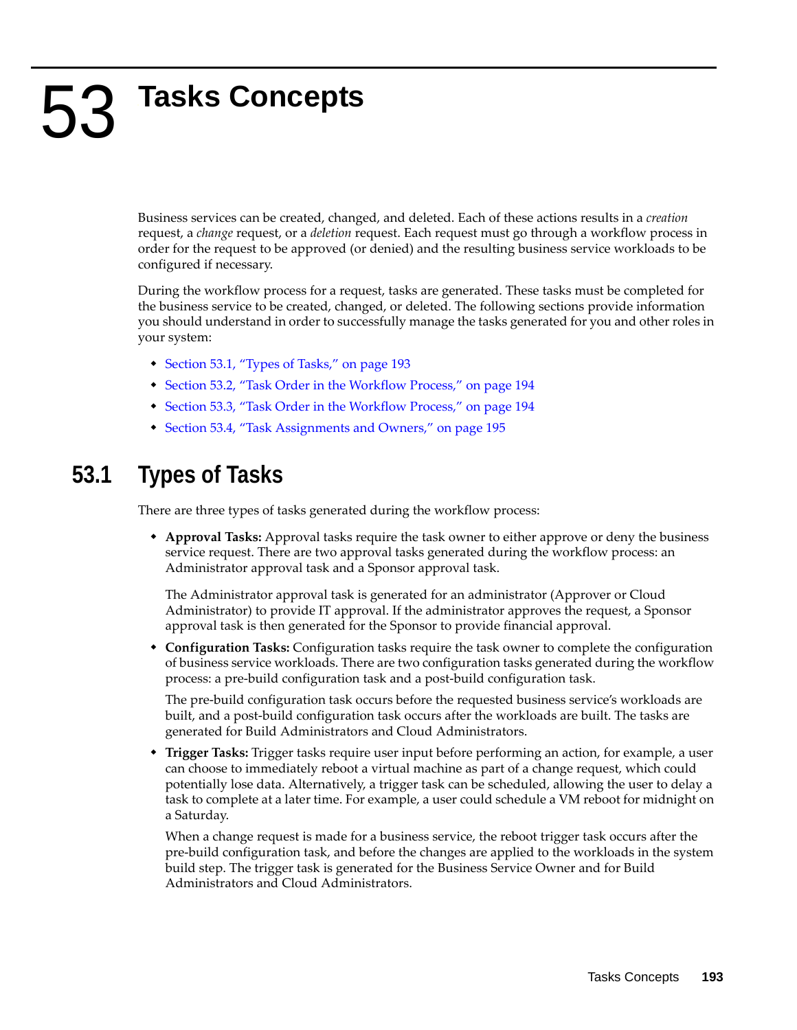# 53 Tasks Concepts

Business services can be created, changed, and deleted. Each of these actions results in a *creation* request, a *change* request, or a *deletion* request. Each request must go through a workflow process in order for the request to be approved (or denied) and the resulting business service workloads to be configured if necessary.

During the workflow process for a request, tasks are generated. These tasks must be completed for the business service to be created, changed, or deleted. The following sections provide information you should understand in order to successfully manage the tasks generated for you and other roles in your system:

- Section 53.1, "Types of Tasks," on page 193
- Section 53.2, "Task Order in the Workflow Process," on page 194
- Section 53.3, "Task Order in the Workflow Process," on page 194
- Section 53.4, "Task Assignments and Owners," on page 195

## 53.1 Types of Tasks

There are three types of tasks generated during the workflow process:

- **Approval Tasks:** Approval tasks require the task owner to either approve or deny the business service request. There are two approval tasks generated during the workflow process: an Administrator approval task and a Sponsor approval task.

  The Administrator approval task is generated for an administrator (Approver or Cloud Administrator) to provide IT approval. If the administrator approves the request, a Sponsor approval task is then generated for the Sponsor to provide financial approval.

- **Configuration Tasks:** Configuration tasks require the task owner to complete the configuration of business service workloads. There are two configuration tasks generated during the workflow process: a pre-build configuration task and a post-build configuration task.

  The pre-build configuration task occurs before the requested business service's workloads are built, and a post-build configuration task occurs after the workloads are built. The tasks are generated for Build Administrators and Cloud Administrators.

- **Trigger Tasks:** Trigger tasks require user input before performing an action, for example, a user can choose to immediately reboot a virtual machine as part of a change request, which could potentially lose data. Alternatively, a trigger task can be scheduled, allowing the user to delay a task to complete at a later time. For example, a user could schedule a VM reboot for midnight on a Saturday.

  When a change request is made for a business service, the reboot trigger task occurs after the pre-build configuration task, and before the changes are applied to the workloads in the system build step. The trigger task is generated for the Business Service Owner and for Build Administrators and Cloud Administrators.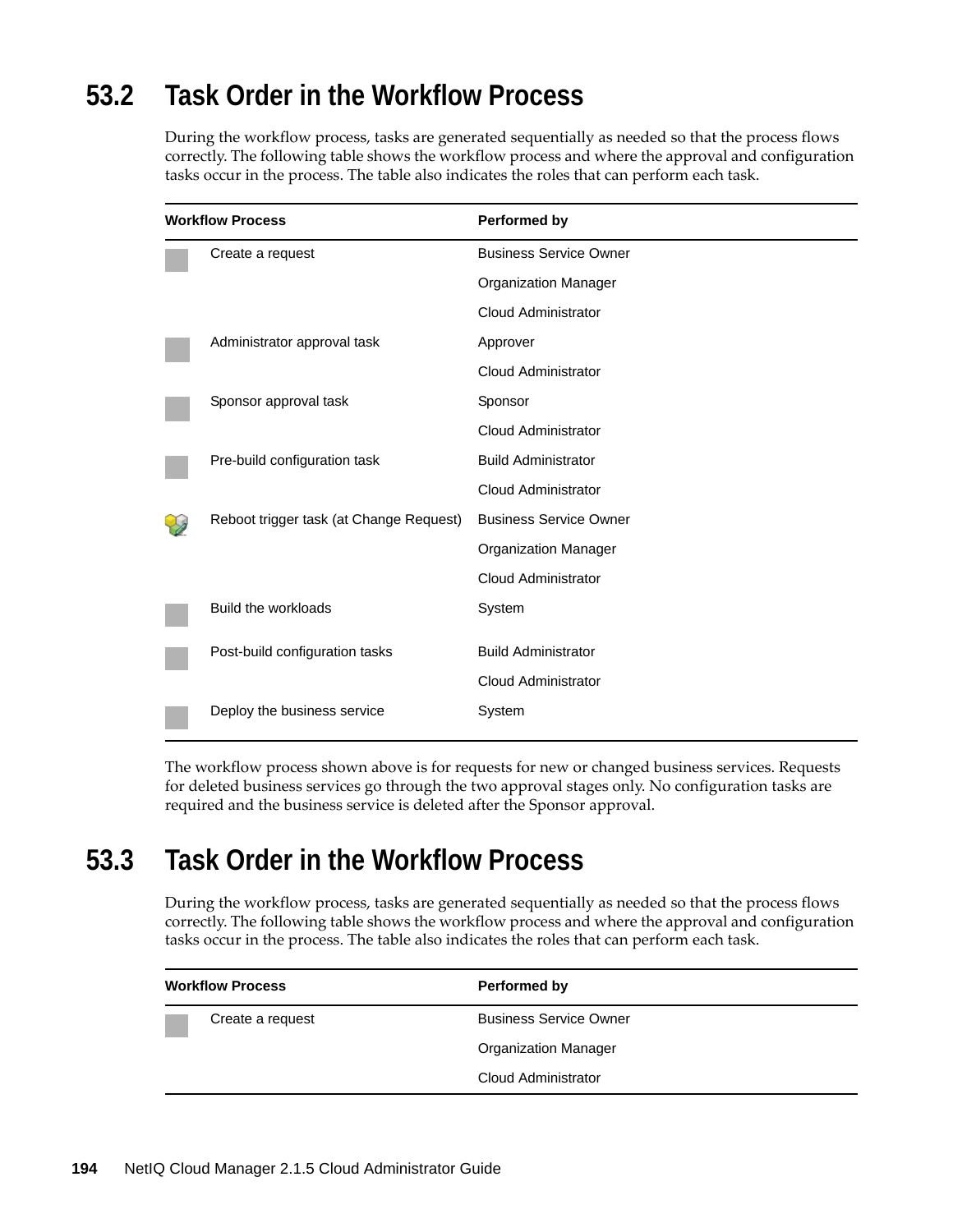## 53.2 Task Order in the Workflow Process

During the workflow process, tasks are generated sequentially as needed so that the process flows correctly. The following table shows the workflow process and where the approval and configuration tasks occur in the process. The table also indicates the roles that can perform each task.

| Workflow Process | Performed by |
|---|---|
| Create a request | Business Service Owner |
| | Organization Manager |
| | Cloud Administrator |
| Administrator approval task | Approver |
| | Cloud Administrator |
| Sponsor approval task | Sponsor |
| | Cloud Administrator |
| Pre-build configuration task | Build Administrator |
| | Cloud Administrator |
| Reboot trigger task (at Change Request) | Business Service Owner |
| | Organization Manager |
| | Cloud Administrator |
| Build the workloads | System |
| Post-build configuration tasks | Build Administrator |
| | Cloud Administrator |
| Deploy the business service | System |

The workflow process shown above is for requests for new or changed business services. Requests for deleted business services go through the two approval stages only. No configuration tasks are required and the business service is deleted after the Sponsor approval.

## 53.3 Task Order in the Workflow Process

During the workflow process, tasks are generated sequentially as needed so that the process flows correctly. The following table shows the workflow process and where the approval and configuration tasks occur in the process. The table also indicates the roles that can perform each task.

| Workflow Process | Performed by |
|---|---|
| Create a request | Business Service Owner |
| | Organization Manager |
| | Cloud Administrator |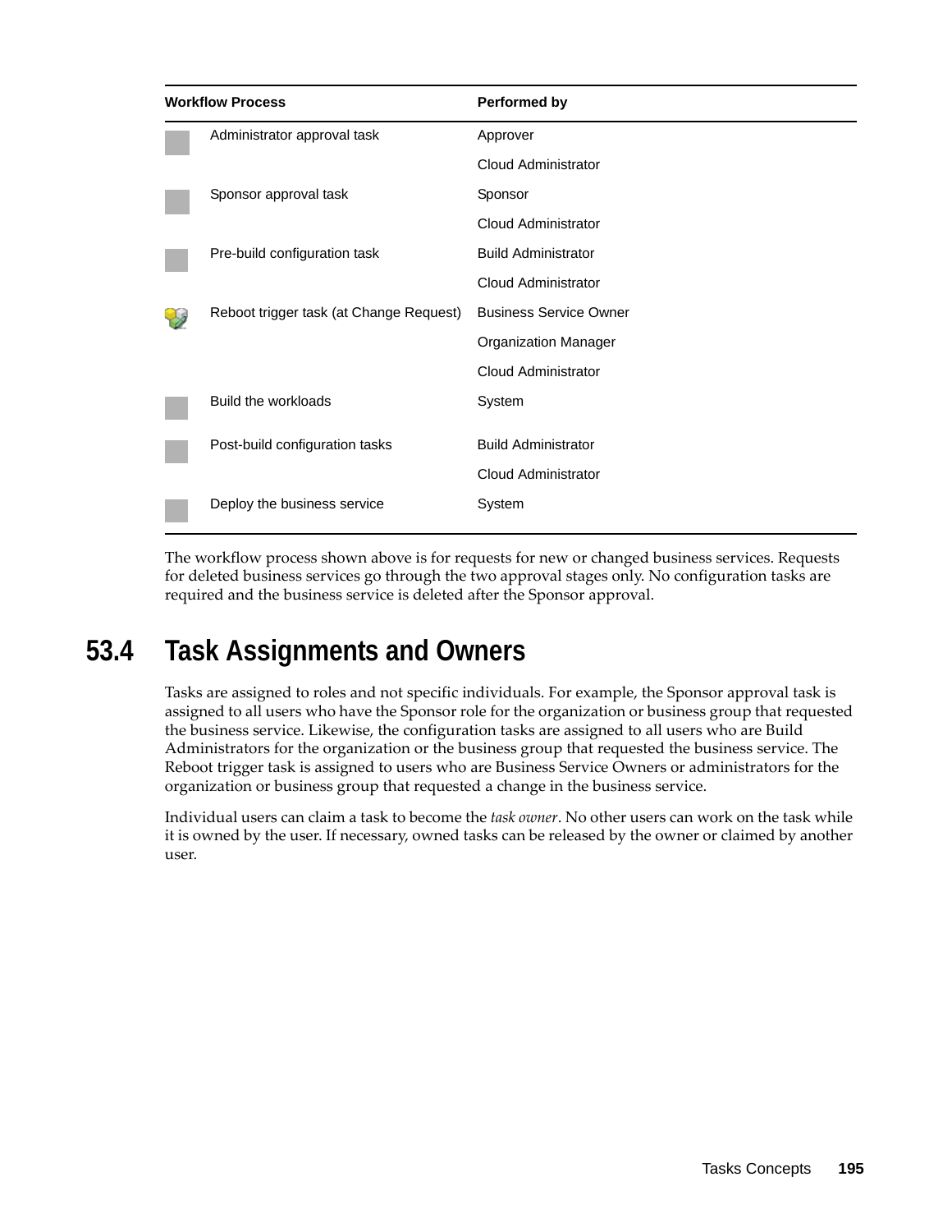| Workflow Process | Performed by |
| --- | --- |
| Administrator approval task | Approver |
| | Cloud Administrator |
| Sponsor approval task | Sponsor |
| | Cloud Administrator |
| Pre-build configuration task | Build Administrator |
| | Cloud Administrator |
| Reboot trigger task (at Change Request) | Business Service Owner |
| | Organization Manager |
| | Cloud Administrator |
| Build the workloads | System |
| Post-build configuration tasks | Build Administrator |
| | Cloud Administrator |
| Deploy the business service | System |

The workflow process shown above is for requests for new or changed business services. Requests for deleted business services go through the two approval stages only. No configuration tasks are required and the business service is deleted after the Sponsor approval.

## 53.4 Task Assignments and Owners

Tasks are assigned to roles and not specific individuals. For example, the Sponsor approval task is assigned to all users who have the Sponsor role for the organization or business group that requested the business service. Likewise, the configuration tasks are assigned to all users who are Build Administrators for the organization or the business group that requested the business service. The Reboot trigger task is assigned to users who are Business Service Owners or administrators for the organization or business group that requested a change in the business service.

Individual users can claim a task to become the *task owner*. No other users can work on the task while it is owned by the user. If necessary, owned tasks can be released by the owner or claimed by another user.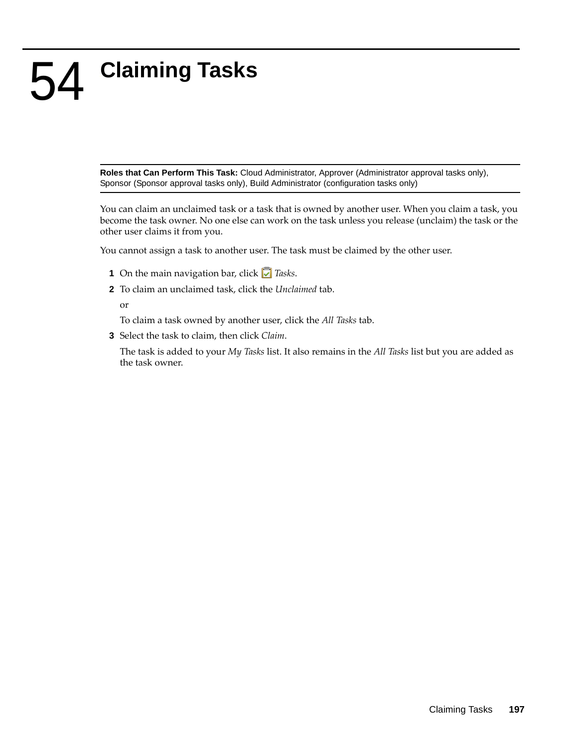# 54 Claiming Tasks

**Roles that Can Perform This Task:** Cloud Administrator, Approver (Administrator approval tasks only), Sponsor (Sponsor approval tasks only), Build Administrator (configuration tasks only)

You can claim an unclaimed task or a task that is owned by another user. When you claim a task, you become the task owner. No one else can work on the task unless you release (unclaim) the task or the other user claims it from you.

You cannot assign a task to another user. The task must be claimed by the other user.

1. On the main navigation bar, click *Tasks*.
2. To claim an unclaimed task, click the *Unclaimed* tab.

   or

   To claim a task owned by another user, click the *All Tasks* tab.
3. Select the task to claim, then click *Claim*.

   The task is added to your *My Tasks* list. It also remains in the *All Tasks* list but you are added as the task owner.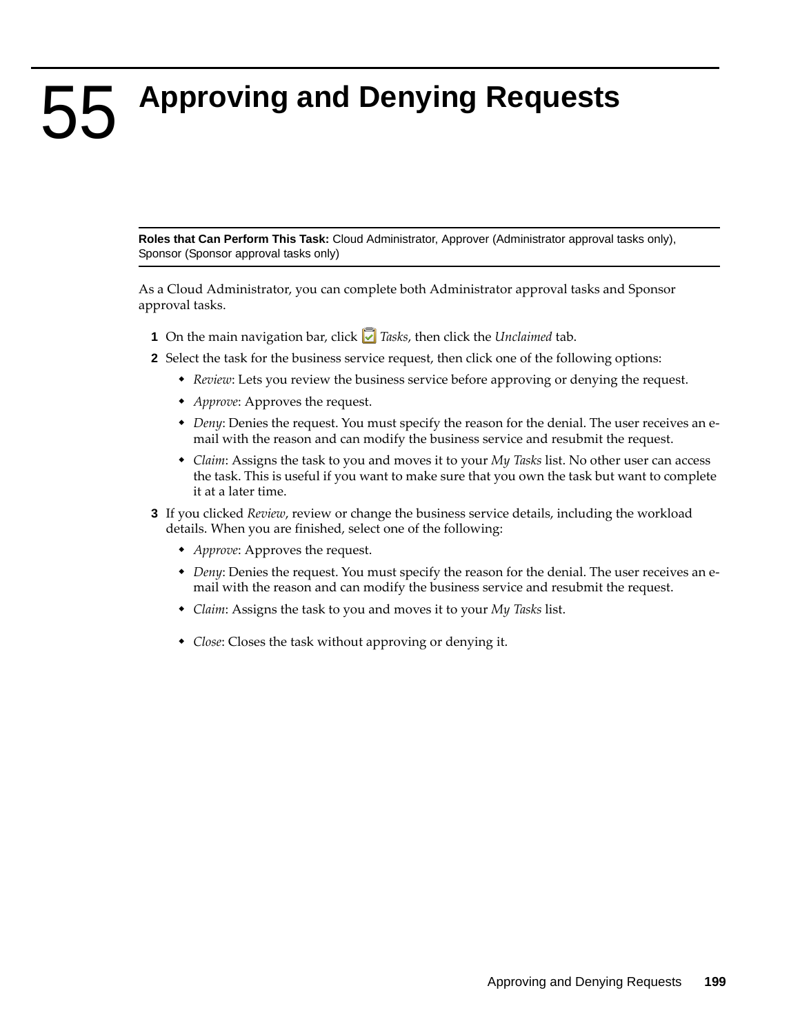# 55 Approving and Denying Requests

**Roles that Can Perform This Task:** Cloud Administrator, Approver (Administrator approval tasks only), Sponsor (Sponsor approval tasks only)

As a Cloud Administrator, you can complete both Administrator approval tasks and Sponsor approval tasks.

1. On the main navigation bar, click *Tasks*, then click the *Unclaimed* tab.
2. Select the task for the business service request, then click one of the following options:
   - *Review*: Lets you review the business service before approving or denying the request.
   - *Approve*: Approves the request.
   - *Deny*: Denies the request. You must specify the reason for the denial. The user receives an e-mail with the reason and can modify the business service and resubmit the request.
   - *Claim*: Assigns the task to you and moves it to your *My Tasks* list. No other user can access the task. This is useful if you want to make sure that you own the task but want to complete it at a later time.
3. If you clicked *Review*, review or change the business service details, including the workload details. When you are finished, select one of the following:
   - *Approve*: Approves the request.
   - *Deny*: Denies the request. You must specify the reason for the denial. The user receives an e-mail with the reason and can modify the business service and resubmit the request.
   - *Claim*: Assigns the task to you and moves it to your *My Tasks* list.
   - *Close*: Closes the task without approving or denying it.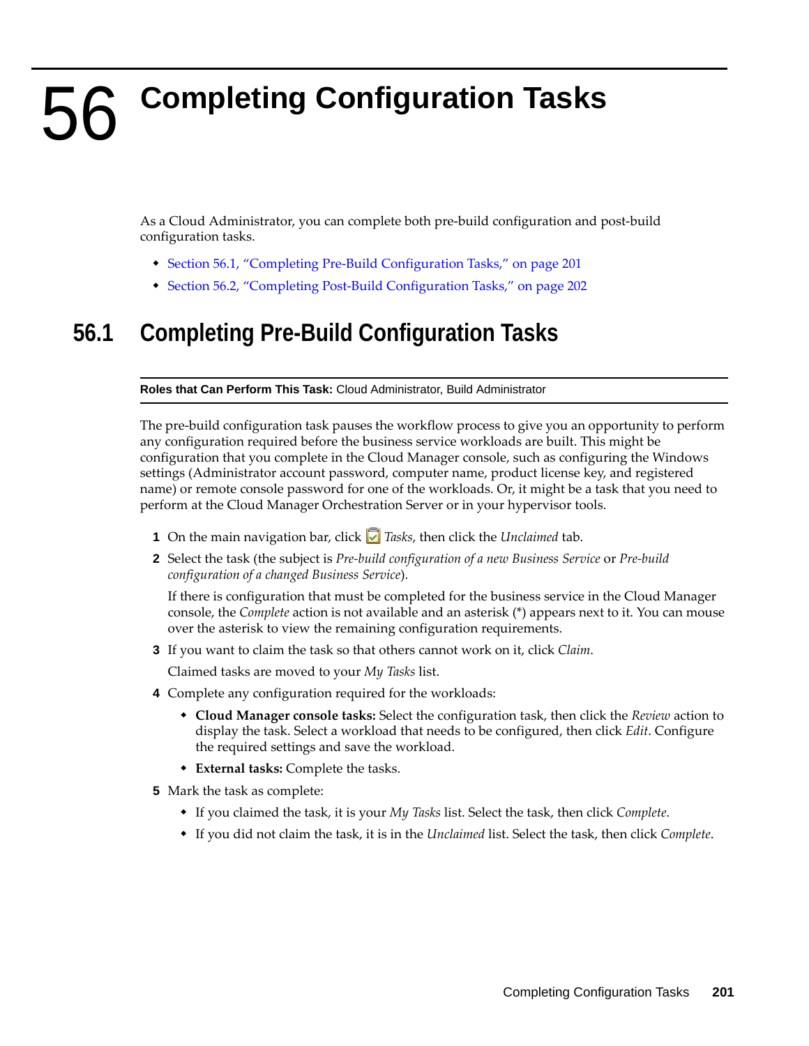# 56 Completing Configuration Tasks

As a Cloud Administrator, you can complete both pre-build configuration and post-build configuration tasks.

- Section 56.1, "Completing Pre-Build Configuration Tasks," on page 201
- Section 56.2, "Completing Post-Build Configuration Tasks," on page 202

## 56.1 Completing Pre-Build Configuration Tasks

**Roles that Can Perform This Task:** Cloud Administrator, Build Administrator

The pre-build configuration task pauses the workflow process to give you an opportunity to perform any configuration required before the business service workloads are built. This might be configuration that you complete in the Cloud Manager console, such as configuring the Windows settings (Administrator account password, computer name, product license key, and registered name) or remote console password for one of the workloads. Or, it might be a task that you need to perform at the Cloud Manager Orchestration Server or in your hypervisor tools.

1. On the main navigation bar, click *Tasks*, then click the *Unclaimed* tab.
2. Select the task (the subject is *Pre-build configuration of a new Business Service* or *Pre-build configuration of a changed Business Service*).

   If there is configuration that must be completed for the business service in the Cloud Manager console, the *Complete* action is not available and an asterisk (*) appears next to it. You can mouse over the asterisk to view the remaining configuration requirements.
3. If you want to claim the task so that others cannot work on it, click *Claim*.

   Claimed tasks are moved to your *My Tasks* list.
4. Complete any configuration required for the workloads:
   - **Cloud Manager console tasks:** Select the configuration task, then click the *Review* action to display the task. Select a workload that needs to be configured, then click *Edit*. Configure the required settings and save the workload.
   - **External tasks:** Complete the tasks.
5. Mark the task as complete:
   - If you claimed the task, it is your *My Tasks* list. Select the task, then click *Complete*.
   - If you did not claim the task, it is in the *Unclaimed* list. Select the task, then click *Complete*.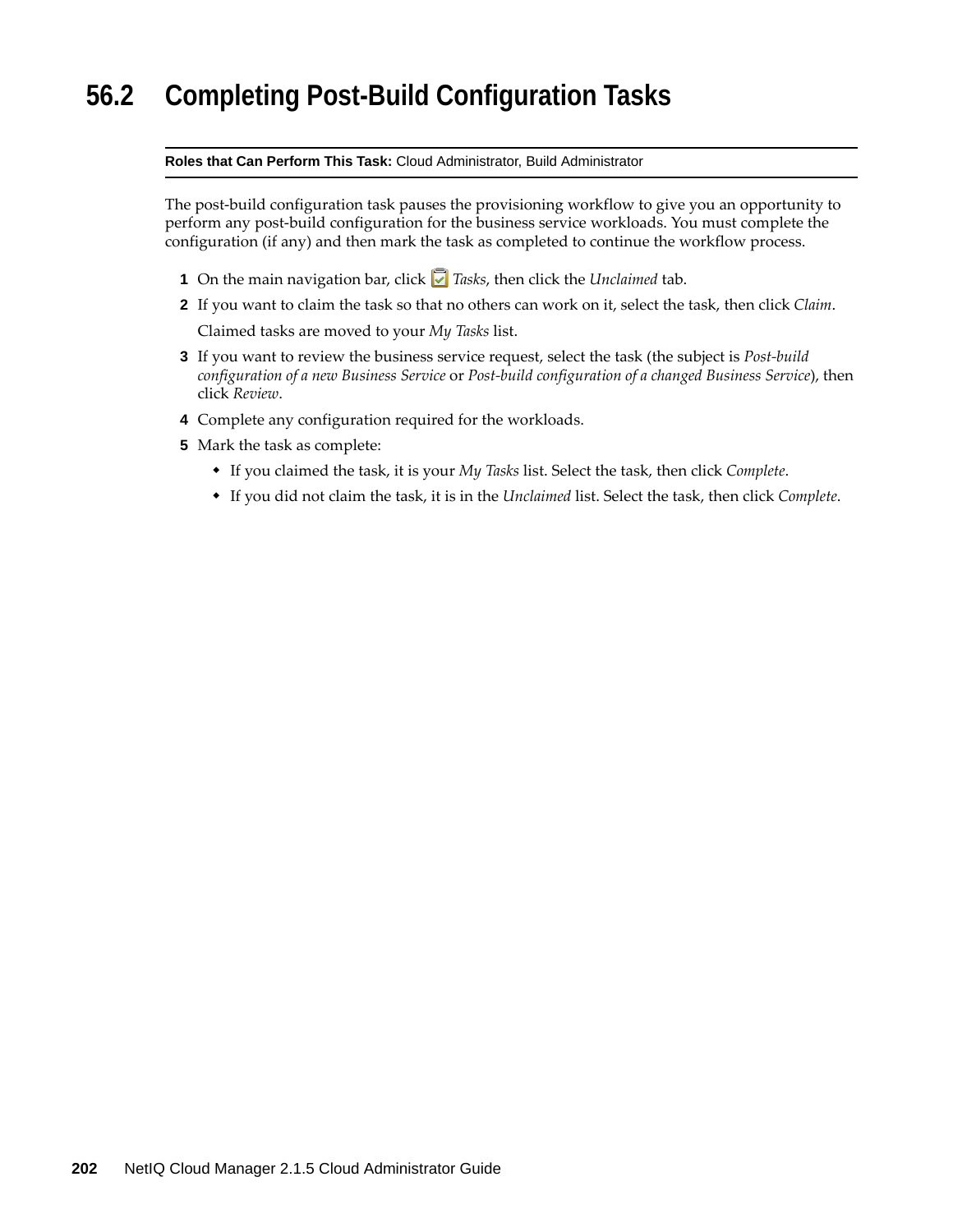## 56.2 Completing Post-Build Configuration Tasks

**Roles that Can Perform This Task:** Cloud Administrator, Build Administrator

The post-build configuration task pauses the provisioning workflow to give you an opportunity to perform any post-build configuration for the business service workloads. You must complete the configuration (if any) and then mark the task as completed to continue the workflow process.

1. On the main navigation bar, click *Tasks*, then click the *Unclaimed* tab.
2. If you want to claim the task so that no others can work on it, select the task, then click *Claim*.

   Claimed tasks are moved to your *My Tasks* list.
3. If you want to review the business service request, select the task (the subject is *Post-build configuration of a new Business Service* or *Post-build configuration of a changed Business Service*), then click *Review*.
4. Complete any configuration required for the workloads.
5. Mark the task as complete:
   - If you claimed the task, it is your *My Tasks* list. Select the task, then click *Complete*.
   - If you did not claim the task, it is in the *Unclaimed* list. Select the task, then click *Complete*.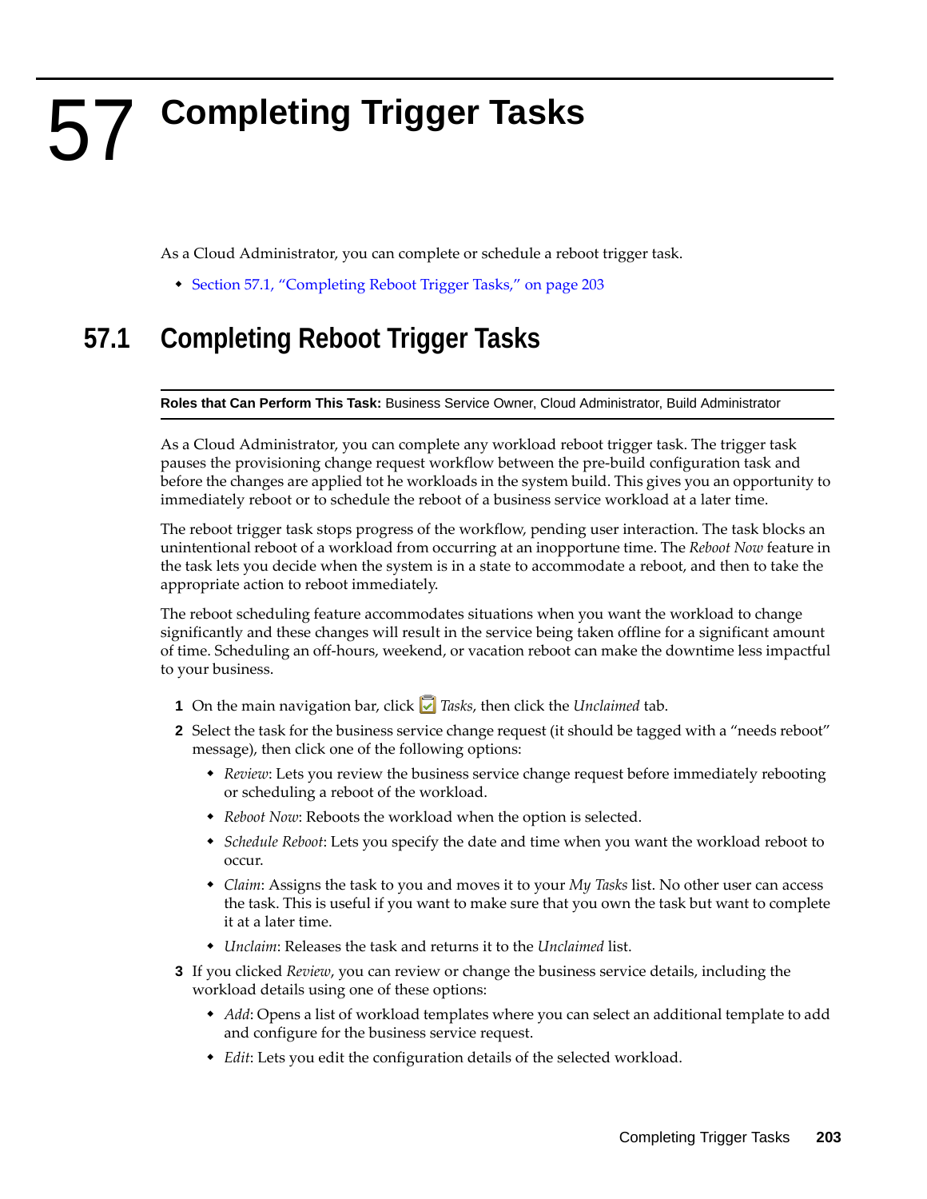# 57 Completing Trigger Tasks

As a Cloud Administrator, you can complete or schedule a reboot trigger task.

- Section 57.1, "Completing Reboot Trigger Tasks," on page 203

## 57.1 Completing Reboot Trigger Tasks

**Roles that Can Perform This Task:** Business Service Owner, Cloud Administrator, Build Administrator

As a Cloud Administrator, you can complete any workload reboot trigger task. The trigger task pauses the provisioning change request workflow between the pre-build configuration task and before the changes are applied tot he workloads in the system build. This gives you an opportunity to immediately reboot or to schedule the reboot of a business service workload at a later time.

The reboot trigger task stops progress of the workflow, pending user interaction. The task blocks an unintentional reboot of a workload from occurring at an inopportune time. The *Reboot Now* feature in the task lets you decide when the system is in a state to accommodate a reboot, and then to take the appropriate action to reboot immediately.

The reboot scheduling feature accommodates situations when you want the workload to change significantly and these changes will result in the service being taken offline for a significant amount of time. Scheduling an off-hours, weekend, or vacation reboot can make the downtime less impactful to your business.

1. On the main navigation bar, click *Tasks*, then click the *Unclaimed* tab.
2. Select the task for the business service change request (it should be tagged with a "needs reboot" message), then click one of the following options:
   - *Review*: Lets you review the business service change request before immediately rebooting or scheduling a reboot of the workload.
   - *Reboot Now*: Reboots the workload when the option is selected.
   - *Schedule Reboot*: Lets you specify the date and time when you want the workload reboot to occur.
   - *Claim*: Assigns the task to you and moves it to your *My Tasks* list. No other user can access the task. This is useful if you want to make sure that you own the task but want to complete it at a later time.
   - *Unclaim*: Releases the task and returns it to the *Unclaimed* list.
3. If you clicked *Review*, you can review or change the business service details, including the workload details using one of these options:
   - *Add*: Opens a list of workload templates where you can select an additional template to add and configure for the business service request.
   - *Edit*: Lets you edit the configuration details of the selected workload.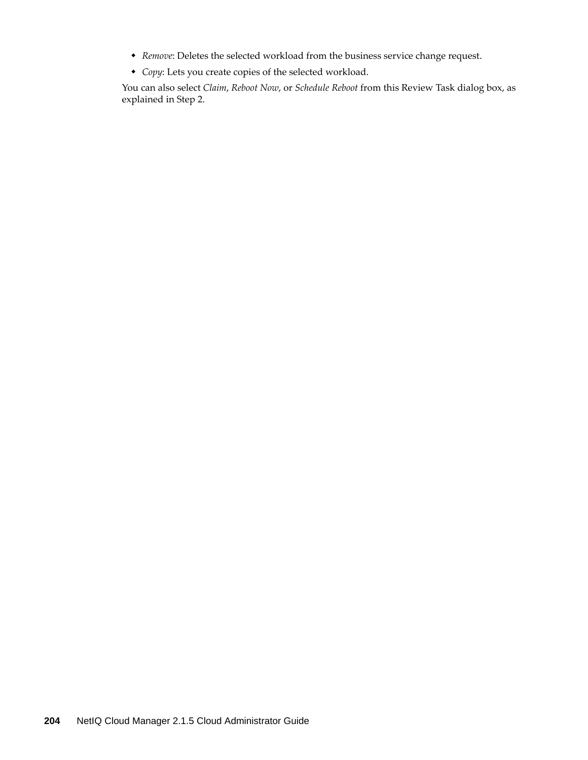- *Remove*: Deletes the selected workload from the business service change request.
- *Copy*: Lets you create copies of the selected workload.

You can also select *Claim*, *Reboot Now*, or *Schedule Reboot* from this Review Task dialog box, as explained in Step 2.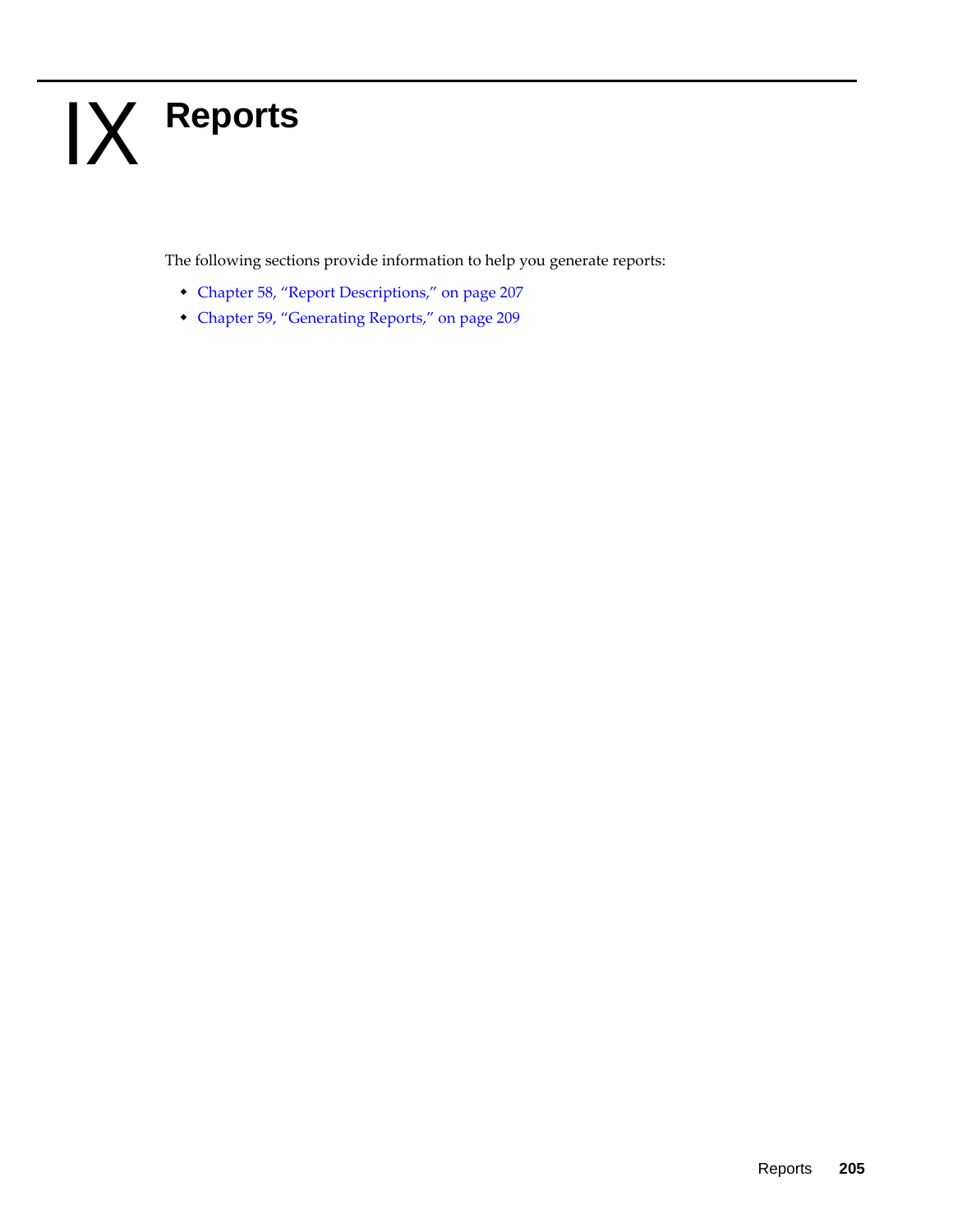# IX Reports

The following sections provide information to help you generate reports:

- Chapter 58, "Report Descriptions," on page 207
- Chapter 59, "Generating Reports," on page 209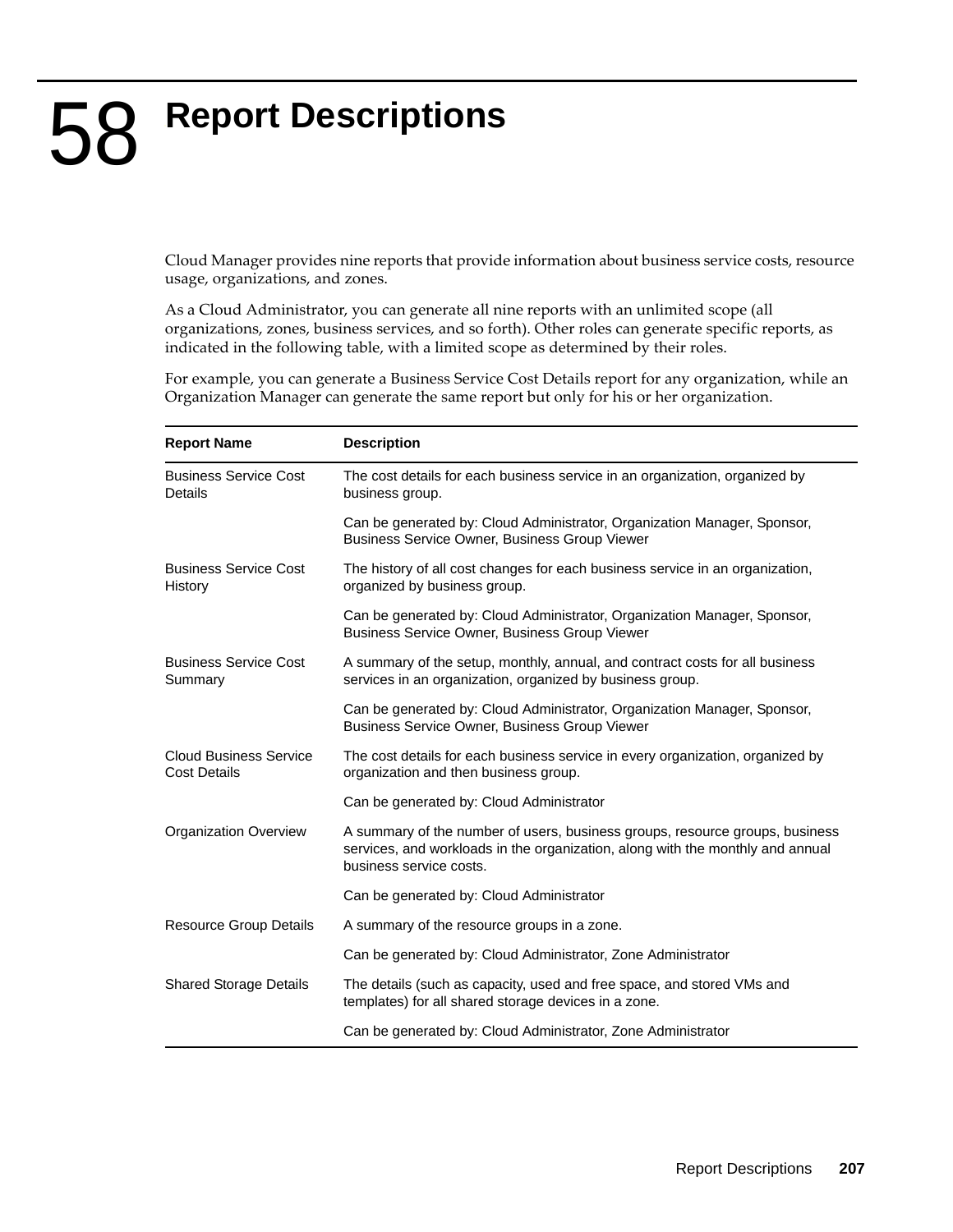# 58 Report Descriptions

Cloud Manager provides nine reports that provide information about business service costs, resource usage, organizations, and zones.

As a Cloud Administrator, you can generate all nine reports with an unlimited scope (all organizations, zones, business services, and so forth). Other roles can generate specific reports, as indicated in the following table, with a limited scope as determined by their roles.

For example, you can generate a Business Service Cost Details report for any organization, while an Organization Manager can generate the same report but only for his or her organization.

| Report Name | Description |
|---|---|
| Business Service Cost Details | The cost details for each business service in an organization, organized by business group.<br><br>Can be generated by: Cloud Administrator, Organization Manager, Sponsor, Business Service Owner, Business Group Viewer |
| Business Service Cost History | The history of all cost changes for each business service in an organization, organized by business group.<br><br>Can be generated by: Cloud Administrator, Organization Manager, Sponsor, Business Service Owner, Business Group Viewer |
| Business Service Cost Summary | A summary of the setup, monthly, annual, and contract costs for all business services in an organization, organized by business group.<br><br>Can be generated by: Cloud Administrator, Organization Manager, Sponsor, Business Service Owner, Business Group Viewer |
| Cloud Business Service Cost Details | The cost details for each business service in every organization, organized by organization and then business group.<br><br>Can be generated by: Cloud Administrator |
| Organization Overview | A summary of the number of users, business groups, resource groups, business services, and workloads in the organization, along with the monthly and annual business service costs.<br><br>Can be generated by: Cloud Administrator |
| Resource Group Details | A summary of the resource groups in a zone.<br><br>Can be generated by: Cloud Administrator, Zone Administrator |
| Shared Storage Details | The details (such as capacity, used and free space, and stored VMs and templates) for all shared storage devices in a zone.<br><br>Can be generated by: Cloud Administrator, Zone Administrator |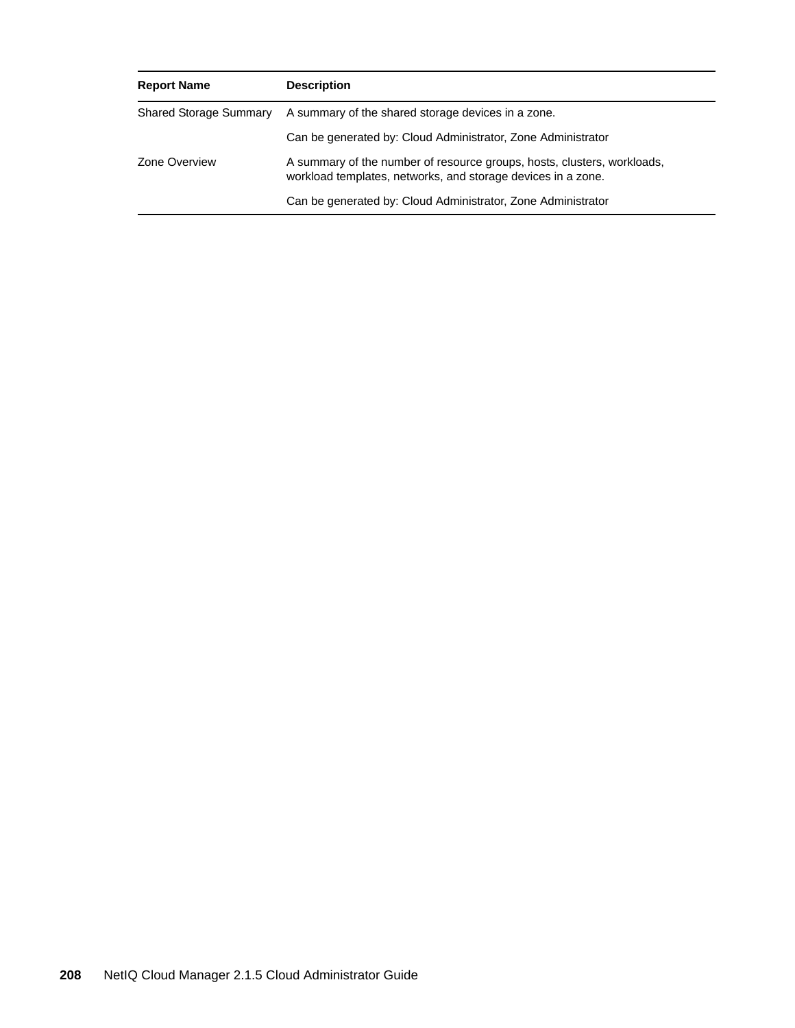| Report Name | Description |
|---|---|
| Shared Storage Summary | A summary of the shared storage devices in a zone. |
| | Can be generated by: Cloud Administrator, Zone Administrator |
| Zone Overview | A summary of the number of resource groups, hosts, clusters, workloads, workload templates, networks, and storage devices in a zone. |
| | Can be generated by: Cloud Administrator, Zone Administrator |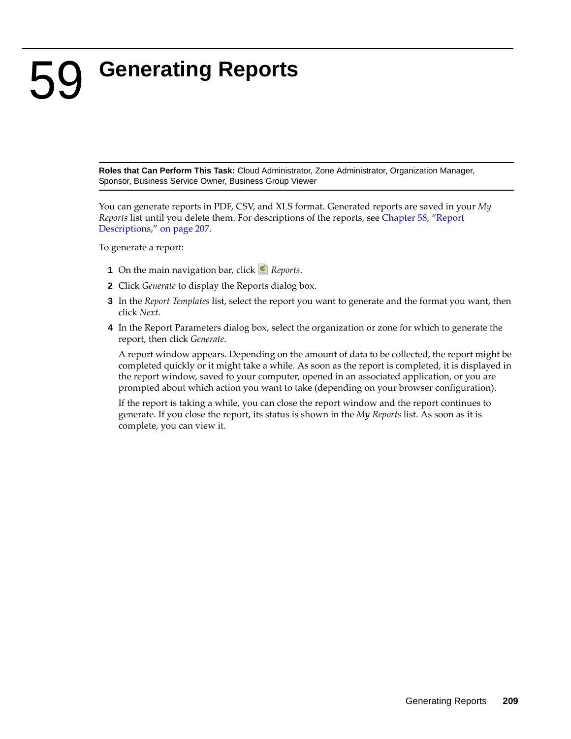# 59 Generating Reports

**Roles that Can Perform This Task:** Cloud Administrator, Zone Administrator, Organization Manager, Sponsor, Business Service Owner, Business Group Viewer

You can generate reports in PDF, CSV, and XLS format. Generated reports are saved in your *My Reports* list until you delete them. For descriptions of the reports, see Chapter 58, “Report Descriptions,” on page 207.

To generate a report:

1. On the main navigation bar, click *Reports*.
2. Click *Generate* to display the Reports dialog box.
3. In the *Report Templates* list, select the report you want to generate and the format you want, then click *Next*.
4. In the Report Parameters dialog box, select the organization or zone for which to generate the report, then click *Generate*.

   A report window appears. Depending on the amount of data to be collected, the report might be completed quickly or it might take a while. As soon as the report is completed, it is displayed in the report window, saved to your computer, opened in an associated application, or you are prompted about which action you want to take (depending on your browser configuration).

   If the report is taking a while, you can close the report window and the report continues to generate. If you close the report, its status is shown in the *My Reports* list. As soon as it is complete, you can view it.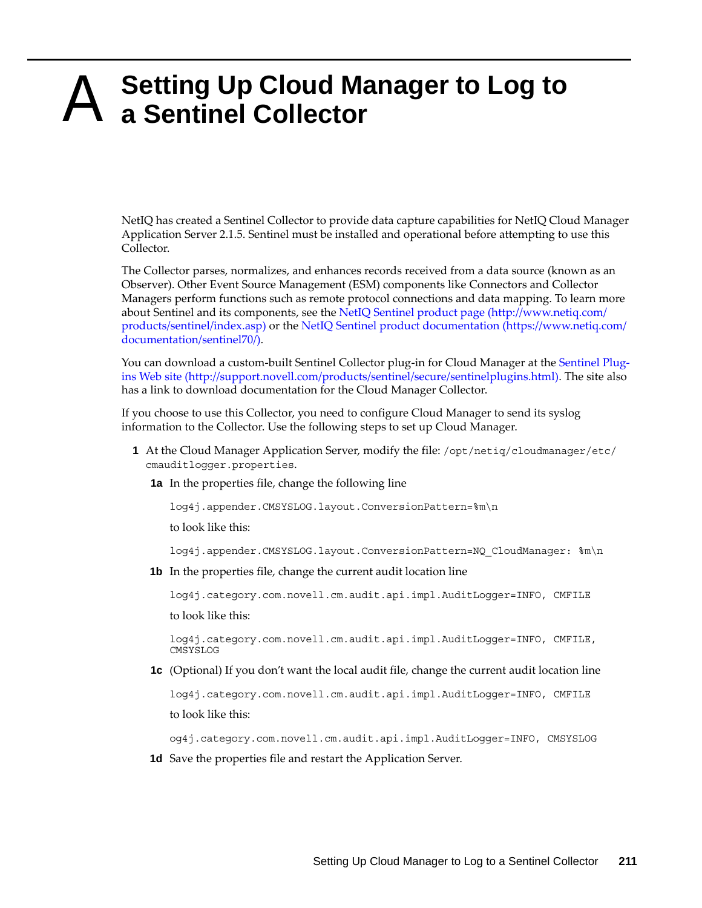# A Setting Up Cloud Manager to Log to a Sentinel Collector

NetIQ has created a Sentinel Collector to provide data capture capabilities for NetIQ Cloud Manager Application Server 2.1.5. Sentinel must be installed and operational before attempting to use this Collector.

The Collector parses, normalizes, and enhances records received from a data source (known as an Observer). Other Event Source Management (ESM) components like Connectors and Collector Managers perform functions such as remote protocol connections and data mapping. To learn more about Sentinel and its components, see the NetIQ Sentinel product page (http://www.netiq.com/products/sentinel/index.asp) or the NetIQ Sentinel product documentation (https://www.netiq.com/documentation/sentinel70/).

You can download a custom-built Sentinel Collector plug-in for Cloud Manager at the Sentinel Plug-ins Web site (http://support.novell.com/products/sentinel/secure/sentinelplugins.html). The site also has a link to download documentation for the Cloud Manager Collector.

If you choose to use this Collector, you need to configure Cloud Manager to send its syslog information to the Collector. Use the following steps to set up Cloud Manager.

**1** At the Cloud Manager Application Server, modify the file: `/opt/netiq/cloudmanager/etc/cmauditlogger.properties`.

**1a** In the properties file, change the following line

```
log4j.appender.CMSYSLOG.layout.ConversionPattern=%m\n
```

to look like this:

```
log4j.appender.CMSYSLOG.layout.ConversionPattern=NQ_CloudManager: %m\n
```

**1b** In the properties file, change the current audit location line

```
log4j.category.com.novell.cm.audit.api.impl.AuditLogger=INFO, CMFILE
```

to look like this:

```
log4j.category.com.novell.cm.audit.api.impl.AuditLogger=INFO, CMFILE,
CMSYSLOG
```

**1c** (Optional) If you don't want the local audit file, change the current audit location line

```
log4j.category.com.novell.cm.audit.api.impl.AuditLogger=INFO, CMFILE
```

to look like this:

```
og4j.category.com.novell.cm.audit.api.impl.AuditLogger=INFO, CMSYSLOG
```

**1d** Save the properties file and restart the Application Server.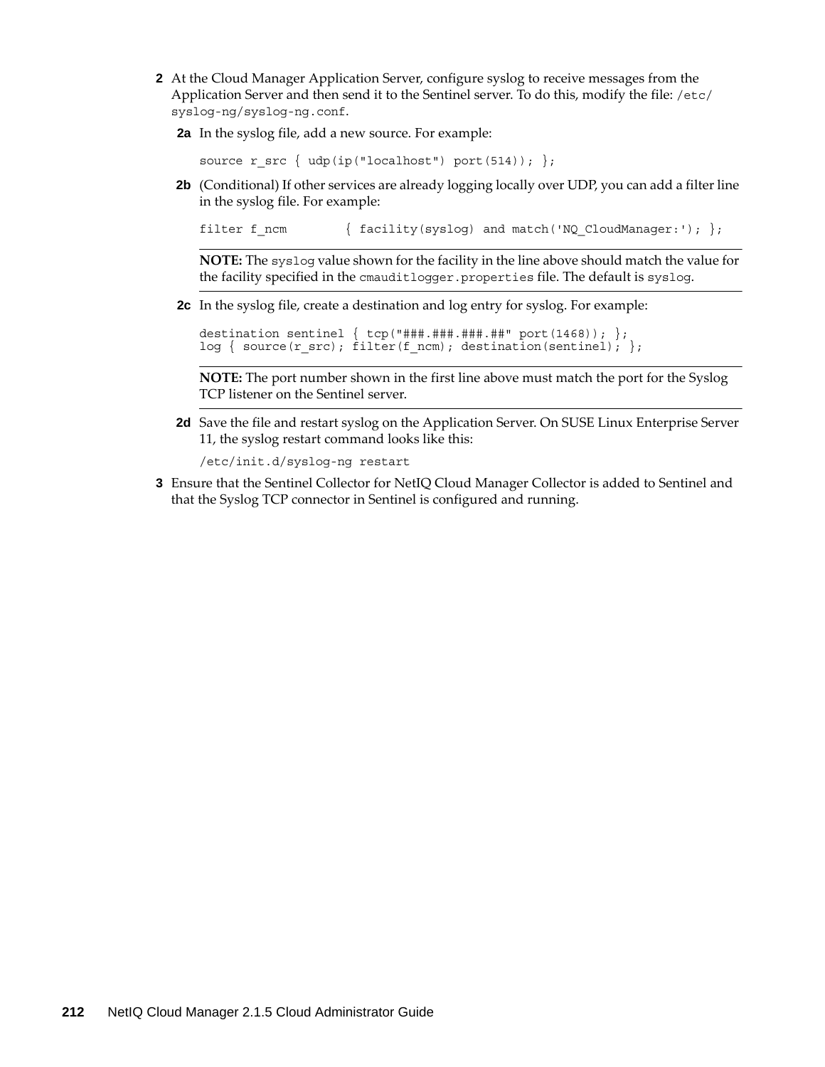2 At the Cloud Manager Application Server, configure syslog to receive messages from the Application Server and then send it to the Sentinel server. To do this, modify the file: `/etc/syslog-ng/syslog-ng.conf`.

   2a In the syslog file, add a new source. For example:

   ```
   source r_src { udp(ip("localhost") port(514)); };
   ```

   2b (Conditional) If other services are already logging locally over UDP, you can add a filter line in the syslog file. For example:

   ```
   filter f_ncm        { facility(syslog) and match('NQ_CloudManager:'); };
   ```

   **NOTE:** The `syslog` value shown for the facility in the line above should match the value for the facility specified in the `cmauditlogger.properties` file. The default is `syslog`.

   2c In the syslog file, create a destination and log entry for syslog. For example:

   ```
   destination sentinel { tcp("###.###.###.##" port(1468)); };
   log { source(r_src); filter(f_ncm); destination(sentinel); };
   ```

   **NOTE:** The port number shown in the first line above must match the port for the Syslog TCP listener on the Sentinel server.

   2d Save the file and restart syslog on the Application Server. On SUSE Linux Enterprise Server 11, the syslog restart command looks like this:

   ```
   /etc/init.d/syslog-ng restart
   ```

3 Ensure that the Sentinel Collector for NetIQ Cloud Manager Collector is added to Sentinel and that the Syslog TCP connector in Sentinel is configured and running.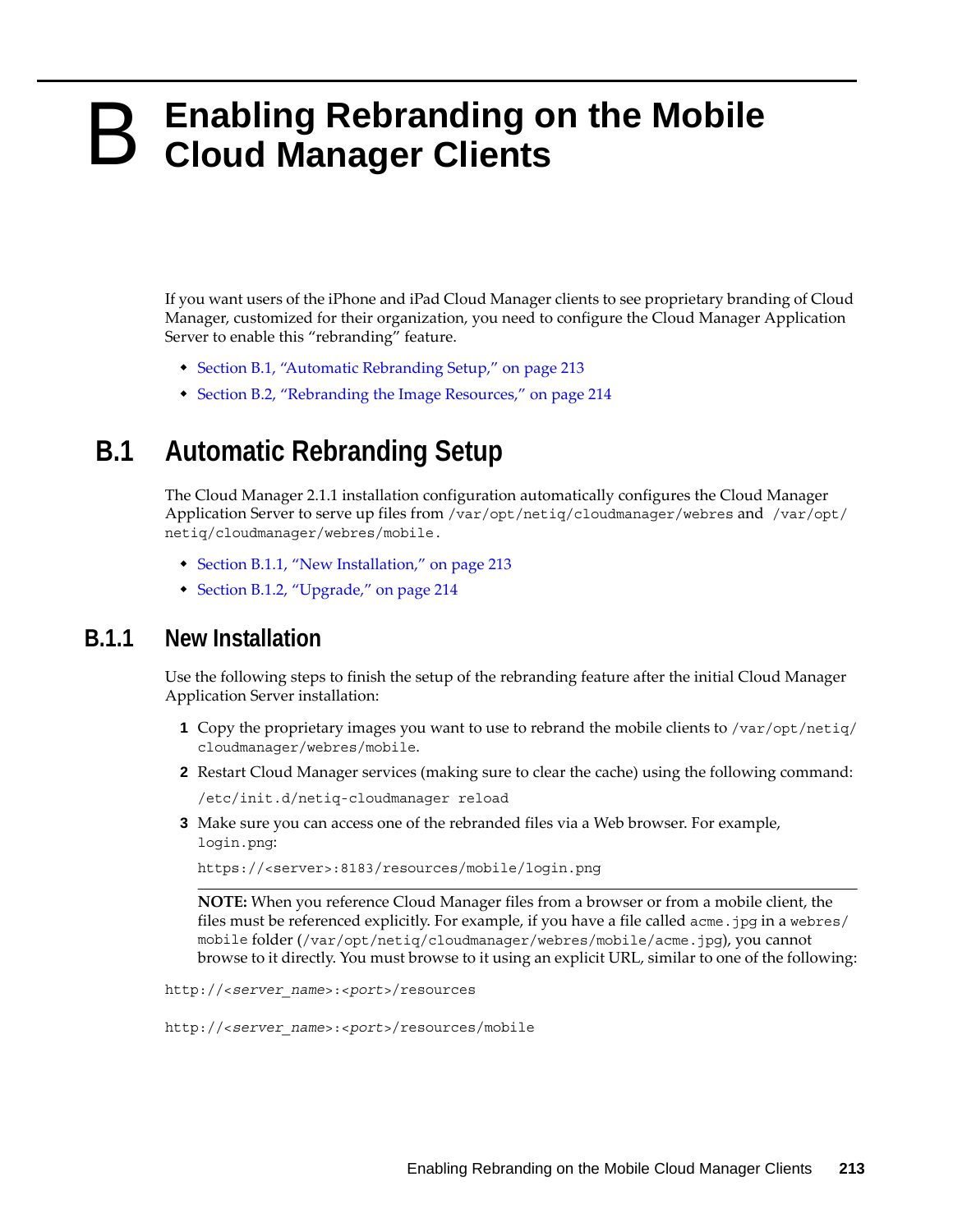# B Enabling Rebranding on the Mobile Cloud Manager Clients

If you want users of the iPhone and iPad Cloud Manager clients to see proprietary branding of Cloud Manager, customized for their organization, you need to configure the Cloud Manager Application Server to enable this "rebranding" feature.

- Section B.1, "Automatic Rebranding Setup," on page 213
- Section B.2, "Rebranding the Image Resources," on page 214

## B.1 Automatic Rebranding Setup

The Cloud Manager 2.1.1 installation configuration automatically configures the Cloud Manager Application Server to serve up files from `/var/opt/netiq/cloudmanager/webres` and `/var/opt/netiq/cloudmanager/webres/mobile`.

- Section B.1.1, "New Installation," on page 213
- Section B.1.2, "Upgrade," on page 214

### B.1.1 New Installation

Use the following steps to finish the setup of the rebranding feature after the initial Cloud Manager Application Server installation:

1. Copy the proprietary images you want to use to rebrand the mobile clients to `/var/opt/netiq/cloudmanager/webres/mobile`.
2. Restart Cloud Manager services (making sure to clear the cache) using the following command:

   ```
   /etc/init.d/netiq-cloudmanager reload
   ```

3. Make sure you can access one of the rebranded files via a Web browser. For example, `login.png`:

   ```
   https://<server>:8183/resources/mobile/login.png
   ```

   **NOTE:** When you reference Cloud Manager files from a browser or from a mobile client, the files must be referenced explicitly. For example, if you have a file called `acme.jpg` in a `webres/mobile` folder (`/var/opt/netiq/cloudmanager/webres/mobile/acme.jpg`), you cannot browse to it directly. You must browse to it using an explicit URL, similar to one of the following:

```
http://<server_name>:<port>/resources
```

```
http://<server_name>:<port>/resources/mobile
```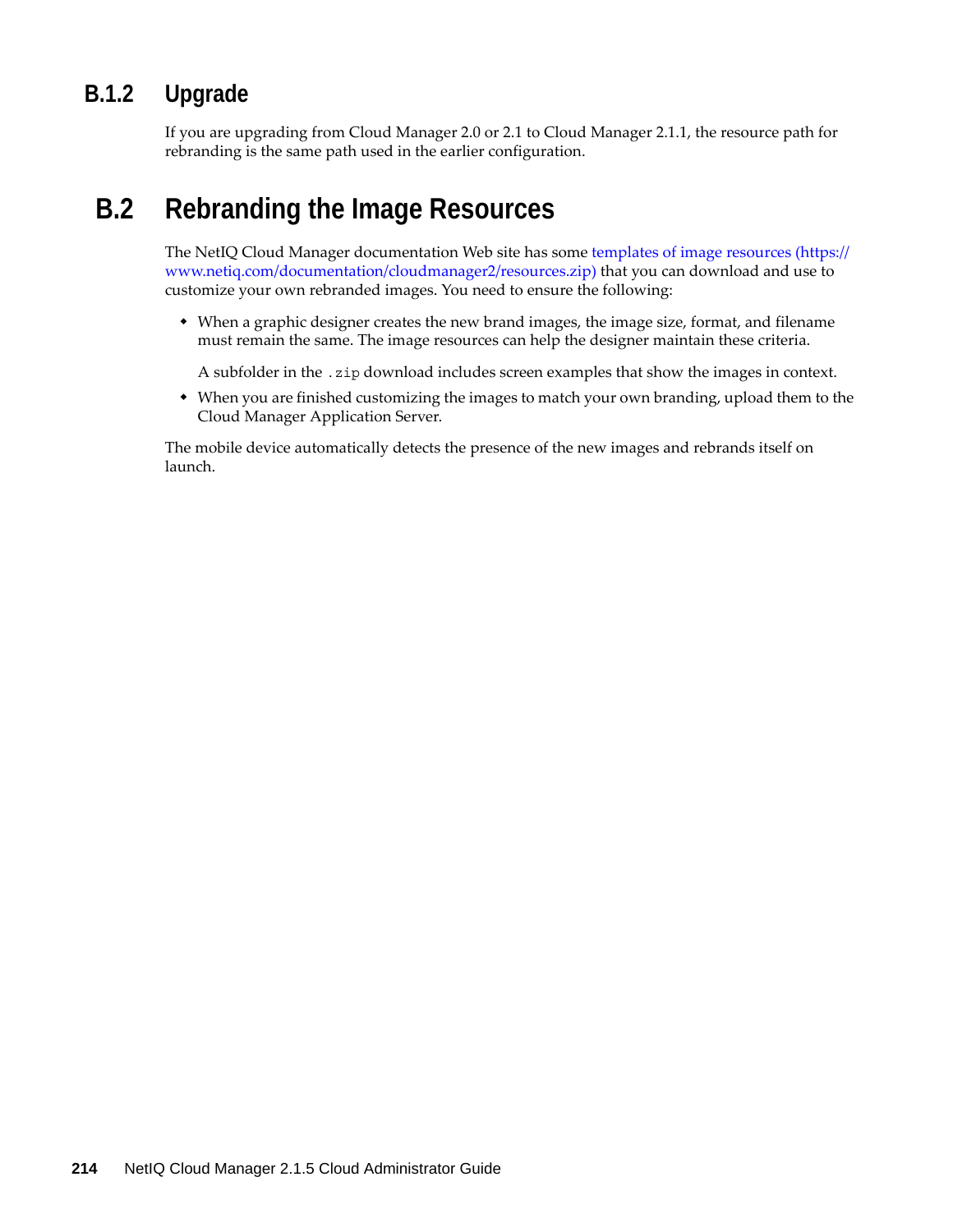### B.1.2 Upgrade

If you are upgrading from Cloud Manager 2.0 or 2.1 to Cloud Manager 2.1.1, the resource path for rebranding is the same path used in the earlier configuration.

## B.2 Rebranding the Image Resources

The NetIQ Cloud Manager documentation Web site has some templates of image resources (https://www.netiq.com/documentation/cloudmanager2/resources.zip) that you can download and use to customize your own rebranded images. You need to ensure the following:

- When a graphic designer creates the new brand images, the image size, format, and filename must remain the same. The image resources can help the designer maintain these criteria.

  A subfolder in the `.zip` download includes screen examples that show the images in context.
- When you are finished customizing the images to match your own branding, upload them to the Cloud Manager Application Server.

The mobile device automatically detects the presence of the new images and rebrands itself on launch.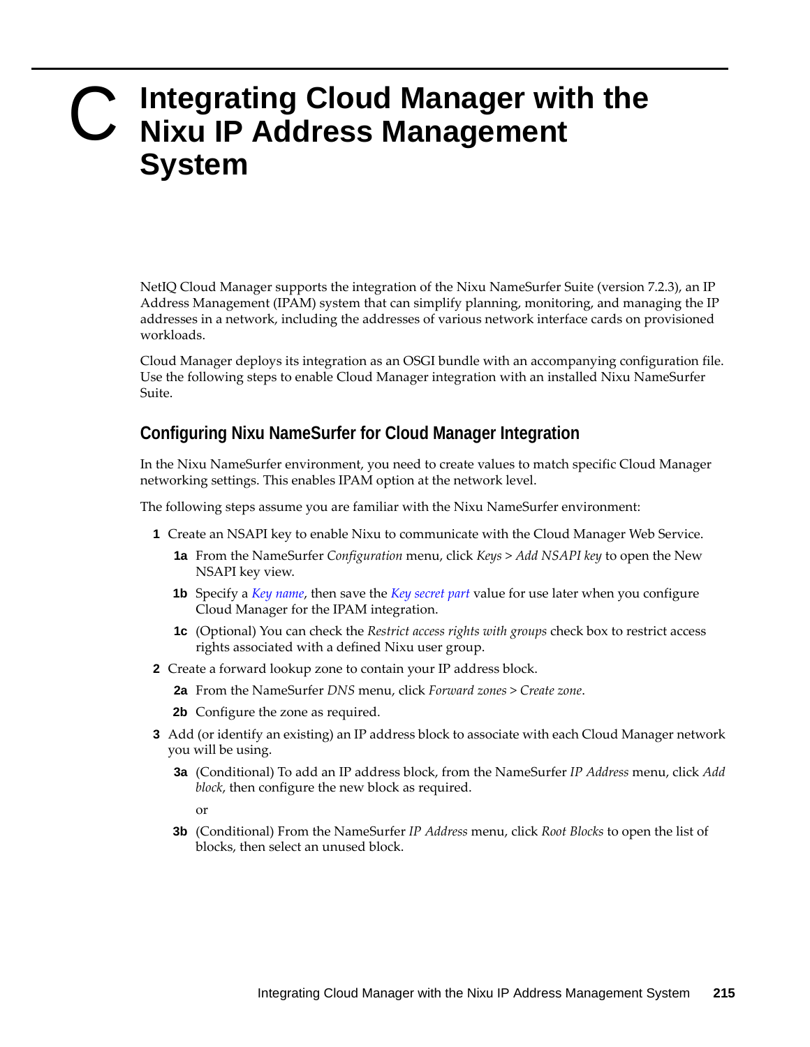# C Integrating Cloud Manager with the Nixu IP Address Management System

NetIQ Cloud Manager supports the integration of the Nixu NameSurfer Suite (version 7.2.3), an IP Address Management (IPAM) system that can simplify planning, monitoring, and managing the IP addresses in a network, including the addresses of various network interface cards on provisioned workloads.

Cloud Manager deploys its integration as an OSGI bundle with an accompanying configuration file. Use the following steps to enable Cloud Manager integration with an installed Nixu NameSurfer Suite.

## Configuring Nixu NameSurfer for Cloud Manager Integration

In the Nixu NameSurfer environment, you need to create values to match specific Cloud Manager networking settings. This enables IPAM option at the network level.

The following steps assume you are familiar with the Nixu NameSurfer environment:

1. Create an NSAPI key to enable Nixu to communicate with the Cloud Manager Web Service.
   - **1a** From the NameSurfer *Configuration* menu, click *Keys* > *Add NSAPI key* to open the New NSAPI key view.
   - **1b** Specify a *Key name*, then save the *Key secret part* value for use later when you configure Cloud Manager for the IPAM integration.
   - **1c** (Optional) You can check the *Restrict access rights with groups* check box to restrict access rights associated with a defined Nixu user group.
2. Create a forward lookup zone to contain your IP address block.
   - **2a** From the NameSurfer *DNS* menu, click *Forward zones* > *Create zone*.
   - **2b** Configure the zone as required.
3. Add (or identify an existing) an IP address block to associate with each Cloud Manager network you will be using.
   - **3a** (Conditional) To add an IP address block, from the NameSurfer *IP Address* menu, click *Add block*, then configure the new block as required.

     or
   - **3b** (Conditional) From the NameSurfer *IP Address* menu, click *Root Blocks* to open the list of blocks, then select an unused block.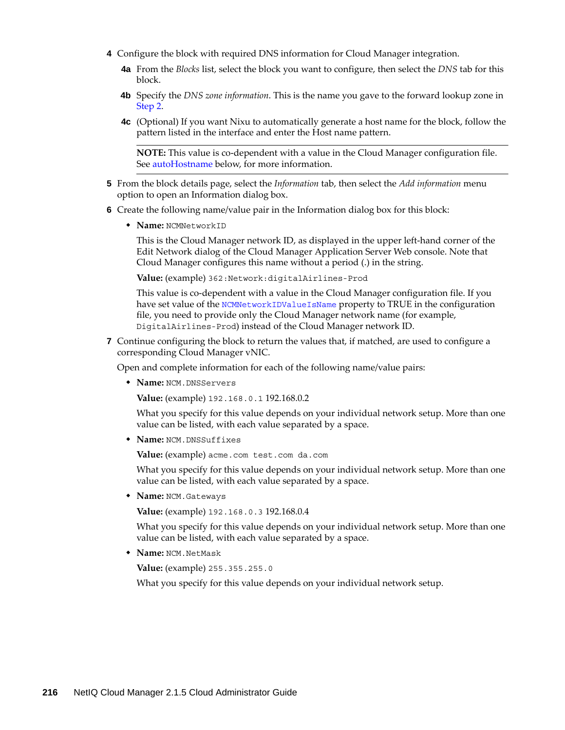4 Configure the block with required DNS information for Cloud Manager integration.

   4a From the *Blocks* list, select the block you want to configure, then select the *DNS* tab for this block.

   4b Specify the *DNS zone information*. This is the name you gave to the forward lookup zone in Step 2.

   4c (Optional) If you want Nixu to automatically generate a host name for the block, follow the pattern listed in the interface and enter the Host name pattern.

   ---

   **NOTE:** This value is co-dependent with a value in the Cloud Manager configuration file. See autoHostname below, for more information.

   ---

5 From the block details page, select the *Information* tab, then select the *Add information* menu option to open an Information dialog box.

6 Create the following name/value pair in the Information dialog box for this block:

   - **Name:** `NCMNetworkID`

     This is the Cloud Manager network ID, as displayed in the upper left-hand corner of the Edit Network dialog of the Cloud Manager Application Server Web console. Note that Cloud Manager configures this name without a period (.) in the string.

     **Value:** (example) `362:Network:digitalAirlines-Prod`

     This value is co-dependent with a value in the Cloud Manager configuration file. If you have set value of the `NCMNetworkIDValueIsName` property to TRUE in the configuration file, you need to provide only the Cloud Manager network name (for example, `DigitalAirlines-Prod`) instead of the Cloud Manager network ID.

7 Continue configuring the block to return the values that, if matched, are used to configure a corresponding Cloud Manager vNIC.

   Open and complete information for each of the following name/value pairs:

   - **Name:** `NCM.DNSServers`

     **Value:** (example) `192.168.0.1` 192.168.0.2

     What you specify for this value depends on your individual network setup. More than one value can be listed, with each value separated by a space.

   - **Name:** `NCM.DNSSuffixes`

     **Value:** (example) `acme.com test.com da.com`

     What you specify for this value depends on your individual network setup. More than one value can be listed, with each value separated by a space.

   - **Name:** `NCM.Gateways`

     **Value:** (example) `192.168.0.3` 192.168.0.4

     What you specify for this value depends on your individual network setup. More than one value can be listed, with each value separated by a space.

   - **Name:** `NCM.NetMask`

     **Value:** (example) `255.355.255.0`

     What you specify for this value depends on your individual network setup.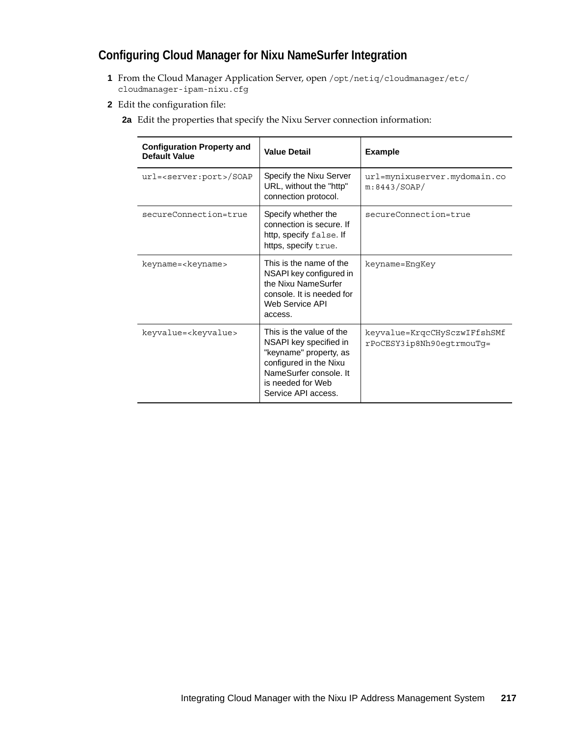### Configuring Cloud Manager for Nixu NameSurfer Integration

**1** From the Cloud Manager Application Server, open `/opt/netiq/cloudmanager/etc/cloudmanager-ipam-nixu.cfg`

**2** Edit the configuration file:

**2a** Edit the properties that specify the Nixu Server connection information:

| Configuration Property and Default Value | Value Detail | Example |
| --- | --- | --- |
| `url=<server:port>/SOAP` | Specify the Nixu Server URL, without the "http" connection protocol. | `url=mynixuserver.mydomain.com:8443/SOAP/` |
| `secureConnection=true` | Specify whether the connection is secure. If http, specify `false`. If https, specify `true`. | `secureConnection=true` |
| `keyname=<keyname>` | This is the name of the NSAPI key configured in the Nixu NameSurfer console. It is needed for Web Service API access. | `keyname=EngKey` |
| `keyvalue=<keyvalue>` | This is the value of the NSAPI key specified in "keyname" property, as configured in the Nixu NameSurfer console. It is needed for Web Service API access. | `keyvalue=KrqcCHySczwIFfshSMfrPoCESY3ip8Nh90egtrmouTg=` |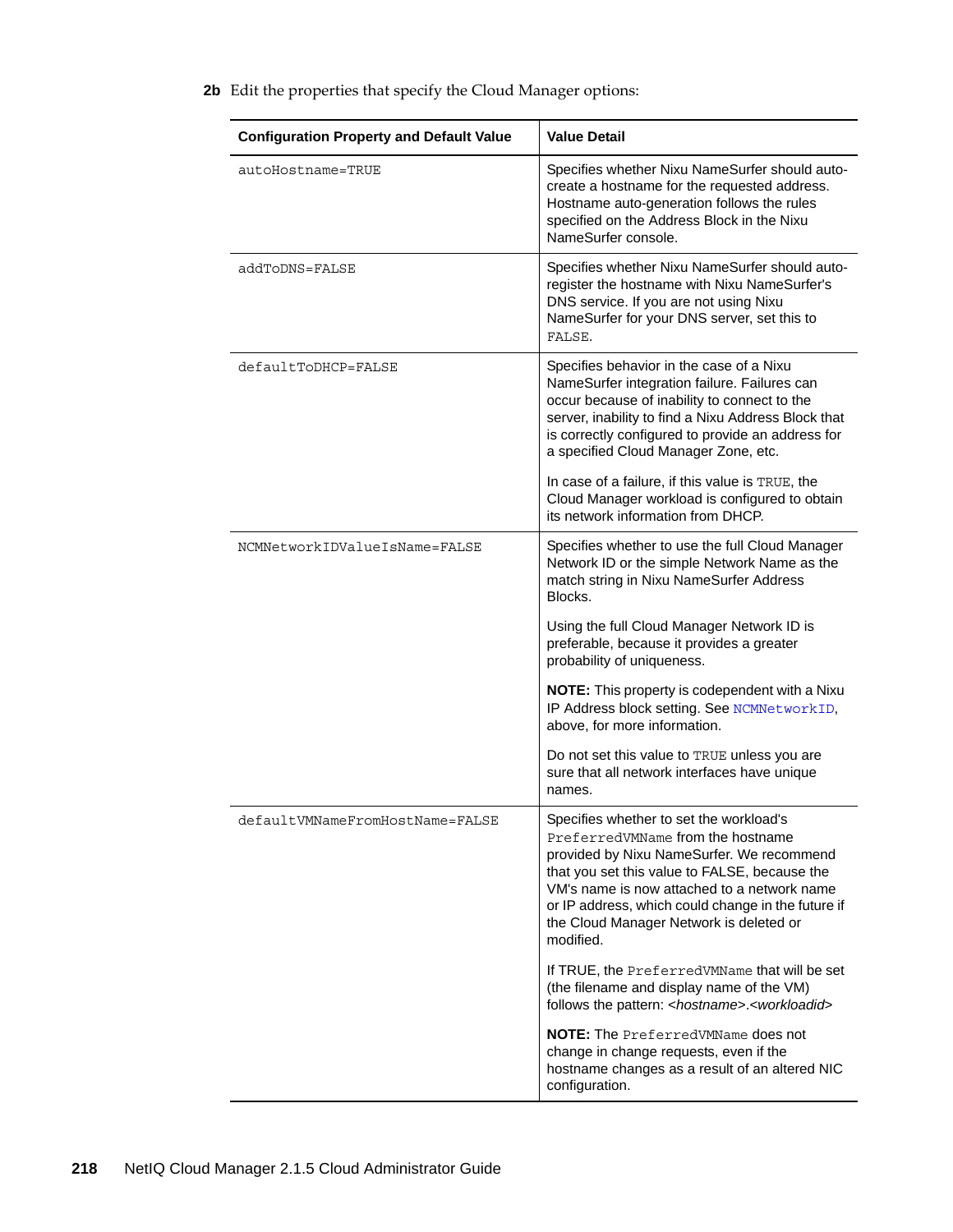**2b** Edit the properties that specify the Cloud Manager options:

| Configuration Property and Default Value | Value Detail |
| --- | --- |
| `autoHostname=TRUE` | Specifies whether Nixu NameSurfer should auto-create a hostname for the requested address. Hostname auto-generation follows the rules specified on the Address Block in the Nixu NameSurfer console. |
| `addToDNS=FALSE` | Specifies whether Nixu NameSurfer should auto-register the hostname with Nixu NameSurfer's DNS service. If you are not using Nixu NameSurfer for your DNS server, set this to `FALSE`. |
| `defaultToDHCP=FALSE` | Specifies behavior in the case of a Nixu NameSurfer integration failure. Failures can occur because of inability to connect to the server, inability to find a Nixu Address Block that is correctly configured to provide an address for a specified Cloud Manager Zone, etc.<br><br>In case of a failure, if this value is `TRUE`, the Cloud Manager workload is configured to obtain its network information from DHCP. |
| `NCMNetworkIDValueIsName=FALSE` | Specifies whether to use the full Cloud Manager Network ID or the simple Network Name as the match string in Nixu NameSurfer Address Blocks.<br><br>Using the full Cloud Manager Network ID is preferable, because it provides a greater probability of uniqueness.<br><br>**NOTE:** This property is codependent with a Nixu IP Address block setting. See `NCMNetworkID`, above, for more information.<br><br>Do not set this value to `TRUE` unless you are sure that all network interfaces have unique names. |
| `defaultVMNameFromHostName=FALSE` | Specifies whether to set the workload's `PreferredVMName` from the hostname provided by Nixu NameSurfer. We recommend that you set this value to FALSE, because the VM's name is now attached to a network name or IP address, which could change in the future if the Cloud Manager Network is deleted or modified.<br><br>If TRUE, the `PreferredVMName` that will be set (the filename and display name of the VM) follows the pattern: *<hostname>*.*<workloadid>*<br><br>**NOTE:** The `PreferredVMName` does not change in change requests, even if the hostname changes as a result of an altered NIC configuration. |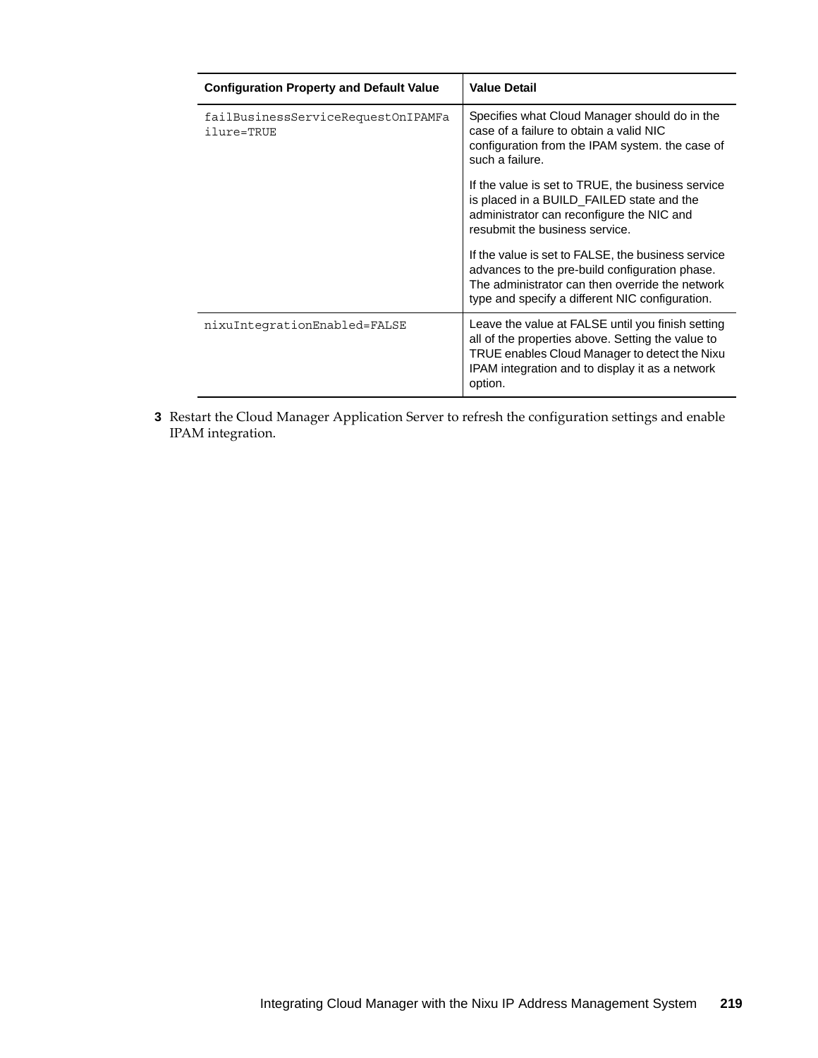| Configuration Property and Default Value | Value Detail |
|---|---|
| `failBusinessServiceRequestOnIPAMFailure=TRUE` | Specifies what Cloud Manager should do in the case of a failure to obtain a valid NIC configuration from the IPAM system. the case of such a failure.<br><br>If the value is set to TRUE, the business service is placed in a BUILD_FAILED state and the administrator can reconfigure the NIC and resubmit the business service.<br><br>If the value is set to FALSE, the business service advances to the pre-build configuration phase. The administrator can then override the network type and specify a different NIC configuration. |
| `nixuIntegrationEnabled=FALSE` | Leave the value at FALSE until you finish setting all of the properties above. Setting the value to TRUE enables Cloud Manager to detect the Nixu IPAM integration and to display it as a network option. |

**3** Restart the Cloud Manager Application Server to refresh the configuration settings and enable IPAM integration.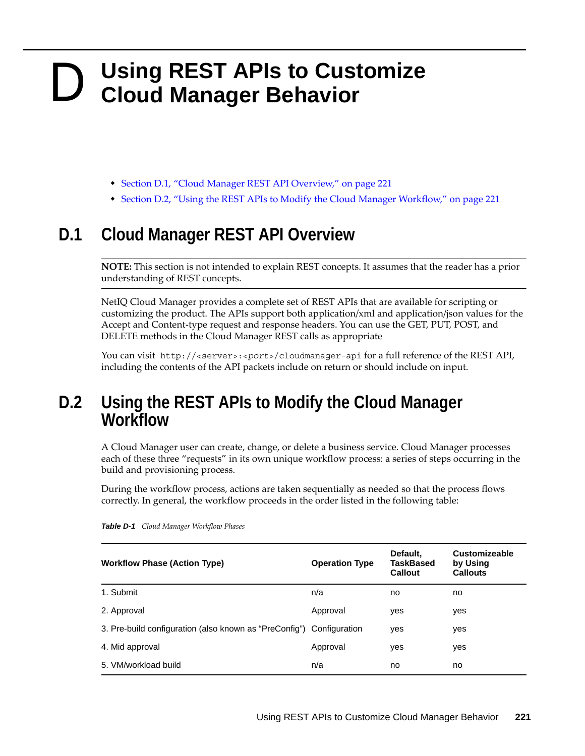# D Using REST APIs to Customize Cloud Manager Behavior

- Section D.1, “Cloud Manager REST API Overview,” on page 221
- Section D.2, “Using the REST APIs to Modify the Cloud Manager Workflow,” on page 221

## D.1 Cloud Manager REST API Overview

**NOTE:** This section is not intended to explain REST concepts. It assumes that the reader has a prior understanding of REST concepts.

NetIQ Cloud Manager provides a complete set of REST APIs that are available for scripting or customizing the product. The APIs support both application/xml and application/json values for the Accept and Content-type request and response headers. You can use the GET, PUT, POST, and DELETE methods in the Cloud Manager REST calls as appropriate

You can visit `http://<server>:<port>/cloudmanager-api` for a full reference of the REST API, including the contents of the API packets include on return or should include on input.

## D.2 Using the REST APIs to Modify the Cloud Manager Workflow

A Cloud Manager user can create, change, or delete a business service. Cloud Manager processes each of these three “requests” in its own unique workflow process: a series of steps occurring in the build and provisioning process.

During the workflow process, actions are taken sequentially as needed so that the process flows correctly. In general, the workflow proceeds in the order listed in the following table:

***Table D-1*** *Cloud Manager Workflow Phases*

| Workflow Phase (Action Type) | Operation Type | Default, TaskBased Callout | Customizeable by Using Callouts |
|---|---|---|---|
| 1. Submit | n/a | no | no |
| 2. Approval | Approval | yes | yes |
| 3. Pre-build configuration (also known as “PreConfig”) | Configuration | yes | yes |
| 4. Mid approval | Approval | yes | yes |
| 5. VM/workload build | n/a | no | no |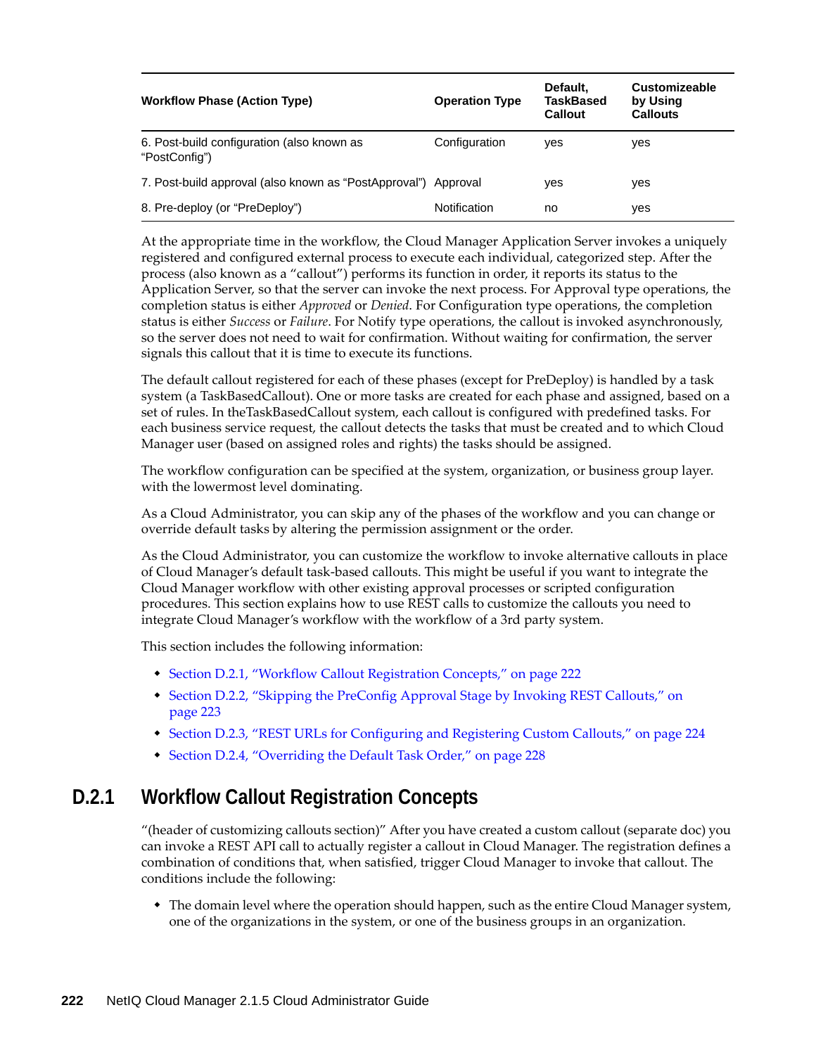| Workflow Phase (Action Type) | Operation Type | Default, TaskBased Callout | Customizeable by Using Callouts |
|---|---|---|---|
| 6. Post-build configuration (also known as “PostConfig”) | Configuration | yes | yes |
| 7. Post-build approval (also known as “PostApproval”) | Approval | yes | yes |
| 8. Pre-deploy (or “PreDeploy”) | Notification | no | yes |

At the appropriate time in the workflow, the Cloud Manager Application Server invokes a uniquely registered and configured external process to execute each individual, categorized step. After the process (also known as a “callout”) performs its function in order, it reports its status to the Application Server, so that the server can invoke the next process. For Approval type operations, the completion status is either *Approved* or *Denied*. For Configuration type operations, the completion status is either *Success* or *Failure*. For Notify type operations, the callout is invoked asynchronously, so the server does not need to wait for confirmation. Without waiting for confirmation, the server signals this callout that it is time to execute its functions.

The default callout registered for each of these phases (except for PreDeploy) is handled by a task system (a TaskBasedCallout). One or more tasks are created for each phase and assigned, based on a set of rules. In theTaskBasedCallout system, each callout is configured with predefined tasks. For each business service request, the callout detects the tasks that must be created and to which Cloud Manager user (based on assigned roles and rights) the tasks should be assigned.

The workflow configuration can be specified at the system, organization, or business group layer. with the lowermost level dominating.

As a Cloud Administrator, you can skip any of the phases of the workflow and you can change or override default tasks by altering the permission assignment or the order.

As the Cloud Administrator, you can customize the workflow to invoke alternative callouts in place of Cloud Manager’s default task-based callouts. This might be useful if you want to integrate the Cloud Manager workflow with other existing approval processes or scripted configuration procedures. This section explains how to use REST calls to customize the callouts you need to integrate Cloud Manager’s workflow with the workflow of a 3rd party system.

This section includes the following information:

- Section D.2.1, “Workflow Callout Registration Concepts,” on page 222
- Section D.2.2, “Skipping the PreConfig Approval Stage by Invoking REST Callouts,” on page 223
- Section D.2.3, “REST URLs for Configuring and Registering Custom Callouts,” on page 224
- Section D.2.4, “Overriding the Default Task Order,” on page 228

## D.2.1 Workflow Callout Registration Concepts

“(header of customizing callouts section)” After you have created a custom callout (separate doc) you can invoke a REST API call to actually register a callout in Cloud Manager. The registration defines a combination of conditions that, when satisfied, trigger Cloud Manager to invoke that callout. The conditions include the following:

- The domain level where the operation should happen, such as the entire Cloud Manager system, one of the organizations in the system, or one of the business groups in an organization.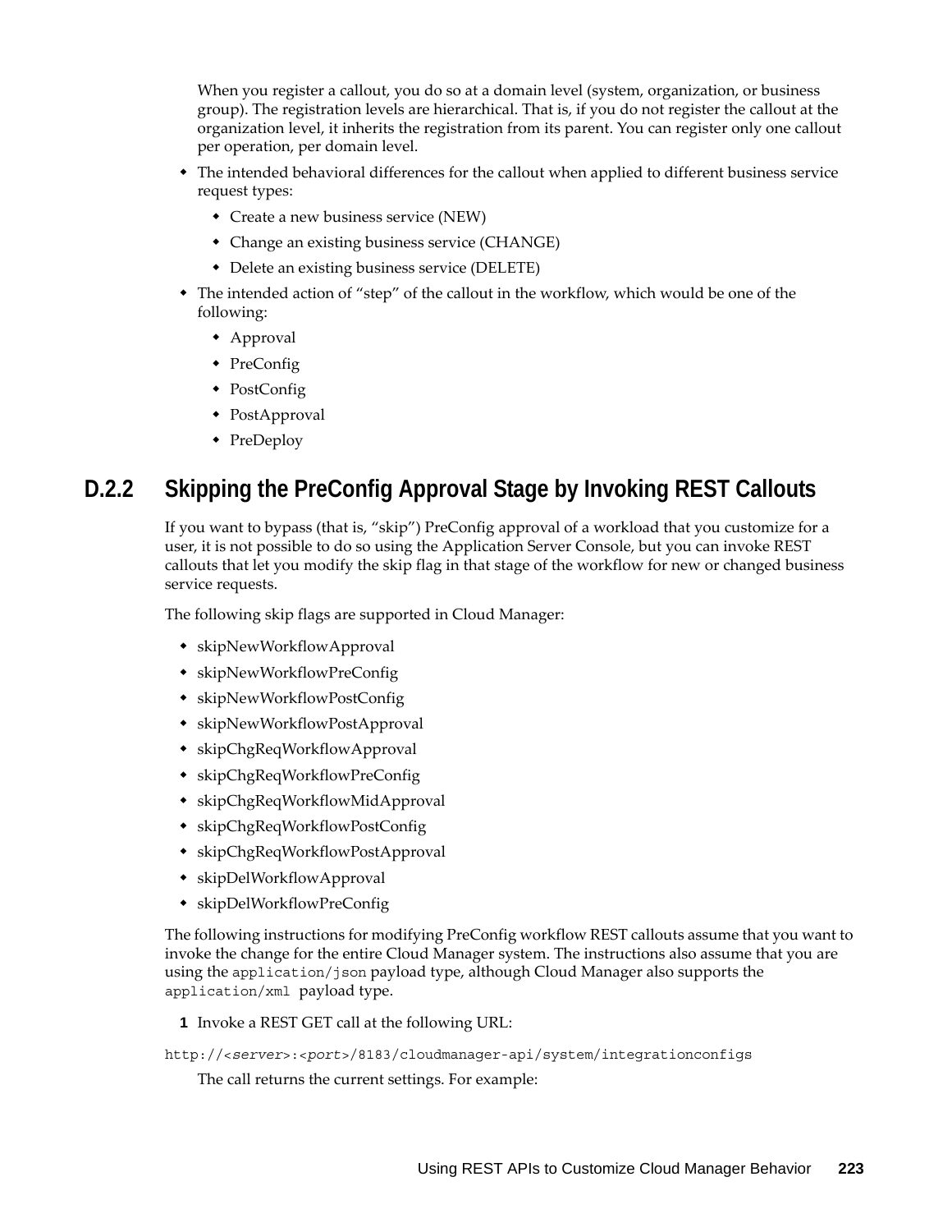When you register a callout, you do so at a domain level (system, organization, or business group). The registration levels are hierarchical. That is, if you do not register the callout at the organization level, it inherits the registration from its parent. You can register only one callout per operation, per domain level.

- The intended behavioral differences for the callout when applied to different business service request types:
  - Create a new business service (NEW)
  - Change an existing business service (CHANGE)
  - Delete an existing business service (DELETE)
- The intended action of “step” of the callout in the workflow, which would be one of the following:
  - Approval
  - PreConfig
  - PostConfig
  - PostApproval
  - PreDeploy

### D.2.2 Skipping the PreConfig Approval Stage by Invoking REST Callouts

If you want to bypass (that is, “skip”) PreConfig approval of a workload that you customize for a user, it is not possible to do so using the Application Server Console, but you can invoke REST callouts that let you modify the skip flag in that stage of the workflow for new or changed business service requests.

The following skip flags are supported in Cloud Manager:

- skipNewWorkflowApproval
- skipNewWorkflowPreConfig
- skipNewWorkflowPostConfig
- skipNewWorkflowPostApproval
- skipChgReqWorkflowApproval
- skipChgReqWorkflowPreConfig
- skipChgReqWorkflowMidApproval
- skipChgReqWorkflowPostConfig
- skipChgReqWorkflowPostApproval
- skipDelWorkflowApproval
- skipDelWorkflowPreConfig

The following instructions for modifying PreConfig workflow REST callouts assume that you want to invoke the change for the entire Cloud Manager system. The instructions also assume that you are using the `application/json` payload type, although Cloud Manager also supports the `application/xml` payload type.

1 Invoke a REST GET call at the following URL:

```
http://<server>:<port>/8183/cloudmanager-api/system/integrationconfigs
```

The call returns the current settings. For example: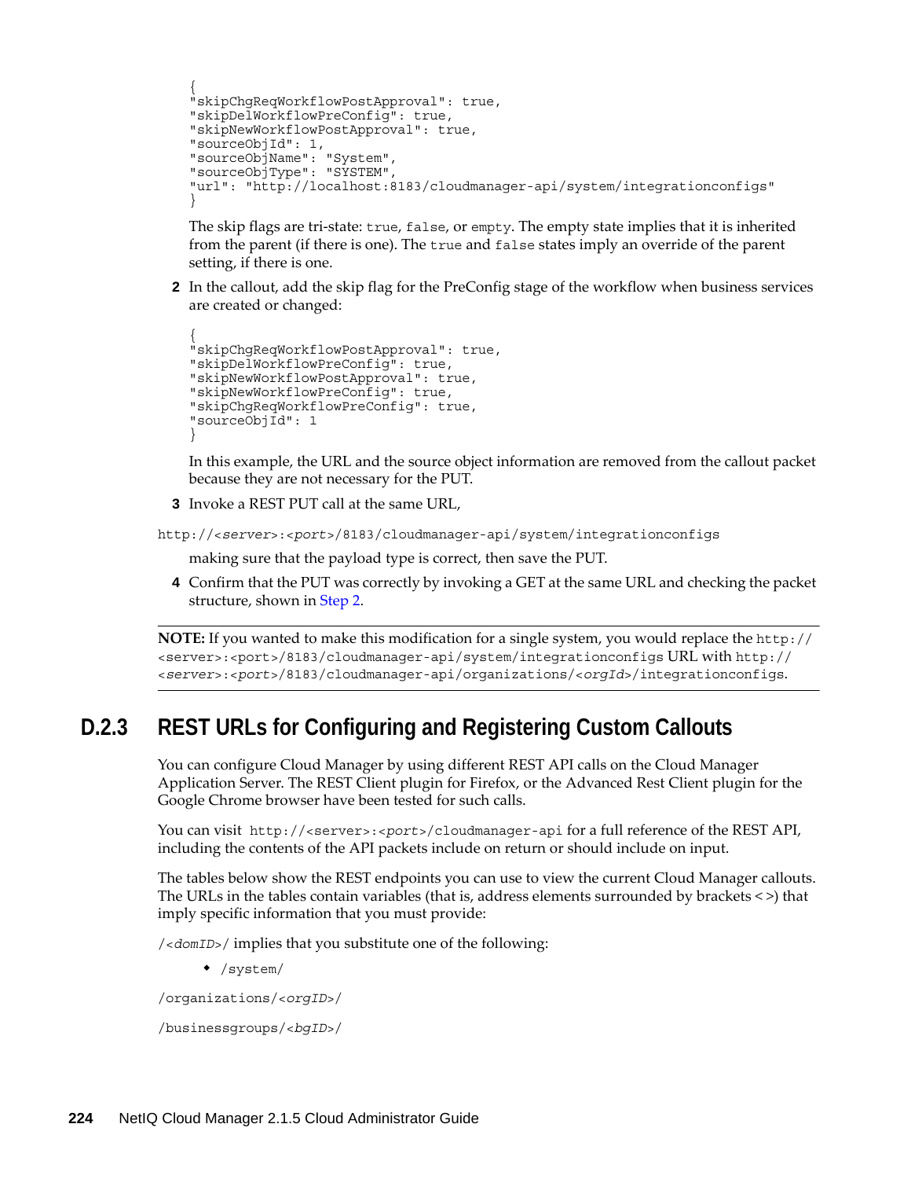```
{
"skipChgReqWorkflowPostApproval": true,
"skipDelWorkflowPreConfig": true,
"skipNewWorkflowPostApproval": true,
"sourceObjId": 1,
"sourceObjName": "System",
"sourceObjType": "SYSTEM",
"url": "http://localhost:8183/cloudmanager-api/system/integrationconfigs"
}
```

The skip flags are tri-state: `true`, `false`, or `empty`. The empty state implies that it is inherited from the parent (if there is one). The `true` and `false` states imply an override of the parent setting, if there is one.

2. In the callout, add the skip flag for the PreConfig stage of the workflow when business services are created or changed:

```
{
"skipChgReqWorkflowPostApproval": true,
"skipDelWorkflowPreConfig": true,
"skipNewWorkflowPostApproval": true,
"skipNewWorkflowPreConfig": true,
"skipChgReqWorkflowPreConfig": true,
"sourceObjId": 1
}
```

In this example, the URL and the source object information are removed from the callout packet because they are not necessary for the PUT.

3. Invoke a REST PUT call at the same URL,

`http://<server>:<port>/8183/cloudmanager-api/system/integrationconfigs`

making sure that the payload type is correct, then save the PUT.

4. Confirm that the PUT was correctly by invoking a GET at the same URL and checking the packet structure, shown in Step 2.

---

**NOTE:** If you wanted to make this modification for a single system, you would replace the `http://<server>:<port>/8183/cloudmanager-api/system/integrationconfigs` URL with `http://<server>:<port>/8183/cloudmanager-api/organizations/<orgId>/integrationconfigs`.

---

## D.2.3 REST URLs for Configuring and Registering Custom Callouts

You can configure Cloud Manager by using different REST API calls on the Cloud Manager Application Server. The REST Client plugin for Firefox, or the Advanced Rest Client plugin for the Google Chrome browser have been tested for such calls.

You can visit `http://<server>:<port>/cloudmanager-api` for a full reference of the REST API, including the contents of the API packets include on return or should include on input.

The tables below show the REST endpoints you can use to view the current Cloud Manager callouts. The URLs in the tables contain variables (that is, address elements surrounded by brackets < >) that imply specific information that you must provide:

`/<domID>/` implies that you substitute one of the following:

- `/system/`

`/organizations/<orgID>/`

`/businessgroups/<bgID>/`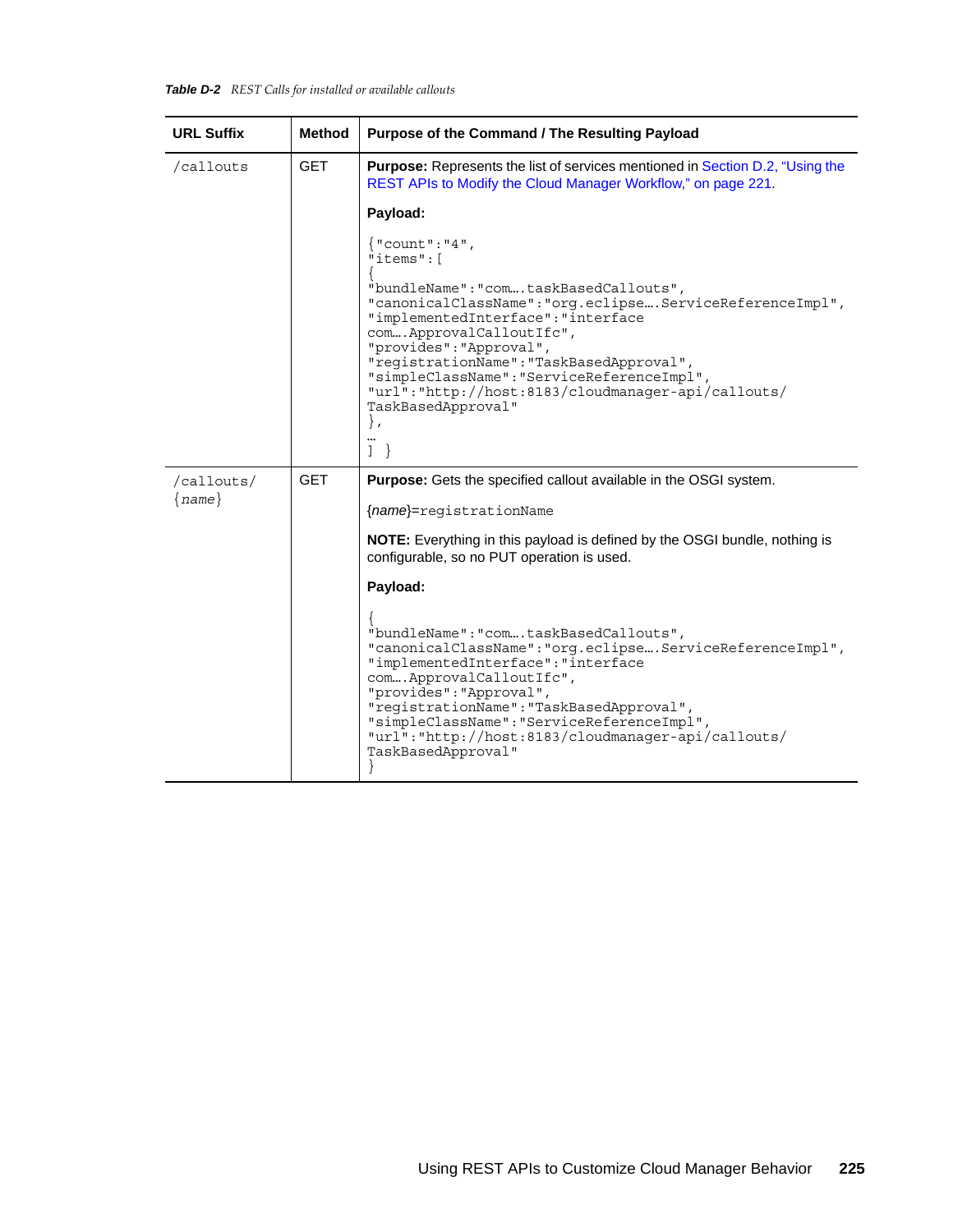***Table D-2** REST Calls for installed or available callouts*

| URL Suffix | Method | Purpose of the Command / The Resulting Payload |
|---|---|---|
| /callouts | GET | **Purpose:** Represents the list of services mentioned in Section D.2, "Using the REST APIs to Modify the Cloud Manager Workflow," on page 221.<br><br>**Payload:**<br><br>`{"count":"4",`<br>`"items":[`<br>`{`<br>`"bundleName":"com….taskBasedCallouts",`<br>`"canonicalClassName":"org.eclipse….ServiceReferenceImpl",`<br>`"implementedInterface":"interface com….ApprovalCalloutIfc",`<br>`"provides":"Approval",`<br>`"registrationName":"TaskBasedApproval",`<br>`"simpleClassName":"ServiceReferenceImpl",`<br>`"url":"http://host:8183/cloudmanager-api/callouts/TaskBasedApproval"`<br>`},`<br>`…`<br>`] }` |
| /callouts/{*name*} | GET | **Purpose:** Gets the specified callout available in the OSGI system.<br><br>{*name*}=`registrationName`<br><br>**NOTE:** Everything in this payload is defined by the OSGI bundle, nothing is configurable, so no PUT operation is used.<br><br>**Payload:**<br><br>`{`<br>`"bundleName":"com….taskBasedCallouts",`<br>`"canonicalClassName":"org.eclipse….ServiceReferenceImpl",`<br>`"implementedInterface":"interface com….ApprovalCalloutIfc",`<br>`"provides":"Approval",`<br>`"registrationName":"TaskBasedApproval",`<br>`"simpleClassName":"ServiceReferenceImpl",`<br>`"url":"http://host:8183/cloudmanager-api/callouts/TaskBasedApproval"`<br>`}` |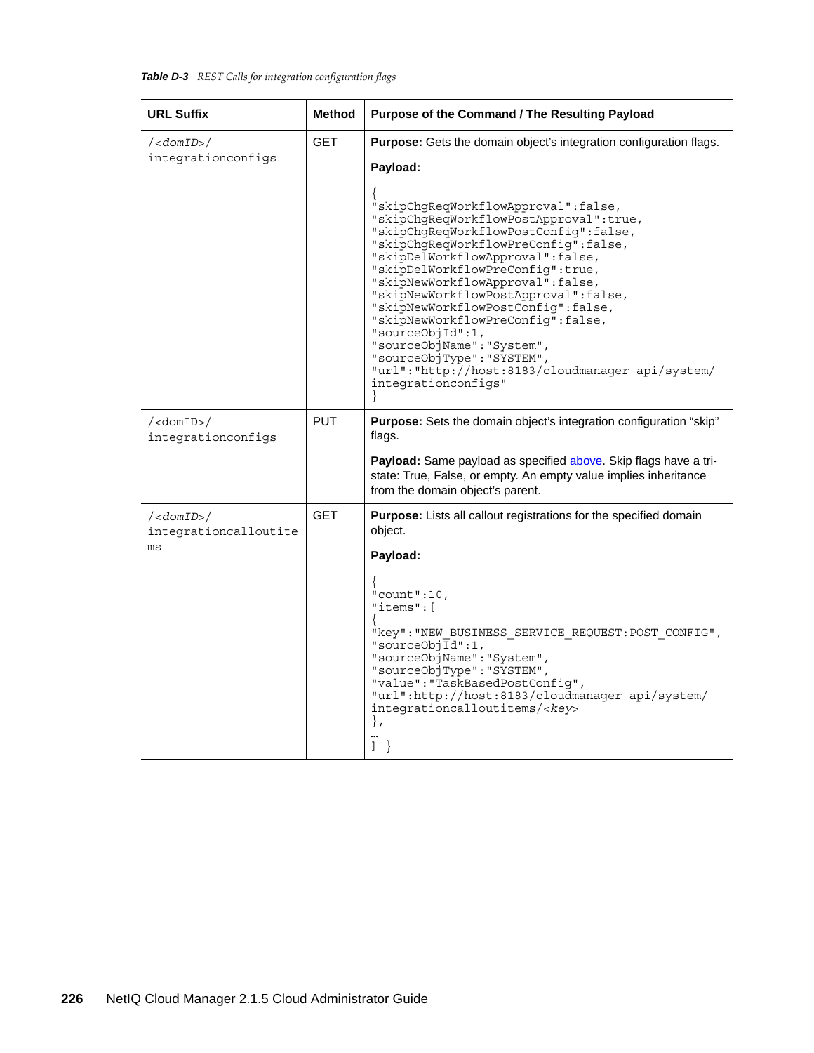***Table D-3*** *REST Calls for integration configuration flags*

| URL Suffix | Method | Purpose of the Command / The Resulting Payload |
|---|---|---|
| /*<domID>*/ integrationconfigs | GET | **Purpose:** Gets the domain object's integration configuration flags.<br><br>**Payload:**<br><br>`{ "skipChgReqWorkflowApproval":false, "skipChgReqWorkflowPostApproval":true, "skipChgReqWorkflowPostConfig":false, "skipChgReqWorkflowPreConfig":false, "skipDelWorkflowApproval":false, "skipDelWorkflowPreConfig":true, "skipNewWorkflowApproval":false, "skipNewWorkflowPostApproval":false, "skipNewWorkflowPostConfig":false, "skipNewWorkflowPreConfig":false, "sourceObjId":1, "sourceObjName":"System", "sourceObjType":"SYSTEM", "url":"http://host:8183/cloudmanager-api/system/integrationconfigs" }` |
| /<domID>/ integrationconfigs | PUT | **Purpose:** Sets the domain object's integration configuration "skip" flags.<br><br>**Payload:** Same payload as specified above. Skip flags have a tri-state: True, False, or empty. An empty value implies inheritance from the domain object's parent. |
| /*<domID>*/ integrationcalloutitems | GET | **Purpose:** Lists all callout registrations for the specified domain object.<br><br>**Payload:**<br><br>`{ "count":10, "items":[ { "key":"NEW_BUSINESS_SERVICE_REQUEST:POST_CONFIG", "sourceObjId":1, "sourceObjName":"System", "sourceObjType":"SYSTEM", "value":"TaskBasedPostConfig", "url":http://host:8183/cloudmanager-api/system/integrationcalloutitems/<key> }, … ] }` |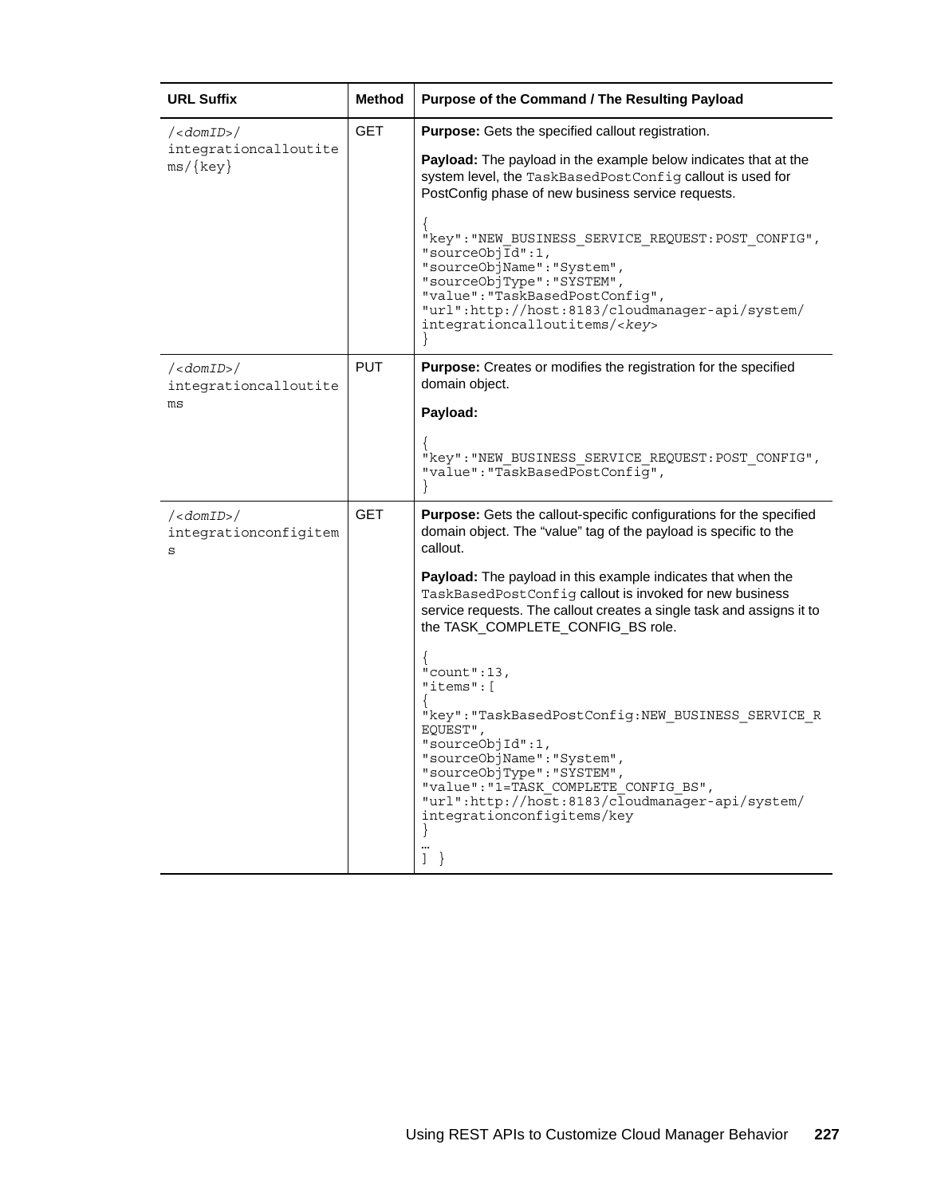| URL Suffix | Method | Purpose of the Command / The Resulting Payload |
|---|---|---|
| `/<domID>/integrationcalloutitems/{key}` | GET | **Purpose:** Gets the specified callout registration.<br><br>**Payload:** The payload in the example below indicates that at the system level, the `TaskBasedPostConfig` callout is used for PostConfig phase of new business service requests.<br><br>`{`<br>`"key":"NEW_BUSINESS_SERVICE_REQUEST:POST_CONFIG",`<br>`"sourceObjId":1,`<br>`"sourceObjName":"System",`<br>`"sourceObjType":"SYSTEM",`<br>`"value":"TaskBasedPostConfig",`<br>`"url":http://host:8183/cloudmanager-api/system/integrationcalloutitems/<key>`<br>`}` |
| `/<domID>/integrationcalloutitems` | PUT | **Purpose:** Creates or modifies the registration for the specified domain object.<br><br>**Payload:**<br><br>`{`<br>`"key":"NEW_BUSINESS_SERVICE_REQUEST:POST_CONFIG",`<br>`"value":"TaskBasedPostConfig",`<br>`}` |
| `/<domID>/integrationconfigitems` | GET | **Purpose:** Gets the callout-specific configurations for the specified domain object. The "value" tag of the payload is specific to the callout.<br><br>**Payload:** The payload in this example indicates that when the `TaskBasedPostConfig` callout is invoked for new business service requests. The callout creates a single task and assigns it to the TASK_COMPLETE_CONFIG_BS role.<br><br>`{`<br>`"count":13,`<br>`"items":[`<br>`{`<br>`"key":"TaskBasedPostConfig:NEW_BUSINESS_SERVICE_REQUEST",`<br>`"sourceObjId":1,`<br>`"sourceObjName":"System",`<br>`"sourceObjType":"SYSTEM",`<br>`"value":"1=TASK_COMPLETE_CONFIG_BS",`<br>`"url":http://host:8183/cloudmanager-api/system/integrationconfigitems/key`<br>`}`<br>`…`<br>`] }` |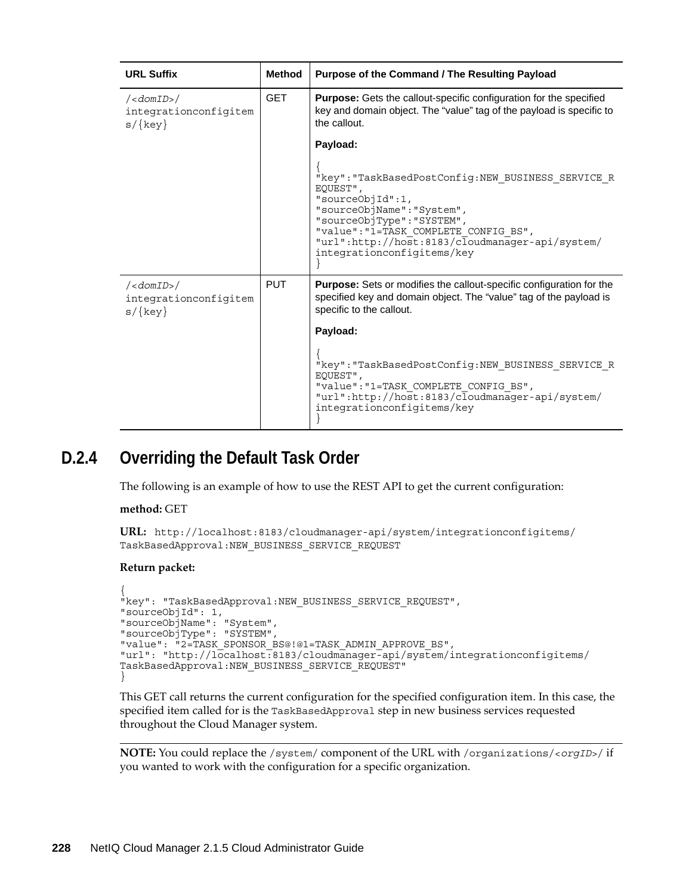| URL Suffix | Method | Purpose of the Command / The Resulting Payload |
|---|---|---|
| /*<domID>*/integrationconfigitems/{key} | GET | **Purpose:** Gets the callout-specific configuration for the specified key and domain object. The “value” tag of the payload is specific to the callout.<br><br>**Payload:**<br><br>`{ "key":"TaskBasedPostConfig:NEW_BUSINESS_SERVICE_REQUEST", "sourceObjId":1, "sourceObjName":"System", "sourceObjType":"SYSTEM", "value":"1=TASK_COMPLETE_CONFIG_BS", "url":http://host:8183/cloudmanager-api/system/integrationconfigitems/key }` |
| /*<domID>*/integrationconfigitems/{key} | PUT | **Purpose:** Sets or modifies the callout-specific configuration for the specified key and domain object. The “value” tag of the payload is specific to the callout.<br><br>**Payload:**<br><br>`{ "key":"TaskBasedPostConfig:NEW_BUSINESS_SERVICE_REQUEST", "value":"1=TASK_COMPLETE_CONFIG_BS", "url":http://host:8183/cloudmanager-api/system/integrationconfigitems/key }` |

## D.2.4 Overriding the Default Task Order

The following is an example of how to use the REST API to get the current configuration:

**method:** GET

**URL:** `http://localhost:8183/cloudmanager-api/system/integrationconfigitems/TaskBasedApproval:NEW_BUSINESS_SERVICE_REQUEST`

**Return packet:**

```
{
"key": "TaskBasedApproval:NEW_BUSINESS_SERVICE_REQUEST",
"sourceObjId": 1,
"sourceObjName": "System",
"sourceObjType": "SYSTEM",
"value": "2=TASK_SPONSOR_BS@!@1=TASK_ADMIN_APPROVE_BS",
"url": "http://localhost:8183/cloudmanager-api/system/integrationconfigitems/
TaskBasedApproval:NEW_BUSINESS_SERVICE_REQUEST"
}
```

This GET call returns the current configuration for the specified configuration item. In this case, the specified item called for is the `TaskBasedApproval` step in new business services requested throughout the Cloud Manager system.

**NOTE:** You could replace the `/system/` component of the URL with `/organizations/<orgID>/` if you wanted to work with the configuration for a specific organization.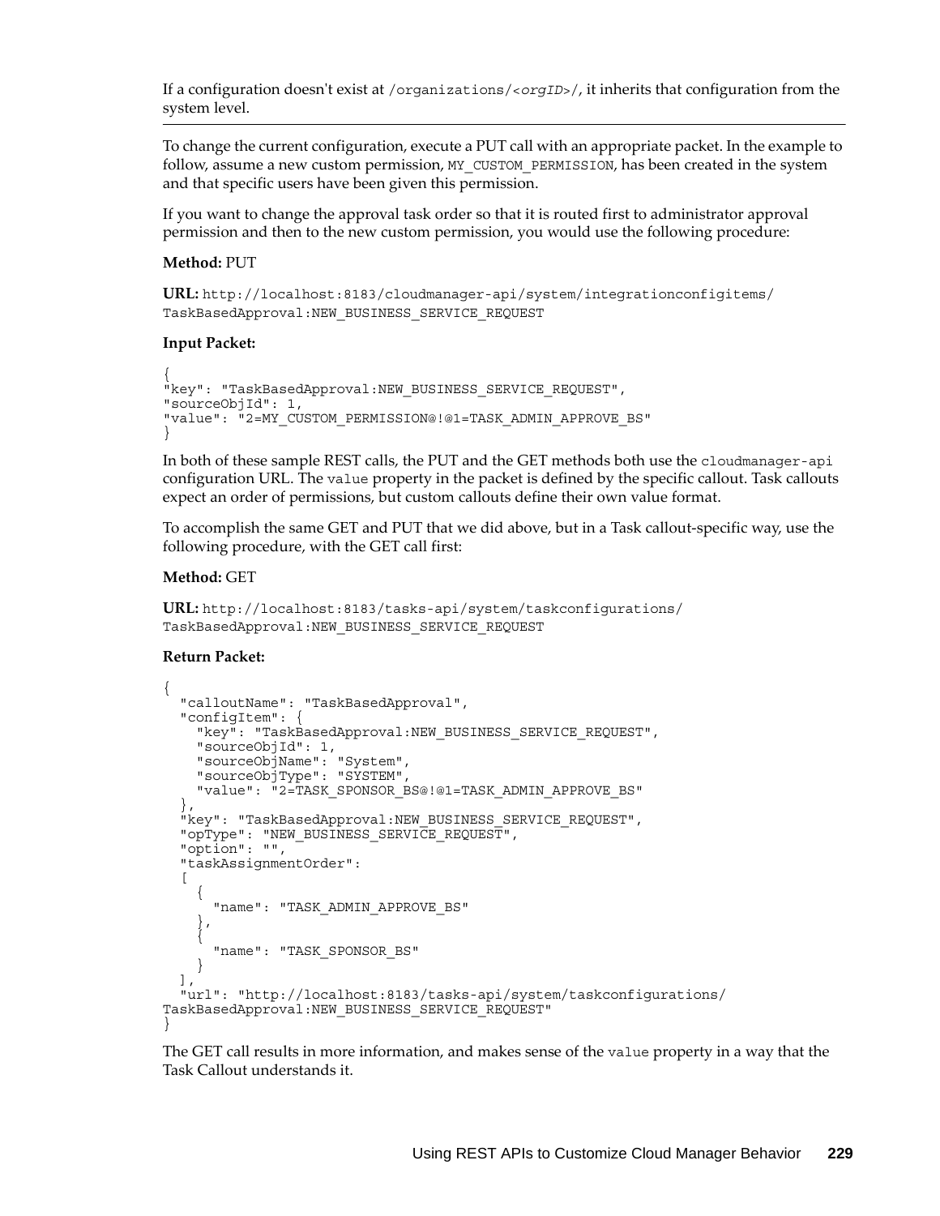If a configuration doesn't exist at `/organizations/<orgID>/`, it inherits that configuration from the system level.

---

To change the current configuration, execute a PUT call with an appropriate packet. In the example to follow, assume a new custom permission, `MY_CUSTOM_PERMISSION`, has been created in the system and that specific users have been given this permission.

If you want to change the approval task order so that it is routed first to administrator approval permission and then to the new custom permission, you would use the following procedure:

**Method:** PUT

**URL:** `http://localhost:8183/cloudmanager-api/system/integrationconfigitems/TaskBasedApproval:NEW_BUSINESS_SERVICE_REQUEST`

**Input Packet:**

```
{
"key": "TaskBasedApproval:NEW_BUSINESS_SERVICE_REQUEST",
"sourceObjId": 1,
"value": "2=MY_CUSTOM_PERMISSION@!@1=TASK_ADMIN_APPROVE_BS"
}
```

In both of these sample REST calls, the PUT and the GET methods both use the `cloudmanager-api` configuration URL. The `value` property in the packet is defined by the specific callout. Task callouts expect an order of permissions, but custom callouts define their own value format.

To accomplish the same GET and PUT that we did above, but in a Task callout-specific way, use the following procedure, with the GET call first:

**Method:** GET

**URL:** `http://localhost:8183/tasks-api/system/taskconfigurations/TaskBasedApproval:NEW_BUSINESS_SERVICE_REQUEST`

**Return Packet:**

```
{
  "calloutName": "TaskBasedApproval",
  "configItem": {
    "key": "TaskBasedApproval:NEW_BUSINESS_SERVICE_REQUEST",
    "sourceObjId": 1,
    "sourceObjName": "System",
    "sourceObjType": "SYSTEM",
    "value": "2=TASK_SPONSOR_BS@!@1=TASK_ADMIN_APPROVE_BS"
  },
  "key": "TaskBasedApproval:NEW_BUSINESS_SERVICE_REQUEST",
  "opType": "NEW_BUSINESS_SERVICE_REQUEST",
  "option": "",
  "taskAssignmentOrder":
  [
    {
      "name": "TASK_ADMIN_APPROVE_BS"
    },
    {
      "name": "TASK_SPONSOR_BS"
    }
  ],
  "url": "http://localhost:8183/tasks-api/system/taskconfigurations/
TaskBasedApproval:NEW_BUSINESS_SERVICE_REQUEST"
}
```

The GET call results in more information, and makes sense of the `value` property in a way that the Task Callout understands it.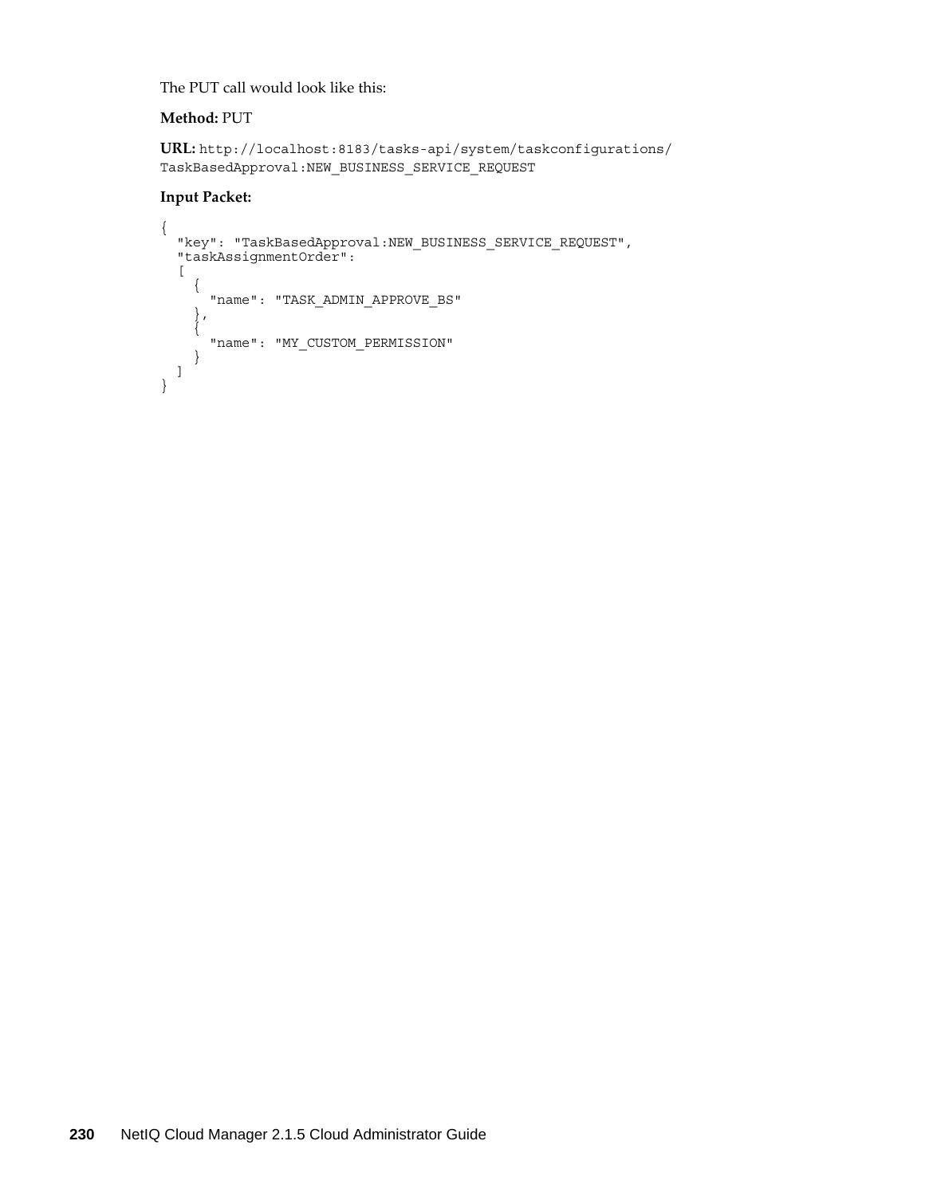The PUT call would look like this:

**Method:** PUT

**URL:** `http://localhost:8183/tasks-api/system/taskconfigurations/TaskBasedApproval:NEW_BUSINESS_SERVICE_REQUEST`

**Input Packet:**

```
{
  "key": "TaskBasedApproval:NEW_BUSINESS_SERVICE_REQUEST",
  "taskAssignmentOrder":
  [
    {
      "name": "TASK_ADMIN_APPROVE_BS"
    },
    {
      "name": "MY_CUSTOM_PERMISSION"
    }
  ]
}
```